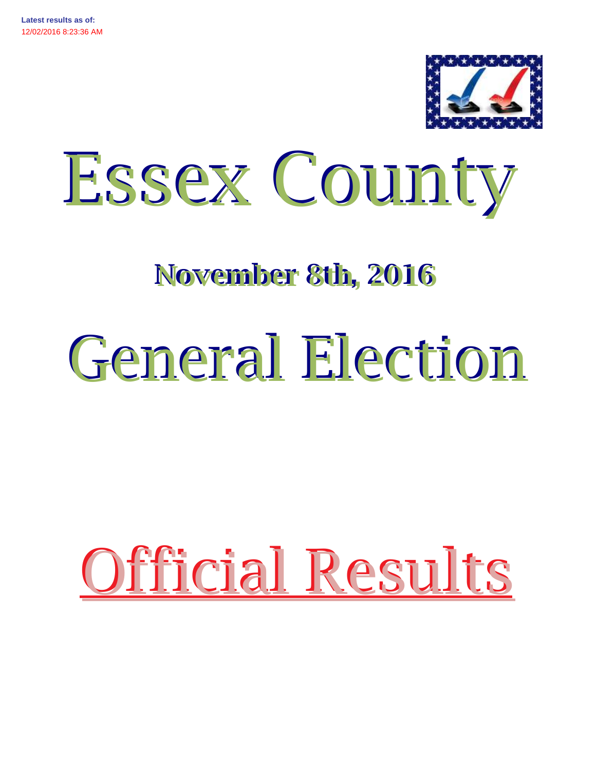**Latest results as of:**
12/02/2016 8:23:36 AM

# Essex County

## November 8th, 2016

# General Election

# Official Results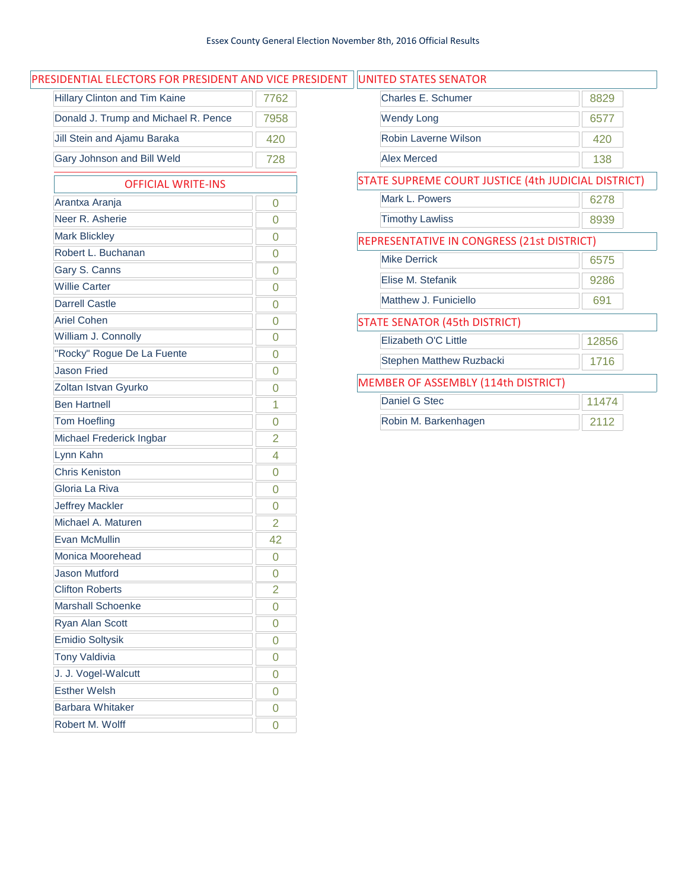Essex County General Election November 8th, 2016 Official Results

## PRESIDENTIAL ELECTORS FOR PRESIDENT AND VICE PRESIDENT

| Candidate | Votes |
|---|---|
| Hillary Clinton and Tim Kaine | 7762 |
| Donald J. Trump and Michael R. Pence | 7958 |
| Jill Stein and Ajamu Baraka | 420 |
| Gary Johnson and Bill Weld | 728 |

### OFFICIAL WRITE-INS

| Candidate | Votes |
|---|---|
| Arantxa Aranja | 0 |
| Neer R. Asherie | 0 |
| Mark Blickley | 0 |
| Robert L. Buchanan | 0 |
| Gary S. Canns | 0 |
| Willie Carter | 0 |
| Darrell Castle | 0 |
| Ariel Cohen | 0 |
| William J. Connolly | 0 |
| "Rocky" Rogue De La Fuente | 0 |
| Jason Fried | 0 |
| Zoltan Istvan Gyurko | 0 |
| Ben Hartnell | 1 |
| Tom Hoefling | 0 |
| Michael Frederick Ingbar | 2 |
| Lynn Kahn | 4 |
| Chris Keniston | 0 |
| Gloria La Riva | 0 |
| Jeffrey Mackler | 0 |
| Michael A. Maturen | 2 |
| Evan McMullin | 42 |
| Monica Moorehead | 0 |
| Jason Mutford | 0 |
| Clifton Roberts | 2 |
| Marshall Schoenke | 0 |
| Ryan Alan Scott | 0 |
| Emidio Soltysik | 0 |
| Tony Valdivia | 0 |
| J. J. Vogel-Walcutt | 0 |
| Esther Welsh | 0 |
| Barbara Whitaker | 0 |
| Robert M. Wolff | 0 |

## UNITED STATES SENATOR

| Candidate | Votes |
|---|---|
| Charles E. Schumer | 8829 |
| Wendy Long | 6577 |
| Robin Laverne Wilson | 420 |
| Alex Merced | 138 |

## STATE SUPREME COURT JUSTICE (4th JUDICIAL DISTRICT)

| Candidate | Votes |
|---|---|
| Mark L. Powers | 6278 |
| Timothy Lawliss | 8939 |

## REPRESENTATIVE IN CONGRESS (21st DISTRICT)

| Candidate | Votes |
|---|---|
| Mike Derrick | 6575 |
| Elise M. Stefanik | 9286 |
| Matthew J. Funiciello | 691 |

## STATE SENATOR (45th DISTRICT)

| Candidate | Votes |
|---|---|
| Elizabeth O'C Little | 12856 |
| Stephen Matthew Ruzbacki | 1716 |

## MEMBER OF ASSEMBLY (114th DISTRICT)

| Candidate | Votes |
|---|---|
| Daniel G Stec | 11474 |
| Robin M. Barkenhagen | 2112 |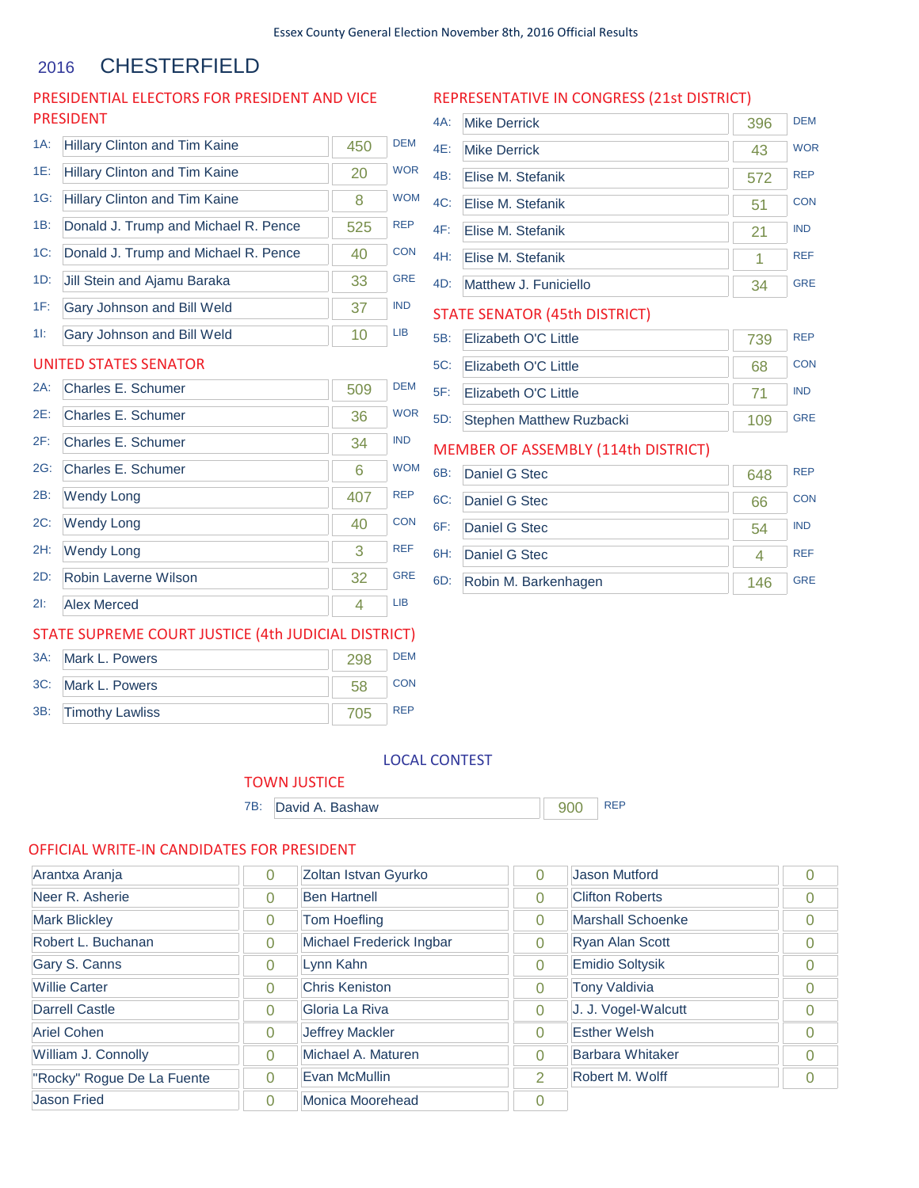Essex County General Election November 8th, 2016 Official Results

# 2016 CHESTERFIELD

## PRESIDENTIAL ELECTORS FOR PRESIDENT AND VICE PRESIDENT

| | Candidate | Votes | Party |
|---|---|---|---|
| 1A: | Hillary Clinton and Tim Kaine | 450 | DEM |
| 1E: | Hillary Clinton and Tim Kaine | 20 | WOR |
| 1G: | Hillary Clinton and Tim Kaine | 8 | WOM |
| 1B: | Donald J. Trump and Michael R. Pence | 525 | REP |
| 1C: | Donald J. Trump and Michael R. Pence | 40 | CON |
| 1D: | Jill Stein and Ajamu Baraka | 33 | GRE |
| 1F: | Gary Johnson and Bill Weld | 37 | IND |
| 1I: | Gary Johnson and Bill Weld | 10 | LIB |

## UNITED STATES SENATOR

| | Candidate | Votes | Party |
|---|---|---|---|
| 2A: | Charles E. Schumer | 509 | DEM |
| 2E: | Charles E. Schumer | 36 | WOR |
| 2F: | Charles E. Schumer | 34 | IND |
| 2G: | Charles E. Schumer | 6 | WOM |
| 2B: | Wendy Long | 407 | REP |
| 2C: | Wendy Long | 40 | CON |
| 2H: | Wendy Long | 3 | REF |
| 2D: | Robin Laverne Wilson | 32 | GRE |
| 2I: | Alex Merced | 4 | LIB |

## STATE SUPREME COURT JUSTICE (4th JUDICIAL DISTRICT)

| | Candidate | Votes | Party |
|---|---|---|---|
| 3A: | Mark L. Powers | 298 | DEM |
| 3C: | Mark L. Powers | 58 | CON |
| 3B: | Timothy Lawliss | 705 | REP |

## REPRESENTATIVE IN CONGRESS (21st DISTRICT)

| | Candidate | Votes | Party |
|---|---|---|---|
| 4A: | Mike Derrick | 396 | DEM |
| 4E: | Mike Derrick | 43 | WOR |
| 4B: | Elise M. Stefanik | 572 | REP |
| 4C: | Elise M. Stefanik | 51 | CON |
| 4F: | Elise M. Stefanik | 21 | IND |
| 4H: | Elise M. Stefanik | 1 | REF |
| 4D: | Matthew J. Funiciello | 34 | GRE |

## STATE SENATOR (45th DISTRICT)

| | Candidate | Votes | Party |
|---|---|---|---|
| 5B: | Elizabeth O'C Little | 739 | REP |
| 5C: | Elizabeth O'C Little | 68 | CON |
| 5F: | Elizabeth O'C Little | 71 | IND |
| 5D: | Stephen Matthew Ruzbacki | 109 | GRE |

## MEMBER OF ASSEMBLY (114th DISTRICT)

| | Candidate | Votes | Party |
|---|---|---|---|
| 6B: | Daniel G Stec | 648 | REP |
| 6C: | Daniel G Stec | 66 | CON |
| 6F: | Daniel G Stec | 54 | IND |
| 6H: | Daniel G Stec | 4 | REF |
| 6D: | Robin M. Barkenhagen | 146 | GRE |

## LOCAL CONTEST

### TOWN JUSTICE

| | Candidate | Votes | Party |
|---|---|---|---|
| 7B: | David A. Bashaw | 900 | REP |

## OFFICIAL WRITE-IN CANDIDATES FOR PRESIDENT

| Candidate | Votes | Candidate | Votes | Candidate | Votes |
|---|---|---|---|---|---|
| Arantxa Aranja | 0 | Zoltan Istvan Gyurko | 0 | Jason Mutford | 0 |
| Neer R. Asherie | 0 | Ben Hartnell | 0 | Clifton Roberts | 0 |
| Mark Blickley | 0 | Tom Hoefling | 0 | Marshall Schoenke | 0 |
| Robert L. Buchanan | 0 | Michael Frederick Ingbar | 0 | Ryan Alan Scott | 0 |
| Gary S. Canns | 0 | Lynn Kahn | 0 | Emidio Soltysik | 0 |
| Willie Carter | 0 | Chris Keniston | 0 | Tony Valdivia | 0 |
| Darrell Castle | 0 | Gloria La Riva | 0 | J. J. Vogel-Walcutt | 0 |
| Ariel Cohen | 0 | Jeffrey Mackler | 0 | Esther Welsh | 0 |
| William J. Connolly | 0 | Michael A. Maturen | 0 | Barbara Whitaker | 0 |
| "Rocky" Rogue De La Fuente | 0 | Evan McMullin | 2 | Robert M. Wolff | 0 |
| Jason Fried | 0 | Monica Moorehead | 0 | | |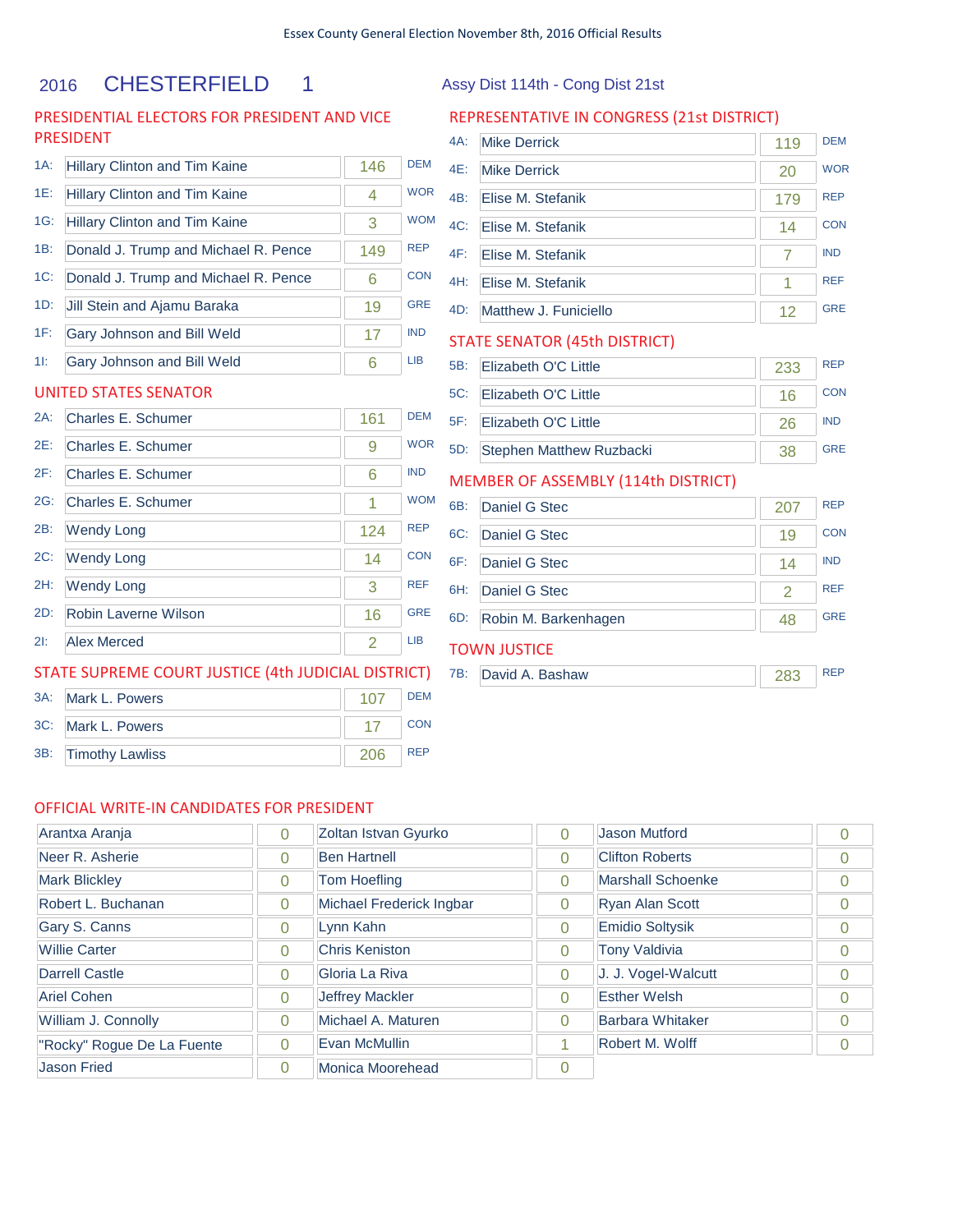Essex County General Election November 8th, 2016 Official Results

# 2016 CHESTERFIELD 1

Assy Dist 114th - Cong Dist 21st

## PRESIDENTIAL ELECTORS FOR PRESIDENT AND VICE PRESIDENT

| | Candidate | Votes | Party |
|---|---|---|---|
| 1A: | Hillary Clinton and Tim Kaine | 146 | DEM |
| 1E: | Hillary Clinton and Tim Kaine | 4 | WOR |
| 1G: | Hillary Clinton and Tim Kaine | 3 | WOM |
| 1B: | Donald J. Trump and Michael R. Pence | 149 | REP |
| 1C: | Donald J. Trump and Michael R. Pence | 6 | CON |
| 1D: | Jill Stein and Ajamu Baraka | 19 | GRE |
| 1F: | Gary Johnson and Bill Weld | 17 | IND |
| 1I: | Gary Johnson and Bill Weld | 6 | LIB |

## UNITED STATES SENATOR

| | Candidate | Votes | Party |
|---|---|---|---|
| 2A: | Charles E. Schumer | 161 | DEM |
| 2E: | Charles E. Schumer | 9 | WOR |
| 2F: | Charles E. Schumer | 6 | IND |
| 2G: | Charles E. Schumer | 1 | WOM |
| 2B: | Wendy Long | 124 | REP |
| 2C: | Wendy Long | 14 | CON |
| 2H: | Wendy Long | 3 | REF |
| 2D: | Robin Laverne Wilson | 16 | GRE |
| 2I: | Alex Merced | 2 | LIB |

## STATE SUPREME COURT JUSTICE (4th JUDICIAL DISTRICT)

| | Candidate | Votes | Party |
|---|---|---|---|
| 3A: | Mark L. Powers | 107 | DEM |
| 3C: | Mark L. Powers | 17 | CON |
| 3B: | Timothy Lawliss | 206 | REP |

## REPRESENTATIVE IN CONGRESS (21st DISTRICT)

| | Candidate | Votes | Party |
|---|---|---|---|
| 4A: | Mike Derrick | 119 | DEM |
| 4E: | Mike Derrick | 20 | WOR |
| 4B: | Elise M. Stefanik | 179 | REP |
| 4C: | Elise M. Stefanik | 14 | CON |
| 4F: | Elise M. Stefanik | 7 | IND |
| 4H: | Elise M. Stefanik | 1 | REF |
| 4D: | Matthew J. Funiciello | 12 | GRE |

## STATE SENATOR (45th DISTRICT)

| | Candidate | Votes | Party |
|---|---|---|---|
| 5B: | Elizabeth O'C Little | 233 | REP |
| 5C: | Elizabeth O'C Little | 16 | CON |
| 5F: | Elizabeth O'C Little | 26 | IND |
| 5D: | Stephen Matthew Ruzbacki | 38 | GRE |

## MEMBER OF ASSEMBLY (114th DISTRICT)

| | Candidate | Votes | Party |
|---|---|---|---|
| 6B: | Daniel G Stec | 207 | REP |
| 6C: | Daniel G Stec | 19 | CON |
| 6F: | Daniel G Stec | 14 | IND |
| 6H: | Daniel G Stec | 2 | REF |
| 6D: | Robin M. Barkenhagen | 48 | GRE |

## TOWN JUSTICE

| | Candidate | Votes | Party |
|---|---|---|---|
| 7B: | David A. Bashaw | 283 | REP |

## OFFICIAL WRITE-IN CANDIDATES FOR PRESIDENT

| Candidate | Votes | Candidate | Votes | Candidate | Votes |
|---|---|---|---|---|---|
| Arantxa Aranja | 0 | Zoltan Istvan Gyurko | 0 | Jason Mutford | 0 |
| Neer R. Asherie | 0 | Ben Hartnell | 0 | Clifton Roberts | 0 |
| Mark Blickley | 0 | Tom Hoefling | 0 | Marshall Schoenke | 0 |
| Robert L. Buchanan | 0 | Michael Frederick Ingbar | 0 | Ryan Alan Scott | 0 |
| Gary S. Canns | 0 | Lynn Kahn | 0 | Emidio Soltysik | 0 |
| Willie Carter | 0 | Chris Keniston | 0 | Tony Valdivia | 0 |
| Darrell Castle | 0 | Gloria La Riva | 0 | J. J. Vogel-Walcutt | 0 |
| Ariel Cohen | 0 | Jeffrey Mackler | 0 | Esther Welsh | 0 |
| William J. Connolly | 0 | Michael A. Maturen | 0 | Barbara Whitaker | 0 |
| "Rocky" Rogue De La Fuente | 0 | Evan McMullin | 1 | Robert M. Wolff | 0 |
| Jason Fried | 0 | Monica Moorehead | 0 | | |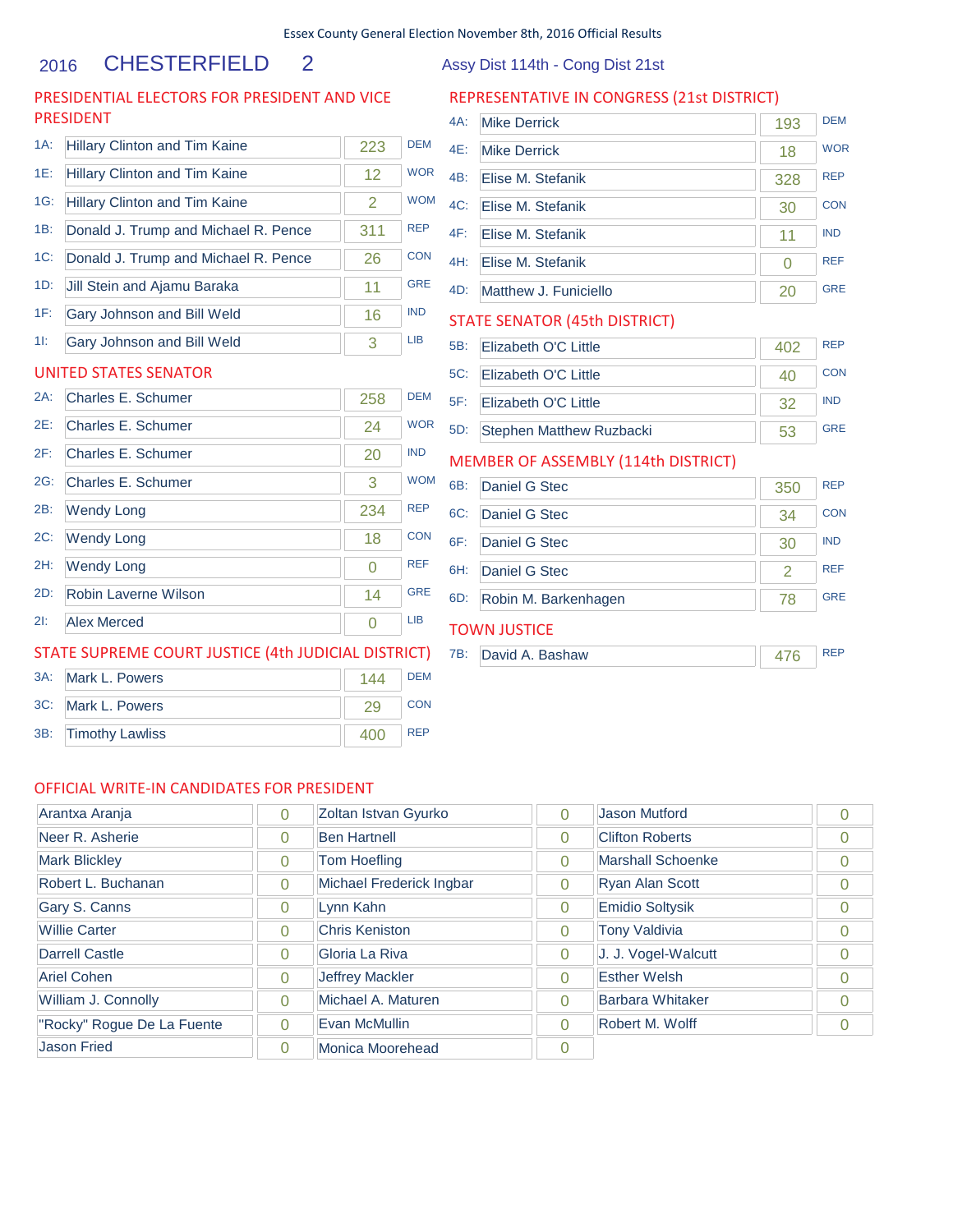Essex County General Election November 8th, 2016 Official Results

# 2016 CHESTERFIELD 2

Assy Dist 114th - Cong Dist 21st

## PRESIDENTIAL ELECTORS FOR PRESIDENT AND VICE PRESIDENT

| Line | Candidate | Votes | Party |
|---|---|---|---|
| 1A: | Hillary Clinton and Tim Kaine | 223 | DEM |
| 1E: | Hillary Clinton and Tim Kaine | 12 | WOR |
| 1G: | Hillary Clinton and Tim Kaine | 2 | WOM |
| 1B: | Donald J. Trump and Michael R. Pence | 311 | REP |
| 1C: | Donald J. Trump and Michael R. Pence | 26 | CON |
| 1D: | Jill Stein and Ajamu Baraka | 11 | GRE |
| 1F: | Gary Johnson and Bill Weld | 16 | IND |
| 1I: | Gary Johnson and Bill Weld | 3 | LIB |

## UNITED STATES SENATOR

| Line | Candidate | Votes | Party |
|---|---|---|---|
| 2A: | Charles E. Schumer | 258 | DEM |
| 2E: | Charles E. Schumer | 24 | WOR |
| 2F: | Charles E. Schumer | 20 | IND |
| 2G: | Charles E. Schumer | 3 | WOM |
| 2B: | Wendy Long | 234 | REP |
| 2C: | Wendy Long | 18 | CON |
| 2H: | Wendy Long | 0 | REF |
| 2D: | Robin Laverne Wilson | 14 | GRE |
| 2I: | Alex Merced | 0 | LIB |

## STATE SUPREME COURT JUSTICE (4th JUDICIAL DISTRICT)

| Line | Candidate | Votes | Party |
|---|---|---|---|
| 3A: | Mark L. Powers | 144 | DEM |
| 3C: | Mark L. Powers | 29 | CON |
| 3B: | Timothy Lawliss | 400 | REP |

## REPRESENTATIVE IN CONGRESS (21st DISTRICT)

| Line | Candidate | Votes | Party |
|---|---|---|---|
| 4A: | Mike Derrick | 193 | DEM |
| 4E: | Mike Derrick | 18 | WOR |
| 4B: | Elise M. Stefanik | 328 | REP |
| 4C: | Elise M. Stefanik | 30 | CON |
| 4F: | Elise M. Stefanik | 11 | IND |
| 4H: | Elise M. Stefanik | 0 | REF |
| 4D: | Matthew J. Funiciello | 20 | GRE |

## STATE SENATOR (45th DISTRICT)

| Line | Candidate | Votes | Party |
|---|---|---|---|
| 5B: | Elizabeth O'C Little | 402 | REP |
| 5C: | Elizabeth O'C Little | 40 | CON |
| 5F: | Elizabeth O'C Little | 32 | IND |
| 5D: | Stephen Matthew Ruzbacki | 53 | GRE |

## MEMBER OF ASSEMBLY (114th DISTRICT)

| Line | Candidate | Votes | Party |
|---|---|---|---|
| 6B: | Daniel G Stec | 350 | REP |
| 6C: | Daniel G Stec | 34 | CON |
| 6F: | Daniel G Stec | 30 | IND |
| 6H: | Daniel G Stec | 2 | REF |
| 6D: | Robin M. Barkenhagen | 78 | GRE |

## TOWN JUSTICE

| Line | Candidate | Votes | Party |
|---|---|---|---|
| 7B: | David A. Bashaw | 476 | REP |

## OFFICIAL WRITE-IN CANDIDATES FOR PRESIDENT

| Candidate | Votes | Candidate | Votes | Candidate | Votes |
|---|---|---|---|---|---|
| Arantxa Aranja | 0 | Zoltan Istvan Gyurko | 0 | Jason Mutford | 0 |
| Neer R. Asherie | 0 | Ben Hartnell | 0 | Clifton Roberts | 0 |
| Mark Blickley | 0 | Tom Hoefling | 0 | Marshall Schoenke | 0 |
| Robert L. Buchanan | 0 | Michael Frederick Ingbar | 0 | Ryan Alan Scott | 0 |
| Gary S. Canns | 0 | Lynn Kahn | 0 | Emidio Soltysik | 0 |
| Willie Carter | 0 | Chris Keniston | 0 | Tony Valdivia | 0 |
| Darrell Castle | 0 | Gloria La Riva | 0 | J. J. Vogel-Walcutt | 0 |
| Ariel Cohen | 0 | Jeffrey Mackler | 0 | Esther Welsh | 0 |
| William J. Connolly | 0 | Michael A. Maturen | 0 | Barbara Whitaker | 0 |
| "Rocky" Rogue De La Fuente | 0 | Evan McMullin | 0 | Robert M. Wolff | 0 |
| Jason Fried | 0 | Monica Moorehead | 0 | | |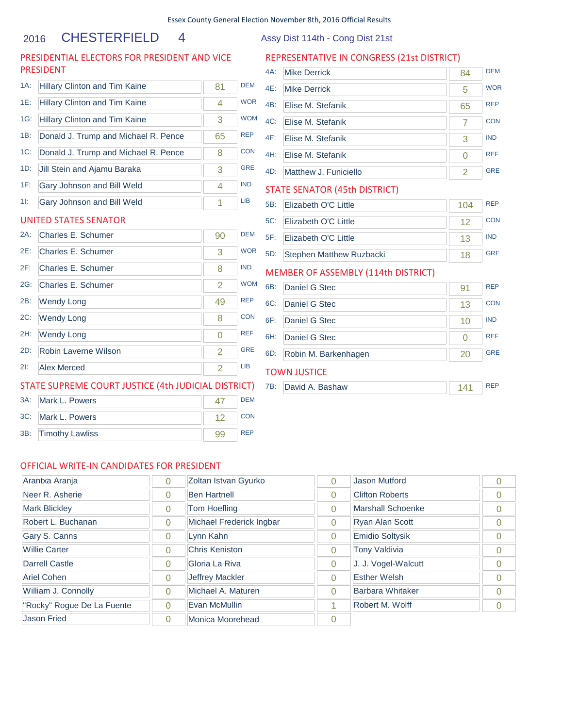Essex County General Election November 8th, 2016 Official Results

# 2016 CHESTERFIELD 4

Assy Dist 114th - Cong Dist 21st

## PRESIDENTIAL ELECTORS FOR PRESIDENT AND VICE PRESIDENT

| Code | Candidate | Votes | Party |
|---|---|---|---|
| 1A: | Hillary Clinton and Tim Kaine | 81 | DEM |
| 1E: | Hillary Clinton and Tim Kaine | 4 | WOR |
| 1G: | Hillary Clinton and Tim Kaine | 3 | WOM |
| 1B: | Donald J. Trump and Michael R. Pence | 65 | REP |
| 1C: | Donald J. Trump and Michael R. Pence | 8 | CON |
| 1D: | Jill Stein and Ajamu Baraka | 3 | GRE |
| 1F: | Gary Johnson and Bill Weld | 4 | IND |
| 1I: | Gary Johnson and Bill Weld | 1 | LIB |

## UNITED STATES SENATOR

| Code | Candidate | Votes | Party |
|---|---|---|---|
| 2A: | Charles E. Schumer | 90 | DEM |
| 2E: | Charles E. Schumer | 3 | WOR |
| 2F: | Charles E. Schumer | 8 | IND |
| 2G: | Charles E. Schumer | 2 | WOM |
| 2B: | Wendy Long | 49 | REP |
| 2C: | Wendy Long | 8 | CON |
| 2H: | Wendy Long | 0 | REF |
| 2D: | Robin Laverne Wilson | 2 | GRE |
| 2I: | Alex Merced | 2 | LIB |

## STATE SUPREME COURT JUSTICE (4th JUDICIAL DISTRICT)

| Code | Candidate | Votes | Party |
|---|---|---|---|
| 3A: | Mark L. Powers | 47 | DEM |
| 3C: | Mark L. Powers | 12 | CON |
| 3B: | Timothy Lawliss | 99 | REP |

## REPRESENTATIVE IN CONGRESS (21st DISTRICT)

| Code | Candidate | Votes | Party |
|---|---|---|---|
| 4A: | Mike Derrick | 84 | DEM |
| 4E: | Mike Derrick | 5 | WOR |
| 4B: | Elise M. Stefanik | 65 | REP |
| 4C: | Elise M. Stefanik | 7 | CON |
| 4F: | Elise M. Stefanik | 3 | IND |
| 4H: | Elise M. Stefanik | 0 | REF |
| 4D: | Matthew J. Funiciello | 2 | GRE |

## STATE SENATOR (45th DISTRICT)

| Code | Candidate | Votes | Party |
|---|---|---|---|
| 5B: | Elizabeth O'C Little | 104 | REP |
| 5C: | Elizabeth O'C Little | 12 | CON |
| 5F: | Elizabeth O'C Little | 13 | IND |
| 5D: | Stephen Matthew Ruzbacki | 18 | GRE |

## MEMBER OF ASSEMBLY (114th DISTRICT)

| Code | Candidate | Votes | Party |
|---|---|---|---|
| 6B: | Daniel G Stec | 91 | REP |
| 6C: | Daniel G Stec | 13 | CON |
| 6F: | Daniel G Stec | 10 | IND |
| 6H: | Daniel G Stec | 0 | REF |
| 6D: | Robin M. Barkenhagen | 20 | GRE |

## TOWN JUSTICE

| Code | Candidate | Votes | Party |
|---|---|---|---|
| 7B: | David A. Bashaw | 141 | REP |

## OFFICIAL WRITE-IN CANDIDATES FOR PRESIDENT

| Candidate | Votes | Candidate | Votes | Candidate | Votes |
|---|---|---|---|---|---|
| Arantxa Aranja | 0 | Zoltan Istvan Gyurko | 0 | Jason Mutford | 0 |
| Neer R. Asherie | 0 | Ben Hartnell | 0 | Clifton Roberts | 0 |
| Mark Blickley | 0 | Tom Hoefling | 0 | Marshall Schoenke | 0 |
| Robert L. Buchanan | 0 | Michael Frederick Ingbar | 0 | Ryan Alan Scott | 0 |
| Gary S. Canns | 0 | Lynn Kahn | 0 | Emidio Soltysik | 0 |
| Willie Carter | 0 | Chris Keniston | 0 | Tony Valdivia | 0 |
| Darrell Castle | 0 | Gloria La Riva | 0 | J. J. Vogel-Walcutt | 0 |
| Ariel Cohen | 0 | Jeffrey Mackler | 0 | Esther Welsh | 0 |
| William J. Connolly | 0 | Michael A. Maturen | 0 | Barbara Whitaker | 0 |
| "Rocky" Rogue De La Fuente | 0 | Evan McMullin | 1 | Robert M. Wolff | 0 |
| Jason Fried | 0 | Monica Moorehead | 0 | | |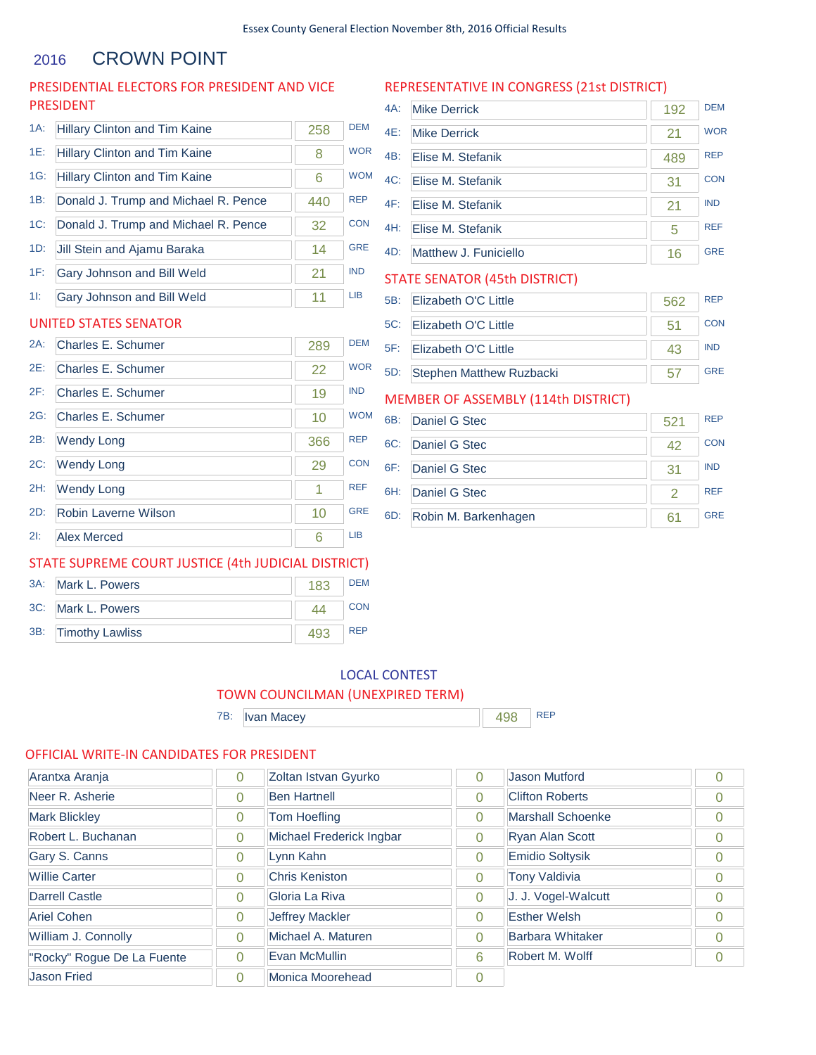Essex County General Election November 8th, 2016 Official Results

# 2016 CROWN POINT

## PRESIDENTIAL ELECTORS FOR PRESIDENT AND VICE PRESIDENT

| Line | Candidate | Votes | Party |
|---|---|---|---|
| 1A: | Hillary Clinton and Tim Kaine | 258 | DEM |
| 1E: | Hillary Clinton and Tim Kaine | 8 | WOR |
| 1G: | Hillary Clinton and Tim Kaine | 6 | WOM |
| 1B: | Donald J. Trump and Michael R. Pence | 440 | REP |
| 1C: | Donald J. Trump and Michael R. Pence | 32 | CON |
| 1D: | Jill Stein and Ajamu Baraka | 14 | GRE |
| 1F: | Gary Johnson and Bill Weld | 21 | IND |
| 1I: | Gary Johnson and Bill Weld | 11 | LIB |

## UNITED STATES SENATOR

| Line | Candidate | Votes | Party |
|---|---|---|---|
| 2A: | Charles E. Schumer | 289 | DEM |
| 2E: | Charles E. Schumer | 22 | WOR |
| 2F: | Charles E. Schumer | 19 | IND |
| 2G: | Charles E. Schumer | 10 | WOM |
| 2B: | Wendy Long | 366 | REP |
| 2C: | Wendy Long | 29 | CON |
| 2H: | Wendy Long | 1 | REF |
| 2D: | Robin Laverne Wilson | 10 | GRE |
| 2I: | Alex Merced | 6 | LIB |

## STATE SUPREME COURT JUSTICE (4th JUDICIAL DISTRICT)

| Line | Candidate | Votes | Party |
|---|---|---|---|
| 3A: | Mark L. Powers | 183 | DEM |
| 3C: | Mark L. Powers | 44 | CON |
| 3B: | Timothy Lawliss | 493 | REP |

## REPRESENTATIVE IN CONGRESS (21st DISTRICT)

| Line | Candidate | Votes | Party |
|---|---|---|---|
| 4A: | Mike Derrick | 192 | DEM |
| 4E: | Mike Derrick | 21 | WOR |
| 4B: | Elise M. Stefanik | 489 | REP |
| 4C: | Elise M. Stefanik | 31 | CON |
| 4F: | Elise M. Stefanik | 21 | IND |
| 4H: | Elise M. Stefanik | 5 | REF |
| 4D: | Matthew J. Funiciello | 16 | GRE |

## STATE SENATOR (45th DISTRICT)

| Line | Candidate | Votes | Party |
|---|---|---|---|
| 5B: | Elizabeth O'C Little | 562 | REP |
| 5C: | Elizabeth O'C Little | 51 | CON |
| 5F: | Elizabeth O'C Little | 43 | IND |
| 5D: | Stephen Matthew Ruzbacki | 57 | GRE |

## MEMBER OF ASSEMBLY (114th DISTRICT)

| Line | Candidate | Votes | Party |
|---|---|---|---|
| 6B: | Daniel G Stec | 521 | REP |
| 6C: | Daniel G Stec | 42 | CON |
| 6F: | Daniel G Stec | 31 | IND |
| 6H: | Daniel G Stec | 2 | REF |
| 6D: | Robin M. Barkenhagen | 61 | GRE |

## LOCAL CONTEST

### TOWN COUNCILMAN (UNEXPIRED TERM)

| Line | Candidate | Votes | Party |
|---|---|---|---|
| 7B: | Ivan Macey | 498 | REP |

## OFFICIAL WRITE-IN CANDIDATES FOR PRESIDENT

| Candidate | Votes | Candidate | Votes | Candidate | Votes |
|---|---|---|---|---|---|
| Arantxa Aranja | 0 | Zoltan Istvan Gyurko | 0 | Jason Mutford | 0 |
| Neer R. Asherie | 0 | Ben Hartnell | 0 | Clifton Roberts | 0 |
| Mark Blickley | 0 | Tom Hoefling | 0 | Marshall Schoenke | 0 |
| Robert L. Buchanan | 0 | Michael Frederick Ingbar | 0 | Ryan Alan Scott | 0 |
| Gary S. Canns | 0 | Lynn Kahn | 0 | Emidio Soltysik | 0 |
| Willie Carter | 0 | Chris Keniston | 0 | Tony Valdivia | 0 |
| Darrell Castle | 0 | Gloria La Riva | 0 | J. J. Vogel-Walcutt | 0 |
| Ariel Cohen | 0 | Jeffrey Mackler | 0 | Esther Welsh | 0 |
| William J. Connolly | 0 | Michael A. Maturen | 0 | Barbara Whitaker | 0 |
| "Rocky" Rogue De La Fuente | 0 | Evan McMullin | 6 | Robert M. Wolff | 0 |
| Jason Fried | 0 | Monica Moorehead | 0 | | |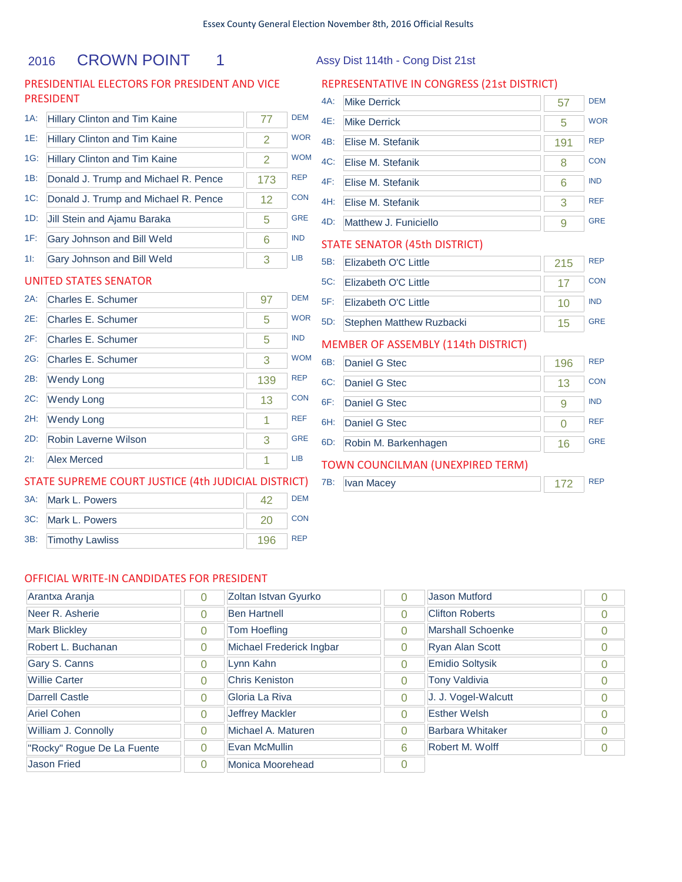Essex County General Election November 8th, 2016 Official Results

# 2016 CROWN POINT 1

Assy Dist 114th - Cong Dist 21st

## PRESIDENTIAL ELECTORS FOR PRESIDENT AND VICE PRESIDENT

| | Candidate | Votes | Party |
|---|---|---|---|
| 1A: | Hillary Clinton and Tim Kaine | 77 | DEM |
| 1E: | Hillary Clinton and Tim Kaine | 2 | WOR |
| 1G: | Hillary Clinton and Tim Kaine | 2 | WOM |
| 1B: | Donald J. Trump and Michael R. Pence | 173 | REP |
| 1C: | Donald J. Trump and Michael R. Pence | 12 | CON |
| 1D: | Jill Stein and Ajamu Baraka | 5 | GRE |
| 1F: | Gary Johnson and Bill Weld | 6 | IND |
| 1I: | Gary Johnson and Bill Weld | 3 | LIB |

## UNITED STATES SENATOR

| | Candidate | Votes | Party |
|---|---|---|---|
| 2A: | Charles E. Schumer | 97 | DEM |
| 2E: | Charles E. Schumer | 5 | WOR |
| 2F: | Charles E. Schumer | 5 | IND |
| 2G: | Charles E. Schumer | 3 | WOM |
| 2B: | Wendy Long | 139 | REP |
| 2C: | Wendy Long | 13 | CON |
| 2H: | Wendy Long | 1 | REF |
| 2D: | Robin Laverne Wilson | 3 | GRE |
| 2I: | Alex Merced | 1 | LIB |

## STATE SUPREME COURT JUSTICE (4th JUDICIAL DISTRICT)

| | Candidate | Votes | Party |
|---|---|---|---|
| 3A: | Mark L. Powers | 42 | DEM |
| 3C: | Mark L. Powers | 20 | CON |
| 3B: | Timothy Lawliss | 196 | REP |

## REPRESENTATIVE IN CONGRESS (21st DISTRICT)

| | Candidate | Votes | Party |
|---|---|---|---|
| 4A: | Mike Derrick | 57 | DEM |
| 4E: | Mike Derrick | 5 | WOR |
| 4B: | Elise M. Stefanik | 191 | REP |
| 4C: | Elise M. Stefanik | 8 | CON |
| 4F: | Elise M. Stefanik | 6 | IND |
| 4H: | Elise M. Stefanik | 3 | REF |
| 4D: | Matthew J. Funiciello | 9 | GRE |

## STATE SENATOR (45th DISTRICT)

| | Candidate | Votes | Party |
|---|---|---|---|
| 5B: | Elizabeth O'C Little | 215 | REP |
| 5C: | Elizabeth O'C Little | 17 | CON |
| 5F: | Elizabeth O'C Little | 10 | IND |
| 5D: | Stephen Matthew Ruzbacki | 15 | GRE |

## MEMBER OF ASSEMBLY (114th DISTRICT)

| | Candidate | Votes | Party |
|---|---|---|---|
| 6B: | Daniel G Stec | 196 | REP |
| 6C: | Daniel G Stec | 13 | CON |
| 6F: | Daniel G Stec | 9 | IND |
| 6H: | Daniel G Stec | 0 | REF |
| 6D: | Robin M. Barkenhagen | 16 | GRE |

## TOWN COUNCILMAN (UNEXPIRED TERM)

| | Candidate | Votes | Party |
|---|---|---|---|
| 7B: | Ivan Macey | 172 | REP |

## OFFICIAL WRITE-IN CANDIDATES FOR PRESIDENT

| Candidate | Votes | Candidate | Votes | Candidate | Votes |
|---|---|---|---|---|---|
| Arantxa Aranja | 0 | Zoltan Istvan Gyurko | 0 | Jason Mutford | 0 |
| Neer R. Asherie | 0 | Ben Hartnell | 0 | Clifton Roberts | 0 |
| Mark Blickley | 0 | Tom Hoefling | 0 | Marshall Schoenke | 0 |
| Robert L. Buchanan | 0 | Michael Frederick Ingbar | 0 | Ryan Alan Scott | 0 |
| Gary S. Canns | 0 | Lynn Kahn | 0 | Emidio Soltysik | 0 |
| Willie Carter | 0 | Chris Keniston | 0 | Tony Valdivia | 0 |
| Darrell Castle | 0 | Gloria La Riva | 0 | J. J. Vogel-Walcutt | 0 |
| Ariel Cohen | 0 | Jeffrey Mackler | 0 | Esther Welsh | 0 |
| William J. Connolly | 0 | Michael A. Maturen | 0 | Barbara Whitaker | 0 |
| "Rocky" Rogue De La Fuente | 0 | Evan McMullin | 6 | Robert M. Wolff | 0 |
| Jason Fried | 0 | Monica Moorehead | 0 | | |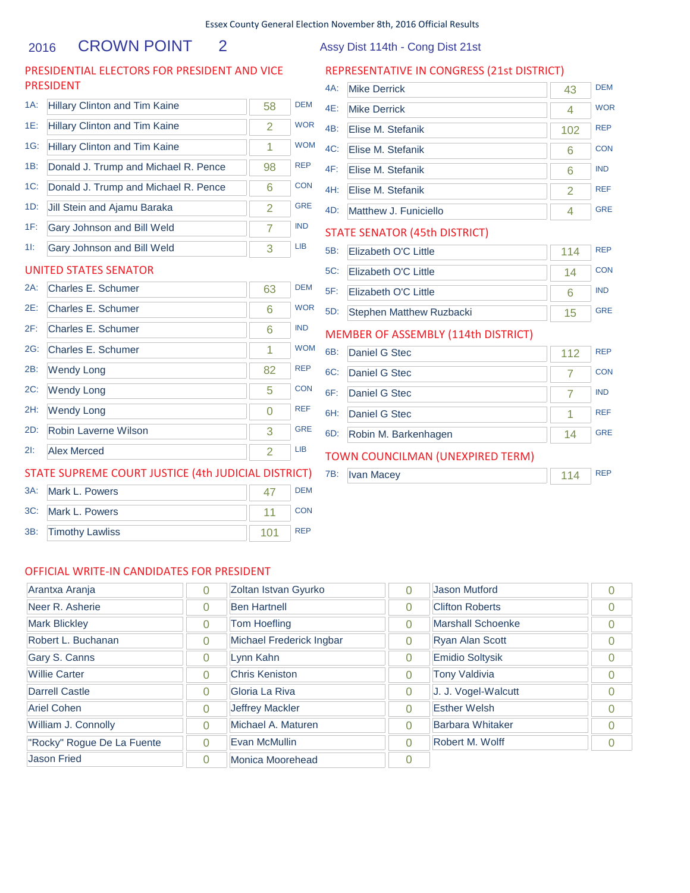Essex County General Election November 8th, 2016 Official Results

## 2016 CROWN POINT 2

Assy Dist 114th - Cong Dist 21st

### PRESIDENTIAL ELECTORS FOR PRESIDENT AND VICE PRESIDENT

| Line | Candidate | Votes | Party |
|---|---|---|---|
| 1A: | Hillary Clinton and Tim Kaine | 58 | DEM |
| 1E: | Hillary Clinton and Tim Kaine | 2 | WOR |
| 1G: | Hillary Clinton and Tim Kaine | 1 | WOM |
| 1B: | Donald J. Trump and Michael R. Pence | 98 | REP |
| 1C: | Donald J. Trump and Michael R. Pence | 6 | CON |
| 1D: | Jill Stein and Ajamu Baraka | 2 | GRE |
| 1F: | Gary Johnson and Bill Weld | 7 | IND |
| 1I: | Gary Johnson and Bill Weld | 3 | LIB |

### UNITED STATES SENATOR

| Line | Candidate | Votes | Party |
|---|---|---|---|
| 2A: | Charles E. Schumer | 63 | DEM |
| 2E: | Charles E. Schumer | 6 | WOR |
| 2F: | Charles E. Schumer | 6 | IND |
| 2G: | Charles E. Schumer | 1 | WOM |
| 2B: | Wendy Long | 82 | REP |
| 2C: | Wendy Long | 5 | CON |
| 2H: | Wendy Long | 0 | REF |
| 2D: | Robin Laverne Wilson | 3 | GRE |
| 2I: | Alex Merced | 2 | LIB |

### STATE SUPREME COURT JUSTICE (4th JUDICIAL DISTRICT)

| Line | Candidate | Votes | Party |
|---|---|---|---|
| 3A: | Mark L. Powers | 47 | DEM |
| 3C: | Mark L. Powers | 11 | CON |
| 3B: | Timothy Lawliss | 101 | REP |

### REPRESENTATIVE IN CONGRESS (21st DISTRICT)

| Line | Candidate | Votes | Party |
|---|---|---|---|
| 4A: | Mike Derrick | 43 | DEM |
| 4E: | Mike Derrick | 4 | WOR |
| 4B: | Elise M. Stefanik | 102 | REP |
| 4C: | Elise M. Stefanik | 6 | CON |
| 4F: | Elise M. Stefanik | 6 | IND |
| 4H: | Elise M. Stefanik | 2 | REF |
| 4D: | Matthew J. Funiciello | 4 | GRE |

### STATE SENATOR (45th DISTRICT)

| Line | Candidate | Votes | Party |
|---|---|---|---|
| 5B: | Elizabeth O'C Little | 114 | REP |
| 5C: | Elizabeth O'C Little | 14 | CON |
| 5F: | Elizabeth O'C Little | 6 | IND |
| 5D: | Stephen Matthew Ruzbacki | 15 | GRE |

### MEMBER OF ASSEMBLY (114th DISTRICT)

| Line | Candidate | Votes | Party |
|---|---|---|---|
| 6B: | Daniel G Stec | 112 | REP |
| 6C: | Daniel G Stec | 7 | CON |
| 6F: | Daniel G Stec | 7 | IND |
| 6H: | Daniel G Stec | 1 | REF |
| 6D: | Robin M. Barkenhagen | 14 | GRE |

### TOWN COUNCILMAN (UNEXPIRED TERM)

| Line | Candidate | Votes | Party |
|---|---|---|---|
| 7B: | Ivan Macey | 114 | REP |

### OFFICIAL WRITE-IN CANDIDATES FOR PRESIDENT

| Candidate | Votes | Candidate | Votes | Candidate | Votes |
|---|---|---|---|---|---|
| Arantxa Aranja | 0 | Zoltan Istvan Gyurko | 0 | Jason Mutford | 0 |
| Neer R. Asherie | 0 | Ben Hartnell | 0 | Clifton Roberts | 0 |
| Mark Blickley | 0 | Tom Hoefling | 0 | Marshall Schoenke | 0 |
| Robert L. Buchanan | 0 | Michael Frederick Ingbar | 0 | Ryan Alan Scott | 0 |
| Gary S. Canns | 0 | Lynn Kahn | 0 | Emidio Soltysik | 0 |
| Willie Carter | 0 | Chris Keniston | 0 | Tony Valdivia | 0 |
| Darrell Castle | 0 | Gloria La Riva | 0 | J. J. Vogel-Walcutt | 0 |
| Ariel Cohen | 0 | Jeffrey Mackler | 0 | Esther Welsh | 0 |
| William J. Connolly | 0 | Michael A. Maturen | 0 | Barbara Whitaker | 0 |
| "Rocky" Rogue De La Fuente | 0 | Evan McMullin | 0 | Robert M. Wolff | 0 |
| Jason Fried | 0 | Monica Moorehead | 0 | | |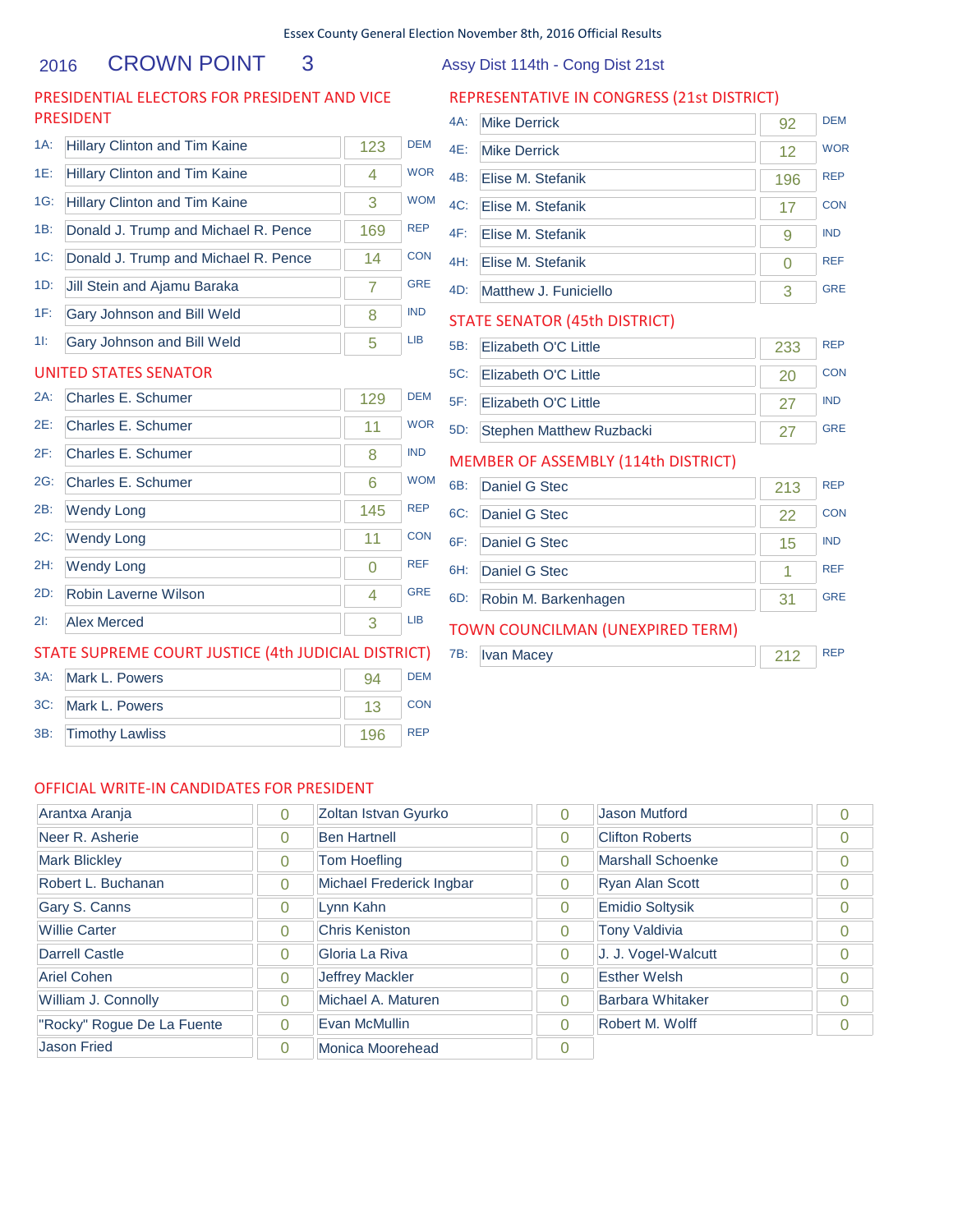Essex County General Election November 8th, 2016 Official Results

# 2016 CROWN POINT 3

Assy Dist 114th - Cong Dist 21st

## PRESIDENTIAL ELECTORS FOR PRESIDENT AND VICE PRESIDENT

| Line | Candidate | Votes | Party |
|---|---|---|---|
| 1A: | Hillary Clinton and Tim Kaine | 123 | DEM |
| 1E: | Hillary Clinton and Tim Kaine | 4 | WOR |
| 1G: | Hillary Clinton and Tim Kaine | 3 | WOM |
| 1B: | Donald J. Trump and Michael R. Pence | 169 | REP |
| 1C: | Donald J. Trump and Michael R. Pence | 14 | CON |
| 1D: | Jill Stein and Ajamu Baraka | 7 | GRE |
| 1F: | Gary Johnson and Bill Weld | 8 | IND |
| 1I: | Gary Johnson and Bill Weld | 5 | LIB |

## UNITED STATES SENATOR

| Line | Candidate | Votes | Party |
|---|---|---|---|
| 2A: | Charles E. Schumer | 129 | DEM |
| 2E: | Charles E. Schumer | 11 | WOR |
| 2F: | Charles E. Schumer | 8 | IND |
| 2G: | Charles E. Schumer | 6 | WOM |
| 2B: | Wendy Long | 145 | REP |
| 2C: | Wendy Long | 11 | CON |
| 2H: | Wendy Long | 0 | REF |
| 2D: | Robin Laverne Wilson | 4 | GRE |
| 2I: | Alex Merced | 3 | LIB |

## STATE SUPREME COURT JUSTICE (4th JUDICIAL DISTRICT)

| Line | Candidate | Votes | Party |
|---|---|---|---|
| 3A: | Mark L. Powers | 94 | DEM |
| 3C: | Mark L. Powers | 13 | CON |
| 3B: | Timothy Lawliss | 196 | REP |

## REPRESENTATIVE IN CONGRESS (21st DISTRICT)

| Line | Candidate | Votes | Party |
|---|---|---|---|
| 4A: | Mike Derrick | 92 | DEM |
| 4E: | Mike Derrick | 12 | WOR |
| 4B: | Elise M. Stefanik | 196 | REP |
| 4C: | Elise M. Stefanik | 17 | CON |
| 4F: | Elise M. Stefanik | 9 | IND |
| 4H: | Elise M. Stefanik | 0 | REF |
| 4D: | Matthew J. Funiciello | 3 | GRE |

## STATE SENATOR (45th DISTRICT)

| Line | Candidate | Votes | Party |
|---|---|---|---|
| 5B: | Elizabeth O'C Little | 233 | REP |
| 5C: | Elizabeth O'C Little | 20 | CON |
| 5F: | Elizabeth O'C Little | 27 | IND |
| 5D: | Stephen Matthew Ruzbacki | 27 | GRE |

## MEMBER OF ASSEMBLY (114th DISTRICT)

| Line | Candidate | Votes | Party |
|---|---|---|---|
| 6B: | Daniel G Stec | 213 | REP |
| 6C: | Daniel G Stec | 22 | CON |
| 6F: | Daniel G Stec | 15 | IND |
| 6H: | Daniel G Stec | 1 | REF |
| 6D: | Robin M. Barkenhagen | 31 | GRE |

## TOWN COUNCILMAN (UNEXPIRED TERM)

| Line | Candidate | Votes | Party |
|---|---|---|---|
| 7B: | Ivan Macey | 212 | REP |

## OFFICIAL WRITE-IN CANDIDATES FOR PRESIDENT

| Candidate | Votes | Candidate | Votes | Candidate | Votes |
|---|---|---|---|---|---|
| Arantxa Aranja | 0 | Zoltan Istvan Gyurko | 0 | Jason Mutford | 0 |
| Neer R. Asherie | 0 | Ben Hartnell | 0 | Clifton Roberts | 0 |
| Mark Blickley | 0 | Tom Hoefling | 0 | Marshall Schoenke | 0 |
| Robert L. Buchanan | 0 | Michael Frederick Ingbar | 0 | Ryan Alan Scott | 0 |
| Gary S. Canns | 0 | Lynn Kahn | 0 | Emidio Soltysik | 0 |
| Willie Carter | 0 | Chris Keniston | 0 | Tony Valdivia | 0 |
| Darrell Castle | 0 | Gloria La Riva | 0 | J. J. Vogel-Walcutt | 0 |
| Ariel Cohen | 0 | Jeffrey Mackler | 0 | Esther Welsh | 0 |
| William J. Connolly | 0 | Michael A. Maturen | 0 | Barbara Whitaker | 0 |
| "Rocky" Rogue De La Fuente | 0 | Evan McMullin | 0 | Robert M. Wolff | 0 |
| Jason Fried | 0 | Monica Moorehead | 0 | | |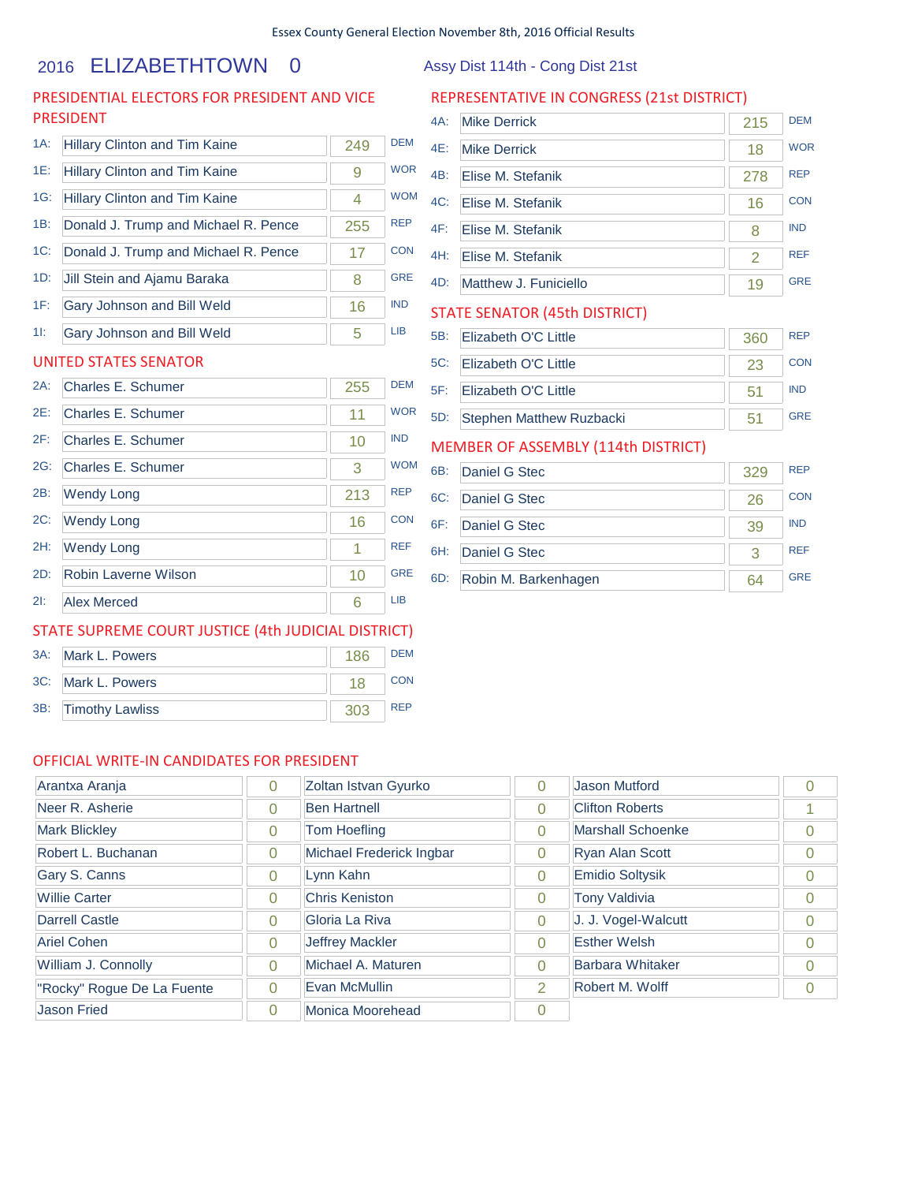Essex County General Election November 8th, 2016 Official Results

## 2016 ELIZABETHTOWN 0

Assy Dist 114th - Cong Dist 21st

### PRESIDENTIAL ELECTORS FOR PRESIDENT AND VICE PRESIDENT

| Line | Candidate | Votes | Party |
|---|---|---|---|
| 1A: | Hillary Clinton and Tim Kaine | 249 | DEM |
| 1E: | Hillary Clinton and Tim Kaine | 9 | WOR |
| 1G: | Hillary Clinton and Tim Kaine | 4 | WOM |
| 1B: | Donald J. Trump and Michael R. Pence | 255 | REP |
| 1C: | Donald J. Trump and Michael R. Pence | 17 | CON |
| 1D: | Jill Stein and Ajamu Baraka | 8 | GRE |
| 1F: | Gary Johnson and Bill Weld | 16 | IND |
| 1I: | Gary Johnson and Bill Weld | 5 | LIB |

### UNITED STATES SENATOR

| Line | Candidate | Votes | Party |
|---|---|---|---|
| 2A: | Charles E. Schumer | 255 | DEM |
| 2E: | Charles E. Schumer | 11 | WOR |
| 2F: | Charles E. Schumer | 10 | IND |
| 2G: | Charles E. Schumer | 3 | WOM |
| 2B: | Wendy Long | 213 | REP |
| 2C: | Wendy Long | 16 | CON |
| 2H: | Wendy Long | 1 | REF |
| 2D: | Robin Laverne Wilson | 10 | GRE |
| 2I: | Alex Merced | 6 | LIB |

### STATE SUPREME COURT JUSTICE (4th JUDICIAL DISTRICT)

| Line | Candidate | Votes | Party |
|---|---|---|---|
| 3A: | Mark L. Powers | 186 | DEM |
| 3C: | Mark L. Powers | 18 | CON |
| 3B: | Timothy Lawliss | 303 | REP |

### REPRESENTATIVE IN CONGRESS (21st DISTRICT)

| Line | Candidate | Votes | Party |
|---|---|---|---|
| 4A: | Mike Derrick | 215 | DEM |
| 4E: | Mike Derrick | 18 | WOR |
| 4B: | Elise M. Stefanik | 278 | REP |
| 4C: | Elise M. Stefanik | 16 | CON |
| 4F: | Elise M. Stefanik | 8 | IND |
| 4H: | Elise M. Stefanik | 2 | REF |
| 4D: | Matthew J. Funiciello | 19 | GRE |

### STATE SENATOR (45th DISTRICT)

| Line | Candidate | Votes | Party |
|---|---|---|---|
| 5B: | Elizabeth O'C Little | 360 | REP |
| 5C: | Elizabeth O'C Little | 23 | CON |
| 5F: | Elizabeth O'C Little | 51 | IND |
| 5D: | Stephen Matthew Ruzbacki | 51 | GRE |

### MEMBER OF ASSEMBLY (114th DISTRICT)

| Line | Candidate | Votes | Party |
|---|---|---|---|
| 6B: | Daniel G Stec | 329 | REP |
| 6C: | Daniel G Stec | 26 | CON |
| 6F: | Daniel G Stec | 39 | IND |
| 6H: | Daniel G Stec | 3 | REF |
| 6D: | Robin M. Barkenhagen | 64 | GRE |

### OFFICIAL WRITE-IN CANDIDATES FOR PRESIDENT

| Candidate | Votes | Candidate | Votes | Candidate | Votes |
|---|---|---|---|---|---|
| Arantxa Aranja | 0 | Zoltan Istvan Gyurko | 0 | Jason Mutford | 0 |
| Neer R. Asherie | 0 | Ben Hartnell | 0 | Clifton Roberts | 1 |
| Mark Blickley | 0 | Tom Hoefling | 0 | Marshall Schoenke | 0 |
| Robert L. Buchanan | 0 | Michael Frederick Ingbar | 0 | Ryan Alan Scott | 0 |
| Gary S. Canns | 0 | Lynn Kahn | 0 | Emidio Soltysik | 0 |
| Willie Carter | 0 | Chris Keniston | 0 | Tony Valdivia | 0 |
| Darrell Castle | 0 | Gloria La Riva | 0 | J. J. Vogel-Walcutt | 0 |
| Ariel Cohen | 0 | Jeffrey Mackler | 0 | Esther Welsh | 0 |
| William J. Connolly | 0 | Michael A. Maturen | 0 | Barbara Whitaker | 0 |
| "Rocky" Rogue De La Fuente | 0 | Evan McMullin | 2 | Robert M. Wolff | 0 |
| Jason Fried | 0 | Monica Moorehead | 0 | | |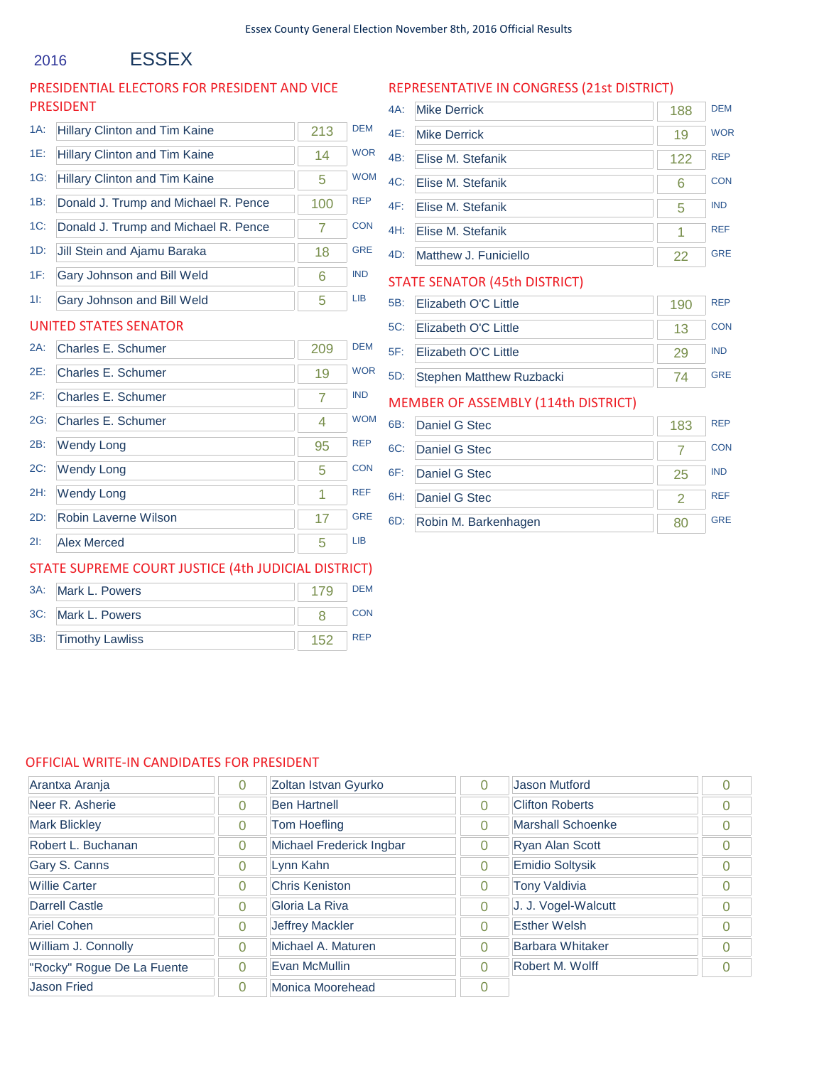Essex County General Election November 8th, 2016 Official Results

# 2016 ESSEX

## PRESIDENTIAL ELECTORS FOR PRESIDENT AND VICE PRESIDENT

| | Candidate | Votes | Party |
|---|---|---|---|
| 1A: | Hillary Clinton and Tim Kaine | 213 | DEM |
| 1E: | Hillary Clinton and Tim Kaine | 14 | WOR |
| 1G: | Hillary Clinton and Tim Kaine | 5 | WOM |
| 1B: | Donald J. Trump and Michael R. Pence | 100 | REP |
| 1C: | Donald J. Trump and Michael R. Pence | 7 | CON |
| 1D: | Jill Stein and Ajamu Baraka | 18 | GRE |
| 1F: | Gary Johnson and Bill Weld | 6 | IND |
| 1I: | Gary Johnson and Bill Weld | 5 | LIB |

## UNITED STATES SENATOR

| | Candidate | Votes | Party |
|---|---|---|---|
| 2A: | Charles E. Schumer | 209 | DEM |
| 2E: | Charles E. Schumer | 19 | WOR |
| 2F: | Charles E. Schumer | 7 | IND |
| 2G: | Charles E. Schumer | 4 | WOM |
| 2B: | Wendy Long | 95 | REP |
| 2C: | Wendy Long | 5 | CON |
| 2H: | Wendy Long | 1 | REF |
| 2D: | Robin Laverne Wilson | 17 | GRE |
| 2I: | Alex Merced | 5 | LIB |

## STATE SUPREME COURT JUSTICE (4th JUDICIAL DISTRICT)

| | Candidate | Votes | Party |
|---|---|---|---|
| 3A: | Mark L. Powers | 179 | DEM |
| 3C: | Mark L. Powers | 8 | CON |
| 3B: | Timothy Lawliss | 152 | REP |

## REPRESENTATIVE IN CONGRESS (21st DISTRICT)

| | Candidate | Votes | Party |
|---|---|---|---|
| 4A: | Mike Derrick | 188 | DEM |
| 4E: | Mike Derrick | 19 | WOR |
| 4B: | Elise M. Stefanik | 122 | REP |
| 4C: | Elise M. Stefanik | 6 | CON |
| 4F: | Elise M. Stefanik | 5 | IND |
| 4H: | Elise M. Stefanik | 1 | REF |
| 4D: | Matthew J. Funiciello | 22 | GRE |

## STATE SENATOR (45th DISTRICT)

| | Candidate | Votes | Party |
|---|---|---|---|
| 5B: | Elizabeth O'C Little | 190 | REP |
| 5C: | Elizabeth O'C Little | 13 | CON |
| 5F: | Elizabeth O'C Little | 29 | IND |
| 5D: | Stephen Matthew Ruzbacki | 74 | GRE |

## MEMBER OF ASSEMBLY (114th DISTRICT)

| | Candidate | Votes | Party |
|---|---|---|---|
| 6B: | Daniel G Stec | 183 | REP |
| 6C: | Daniel G Stec | 7 | CON |
| 6F: | Daniel G Stec | 25 | IND |
| 6H: | Daniel G Stec | 2 | REF |
| 6D: | Robin M. Barkenhagen | 80 | GRE |

## OFFICIAL WRITE-IN CANDIDATES FOR PRESIDENT

| Candidate | Votes | Candidate | Votes | Candidate | Votes |
|---|---|---|---|---|---|
| Arantxa Aranja | 0 | Zoltan Istvan Gyurko | 0 | Jason Mutford | 0 |
| Neer R. Asherie | 0 | Ben Hartnell | 0 | Clifton Roberts | 0 |
| Mark Blickley | 0 | Tom Hoefling | 0 | Marshall Schoenke | 0 |
| Robert L. Buchanan | 0 | Michael Frederick Ingbar | 0 | Ryan Alan Scott | 0 |
| Gary S. Canns | 0 | Lynn Kahn | 0 | Emidio Soltysik | 0 |
| Willie Carter | 0 | Chris Keniston | 0 | Tony Valdivia | 0 |
| Darrell Castle | 0 | Gloria La Riva | 0 | J. J. Vogel-Walcutt | 0 |
| Ariel Cohen | 0 | Jeffrey Mackler | 0 | Esther Welsh | 0 |
| William J. Connolly | 0 | Michael A. Maturen | 0 | Barbara Whitaker | 0 |
| "Rocky" Rogue De La Fuente | 0 | Evan McMullin | 0 | Robert M. Wolff | 0 |
| Jason Fried | 0 | Monica Moorehead | 0 | | |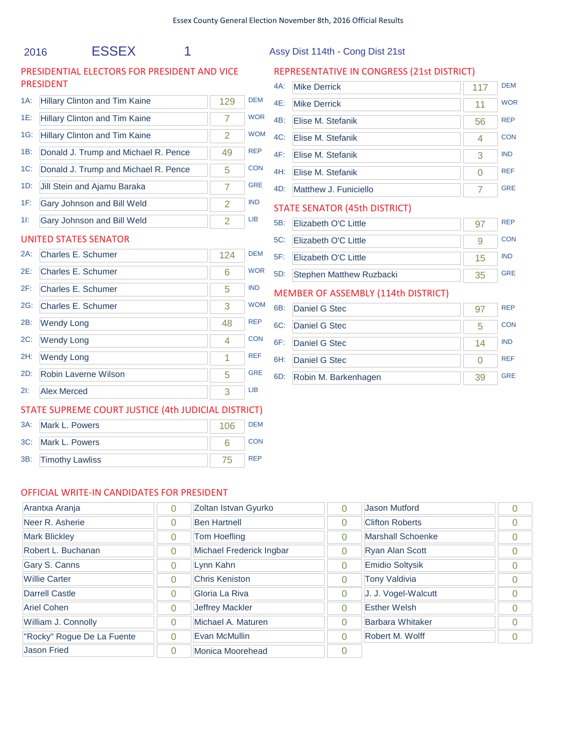Essex County General Election November 8th, 2016 Official Results

**2016 ESSEX 1** — Assy Dist 114th - Cong Dist 21st

## PRESIDENTIAL ELECTORS FOR PRESIDENT AND VICE PRESIDENT

| | Candidate | Votes | Party |
|---|---|---|---|
| 1A: | Hillary Clinton and Tim Kaine | 129 | DEM |
| 1E: | Hillary Clinton and Tim Kaine | 7 | WOR |
| 1G: | Hillary Clinton and Tim Kaine | 2 | WOM |
| 1B: | Donald J. Trump and Michael R. Pence | 49 | REP |
| 1C: | Donald J. Trump and Michael R. Pence | 5 | CON |
| 1D: | Jill Stein and Ajamu Baraka | 7 | GRE |
| 1F: | Gary Johnson and Bill Weld | 2 | IND |
| 1I: | Gary Johnson and Bill Weld | 2 | LIB |

## UNITED STATES SENATOR

| | Candidate | Votes | Party |
|---|---|---|---|
| 2A: | Charles E. Schumer | 124 | DEM |
| 2E: | Charles E. Schumer | 6 | WOR |
| 2F: | Charles E. Schumer | 5 | IND |
| 2G: | Charles E. Schumer | 3 | WOM |
| 2B: | Wendy Long | 48 | REP |
| 2C: | Wendy Long | 4 | CON |
| 2H: | Wendy Long | 1 | REF |
| 2D: | Robin Laverne Wilson | 5 | GRE |
| 2I: | Alex Merced | 3 | LIB |

## STATE SUPREME COURT JUSTICE (4th JUDICIAL DISTRICT)

| | Candidate | Votes | Party |
|---|---|---|---|
| 3A: | Mark L. Powers | 106 | DEM |
| 3C: | Mark L. Powers | 6 | CON |
| 3B: | Timothy Lawliss | 75 | REP |

## REPRESENTATIVE IN CONGRESS (21st DISTRICT)

| | Candidate | Votes | Party |
|---|---|---|---|
| 4A: | Mike Derrick | 117 | DEM |
| 4E: | Mike Derrick | 11 | WOR |
| 4B: | Elise M. Stefanik | 56 | REP |
| 4C: | Elise M. Stefanik | 4 | CON |
| 4F: | Elise M. Stefanik | 3 | IND |
| 4H: | Elise M. Stefanik | 0 | REF |
| 4D: | Matthew J. Funiciello | 7 | GRE |

## STATE SENATOR (45th DISTRICT)

| | Candidate | Votes | Party |
|---|---|---|---|
| 5B: | Elizabeth O'C Little | 97 | REP |
| 5C: | Elizabeth O'C Little | 9 | CON |
| 5F: | Elizabeth O'C Little | 15 | IND |
| 5D: | Stephen Matthew Ruzbacki | 35 | GRE |

## MEMBER OF ASSEMBLY (114th DISTRICT)

| | Candidate | Votes | Party |
|---|---|---|---|
| 6B: | Daniel G Stec | 97 | REP |
| 6C: | Daniel G Stec | 5 | CON |
| 6F: | Daniel G Stec | 14 | IND |
| 6H: | Daniel G Stec | 0 | REF |
| 6D: | Robin M. Barkenhagen | 39 | GRE |

## OFFICIAL WRITE-IN CANDIDATES FOR PRESIDENT

| Candidate | Votes | Candidate | Votes | Candidate | Votes |
|---|---|---|---|---|---|
| Arantxa Aranja | 0 | Zoltan Istvan Gyurko | 0 | Jason Mutford | 0 |
| Neer R. Asherie | 0 | Ben Hartnell | 0 | Clifton Roberts | 0 |
| Mark Blickley | 0 | Tom Hoefling | 0 | Marshall Schoenke | 0 |
| Robert L. Buchanan | 0 | Michael Frederick Ingbar | 0 | Ryan Alan Scott | 0 |
| Gary S. Canns | 0 | Lynn Kahn | 0 | Emidio Soltysik | 0 |
| Willie Carter | 0 | Chris Keniston | 0 | Tony Valdivia | 0 |
| Darrell Castle | 0 | Gloria La Riva | 0 | J. J. Vogel-Walcutt | 0 |
| Ariel Cohen | 0 | Jeffrey Mackler | 0 | Esther Welsh | 0 |
| William J. Connolly | 0 | Michael A. Maturen | 0 | Barbara Whitaker | 0 |
| "Rocky" Rogue De La Fuente | 0 | Evan McMullin | 0 | Robert M. Wolff | 0 |
| Jason Fried | 0 | Monica Moorehead | 0 | | |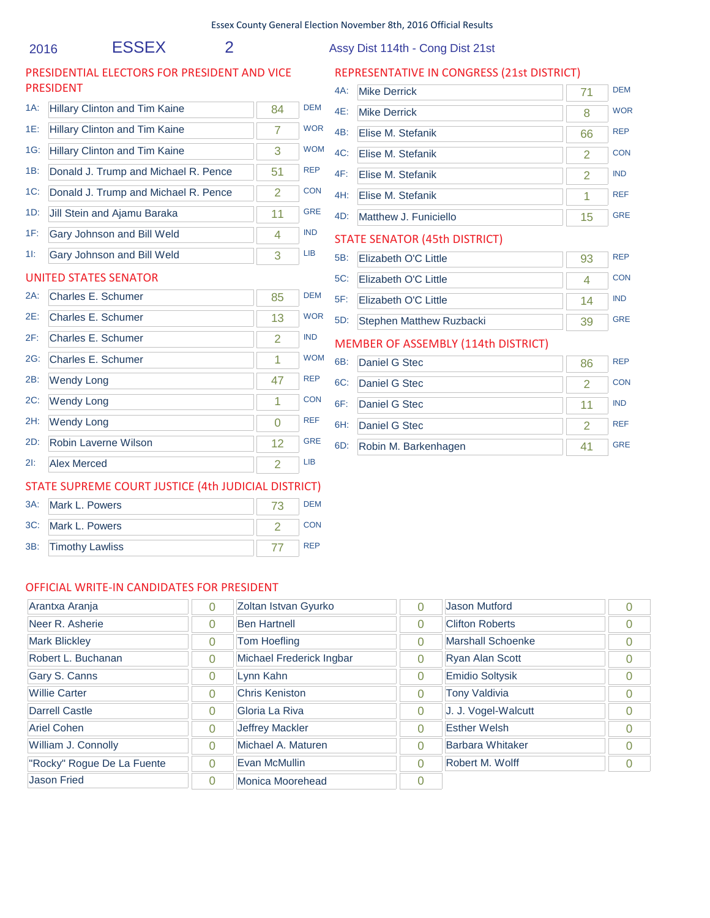Essex County General Election November 8th, 2016 Official Results

2016 ESSEX 2 Assy Dist 114th - Cong Dist 21st

## PRESIDENTIAL ELECTORS FOR PRESIDENT AND VICE PRESIDENT

| Line | Candidate | Votes | Party |
|---|---|---|---|
| 1A: | Hillary Clinton and Tim Kaine | 84 | DEM |
| 1E: | Hillary Clinton and Tim Kaine | 7 | WOR |
| 1G: | Hillary Clinton and Tim Kaine | 3 | WOM |
| 1B: | Donald J. Trump and Michael R. Pence | 51 | REP |
| 1C: | Donald J. Trump and Michael R. Pence | 2 | CON |
| 1D: | Jill Stein and Ajamu Baraka | 11 | GRE |
| 1F: | Gary Johnson and Bill Weld | 4 | IND |
| 1I: | Gary Johnson and Bill Weld | 3 | LIB |

## UNITED STATES SENATOR

| Line | Candidate | Votes | Party |
|---|---|---|---|
| 2A: | Charles E. Schumer | 85 | DEM |
| 2E: | Charles E. Schumer | 13 | WOR |
| 2F: | Charles E. Schumer | 2 | IND |
| 2G: | Charles E. Schumer | 1 | WOM |
| 2B: | Wendy Long | 47 | REP |
| 2C: | Wendy Long | 1 | CON |
| 2H: | Wendy Long | 0 | REF |
| 2D: | Robin Laverne Wilson | 12 | GRE |
| 2I: | Alex Merced | 2 | LIB |

## STATE SUPREME COURT JUSTICE (4th JUDICIAL DISTRICT)

| Line | Candidate | Votes | Party |
|---|---|---|---|
| 3A: | Mark L. Powers | 73 | DEM |
| 3C: | Mark L. Powers | 2 | CON |
| 3B: | Timothy Lawliss | 77 | REP |

## REPRESENTATIVE IN CONGRESS (21st DISTRICT)

| Line | Candidate | Votes | Party |
|---|---|---|---|
| 4A: | Mike Derrick | 71 | DEM |
| 4E: | Mike Derrick | 8 | WOR |
| 4B: | Elise M. Stefanik | 66 | REP |
| 4C: | Elise M. Stefanik | 2 | CON |
| 4F: | Elise M. Stefanik | 2 | IND |
| 4H: | Elise M. Stefanik | 1 | REF |
| 4D: | Matthew J. Funiciello | 15 | GRE |

## STATE SENATOR (45th DISTRICT)

| Line | Candidate | Votes | Party |
|---|---|---|---|
| 5B: | Elizabeth O'C Little | 93 | REP |
| 5C: | Elizabeth O'C Little | 4 | CON |
| 5F: | Elizabeth O'C Little | 14 | IND |
| 5D: | Stephen Matthew Ruzbacki | 39 | GRE |

## MEMBER OF ASSEMBLY (114th DISTRICT)

| Line | Candidate | Votes | Party |
|---|---|---|---|
| 6B: | Daniel G Stec | 86 | REP |
| 6C: | Daniel G Stec | 2 | CON |
| 6F: | Daniel G Stec | 11 | IND |
| 6H: | Daniel G Stec | 2 | REF |
| 6D: | Robin M. Barkenhagen | 41 | GRE |

## OFFICIAL WRITE-IN CANDIDATES FOR PRESIDENT

| Candidate | Votes | Candidate | Votes | Candidate | Votes |
|---|---|---|---|---|---|
| Arantxa Aranja | 0 | Zoltan Istvan Gyurko | 0 | Jason Mutford | 0 |
| Neer R. Asherie | 0 | Ben Hartnell | 0 | Clifton Roberts | 0 |
| Mark Blickley | 0 | Tom Hoefling | 0 | Marshall Schoenke | 0 |
| Robert L. Buchanan | 0 | Michael Frederick Ingbar | 0 | Ryan Alan Scott | 0 |
| Gary S. Canns | 0 | Lynn Kahn | 0 | Emidio Soltysik | 0 |
| Willie Carter | 0 | Chris Keniston | 0 | Tony Valdivia | 0 |
| Darrell Castle | 0 | Gloria La Riva | 0 | J. J. Vogel-Walcutt | 0 |
| Ariel Cohen | 0 | Jeffrey Mackler | 0 | Esther Welsh | 0 |
| William J. Connolly | 0 | Michael A. Maturen | 0 | Barbara Whitaker | 0 |
| "Rocky" Rogue De La Fuente | 0 | Evan McMullin | 0 | Robert M. Wolff | 0 |
| Jason Fried | 0 | Monica Moorehead | 0 | | |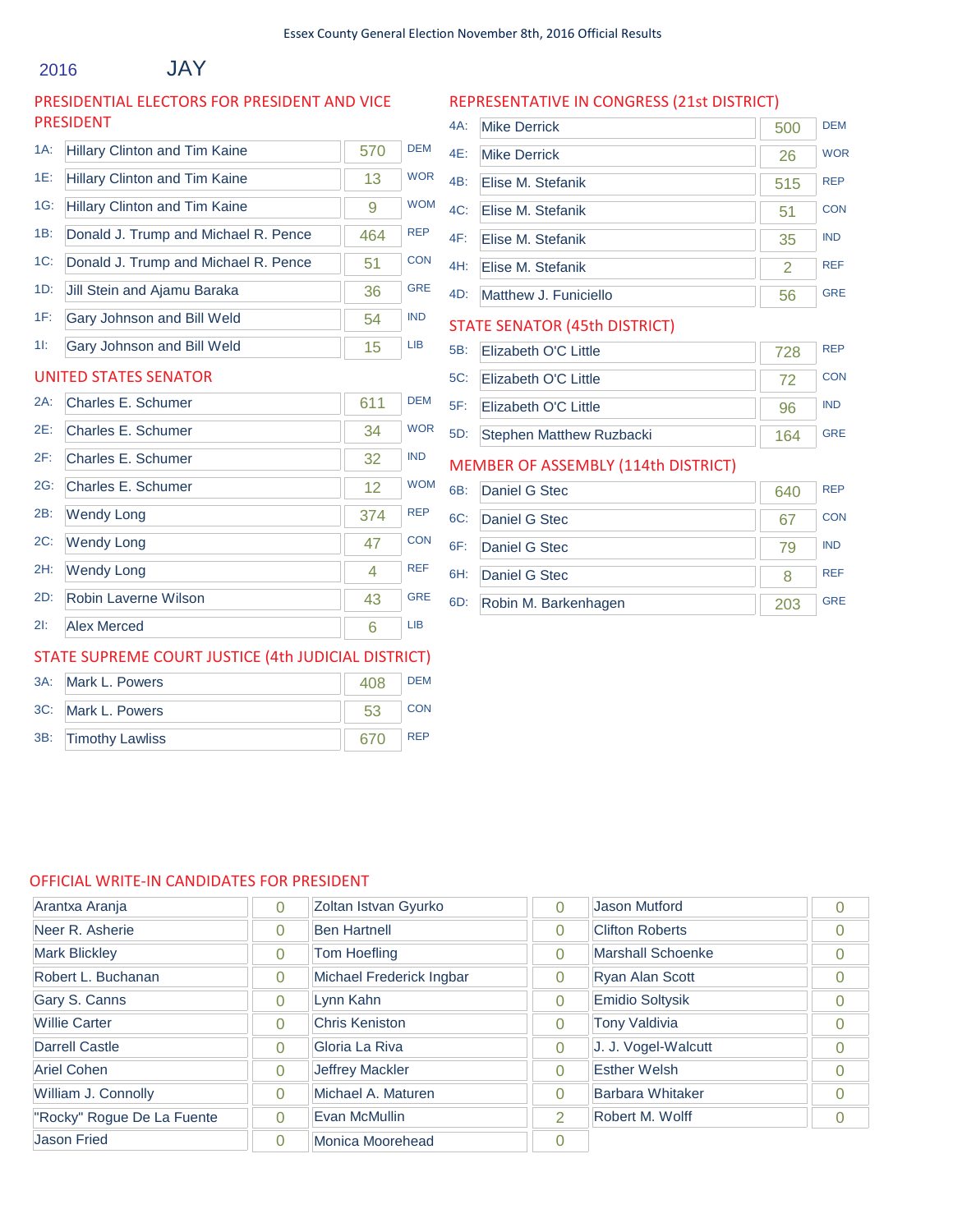Essex County General Election November 8th, 2016 Official Results

## 2016 JAY

### PRESIDENTIAL ELECTORS FOR PRESIDENT AND VICE PRESIDENT

| | Candidate | Votes | Party |
|---|---|---|---|
| 1A: | Hillary Clinton and Tim Kaine | 570 | DEM |
| 1E: | Hillary Clinton and Tim Kaine | 13 | WOR |
| 1G: | Hillary Clinton and Tim Kaine | 9 | WOM |
| 1B: | Donald J. Trump and Michael R. Pence | 464 | REP |
| 1C: | Donald J. Trump and Michael R. Pence | 51 | CON |
| 1D: | Jill Stein and Ajamu Baraka | 36 | GRE |
| 1F: | Gary Johnson and Bill Weld | 54 | IND |
| 1I: | Gary Johnson and Bill Weld | 15 | LIB |

### UNITED STATES SENATOR

| | Candidate | Votes | Party |
|---|---|---|---|
| 2A: | Charles E. Schumer | 611 | DEM |
| 2E: | Charles E. Schumer | 34 | WOR |
| 2F: | Charles E. Schumer | 32 | IND |
| 2G: | Charles E. Schumer | 12 | WOM |
| 2B: | Wendy Long | 374 | REP |
| 2C: | Wendy Long | 47 | CON |
| 2H: | Wendy Long | 4 | REF |
| 2D: | Robin Laverne Wilson | 43 | GRE |
| 2I: | Alex Merced | 6 | LIB |

### STATE SUPREME COURT JUSTICE (4th JUDICIAL DISTRICT)

| | Candidate | Votes | Party |
|---|---|---|---|
| 3A: | Mark L. Powers | 408 | DEM |
| 3C: | Mark L. Powers | 53 | CON |
| 3B: | Timothy Lawliss | 670 | REP |

### REPRESENTATIVE IN CONGRESS (21st DISTRICT)

| | Candidate | Votes | Party |
|---|---|---|---|
| 4A: | Mike Derrick | 500 | DEM |
| 4E: | Mike Derrick | 26 | WOR |
| 4B: | Elise M. Stefanik | 515 | REP |
| 4C: | Elise M. Stefanik | 51 | CON |
| 4F: | Elise M. Stefanik | 35 | IND |
| 4H: | Elise M. Stefanik | 2 | REF |
| 4D: | Matthew J. Funiciello | 56 | GRE |

### STATE SENATOR (45th DISTRICT)

| | Candidate | Votes | Party |
|---|---|---|---|
| 5B: | Elizabeth O'C Little | 728 | REP |
| 5C: | Elizabeth O'C Little | 72 | CON |
| 5F: | Elizabeth O'C Little | 96 | IND |
| 5D: | Stephen Matthew Ruzbacki | 164 | GRE |

### MEMBER OF ASSEMBLY (114th DISTRICT)

| | Candidate | Votes | Party |
|---|---|---|---|
| 6B: | Daniel G Stec | 640 | REP |
| 6C: | Daniel G Stec | 67 | CON |
| 6F: | Daniel G Stec | 79 | IND |
| 6H: | Daniel G Stec | 8 | REF |
| 6D: | Robin M. Barkenhagen | 203 | GRE |

### OFFICIAL WRITE-IN CANDIDATES FOR PRESIDENT

| Candidate | Votes | Candidate | Votes | Candidate | Votes |
|---|---|---|---|---|---|
| Arantxa Aranja | 0 | Zoltan Istvan Gyurko | 0 | Jason Mutford | 0 |
| Neer R. Asherie | 0 | Ben Hartnell | 0 | Clifton Roberts | 0 |
| Mark Blickley | 0 | Tom Hoefling | 0 | Marshall Schoenke | 0 |
| Robert L. Buchanan | 0 | Michael Frederick Ingbar | 0 | Ryan Alan Scott | 0 |
| Gary S. Canns | 0 | Lynn Kahn | 0 | Emidio Soltysik | 0 |
| Willie Carter | 0 | Chris Keniston | 0 | Tony Valdivia | 0 |
| Darrell Castle | 0 | Gloria La Riva | 0 | J. J. Vogel-Walcutt | 0 |
| Ariel Cohen | 0 | Jeffrey Mackler | 0 | Esther Welsh | 0 |
| William J. Connolly | 0 | Michael A. Maturen | 0 | Barbara Whitaker | 0 |
| "Rocky" Rogue De La Fuente | 0 | Evan McMullin | 2 | Robert M. Wolff | 0 |
| Jason Fried | 0 | Monica Moorehead | 0 | | |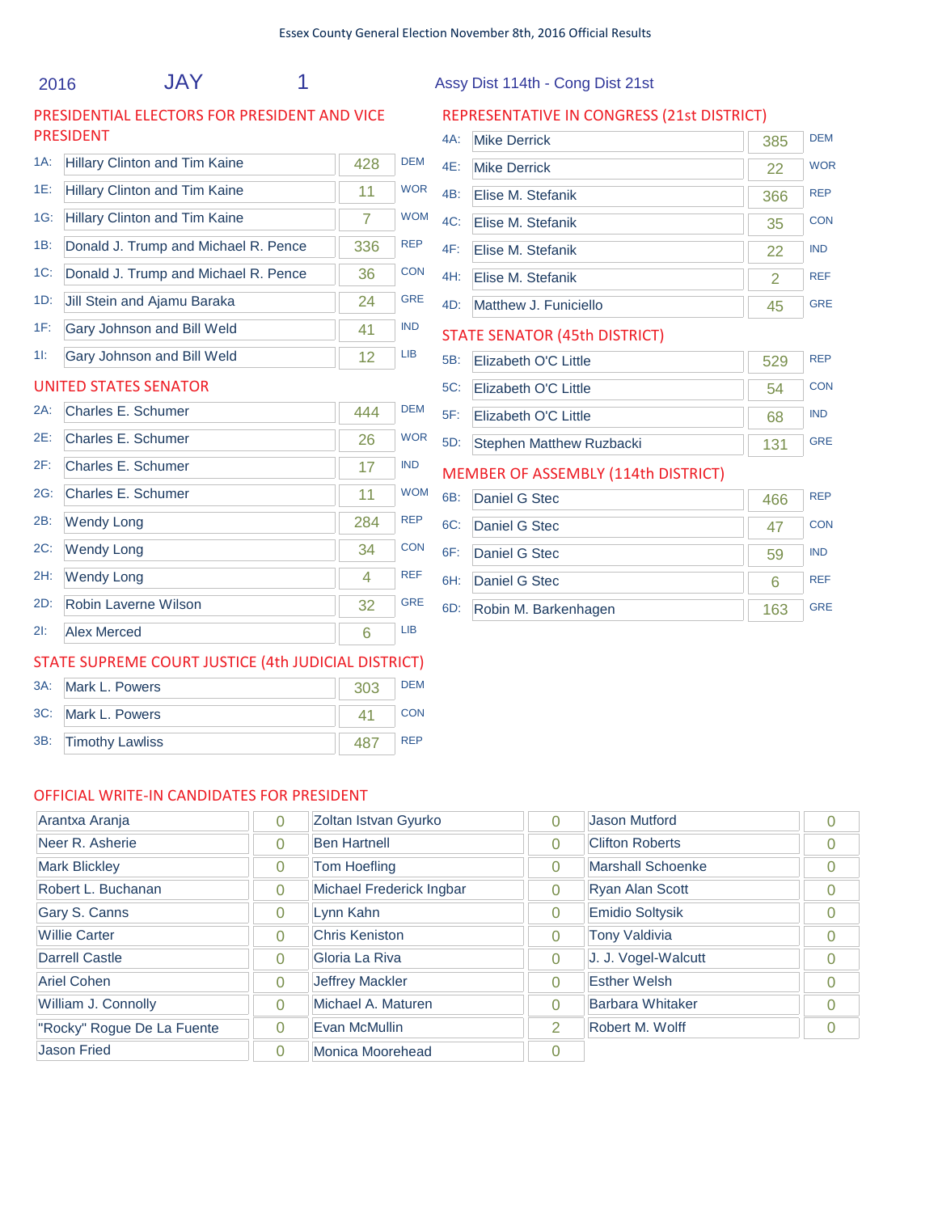Essex County General Election November 8th, 2016 Official Results

2016 JAY 1 Assy Dist 114th - Cong Dist 21st

## PRESIDENTIAL ELECTORS FOR PRESIDENT AND VICE PRESIDENT

| Code | Candidate | Votes | Party |
|---|---|---|---|
| 1A: | Hillary Clinton and Tim Kaine | 428 | DEM |
| 1E: | Hillary Clinton and Tim Kaine | 11 | WOR |
| 1G: | Hillary Clinton and Tim Kaine | 7 | WOM |
| 1B: | Donald J. Trump and Michael R. Pence | 336 | REP |
| 1C: | Donald J. Trump and Michael R. Pence | 36 | CON |
| 1D: | Jill Stein and Ajamu Baraka | 24 | GRE |
| 1F: | Gary Johnson and Bill Weld | 41 | IND |
| 1I: | Gary Johnson and Bill Weld | 12 | LIB |

## UNITED STATES SENATOR

| Code | Candidate | Votes | Party |
|---|---|---|---|
| 2A: | Charles E. Schumer | 444 | DEM |
| 2E: | Charles E. Schumer | 26 | WOR |
| 2F: | Charles E. Schumer | 17 | IND |
| 2G: | Charles E. Schumer | 11 | WOM |
| 2B: | Wendy Long | 284 | REP |
| 2C: | Wendy Long | 34 | CON |
| 2H: | Wendy Long | 4 | REF |
| 2D: | Robin Laverne Wilson | 32 | GRE |
| 2I: | Alex Merced | 6 | LIB |

## STATE SUPREME COURT JUSTICE (4th JUDICIAL DISTRICT)

| Code | Candidate | Votes | Party |
|---|---|---|---|
| 3A: | Mark L. Powers | 303 | DEM |
| 3C: | Mark L. Powers | 41 | CON |
| 3B: | Timothy Lawliss | 487 | REP |

## REPRESENTATIVE IN CONGRESS (21st DISTRICT)

| Code | Candidate | Votes | Party |
|---|---|---|---|
| 4A: | Mike Derrick | 385 | DEM |
| 4E: | Mike Derrick | 22 | WOR |
| 4B: | Elise M. Stefanik | 366 | REP |
| 4C: | Elise M. Stefanik | 35 | CON |
| 4F: | Elise M. Stefanik | 22 | IND |
| 4H: | Elise M. Stefanik | 2 | REF |
| 4D: | Matthew J. Funiciello | 45 | GRE |

## STATE SENATOR (45th DISTRICT)

| Code | Candidate | Votes | Party |
|---|---|---|---|
| 5B: | Elizabeth O'C Little | 529 | REP |
| 5C: | Elizabeth O'C Little | 54 | CON |
| 5F: | Elizabeth O'C Little | 68 | IND |
| 5D: | Stephen Matthew Ruzbacki | 131 | GRE |

## MEMBER OF ASSEMBLY (114th DISTRICT)

| Code | Candidate | Votes | Party |
|---|---|---|---|
| 6B: | Daniel G Stec | 466 | REP |
| 6C: | Daniel G Stec | 47 | CON |
| 6F: | Daniel G Stec | 59 | IND |
| 6H: | Daniel G Stec | 6 | REF |
| 6D: | Robin M. Barkenhagen | 163 | GRE |

## OFFICIAL WRITE-IN CANDIDATES FOR PRESIDENT

| Candidate | Votes | Candidate | Votes | Candidate | Votes |
|---|---|---|---|---|---|
| Arantxa Aranja | 0 | Zoltan Istvan Gyurko | 0 | Jason Mutford | 0 |
| Neer R. Asherie | 0 | Ben Hartnell | 0 | Clifton Roberts | 0 |
| Mark Blickley | 0 | Tom Hoefling | 0 | Marshall Schoenke | 0 |
| Robert L. Buchanan | 0 | Michael Frederick Ingbar | 0 | Ryan Alan Scott | 0 |
| Gary S. Canns | 0 | Lynn Kahn | 0 | Emidio Soltysik | 0 |
| Willie Carter | 0 | Chris Keniston | 0 | Tony Valdivia | 0 |
| Darrell Castle | 0 | Gloria La Riva | 0 | J. J. Vogel-Walcutt | 0 |
| Ariel Cohen | 0 | Jeffrey Mackler | 0 | Esther Welsh | 0 |
| William J. Connolly | 0 | Michael A. Maturen | 0 | Barbara Whitaker | 0 |
| "Rocky" Rogue De La Fuente | 0 | Evan McMullin | 2 | Robert M. Wolff | 0 |
| Jason Fried | 0 | Monica Moorehead | 0 | | |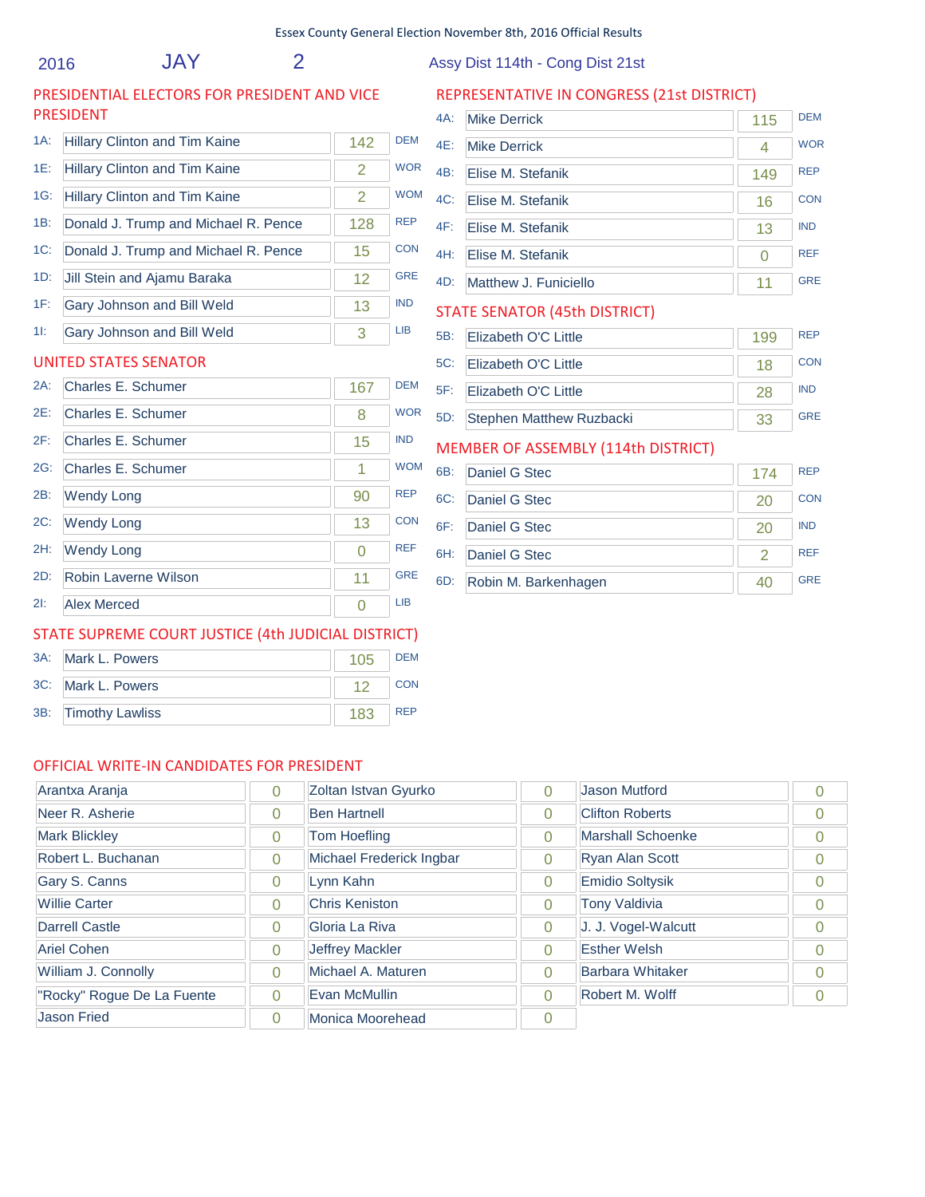Essex County General Election November 8th, 2016 Official Results

2016 JAY 2 Assy Dist 114th - Cong Dist 21st

## PRESIDENTIAL ELECTORS FOR PRESIDENT AND VICE PRESIDENT

| Line | Candidate | Votes | Party |
|---|---|---|---|
| 1A: | Hillary Clinton and Tim Kaine | 142 | DEM |
| 1E: | Hillary Clinton and Tim Kaine | 2 | WOR |
| 1G: | Hillary Clinton and Tim Kaine | 2 | WOM |
| 1B: | Donald J. Trump and Michael R. Pence | 128 | REP |
| 1C: | Donald J. Trump and Michael R. Pence | 15 | CON |
| 1D: | Jill Stein and Ajamu Baraka | 12 | GRE |
| 1F: | Gary Johnson and Bill Weld | 13 | IND |
| 1I: | Gary Johnson and Bill Weld | 3 | LIB |

## UNITED STATES SENATOR

| Line | Candidate | Votes | Party |
|---|---|---|---|
| 2A: | Charles E. Schumer | 167 | DEM |
| 2E: | Charles E. Schumer | 8 | WOR |
| 2F: | Charles E. Schumer | 15 | IND |
| 2G: | Charles E. Schumer | 1 | WOM |
| 2B: | Wendy Long | 90 | REP |
| 2C: | Wendy Long | 13 | CON |
| 2H: | Wendy Long | 0 | REF |
| 2D: | Robin Laverne Wilson | 11 | GRE |
| 2I: | Alex Merced | 0 | LIB |

## STATE SUPREME COURT JUSTICE (4th JUDICIAL DISTRICT)

| Line | Candidate | Votes | Party |
|---|---|---|---|
| 3A: | Mark L. Powers | 105 | DEM |
| 3C: | Mark L. Powers | 12 | CON |
| 3B: | Timothy Lawliss | 183 | REP |

## REPRESENTATIVE IN CONGRESS (21st DISTRICT)

| Line | Candidate | Votes | Party |
|---|---|---|---|
| 4A: | Mike Derrick | 115 | DEM |
| 4E: | Mike Derrick | 4 | WOR |
| 4B: | Elise M. Stefanik | 149 | REP |
| 4C: | Elise M. Stefanik | 16 | CON |
| 4F: | Elise M. Stefanik | 13 | IND |
| 4H: | Elise M. Stefanik | 0 | REF |
| 4D: | Matthew J. Funiciello | 11 | GRE |

## STATE SENATOR (45th DISTRICT)

| Line | Candidate | Votes | Party |
|---|---|---|---|
| 5B: | Elizabeth O'C Little | 199 | REP |
| 5C: | Elizabeth O'C Little | 18 | CON |
| 5F: | Elizabeth O'C Little | 28 | IND |
| 5D: | Stephen Matthew Ruzbacki | 33 | GRE |

## MEMBER OF ASSEMBLY (114th DISTRICT)

| Line | Candidate | Votes | Party |
|---|---|---|---|
| 6B: | Daniel G Stec | 174 | REP |
| 6C: | Daniel G Stec | 20 | CON |
| 6F: | Daniel G Stec | 20 | IND |
| 6H: | Daniel G Stec | 2 | REF |
| 6D: | Robin M. Barkenhagen | 40 | GRE |

## OFFICIAL WRITE-IN CANDIDATES FOR PRESIDENT

| Candidate | Votes | Candidate | Votes | Candidate | Votes |
|---|---|---|---|---|---|
| Arantxa Aranja | 0 | Zoltan Istvan Gyurko | 0 | Jason Mutford | 0 |
| Neer R. Asherie | 0 | Ben Hartnell | 0 | Clifton Roberts | 0 |
| Mark Blickley | 0 | Tom Hoefling | 0 | Marshall Schoenke | 0 |
| Robert L. Buchanan | 0 | Michael Frederick Ingbar | 0 | Ryan Alan Scott | 0 |
| Gary S. Canns | 0 | Lynn Kahn | 0 | Emidio Soltysik | 0 |
| Willie Carter | 0 | Chris Keniston | 0 | Tony Valdivia | 0 |
| Darrell Castle | 0 | Gloria La Riva | 0 | J. J. Vogel-Walcutt | 0 |
| Ariel Cohen | 0 | Jeffrey Mackler | 0 | Esther Welsh | 0 |
| William J. Connolly | 0 | Michael A. Maturen | 0 | Barbara Whitaker | 0 |
| "Rocky" Rogue De La Fuente | 0 | Evan McMullin | 0 | Robert M. Wolff | 0 |
| Jason Fried | 0 | Monica Moorehead | 0 | | |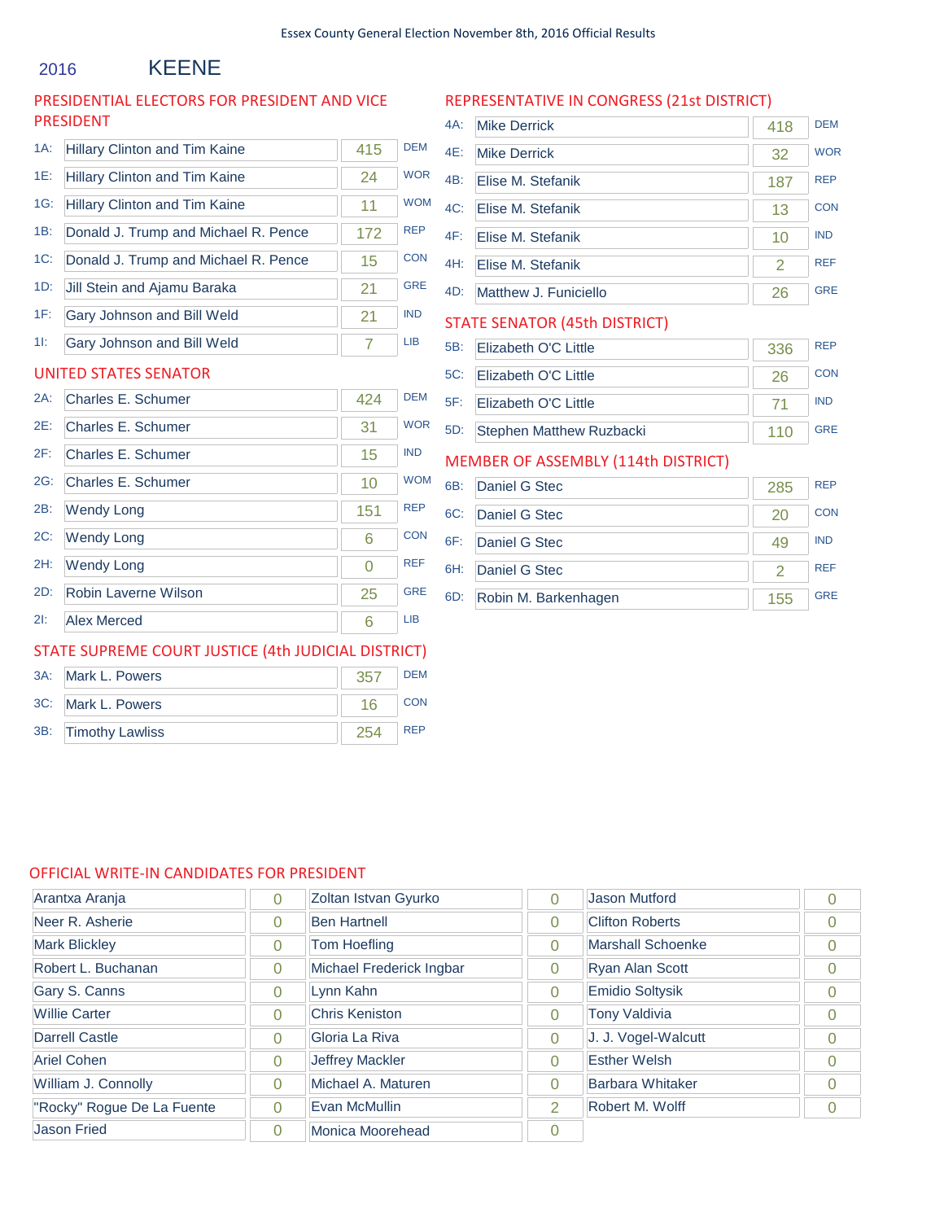Essex County General Election November 8th, 2016 Official Results

# 2016 KEENE

## PRESIDENTIAL ELECTORS FOR PRESIDENT AND VICE PRESIDENT

| Line | Candidate | Votes | Party |
|---|---|---|---|
| 1A: | Hillary Clinton and Tim Kaine | 415 | DEM |
| 1E: | Hillary Clinton and Tim Kaine | 24 | WOR |
| 1G: | Hillary Clinton and Tim Kaine | 11 | WOM |
| 1B: | Donald J. Trump and Michael R. Pence | 172 | REP |
| 1C: | Donald J. Trump and Michael R. Pence | 15 | CON |
| 1D: | Jill Stein and Ajamu Baraka | 21 | GRE |
| 1F: | Gary Johnson and Bill Weld | 21 | IND |
| 1I: | Gary Johnson and Bill Weld | 7 | LIB |

## UNITED STATES SENATOR

| Line | Candidate | Votes | Party |
|---|---|---|---|
| 2A: | Charles E. Schumer | 424 | DEM |
| 2E: | Charles E. Schumer | 31 | WOR |
| 2F: | Charles E. Schumer | 15 | IND |
| 2G: | Charles E. Schumer | 10 | WOM |
| 2B: | Wendy Long | 151 | REP |
| 2C: | Wendy Long | 6 | CON |
| 2H: | Wendy Long | 0 | REF |
| 2D: | Robin Laverne Wilson | 25 | GRE |
| 2I: | Alex Merced | 6 | LIB |

## STATE SUPREME COURT JUSTICE (4th JUDICIAL DISTRICT)

| Line | Candidate | Votes | Party |
|---|---|---|---|
| 3A: | Mark L. Powers | 357 | DEM |
| 3C: | Mark L. Powers | 16 | CON |
| 3B: | Timothy Lawliss | 254 | REP |

## REPRESENTATIVE IN CONGRESS (21st DISTRICT)

| Line | Candidate | Votes | Party |
|---|---|---|---|
| 4A: | Mike Derrick | 418 | DEM |
| 4E: | Mike Derrick | 32 | WOR |
| 4B: | Elise M. Stefanik | 187 | REP |
| 4C: | Elise M. Stefanik | 13 | CON |
| 4F: | Elise M. Stefanik | 10 | IND |
| 4H: | Elise M. Stefanik | 2 | REF |
| 4D: | Matthew J. Funiciello | 26 | GRE |

## STATE SENATOR (45th DISTRICT)

| Line | Candidate | Votes | Party |
|---|---|---|---|
| 5B: | Elizabeth O'C Little | 336 | REP |
| 5C: | Elizabeth O'C Little | 26 | CON |
| 5F: | Elizabeth O'C Little | 71 | IND |
| 5D: | Stephen Matthew Ruzbacki | 110 | GRE |

## MEMBER OF ASSEMBLY (114th DISTRICT)

| Line | Candidate | Votes | Party |
|---|---|---|---|
| 6B: | Daniel G Stec | 285 | REP |
| 6C: | Daniel G Stec | 20 | CON |
| 6F: | Daniel G Stec | 49 | IND |
| 6H: | Daniel G Stec | 2 | REF |
| 6D: | Robin M. Barkenhagen | 155 | GRE |

## OFFICIAL WRITE-IN CANDIDATES FOR PRESIDENT

| Candidate | Votes | Candidate | Votes | Candidate | Votes |
|---|---|---|---|---|---|
| Arantxa Aranja | 0 | Zoltan Istvan Gyurko | 0 | Jason Mutford | 0 |
| Neer R. Asherie | 0 | Ben Hartnell | 0 | Clifton Roberts | 0 |
| Mark Blickley | 0 | Tom Hoefling | 0 | Marshall Schoenke | 0 |
| Robert L. Buchanan | 0 | Michael Frederick Ingbar | 0 | Ryan Alan Scott | 0 |
| Gary S. Canns | 0 | Lynn Kahn | 0 | Emidio Soltysik | 0 |
| Willie Carter | 0 | Chris Keniston | 0 | Tony Valdivia | 0 |
| Darrell Castle | 0 | Gloria La Riva | 0 | J. J. Vogel-Walcutt | 0 |
| Ariel Cohen | 0 | Jeffrey Mackler | 0 | Esther Welsh | 0 |
| William J. Connolly | 0 | Michael A. Maturen | 0 | Barbara Whitaker | 0 |
| "Rocky" Rogue De La Fuente | 0 | Evan McMullin | 2 | Robert M. Wolff | 0 |
| Jason Fried | 0 | Monica Moorehead | 0 | | |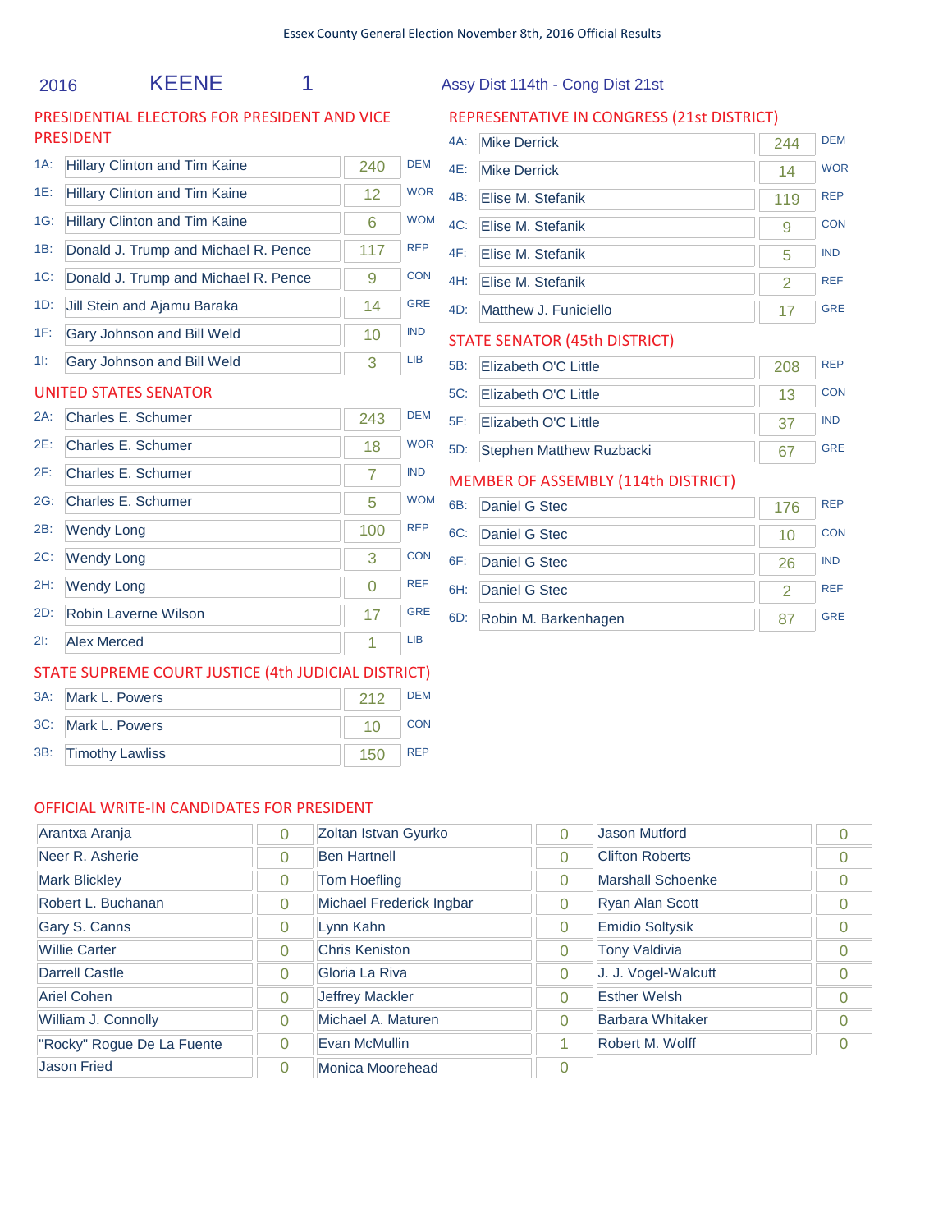Essex County General Election November 8th, 2016 Official Results

2016 KEENE 1 Assy Dist 114th - Cong Dist 21st

## PRESIDENTIAL ELECTORS FOR PRESIDENT AND VICE PRESIDENT

| | Candidate | Votes | Party |
|---|---|---|---|
| 1A: | Hillary Clinton and Tim Kaine | 240 | DEM |
| 1E: | Hillary Clinton and Tim Kaine | 12 | WOR |
| 1G: | Hillary Clinton and Tim Kaine | 6 | WOM |
| 1B: | Donald J. Trump and Michael R. Pence | 117 | REP |
| 1C: | Donald J. Trump and Michael R. Pence | 9 | CON |
| 1D: | Jill Stein and Ajamu Baraka | 14 | GRE |
| 1F: | Gary Johnson and Bill Weld | 10 | IND |
| 1I: | Gary Johnson and Bill Weld | 3 | LIB |

## UNITED STATES SENATOR

| | Candidate | Votes | Party |
|---|---|---|---|
| 2A: | Charles E. Schumer | 243 | DEM |
| 2E: | Charles E. Schumer | 18 | WOR |
| 2F: | Charles E. Schumer | 7 | IND |
| 2G: | Charles E. Schumer | 5 | WOM |
| 2B: | Wendy Long | 100 | REP |
| 2C: | Wendy Long | 3 | CON |
| 2H: | Wendy Long | 0 | REF |
| 2D: | Robin Laverne Wilson | 17 | GRE |
| 2I: | Alex Merced | 1 | LIB |

## STATE SUPREME COURT JUSTICE (4th JUDICIAL DISTRICT)

| | Candidate | Votes | Party |
|---|---|---|---|
| 3A: | Mark L. Powers | 212 | DEM |
| 3C: | Mark L. Powers | 10 | CON |
| 3B: | Timothy Lawliss | 150 | REP |

## REPRESENTATIVE IN CONGRESS (21st DISTRICT)

| | Candidate | Votes | Party |
|---|---|---|---|
| 4A: | Mike Derrick | 244 | DEM |
| 4E: | Mike Derrick | 14 | WOR |
| 4B: | Elise M. Stefanik | 119 | REP |
| 4C: | Elise M. Stefanik | 9 | CON |
| 4F: | Elise M. Stefanik | 5 | IND |
| 4H: | Elise M. Stefanik | 2 | REF |
| 4D: | Matthew J. Funiciello | 17 | GRE |

## STATE SENATOR (45th DISTRICT)

| | Candidate | Votes | Party |
|---|---|---|---|
| 5B: | Elizabeth O'C Little | 208 | REP |
| 5C: | Elizabeth O'C Little | 13 | CON |
| 5F: | Elizabeth O'C Little | 37 | IND |
| 5D: | Stephen Matthew Ruzbacki | 67 | GRE |

## MEMBER OF ASSEMBLY (114th DISTRICT)

| | Candidate | Votes | Party |
|---|---|---|---|
| 6B: | Daniel G Stec | 176 | REP |
| 6C: | Daniel G Stec | 10 | CON |
| 6F: | Daniel G Stec | 26 | IND |
| 6H: | Daniel G Stec | 2 | REF |
| 6D: | Robin M. Barkenhagen | 87 | GRE |

## OFFICIAL WRITE-IN CANDIDATES FOR PRESIDENT

| Candidate | Votes | Candidate | Votes | Candidate | Votes |
|---|---|---|---|---|---|
| Arantxa Aranja | 0 | Zoltan Istvan Gyurko | 0 | Jason Mutford | 0 |
| Neer R. Asherie | 0 | Ben Hartnell | 0 | Clifton Roberts | 0 |
| Mark Blickley | 0 | Tom Hoefling | 0 | Marshall Schoenke | 0 |
| Robert L. Buchanan | 0 | Michael Frederick Ingbar | 0 | Ryan Alan Scott | 0 |
| Gary S. Canns | 0 | Lynn Kahn | 0 | Emidio Soltysik | 0 |
| Willie Carter | 0 | Chris Keniston | 0 | Tony Valdivia | 0 |
| Darrell Castle | 0 | Gloria La Riva | 0 | J. J. Vogel-Walcutt | 0 |
| Ariel Cohen | 0 | Jeffrey Mackler | 0 | Esther Welsh | 0 |
| William J. Connolly | 0 | Michael A. Maturen | 0 | Barbara Whitaker | 0 |
| "Rocky" Rogue De La Fuente | 0 | Evan McMullin | 1 | Robert M. Wolff | 0 |
| Jason Fried | 0 | Monica Moorehead | 0 | | |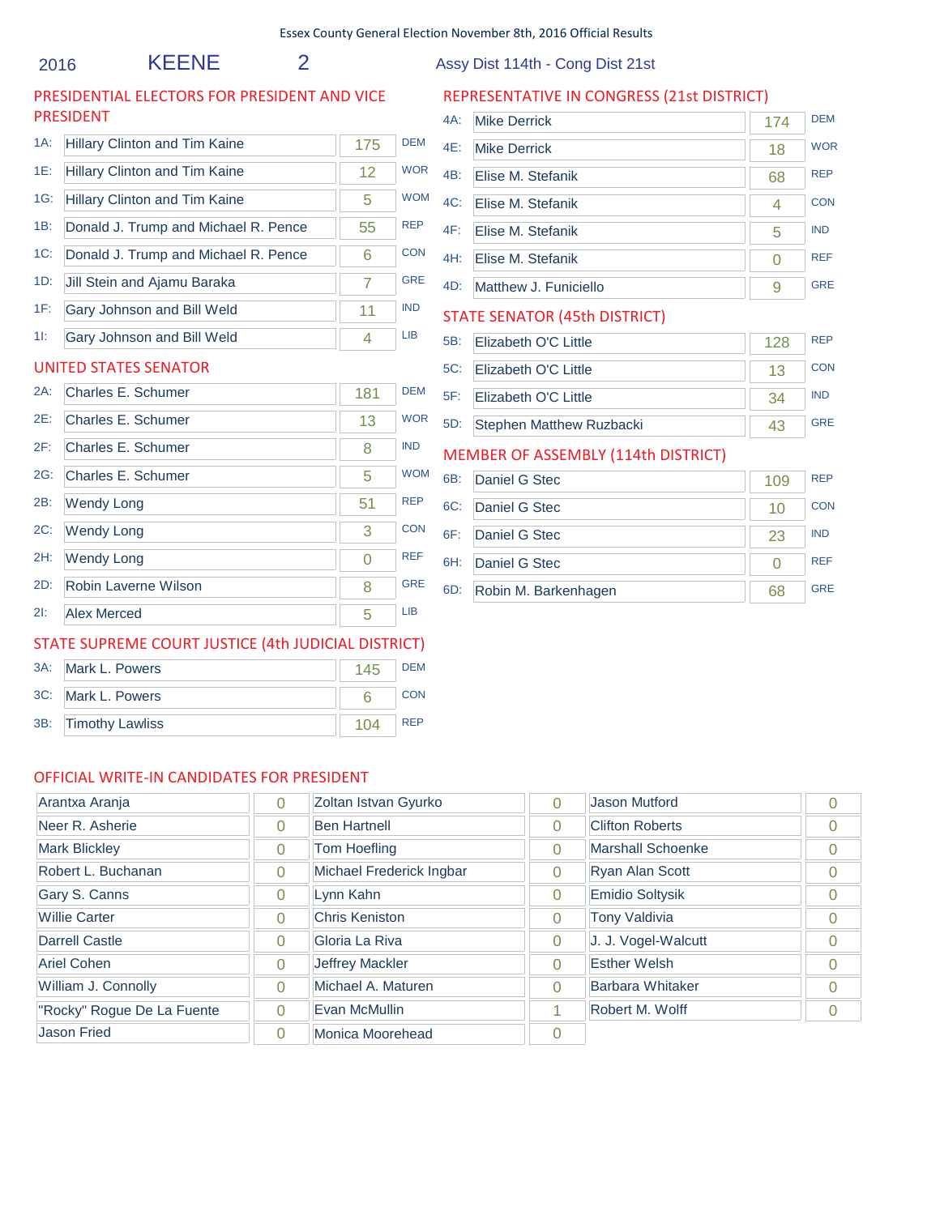Essex County General Election November 8th, 2016 Official Results

2016 KEENE 2 Assy Dist 114th - Cong Dist 21st

## PRESIDENTIAL ELECTORS FOR PRESIDENT AND VICE PRESIDENT

| Line | Candidate | Votes | Party |
|---|---|---|---|
| 1A: | Hillary Clinton and Tim Kaine | 175 | DEM |
| 1E: | Hillary Clinton and Tim Kaine | 12 | WOR |
| 1G: | Hillary Clinton and Tim Kaine | 5 | WOM |
| 1B: | Donald J. Trump and Michael R. Pence | 55 | REP |
| 1C: | Donald J. Trump and Michael R. Pence | 6 | CON |
| 1D: | Jill Stein and Ajamu Baraka | 7 | GRE |
| 1F: | Gary Johnson and Bill Weld | 11 | IND |
| 1I: | Gary Johnson and Bill Weld | 4 | LIB |

## UNITED STATES SENATOR

| Line | Candidate | Votes | Party |
|---|---|---|---|
| 2A: | Charles E. Schumer | 181 | DEM |
| 2E: | Charles E. Schumer | 13 | WOR |
| 2F: | Charles E. Schumer | 8 | IND |
| 2G: | Charles E. Schumer | 5 | WOM |
| 2B: | Wendy Long | 51 | REP |
| 2C: | Wendy Long | 3 | CON |
| 2H: | Wendy Long | 0 | REF |
| 2D: | Robin Laverne Wilson | 8 | GRE |
| 2I: | Alex Merced | 5 | LIB |

## STATE SUPREME COURT JUSTICE (4th JUDICIAL DISTRICT)

| Line | Candidate | Votes | Party |
|---|---|---|---|
| 3A: | Mark L. Powers | 145 | DEM |
| 3C: | Mark L. Powers | 6 | CON |
| 3B: | Timothy Lawliss | 104 | REP |

## REPRESENTATIVE IN CONGRESS (21st DISTRICT)

| Line | Candidate | Votes | Party |
|---|---|---|---|
| 4A: | Mike Derrick | 174 | DEM |
| 4E: | Mike Derrick | 18 | WOR |
| 4B: | Elise M. Stefanik | 68 | REP |
| 4C: | Elise M. Stefanik | 4 | CON |
| 4F: | Elise M. Stefanik | 5 | IND |
| 4H: | Elise M. Stefanik | 0 | REF |
| 4D: | Matthew J. Funiciello | 9 | GRE |

## STATE SENATOR (45th DISTRICT)

| Line | Candidate | Votes | Party |
|---|---|---|---|
| 5B: | Elizabeth O'C Little | 128 | REP |
| 5C: | Elizabeth O'C Little | 13 | CON |
| 5F: | Elizabeth O'C Little | 34 | IND |
| 5D: | Stephen Matthew Ruzbacki | 43 | GRE |

## MEMBER OF ASSEMBLY (114th DISTRICT)

| Line | Candidate | Votes | Party |
|---|---|---|---|
| 6B: | Daniel G Stec | 109 | REP |
| 6C: | Daniel G Stec | 10 | CON |
| 6F: | Daniel G Stec | 23 | IND |
| 6H: | Daniel G Stec | 0 | REF |
| 6D: | Robin M. Barkenhagen | 68 | GRE |

## OFFICIAL WRITE-IN CANDIDATES FOR PRESIDENT

| Candidate | Votes | Candidate | Votes | Candidate | Votes |
|---|---|---|---|---|---|
| Arantxa Aranja | 0 | Zoltan Istvan Gyurko | 0 | Jason Mutford | 0 |
| Neer R. Asherie | 0 | Ben Hartnell | 0 | Clifton Roberts | 0 |
| Mark Blickley | 0 | Tom Hoefling | 0 | Marshall Schoenke | 0 |
| Robert L. Buchanan | 0 | Michael Frederick Ingbar | 0 | Ryan Alan Scott | 0 |
| Gary S. Canns | 0 | Lynn Kahn | 0 | Emidio Soltysik | 0 |
| Willie Carter | 0 | Chris Keniston | 0 | Tony Valdivia | 0 |
| Darrell Castle | 0 | Gloria La Riva | 0 | J. J. Vogel-Walcutt | 0 |
| Ariel Cohen | 0 | Jeffrey Mackler | 0 | Esther Welsh | 0 |
| William J. Connolly | 0 | Michael A. Maturen | 0 | Barbara Whitaker | 0 |
| "Rocky" Rogue De La Fuente | 0 | Evan McMullin | 1 | Robert M. Wolff | 0 |
| Jason Fried | 0 | Monica Moorehead | 0 | | |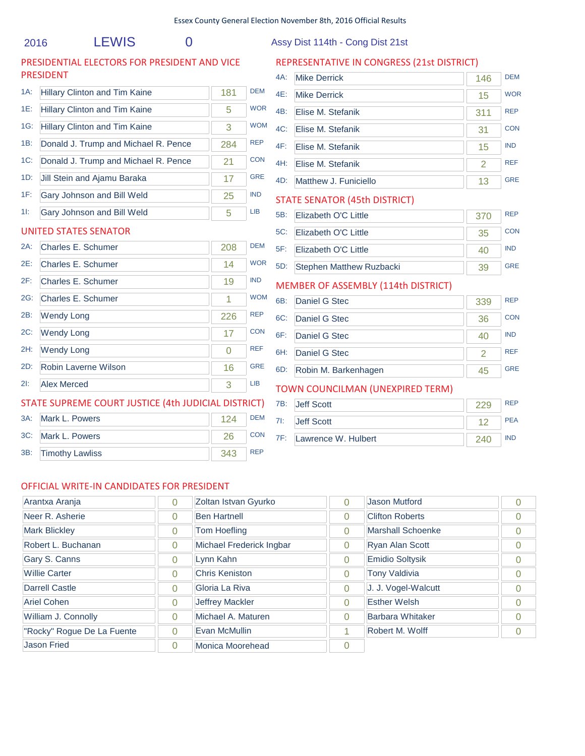Essex County General Election November 8th, 2016 Official Results

2016 LEWIS 0 Assy Dist 114th - Cong Dist 21st

## PRESIDENTIAL ELECTORS FOR PRESIDENT AND VICE PRESIDENT

| Line | Candidate | Votes | Party |
|---|---|---|---|
| 1A: | Hillary Clinton and Tim Kaine | 181 | DEM |
| 1E: | Hillary Clinton and Tim Kaine | 5 | WOR |
| 1G: | Hillary Clinton and Tim Kaine | 3 | WOM |
| 1B: | Donald J. Trump and Michael R. Pence | 284 | REP |
| 1C: | Donald J. Trump and Michael R. Pence | 21 | CON |
| 1D: | Jill Stein and Ajamu Baraka | 17 | GRE |
| 1F: | Gary Johnson and Bill Weld | 25 | IND |
| 1I: | Gary Johnson and Bill Weld | 5 | LIB |

## UNITED STATES SENATOR

| Line | Candidate | Votes | Party |
|---|---|---|---|
| 2A: | Charles E. Schumer | 208 | DEM |
| 2E: | Charles E. Schumer | 14 | WOR |
| 2F: | Charles E. Schumer | 19 | IND |
| 2G: | Charles E. Schumer | 1 | WOM |
| 2B: | Wendy Long | 226 | REP |
| 2C: | Wendy Long | 17 | CON |
| 2H: | Wendy Long | 0 | REF |
| 2D: | Robin Laverne Wilson | 16 | GRE |
| 2I: | Alex Merced | 3 | LIB |

## STATE SUPREME COURT JUSTICE (4th JUDICIAL DISTRICT)

| Line | Candidate | Votes | Party |
|---|---|---|---|
| 3A: | Mark L. Powers | 124 | DEM |
| 3C: | Mark L. Powers | 26 | CON |
| 3B: | Timothy Lawliss | 343 | REP |

## REPRESENTATIVE IN CONGRESS (21st DISTRICT)

| Line | Candidate | Votes | Party |
|---|---|---|---|
| 4A: | Mike Derrick | 146 | DEM |
| 4E: | Mike Derrick | 15 | WOR |
| 4B: | Elise M. Stefanik | 311 | REP |
| 4C: | Elise M. Stefanik | 31 | CON |
| 4F: | Elise M. Stefanik | 15 | IND |
| 4H: | Elise M. Stefanik | 2 | REF |
| 4D: | Matthew J. Funiciello | 13 | GRE |

## STATE SENATOR (45th DISTRICT)

| Line | Candidate | Votes | Party |
|---|---|---|---|
| 5B: | Elizabeth O'C Little | 370 | REP |
| 5C: | Elizabeth O'C Little | 35 | CON |
| 5F: | Elizabeth O'C Little | 40 | IND |
| 5D: | Stephen Matthew Ruzbacki | 39 | GRE |

## MEMBER OF ASSEMBLY (114th DISTRICT)

| Line | Candidate | Votes | Party |
|---|---|---|---|
| 6B: | Daniel G Stec | 339 | REP |
| 6C: | Daniel G Stec | 36 | CON |
| 6F: | Daniel G Stec | 40 | IND |
| 6H: | Daniel G Stec | 2 | REF |
| 6D: | Robin M. Barkenhagen | 45 | GRE |

## TOWN COUNCILMAN (UNEXPIRED TERM)

| Line | Candidate | Votes | Party |
|---|---|---|---|
| 7B: | Jeff Scott | 229 | REP |
| 7I: | Jeff Scott | 12 | PEA |
| 7F: | Lawrence W. Hulbert | 240 | IND |

## OFFICIAL WRITE-IN CANDIDATES FOR PRESIDENT

| Candidate | Votes | Candidate | Votes | Candidate | Votes |
|---|---|---|---|---|---|
| Arantxa Aranja | 0 | Zoltan Istvan Gyurko | 0 | Jason Mutford | 0 |
| Neer R. Asherie | 0 | Ben Hartnell | 0 | Clifton Roberts | 0 |
| Mark Blickley | 0 | Tom Hoefling | 0 | Marshall Schoenke | 0 |
| Robert L. Buchanan | 0 | Michael Frederick Ingbar | 0 | Ryan Alan Scott | 0 |
| Gary S. Canns | 0 | Lynn Kahn | 0 | Emidio Soltysik | 0 |
| Willie Carter | 0 | Chris Keniston | 0 | Tony Valdivia | 0 |
| Darrell Castle | 0 | Gloria La Riva | 0 | J. J. Vogel-Walcutt | 0 |
| Ariel Cohen | 0 | Jeffrey Mackler | 0 | Esther Welsh | 0 |
| William J. Connolly | 0 | Michael A. Maturen | 0 | Barbara Whitaker | 0 |
| "Rocky" Rogue De La Fuente | 0 | Evan McMullin | 1 | Robert M. Wolff | 0 |
| Jason Fried | 0 | Monica Moorehead | 0 | | |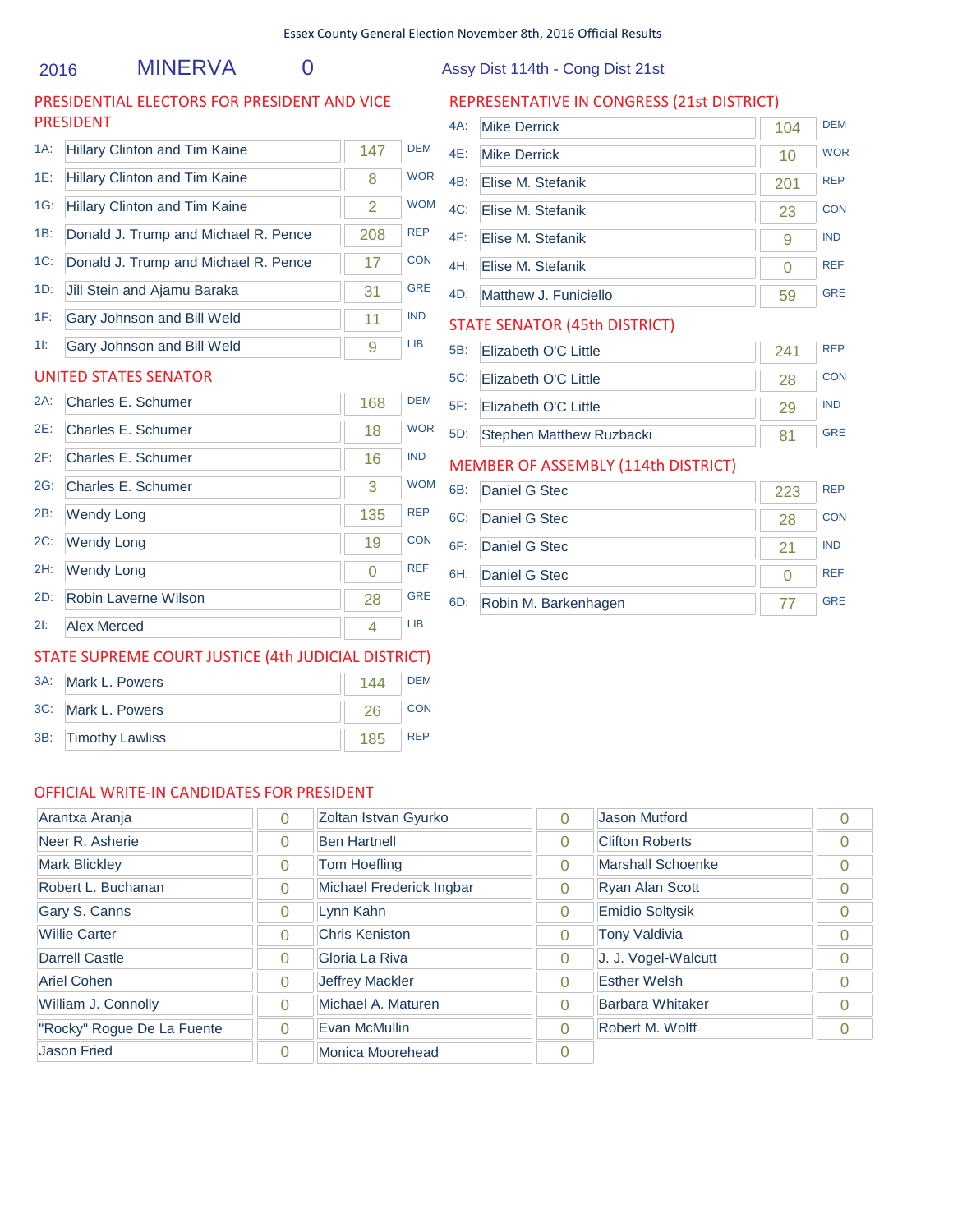Essex County General Election November 8th, 2016 Official Results

2016 MINERVA 0 Assy Dist 114th - Cong Dist 21st

## PRESIDENTIAL ELECTORS FOR PRESIDENT AND VICE PRESIDENT

| | Candidate | Votes | Party |
|---|---|---|---|
| 1A: | Hillary Clinton and Tim Kaine | 147 | DEM |
| 1E: | Hillary Clinton and Tim Kaine | 8 | WOR |
| 1G: | Hillary Clinton and Tim Kaine | 2 | WOM |
| 1B: | Donald J. Trump and Michael R. Pence | 208 | REP |
| 1C: | Donald J. Trump and Michael R. Pence | 17 | CON |
| 1D: | Jill Stein and Ajamu Baraka | 31 | GRE |
| 1F: | Gary Johnson and Bill Weld | 11 | IND |
| 1I: | Gary Johnson and Bill Weld | 9 | LIB |

## UNITED STATES SENATOR

| | Candidate | Votes | Party |
|---|---|---|---|
| 2A: | Charles E. Schumer | 168 | DEM |
| 2E: | Charles E. Schumer | 18 | WOR |
| 2F: | Charles E. Schumer | 16 | IND |
| 2G: | Charles E. Schumer | 3 | WOM |
| 2B: | Wendy Long | 135 | REP |
| 2C: | Wendy Long | 19 | CON |
| 2H: | Wendy Long | 0 | REF |
| 2D: | Robin Laverne Wilson | 28 | GRE |
| 2I: | Alex Merced | 4 | LIB |

## STATE SUPREME COURT JUSTICE (4th JUDICIAL DISTRICT)

| | Candidate | Votes | Party |
|---|---|---|---|
| 3A: | Mark L. Powers | 144 | DEM |
| 3C: | Mark L. Powers | 26 | CON |
| 3B: | Timothy Lawliss | 185 | REP |

## REPRESENTATIVE IN CONGRESS (21st DISTRICT)

| | Candidate | Votes | Party |
|---|---|---|---|
| 4A: | Mike Derrick | 104 | DEM |
| 4E: | Mike Derrick | 10 | WOR |
| 4B: | Elise M. Stefanik | 201 | REP |
| 4C: | Elise M. Stefanik | 23 | CON |
| 4F: | Elise M. Stefanik | 9 | IND |
| 4H: | Elise M. Stefanik | 0 | REF |
| 4D: | Matthew J. Funiciello | 59 | GRE |

## STATE SENATOR (45th DISTRICT)

| | Candidate | Votes | Party |
|---|---|---|---|
| 5B: | Elizabeth O'C Little | 241 | REP |
| 5C: | Elizabeth O'C Little | 28 | CON |
| 5F: | Elizabeth O'C Little | 29 | IND |
| 5D: | Stephen Matthew Ruzbacki | 81 | GRE |

## MEMBER OF ASSEMBLY (114th DISTRICT)

| | Candidate | Votes | Party |
|---|---|---|---|
| 6B: | Daniel G Stec | 223 | REP |
| 6C: | Daniel G Stec | 28 | CON |
| 6F: | Daniel G Stec | 21 | IND |
| 6H: | Daniel G Stec | 0 | REF |
| 6D: | Robin M. Barkenhagen | 77 | GRE |

## OFFICIAL WRITE-IN CANDIDATES FOR PRESIDENT

| Candidate | Votes | Candidate | Votes | Candidate | Votes |
|---|---|---|---|---|---|
| Arantxa Aranja | 0 | Zoltan Istvan Gyurko | 0 | Jason Mutford | 0 |
| Neer R. Asherie | 0 | Ben Hartnell | 0 | Clifton Roberts | 0 |
| Mark Blickley | 0 | Tom Hoefling | 0 | Marshall Schoenke | 0 |
| Robert L. Buchanan | 0 | Michael Frederick Ingbar | 0 | Ryan Alan Scott | 0 |
| Gary S. Canns | 0 | Lynn Kahn | 0 | Emidio Soltysik | 0 |
| Willie Carter | 0 | Chris Keniston | 0 | Tony Valdivia | 0 |
| Darrell Castle | 0 | Gloria La Riva | 0 | J. J. Vogel-Walcutt | 0 |
| Ariel Cohen | 0 | Jeffrey Mackler | 0 | Esther Welsh | 0 |
| William J. Connolly | 0 | Michael A. Maturen | 0 | Barbara Whitaker | 0 |
| "Rocky" Rogue De La Fuente | 0 | Evan McMullin | 0 | Robert M. Wolff | 0 |
| Jason Fried | 0 | Monica Moorehead | 0 | | |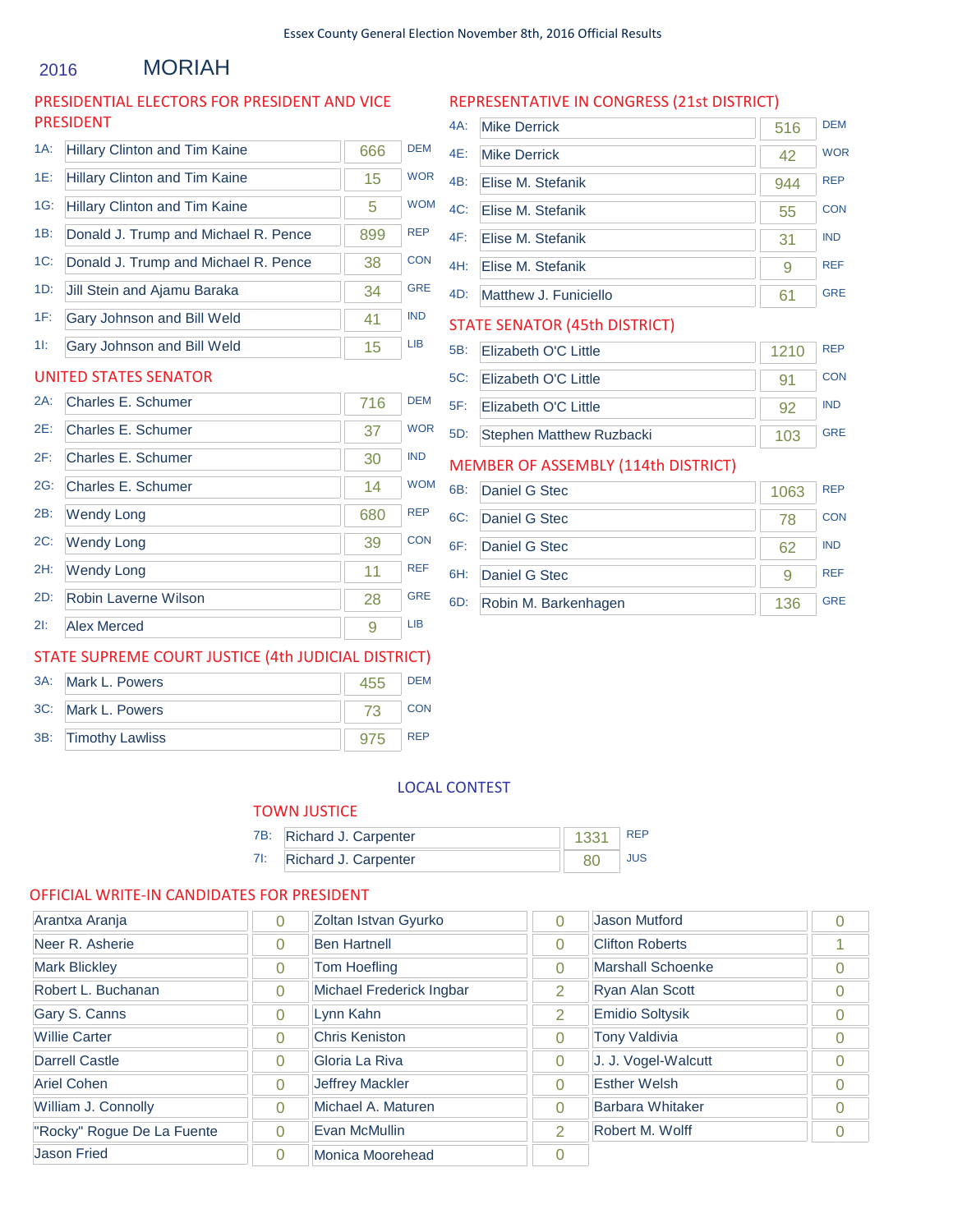Essex County General Election November 8th, 2016 Official Results

# 2016 MORIAH

## PRESIDENTIAL ELECTORS FOR PRESIDENT AND VICE PRESIDENT

| Line | Candidate | Votes | Party |
|---|---|---|---|
| 1A: | Hillary Clinton and Tim Kaine | 666 | DEM |
| 1E: | Hillary Clinton and Tim Kaine | 15 | WOR |
| 1G: | Hillary Clinton and Tim Kaine | 5 | WOM |
| 1B: | Donald J. Trump and Michael R. Pence | 899 | REP |
| 1C: | Donald J. Trump and Michael R. Pence | 38 | CON |
| 1D: | Jill Stein and Ajamu Baraka | 34 | GRE |
| 1F: | Gary Johnson and Bill Weld | 41 | IND |
| 1I: | Gary Johnson and Bill Weld | 15 | LIB |

## UNITED STATES SENATOR

| Line | Candidate | Votes | Party |
|---|---|---|---|
| 2A: | Charles E. Schumer | 716 | DEM |
| 2E: | Charles E. Schumer | 37 | WOR |
| 2F: | Charles E. Schumer | 30 | IND |
| 2G: | Charles E. Schumer | 14 | WOM |
| 2B: | Wendy Long | 680 | REP |
| 2C: | Wendy Long | 39 | CON |
| 2H: | Wendy Long | 11 | REF |
| 2D: | Robin Laverne Wilson | 28 | GRE |
| 2I: | Alex Merced | 9 | LIB |

## STATE SUPREME COURT JUSTICE (4th JUDICIAL DISTRICT)

| Line | Candidate | Votes | Party |
|---|---|---|---|
| 3A: | Mark L. Powers | 455 | DEM |
| 3C: | Mark L. Powers | 73 | CON |
| 3B: | Timothy Lawliss | 975 | REP |

## REPRESENTATIVE IN CONGRESS (21st DISTRICT)

| Line | Candidate | Votes | Party |
|---|---|---|---|
| 4A: | Mike Derrick | 516 | DEM |
| 4E: | Mike Derrick | 42 | WOR |
| 4B: | Elise M. Stefanik | 944 | REP |
| 4C: | Elise M. Stefanik | 55 | CON |
| 4F: | Elise M. Stefanik | 31 | IND |
| 4H: | Elise M. Stefanik | 9 | REF |
| 4D: | Matthew J. Funiciello | 61 | GRE |

## STATE SENATOR (45th DISTRICT)

| Line | Candidate | Votes | Party |
|---|---|---|---|
| 5B: | Elizabeth O'C Little | 1210 | REP |
| 5C: | Elizabeth O'C Little | 91 | CON |
| 5F: | Elizabeth O'C Little | 92 | IND |
| 5D: | Stephen Matthew Ruzbacki | 103 | GRE |

## MEMBER OF ASSEMBLY (114th DISTRICT)

| Line | Candidate | Votes | Party |
|---|---|---|---|
| 6B: | Daniel G Stec | 1063 | REP |
| 6C: | Daniel G Stec | 78 | CON |
| 6F: | Daniel G Stec | 62 | IND |
| 6H: | Daniel G Stec | 9 | REF |
| 6D: | Robin M. Barkenhagen | 136 | GRE |

## LOCAL CONTEST

### TOWN JUSTICE

| Line | Candidate | Votes | Party |
|---|---|---|---|
| 7B: | Richard J. Carpenter | 1331 | REP |
| 7I: | Richard J. Carpenter | 80 | JUS |

## OFFICIAL WRITE-IN CANDIDATES FOR PRESIDENT

| Candidate | Votes | Candidate | Votes | Candidate | Votes |
|---|---|---|---|---|---|
| Arantxa Aranja | 0 | Zoltan Istvan Gyurko | 0 | Jason Mutford | 0 |
| Neer R. Asherie | 0 | Ben Hartnell | 0 | Clifton Roberts | 1 |
| Mark Blickley | 0 | Tom Hoefling | 0 | Marshall Schoenke | 0 |
| Robert L. Buchanan | 0 | Michael Frederick Ingbar | 2 | Ryan Alan Scott | 0 |
| Gary S. Canns | 0 | Lynn Kahn | 2 | Emidio Soltysik | 0 |
| Willie Carter | 0 | Chris Keniston | 0 | Tony Valdivia | 0 |
| Darrell Castle | 0 | Gloria La Riva | 0 | J. J. Vogel-Walcutt | 0 |
| Ariel Cohen | 0 | Jeffrey Mackler | 0 | Esther Welsh | 0 |
| William J. Connolly | 0 | Michael A. Maturen | 0 | Barbara Whitaker | 0 |
| "Rocky" Rogue De La Fuente | 0 | Evan McMullin | 2 | Robert M. Wolff | 0 |
| Jason Fried | 0 | Monica Moorehead | 0 | | |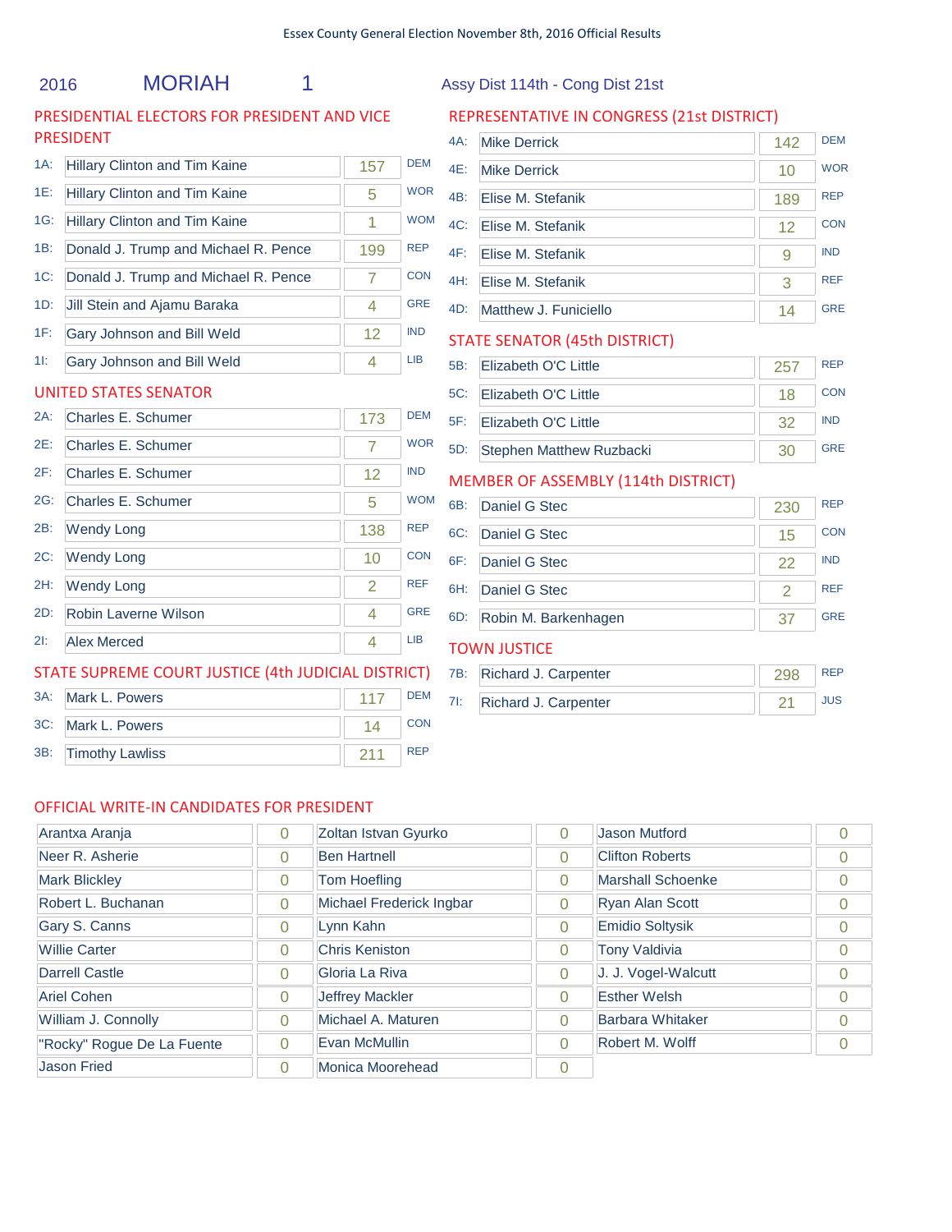Essex County General Election November 8th, 2016 Official Results

2016 MORIAH 1 Assy Dist 114th - Cong Dist 21st

## PRESIDENTIAL ELECTORS FOR PRESIDENT AND VICE PRESIDENT

| | Candidate | Votes | Party |
|---|---|---|---|
| 1A: | Hillary Clinton and Tim Kaine | 157 | DEM |
| 1E: | Hillary Clinton and Tim Kaine | 5 | WOR |
| 1G: | Hillary Clinton and Tim Kaine | 1 | WOM |
| 1B: | Donald J. Trump and Michael R. Pence | 199 | REP |
| 1C: | Donald J. Trump and Michael R. Pence | 7 | CON |
| 1D: | Jill Stein and Ajamu Baraka | 4 | GRE |
| 1F: | Gary Johnson and Bill Weld | 12 | IND |
| 1I: | Gary Johnson and Bill Weld | 4 | LIB |

## UNITED STATES SENATOR

| | Candidate | Votes | Party |
|---|---|---|---|
| 2A: | Charles E. Schumer | 173 | DEM |
| 2E: | Charles E. Schumer | 7 | WOR |
| 2F: | Charles E. Schumer | 12 | IND |
| 2G: | Charles E. Schumer | 5 | WOM |
| 2B: | Wendy Long | 138 | REP |
| 2C: | Wendy Long | 10 | CON |
| 2H: | Wendy Long | 2 | REF |
| 2D: | Robin Laverne Wilson | 4 | GRE |
| 2I: | Alex Merced | 4 | LIB |

## STATE SUPREME COURT JUSTICE (4th JUDICIAL DISTRICT)

| | Candidate | Votes | Party |
|---|---|---|---|
| 3A: | Mark L. Powers | 117 | DEM |
| 3C: | Mark L. Powers | 14 | CON |
| 3B: | Timothy Lawliss | 211 | REP |

## REPRESENTATIVE IN CONGRESS (21st DISTRICT)

| | Candidate | Votes | Party |
|---|---|---|---|
| 4A: | Mike Derrick | 142 | DEM |
| 4E: | Mike Derrick | 10 | WOR |
| 4B: | Elise M. Stefanik | 189 | REP |
| 4C: | Elise M. Stefanik | 12 | CON |
| 4F: | Elise M. Stefanik | 9 | IND |
| 4H: | Elise M. Stefanik | 3 | REF |
| 4D: | Matthew J. Funiciello | 14 | GRE |

## STATE SENATOR (45th DISTRICT)

| | Candidate | Votes | Party |
|---|---|---|---|
| 5B: | Elizabeth O'C Little | 257 | REP |
| 5C: | Elizabeth O'C Little | 18 | CON |
| 5F: | Elizabeth O'C Little | 32 | IND |
| 5D: | Stephen Matthew Ruzbacki | 30 | GRE |

## MEMBER OF ASSEMBLY (114th DISTRICT)

| | Candidate | Votes | Party |
|---|---|---|---|
| 6B: | Daniel G Stec | 230 | REP |
| 6C: | Daniel G Stec | 15 | CON |
| 6F: | Daniel G Stec | 22 | IND |
| 6H: | Daniel G Stec | 2 | REF |
| 6D: | Robin M. Barkenhagen | 37 | GRE |

## TOWN JUSTICE

| | Candidate | Votes | Party |
|---|---|---|---|
| 7B: | Richard J. Carpenter | 298 | REP |
| 7I: | Richard J. Carpenter | 21 | JUS |

## OFFICIAL WRITE-IN CANDIDATES FOR PRESIDENT

| Candidate | Votes | Candidate | Votes | Candidate | Votes |
|---|---|---|---|---|---|
| Arantxa Aranja | 0 | Zoltan Istvan Gyurko | 0 | Jason Mutford | 0 |
| Neer R. Asherie | 0 | Ben Hartnell | 0 | Clifton Roberts | 0 |
| Mark Blickley | 0 | Tom Hoefling | 0 | Marshall Schoenke | 0 |
| Robert L. Buchanan | 0 | Michael Frederick Ingbar | 0 | Ryan Alan Scott | 0 |
| Gary S. Canns | 0 | Lynn Kahn | 0 | Emidio Soltysik | 0 |
| Willie Carter | 0 | Chris Keniston | 0 | Tony Valdivia | 0 |
| Darrell Castle | 0 | Gloria La Riva | 0 | J. J. Vogel-Walcutt | 0 |
| Ariel Cohen | 0 | Jeffrey Mackler | 0 | Esther Welsh | 0 |
| William J. Connolly | 0 | Michael A. Maturen | 0 | Barbara Whitaker | 0 |
| "Rocky" Rogue De La Fuente | 0 | Evan McMullin | 0 | Robert M. Wolff | 0 |
| Jason Fried | 0 | Monica Moorehead | 0 | | |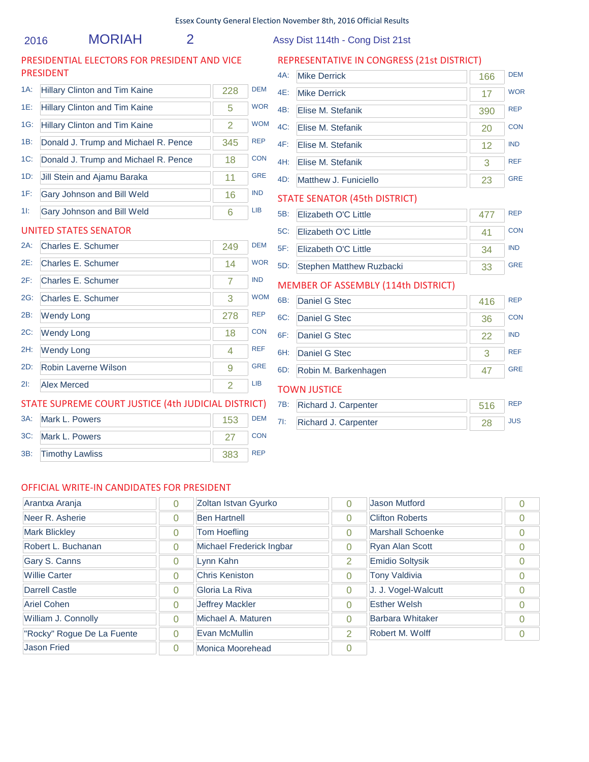Essex County General Election November 8th, 2016 Official Results

2016 MORIAH 2 Assy Dist 114th - Cong Dist 21st

## PRESIDENTIAL ELECTORS FOR PRESIDENT AND VICE PRESIDENT

| | Candidate | Votes | Party |
|---|---|---|---|
| 1A: | Hillary Clinton and Tim Kaine | 228 | DEM |
| 1E: | Hillary Clinton and Tim Kaine | 5 | WOR |
| 1G: | Hillary Clinton and Tim Kaine | 2 | WOM |
| 1B: | Donald J. Trump and Michael R. Pence | 345 | REP |
| 1C: | Donald J. Trump and Michael R. Pence | 18 | CON |
| 1D: | Jill Stein and Ajamu Baraka | 11 | GRE |
| 1F: | Gary Johnson and Bill Weld | 16 | IND |
| 1I: | Gary Johnson and Bill Weld | 6 | LIB |

## UNITED STATES SENATOR

| | Candidate | Votes | Party |
|---|---|---|---|
| 2A: | Charles E. Schumer | 249 | DEM |
| 2E: | Charles E. Schumer | 14 | WOR |
| 2F: | Charles E. Schumer | 7 | IND |
| 2G: | Charles E. Schumer | 3 | WOM |
| 2B: | Wendy Long | 278 | REP |
| 2C: | Wendy Long | 18 | CON |
| 2H: | Wendy Long | 4 | REF |
| 2D: | Robin Laverne Wilson | 9 | GRE |
| 2I: | Alex Merced | 2 | LIB |

## STATE SUPREME COURT JUSTICE (4th JUDICIAL DISTRICT)

| | Candidate | Votes | Party |
|---|---|---|---|
| 3A: | Mark L. Powers | 153 | DEM |
| 3C: | Mark L. Powers | 27 | CON |
| 3B: | Timothy Lawliss | 383 | REP |

## REPRESENTATIVE IN CONGRESS (21st DISTRICT)

| | Candidate | Votes | Party |
|---|---|---|---|
| 4A: | Mike Derrick | 166 | DEM |
| 4E: | Mike Derrick | 17 | WOR |
| 4B: | Elise M. Stefanik | 390 | REP |
| 4C: | Elise M. Stefanik | 20 | CON |
| 4F: | Elise M. Stefanik | 12 | IND |
| 4H: | Elise M. Stefanik | 3 | REF |
| 4D: | Matthew J. Funiciello | 23 | GRE |

## STATE SENATOR (45th DISTRICT)

| | Candidate | Votes | Party |
|---|---|---|---|
| 5B: | Elizabeth O'C Little | 477 | REP |
| 5C: | Elizabeth O'C Little | 41 | CON |
| 5F: | Elizabeth O'C Little | 34 | IND |
| 5D: | Stephen Matthew Ruzbacki | 33 | GRE |

## MEMBER OF ASSEMBLY (114th DISTRICT)

| | Candidate | Votes | Party |
|---|---|---|---|
| 6B: | Daniel G Stec | 416 | REP |
| 6C: | Daniel G Stec | 36 | CON |
| 6F: | Daniel G Stec | 22 | IND |
| 6H: | Daniel G Stec | 3 | REF |
| 6D: | Robin M. Barkenhagen | 47 | GRE |

## TOWN JUSTICE

| | Candidate | Votes | Party |
|---|---|---|---|
| 7B: | Richard J. Carpenter | 516 | REP |
| 7I: | Richard J. Carpenter | 28 | JUS |

## OFFICIAL WRITE-IN CANDIDATES FOR PRESIDENT

| Candidate | Votes | Candidate | Votes | Candidate | Votes |
|---|---|---|---|---|---|
| Arantxa Aranja | 0 | Zoltan Istvan Gyurko | 0 | Jason Mutford | 0 |
| Neer R. Asherie | 0 | Ben Hartnell | 0 | Clifton Roberts | 0 |
| Mark Blickley | 0 | Tom Hoefling | 0 | Marshall Schoenke | 0 |
| Robert L. Buchanan | 0 | Michael Frederick Ingbar | 0 | Ryan Alan Scott | 0 |
| Gary S. Canns | 0 | Lynn Kahn | 2 | Emidio Soltysik | 0 |
| Willie Carter | 0 | Chris Keniston | 0 | Tony Valdivia | 0 |
| Darrell Castle | 0 | Gloria La Riva | 0 | J. J. Vogel-Walcutt | 0 |
| Ariel Cohen | 0 | Jeffrey Mackler | 0 | Esther Welsh | 0 |
| William J. Connolly | 0 | Michael A. Maturen | 0 | Barbara Whitaker | 0 |
| "Rocky" Rogue De La Fuente | 0 | Evan McMullin | 2 | Robert M. Wolff | 0 |
| Jason Fried | 0 | Monica Moorehead | 0 | | |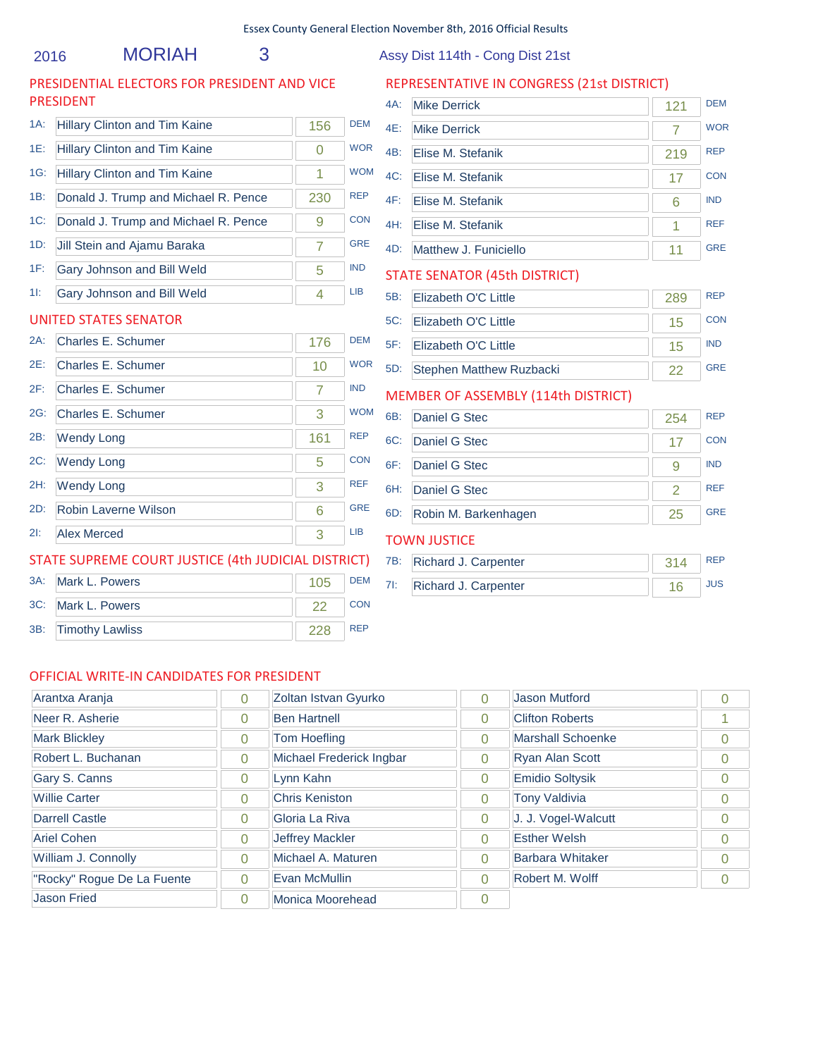Essex County General Election November 8th, 2016 Official Results

2016 MORIAH 3 Assy Dist 114th - Cong Dist 21st

## PRESIDENTIAL ELECTORS FOR PRESIDENT AND VICE PRESIDENT

| | Candidate | Votes | Party |
|---|---|---|---|
| 1A: | Hillary Clinton and Tim Kaine | 156 | DEM |
| 1E: | Hillary Clinton and Tim Kaine | 0 | WOR |
| 1G: | Hillary Clinton and Tim Kaine | 1 | WOM |
| 1B: | Donald J. Trump and Michael R. Pence | 230 | REP |
| 1C: | Donald J. Trump and Michael R. Pence | 9 | CON |
| 1D: | Jill Stein and Ajamu Baraka | 7 | GRE |
| 1F: | Gary Johnson and Bill Weld | 5 | IND |
| 1I: | Gary Johnson and Bill Weld | 4 | LIB |

## UNITED STATES SENATOR

| | Candidate | Votes | Party |
|---|---|---|---|
| 2A: | Charles E. Schumer | 176 | DEM |
| 2E: | Charles E. Schumer | 10 | WOR |
| 2F: | Charles E. Schumer | 7 | IND |
| 2G: | Charles E. Schumer | 3 | WOM |
| 2B: | Wendy Long | 161 | REP |
| 2C: | Wendy Long | 5 | CON |
| 2H: | Wendy Long | 3 | REF |
| 2D: | Robin Laverne Wilson | 6 | GRE |
| 2I: | Alex Merced | 3 | LIB |

## STATE SUPREME COURT JUSTICE (4th JUDICIAL DISTRICT)

| | Candidate | Votes | Party |
|---|---|---|---|
| 3A: | Mark L. Powers | 105 | DEM |
| 3C: | Mark L. Powers | 22 | CON |
| 3B: | Timothy Lawliss | 228 | REP |

## REPRESENTATIVE IN CONGRESS (21st DISTRICT)

| | Candidate | Votes | Party |
|---|---|---|---|
| 4A: | Mike Derrick | 121 | DEM |
| 4E: | Mike Derrick | 7 | WOR |
| 4B: | Elise M. Stefanik | 219 | REP |
| 4C: | Elise M. Stefanik | 17 | CON |
| 4F: | Elise M. Stefanik | 6 | IND |
| 4H: | Elise M. Stefanik | 1 | REF |
| 4D: | Matthew J. Funiciello | 11 | GRE |

## STATE SENATOR (45th DISTRICT)

| | Candidate | Votes | Party |
|---|---|---|---|
| 5B: | Elizabeth O'C Little | 289 | REP |
| 5C: | Elizabeth O'C Little | 15 | CON |
| 5F: | Elizabeth O'C Little | 15 | IND |
| 5D: | Stephen Matthew Ruzbacki | 22 | GRE |

## MEMBER OF ASSEMBLY (114th DISTRICT)

| | Candidate | Votes | Party |
|---|---|---|---|
| 6B: | Daniel G Stec | 254 | REP |
| 6C: | Daniel G Stec | 17 | CON |
| 6F: | Daniel G Stec | 9 | IND |
| 6H: | Daniel G Stec | 2 | REF |
| 6D: | Robin M. Barkenhagen | 25 | GRE |

## TOWN JUSTICE

| | Candidate | Votes | Party |
|---|---|---|---|
| 7B: | Richard J. Carpenter | 314 | REP |
| 7I: | Richard J. Carpenter | 16 | JUS |

## OFFICIAL WRITE-IN CANDIDATES FOR PRESIDENT

| Candidate | Votes | Candidate | Votes | Candidate | Votes |
|---|---|---|---|---|---|
| Arantxa Aranja | 0 | Zoltan Istvan Gyurko | 0 | Jason Mutford | 0 |
| Neer R. Asherie | 0 | Ben Hartnell | 0 | Clifton Roberts | 1 |
| Mark Blickley | 0 | Tom Hoefling | 0 | Marshall Schoenke | 0 |
| Robert L. Buchanan | 0 | Michael Frederick Ingbar | 0 | Ryan Alan Scott | 0 |
| Gary S. Canns | 0 | Lynn Kahn | 0 | Emidio Soltysik | 0 |
| Willie Carter | 0 | Chris Keniston | 0 | Tony Valdivia | 0 |
| Darrell Castle | 0 | Gloria La Riva | 0 | J. J. Vogel-Walcutt | 0 |
| Ariel Cohen | 0 | Jeffrey Mackler | 0 | Esther Welsh | 0 |
| William J. Connolly | 0 | Michael A. Maturen | 0 | Barbara Whitaker | 0 |
| "Rocky" Rogue De La Fuente | 0 | Evan McMullin | 0 | Robert M. Wolff | 0 |
| Jason Fried | 0 | Monica Moorehead | 0 | | |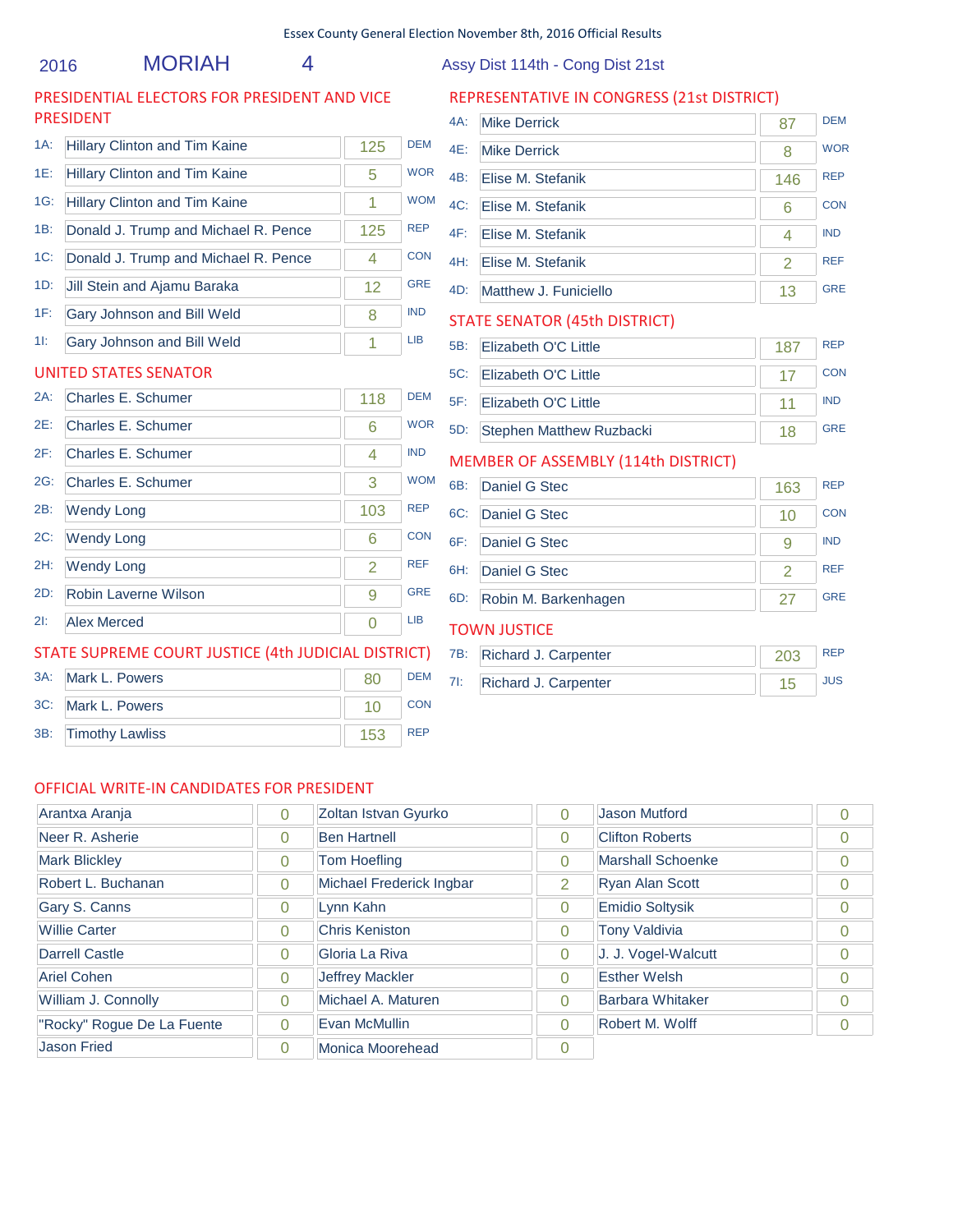Essex County General Election November 8th, 2016 Official Results

2016 MORIAH 4 Assy Dist 114th - Cong Dist 21st

## PRESIDENTIAL ELECTORS FOR PRESIDENT AND VICE PRESIDENT

| Line | Candidate | Votes | Party |
|---|---|---|---|
| 1A: | Hillary Clinton and Tim Kaine | 125 | DEM |
| 1E: | Hillary Clinton and Tim Kaine | 5 | WOR |
| 1G: | Hillary Clinton and Tim Kaine | 1 | WOM |
| 1B: | Donald J. Trump and Michael R. Pence | 125 | REP |
| 1C: | Donald J. Trump and Michael R. Pence | 4 | CON |
| 1D: | Jill Stein and Ajamu Baraka | 12 | GRE |
| 1F: | Gary Johnson and Bill Weld | 8 | IND |
| 1I: | Gary Johnson and Bill Weld | 1 | LIB |

## UNITED STATES SENATOR

| Line | Candidate | Votes | Party |
|---|---|---|---|
| 2A: | Charles E. Schumer | 118 | DEM |
| 2E: | Charles E. Schumer | 6 | WOR |
| 2F: | Charles E. Schumer | 4 | IND |
| 2G: | Charles E. Schumer | 3 | WOM |
| 2B: | Wendy Long | 103 | REP |
| 2C: | Wendy Long | 6 | CON |
| 2H: | Wendy Long | 2 | REF |
| 2D: | Robin Laverne Wilson | 9 | GRE |
| 2I: | Alex Merced | 0 | LIB |

## STATE SUPREME COURT JUSTICE (4th JUDICIAL DISTRICT)

| Line | Candidate | Votes | Party |
|---|---|---|---|
| 3A: | Mark L. Powers | 80 | DEM |
| 3C: | Mark L. Powers | 10 | CON |
| 3B: | Timothy Lawliss | 153 | REP |

## REPRESENTATIVE IN CONGRESS (21st DISTRICT)

| Line | Candidate | Votes | Party |
|---|---|---|---|
| 4A: | Mike Derrick | 87 | DEM |
| 4E: | Mike Derrick | 8 | WOR |
| 4B: | Elise M. Stefanik | 146 | REP |
| 4C: | Elise M. Stefanik | 6 | CON |
| 4F: | Elise M. Stefanik | 4 | IND |
| 4H: | Elise M. Stefanik | 2 | REF |
| 4D: | Matthew J. Funiciello | 13 | GRE |

## STATE SENATOR (45th DISTRICT)

| Line | Candidate | Votes | Party |
|---|---|---|---|
| 5B: | Elizabeth O'C Little | 187 | REP |
| 5C: | Elizabeth O'C Little | 17 | CON |
| 5F: | Elizabeth O'C Little | 11 | IND |
| 5D: | Stephen Matthew Ruzbacki | 18 | GRE |

## MEMBER OF ASSEMBLY (114th DISTRICT)

| Line | Candidate | Votes | Party |
|---|---|---|---|
| 6B: | Daniel G Stec | 163 | REP |
| 6C: | Daniel G Stec | 10 | CON |
| 6F: | Daniel G Stec | 9 | IND |
| 6H: | Daniel G Stec | 2 | REF |
| 6D: | Robin M. Barkenhagen | 27 | GRE |

## TOWN JUSTICE

| Line | Candidate | Votes | Party |
|---|---|---|---|
| 7B: | Richard J. Carpenter | 203 | REP |
| 7I: | Richard J. Carpenter | 15 | JUS |

## OFFICIAL WRITE-IN CANDIDATES FOR PRESIDENT

| Candidate | Votes | Candidate | Votes | Candidate | Votes |
|---|---|---|---|---|---|
| Arantxa Aranja | 0 | Zoltan Istvan Gyurko | 0 | Jason Mutford | 0 |
| Neer R. Asherie | 0 | Ben Hartnell | 0 | Clifton Roberts | 0 |
| Mark Blickley | 0 | Tom Hoefling | 0 | Marshall Schoenke | 0 |
| Robert L. Buchanan | 0 | Michael Frederick Ingbar | 2 | Ryan Alan Scott | 0 |
| Gary S. Canns | 0 | Lynn Kahn | 0 | Emidio Soltysik | 0 |
| Willie Carter | 0 | Chris Keniston | 0 | Tony Valdivia | 0 |
| Darrell Castle | 0 | Gloria La Riva | 0 | J. J. Vogel-Walcutt | 0 |
| Ariel Cohen | 0 | Jeffrey Mackler | 0 | Esther Welsh | 0 |
| William J. Connolly | 0 | Michael A. Maturen | 0 | Barbara Whitaker | 0 |
| "Rocky" Rogue De La Fuente | 0 | Evan McMullin | 0 | Robert M. Wolff | 0 |
| Jason Fried | 0 | Monica Moorehead | 0 | | |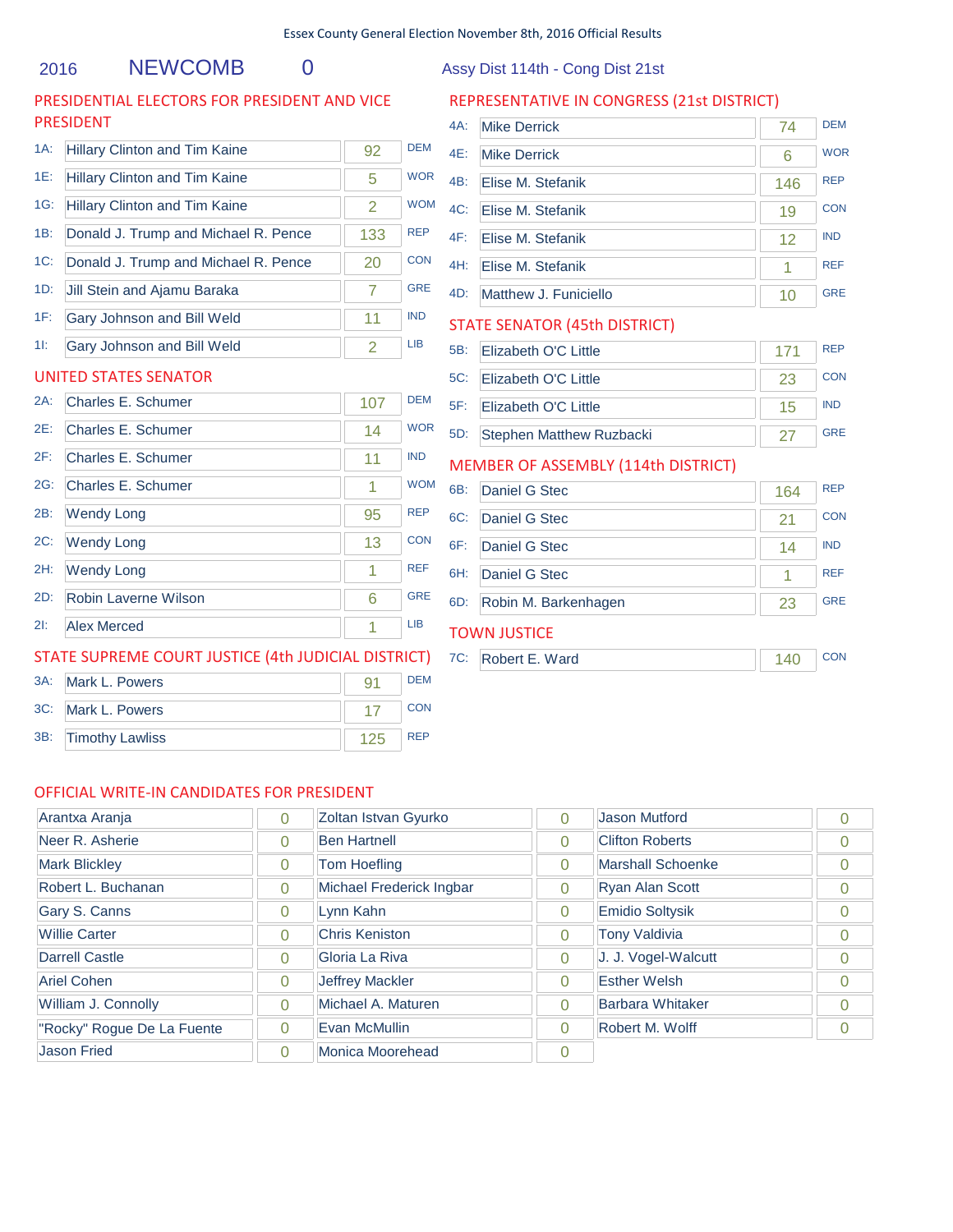Essex County General Election November 8th, 2016 Official Results

2016 NEWCOMB 0 Assy Dist 114th - Cong Dist 21st

## PRESIDENTIAL ELECTORS FOR PRESIDENT AND VICE PRESIDENT

| Line | Candidate | Votes | Party |
|---|---|---|---|
| 1A: | Hillary Clinton and Tim Kaine | 92 | DEM |
| 1E: | Hillary Clinton and Tim Kaine | 5 | WOR |
| 1G: | Hillary Clinton and Tim Kaine | 2 | WOM |
| 1B: | Donald J. Trump and Michael R. Pence | 133 | REP |
| 1C: | Donald J. Trump and Michael R. Pence | 20 | CON |
| 1D: | Jill Stein and Ajamu Baraka | 7 | GRE |
| 1F: | Gary Johnson and Bill Weld | 11 | IND |
| 1I: | Gary Johnson and Bill Weld | 2 | LIB |

## UNITED STATES SENATOR

| Line | Candidate | Votes | Party |
|---|---|---|---|
| 2A: | Charles E. Schumer | 107 | DEM |
| 2E: | Charles E. Schumer | 14 | WOR |
| 2F: | Charles E. Schumer | 11 | IND |
| 2G: | Charles E. Schumer | 1 | WOM |
| 2B: | Wendy Long | 95 | REP |
| 2C: | Wendy Long | 13 | CON |
| 2H: | Wendy Long | 1 | REF |
| 2D: | Robin Laverne Wilson | 6 | GRE |
| 2I: | Alex Merced | 1 | LIB |

## STATE SUPREME COURT JUSTICE (4th JUDICIAL DISTRICT)

| Line | Candidate | Votes | Party |
|---|---|---|---|
| 3A: | Mark L. Powers | 91 | DEM |
| 3C: | Mark L. Powers | 17 | CON |
| 3B: | Timothy Lawliss | 125 | REP |

## REPRESENTATIVE IN CONGRESS (21st DISTRICT)

| Line | Candidate | Votes | Party |
|---|---|---|---|
| 4A: | Mike Derrick | 74 | DEM |
| 4E: | Mike Derrick | 6 | WOR |
| 4B: | Elise M. Stefanik | 146 | REP |
| 4C: | Elise M. Stefanik | 19 | CON |
| 4F: | Elise M. Stefanik | 12 | IND |
| 4H: | Elise M. Stefanik | 1 | REF |
| 4D: | Matthew J. Funiciello | 10 | GRE |

## STATE SENATOR (45th DISTRICT)

| Line | Candidate | Votes | Party |
|---|---|---|---|
| 5B: | Elizabeth O'C Little | 171 | REP |
| 5C: | Elizabeth O'C Little | 23 | CON |
| 5F: | Elizabeth O'C Little | 15 | IND |
| 5D: | Stephen Matthew Ruzbacki | 27 | GRE |

## MEMBER OF ASSEMBLY (114th DISTRICT)

| Line | Candidate | Votes | Party |
|---|---|---|---|
| 6B: | Daniel G Stec | 164 | REP |
| 6C: | Daniel G Stec | 21 | CON |
| 6F: | Daniel G Stec | 14 | IND |
| 6H: | Daniel G Stec | 1 | REF |
| 6D: | Robin M. Barkenhagen | 23 | GRE |

## TOWN JUSTICE

| Line | Candidate | Votes | Party |
|---|---|---|---|
| 7C: | Robert E. Ward | 140 | CON |

## OFFICIAL WRITE-IN CANDIDATES FOR PRESIDENT

| Candidate | Votes | Candidate | Votes | Candidate | Votes |
|---|---|---|---|---|---|
| Arantxa Aranja | 0 | Zoltan Istvan Gyurko | 0 | Jason Mutford | 0 |
| Neer R. Asherie | 0 | Ben Hartnell | 0 | Clifton Roberts | 0 |
| Mark Blickley | 0 | Tom Hoefling | 0 | Marshall Schoenke | 0 |
| Robert L. Buchanan | 0 | Michael Frederick Ingbar | 0 | Ryan Alan Scott | 0 |
| Gary S. Canns | 0 | Lynn Kahn | 0 | Emidio Soltysik | 0 |
| Willie Carter | 0 | Chris Keniston | 0 | Tony Valdivia | 0 |
| Darrell Castle | 0 | Gloria La Riva | 0 | J. J. Vogel-Walcutt | 0 |
| Ariel Cohen | 0 | Jeffrey Mackler | 0 | Esther Welsh | 0 |
| William J. Connolly | 0 | Michael A. Maturen | 0 | Barbara Whitaker | 0 |
| "Rocky" Rogue De La Fuente | 0 | Evan McMullin | 0 | Robert M. Wolff | 0 |
| Jason Fried | 0 | Monica Moorehead | 0 | | |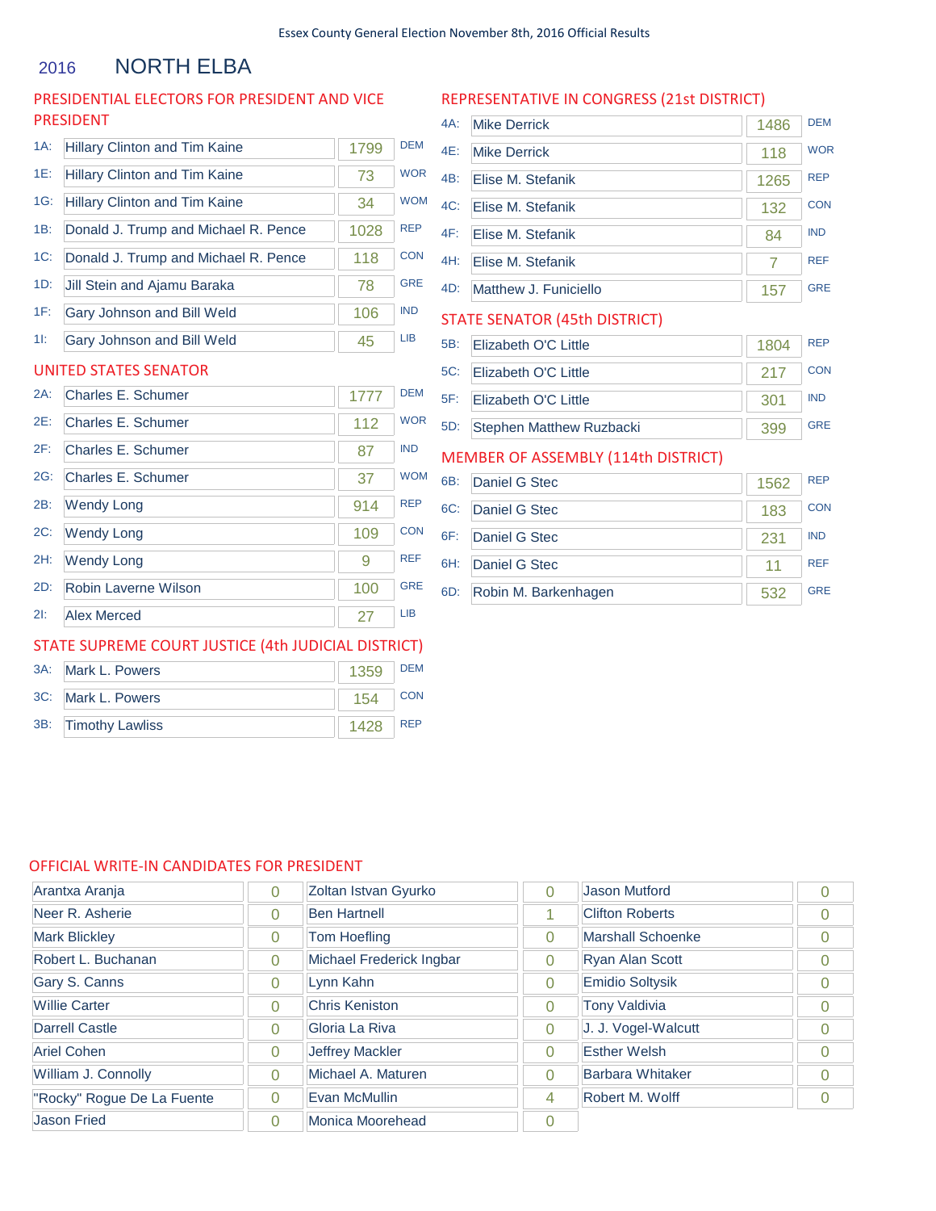Essex County General Election November 8th, 2016 Official Results

# 2016 NORTH ELBA

## PRESIDENTIAL ELECTORS FOR PRESIDENT AND VICE PRESIDENT

| Line | Candidate | Votes | Party |
|---|---|---|---|
| 1A: | Hillary Clinton and Tim Kaine | 1799 | DEM |
| 1E: | Hillary Clinton and Tim Kaine | 73 | WOR |
| 1G: | Hillary Clinton and Tim Kaine | 34 | WOM |
| 1B: | Donald J. Trump and Michael R. Pence | 1028 | REP |
| 1C: | Donald J. Trump and Michael R. Pence | 118 | CON |
| 1D: | Jill Stein and Ajamu Baraka | 78 | GRE |
| 1F: | Gary Johnson and Bill Weld | 106 | IND |
| 1I: | Gary Johnson and Bill Weld | 45 | LIB |

## UNITED STATES SENATOR

| Line | Candidate | Votes | Party |
|---|---|---|---|
| 2A: | Charles E. Schumer | 1777 | DEM |
| 2E: | Charles E. Schumer | 112 | WOR |
| 2F: | Charles E. Schumer | 87 | IND |
| 2G: | Charles E. Schumer | 37 | WOM |
| 2B: | Wendy Long | 914 | REP |
| 2C: | Wendy Long | 109 | CON |
| 2H: | Wendy Long | 9 | REF |
| 2D: | Robin Laverne Wilson | 100 | GRE |
| 2I: | Alex Merced | 27 | LIB |

## STATE SUPREME COURT JUSTICE (4th JUDICIAL DISTRICT)

| Line | Candidate | Votes | Party |
|---|---|---|---|
| 3A: | Mark L. Powers | 1359 | DEM |
| 3C: | Mark L. Powers | 154 | CON |
| 3B: | Timothy Lawliss | 1428 | REP |

## REPRESENTATIVE IN CONGRESS (21st DISTRICT)

| Line | Candidate | Votes | Party |
|---|---|---|---|
| 4A: | Mike Derrick | 1486 | DEM |
| 4E: | Mike Derrick | 118 | WOR |
| 4B: | Elise M. Stefanik | 1265 | REP |
| 4C: | Elise M. Stefanik | 132 | CON |
| 4F: | Elise M. Stefanik | 84 | IND |
| 4H: | Elise M. Stefanik | 7 | REF |
| 4D: | Matthew J. Funiciello | 157 | GRE |

## STATE SENATOR (45th DISTRICT)

| Line | Candidate | Votes | Party |
|---|---|---|---|
| 5B: | Elizabeth O'C Little | 1804 | REP |
| 5C: | Elizabeth O'C Little | 217 | CON |
| 5F: | Elizabeth O'C Little | 301 | IND |
| 5D: | Stephen Matthew Ruzbacki | 399 | GRE |

## MEMBER OF ASSEMBLY (114th DISTRICT)

| Line | Candidate | Votes | Party |
|---|---|---|---|
| 6B: | Daniel G Stec | 1562 | REP |
| 6C: | Daniel G Stec | 183 | CON |
| 6F: | Daniel G Stec | 231 | IND |
| 6H: | Daniel G Stec | 11 | REF |
| 6D: | Robin M. Barkenhagen | 532 | GRE |

## OFFICIAL WRITE-IN CANDIDATES FOR PRESIDENT

| Candidate | Votes | Candidate | Votes | Candidate | Votes |
|---|---|---|---|---|---|
| Arantxa Aranja | 0 | Zoltan Istvan Gyurko | 0 | Jason Mutford | 0 |
| Neer R. Asherie | 0 | Ben Hartnell | 1 | Clifton Roberts | 0 |
| Mark Blickley | 0 | Tom Hoefling | 0 | Marshall Schoenke | 0 |
| Robert L. Buchanan | 0 | Michael Frederick Ingbar | 0 | Ryan Alan Scott | 0 |
| Gary S. Canns | 0 | Lynn Kahn | 0 | Emidio Soltysik | 0 |
| Willie Carter | 0 | Chris Keniston | 0 | Tony Valdivia | 0 |
| Darrell Castle | 0 | Gloria La Riva | 0 | J. J. Vogel-Walcutt | 0 |
| Ariel Cohen | 0 | Jeffrey Mackler | 0 | Esther Welsh | 0 |
| William J. Connolly | 0 | Michael A. Maturen | 0 | Barbara Whitaker | 0 |
| "Rocky" Rogue De La Fuente | 0 | Evan McMullin | 4 | Robert M. Wolff | 0 |
| Jason Fried | 0 | Monica Moorehead | 0 | | |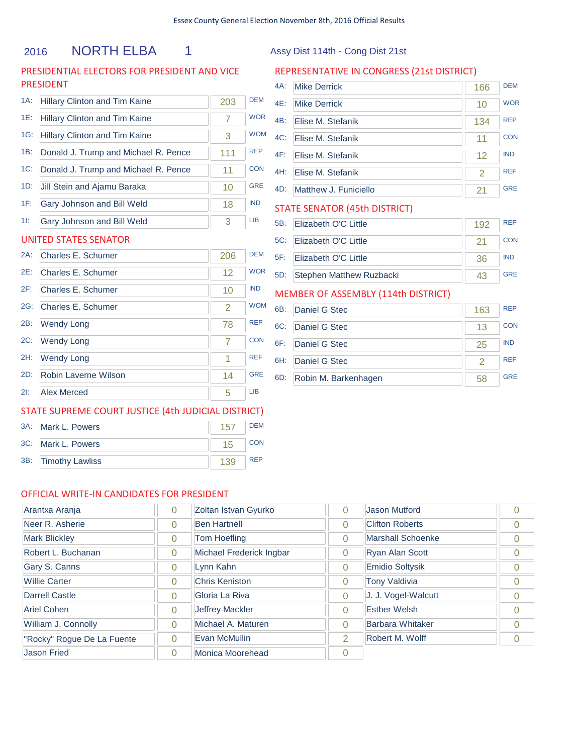Essex County General Election November 8th, 2016 Official Results

## 2016 NORTH ELBA 1

Assy Dist 114th - Cong Dist 21st

### PRESIDENTIAL ELECTORS FOR PRESIDENT AND VICE PRESIDENT

| Line | Candidate | Votes | Party |
|---|---|---|---|
| 1A: | Hillary Clinton and Tim Kaine | 203 | DEM |
| 1E: | Hillary Clinton and Tim Kaine | 7 | WOR |
| 1G: | Hillary Clinton and Tim Kaine | 3 | WOM |
| 1B: | Donald J. Trump and Michael R. Pence | 111 | REP |
| 1C: | Donald J. Trump and Michael R. Pence | 11 | CON |
| 1D: | Jill Stein and Ajamu Baraka | 10 | GRE |
| 1F: | Gary Johnson and Bill Weld | 18 | IND |
| 1I: | Gary Johnson and Bill Weld | 3 | LIB |

### UNITED STATES SENATOR

| Line | Candidate | Votes | Party |
|---|---|---|---|
| 2A: | Charles E. Schumer | 206 | DEM |
| 2E: | Charles E. Schumer | 12 | WOR |
| 2F: | Charles E. Schumer | 10 | IND |
| 2G: | Charles E. Schumer | 2 | WOM |
| 2B: | Wendy Long | 78 | REP |
| 2C: | Wendy Long | 7 | CON |
| 2H: | Wendy Long | 1 | REF |
| 2D: | Robin Laverne Wilson | 14 | GRE |
| 2I: | Alex Merced | 5 | LIB |

### STATE SUPREME COURT JUSTICE (4th JUDICIAL DISTRICT)

| Line | Candidate | Votes | Party |
|---|---|---|---|
| 3A: | Mark L. Powers | 157 | DEM |
| 3C: | Mark L. Powers | 15 | CON |
| 3B: | Timothy Lawliss | 139 | REP |

### REPRESENTATIVE IN CONGRESS (21st DISTRICT)

| Line | Candidate | Votes | Party |
|---|---|---|---|
| 4A: | Mike Derrick | 166 | DEM |
| 4E: | Mike Derrick | 10 | WOR |
| 4B: | Elise M. Stefanik | 134 | REP |
| 4C: | Elise M. Stefanik | 11 | CON |
| 4F: | Elise M. Stefanik | 12 | IND |
| 4H: | Elise M. Stefanik | 2 | REF |
| 4D: | Matthew J. Funiciello | 21 | GRE |

### STATE SENATOR (45th DISTRICT)

| Line | Candidate | Votes | Party |
|---|---|---|---|
| 5B: | Elizabeth O'C Little | 192 | REP |
| 5C: | Elizabeth O'C Little | 21 | CON |
| 5F: | Elizabeth O'C Little | 36 | IND |
| 5D: | Stephen Matthew Ruzbacki | 43 | GRE |

### MEMBER OF ASSEMBLY (114th DISTRICT)

| Line | Candidate | Votes | Party |
|---|---|---|---|
| 6B: | Daniel G Stec | 163 | REP |
| 6C: | Daniel G Stec | 13 | CON |
| 6F: | Daniel G Stec | 25 | IND |
| 6H: | Daniel G Stec | 2 | REF |
| 6D: | Robin M. Barkenhagen | 58 | GRE |

### OFFICIAL WRITE-IN CANDIDATES FOR PRESIDENT

| Candidate | Votes | Candidate | Votes | Candidate | Votes |
|---|---|---|---|---|---|
| Arantxa Aranja | 0 | Zoltan Istvan Gyurko | 0 | Jason Mutford | 0 |
| Neer R. Asherie | 0 | Ben Hartnell | 0 | Clifton Roberts | 0 |
| Mark Blickley | 0 | Tom Hoefling | 0 | Marshall Schoenke | 0 |
| Robert L. Buchanan | 0 | Michael Frederick Ingbar | 0 | Ryan Alan Scott | 0 |
| Gary S. Canns | 0 | Lynn Kahn | 0 | Emidio Soltysik | 0 |
| Willie Carter | 0 | Chris Keniston | 0 | Tony Valdivia | 0 |
| Darrell Castle | 0 | Gloria La Riva | 0 | J. J. Vogel-Walcutt | 0 |
| Ariel Cohen | 0 | Jeffrey Mackler | 0 | Esther Welsh | 0 |
| William J. Connolly | 0 | Michael A. Maturen | 0 | Barbara Whitaker | 0 |
| "Rocky" Rogue De La Fuente | 0 | Evan McMullin | 2 | Robert M. Wolff | 0 |
| Jason Fried | 0 | Monica Moorehead | 0 | | |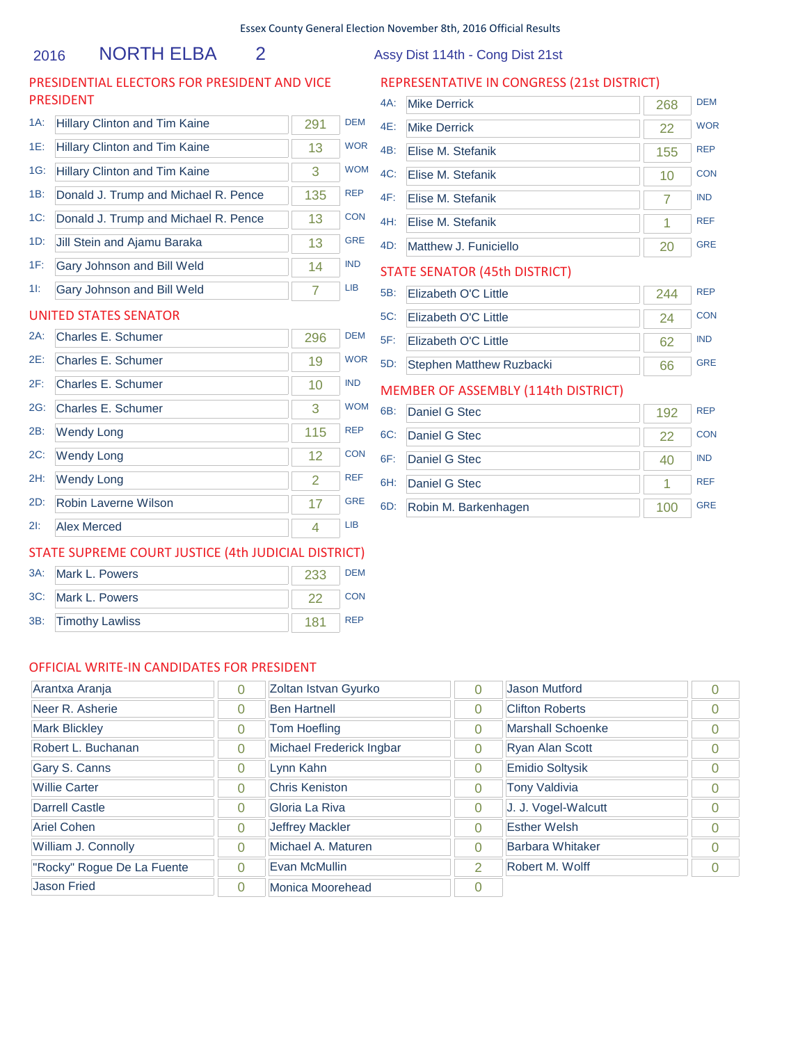Essex County General Election November 8th, 2016 Official Results

## 2016 NORTH ELBA 2

Assy Dist 114th - Cong Dist 21st

### PRESIDENTIAL ELECTORS FOR PRESIDENT AND VICE PRESIDENT

| | Candidate | Votes | Party |
|---|---|---|---|
| 1A: | Hillary Clinton and Tim Kaine | 291 | DEM |
| 1E: | Hillary Clinton and Tim Kaine | 13 | WOR |
| 1G: | Hillary Clinton and Tim Kaine | 3 | WOM |
| 1B: | Donald J. Trump and Michael R. Pence | 135 | REP |
| 1C: | Donald J. Trump and Michael R. Pence | 13 | CON |
| 1D: | Jill Stein and Ajamu Baraka | 13 | GRE |
| 1F: | Gary Johnson and Bill Weld | 14 | IND |
| 1I: | Gary Johnson and Bill Weld | 7 | LIB |

### UNITED STATES SENATOR

| | Candidate | Votes | Party |
|---|---|---|---|
| 2A: | Charles E. Schumer | 296 | DEM |
| 2E: | Charles E. Schumer | 19 | WOR |
| 2F: | Charles E. Schumer | 10 | IND |
| 2G: | Charles E. Schumer | 3 | WOM |
| 2B: | Wendy Long | 115 | REP |
| 2C: | Wendy Long | 12 | CON |
| 2H: | Wendy Long | 2 | REF |
| 2D: | Robin Laverne Wilson | 17 | GRE |
| 2I: | Alex Merced | 4 | LIB |

### STATE SUPREME COURT JUSTICE (4th JUDICIAL DISTRICT)

| | Candidate | Votes | Party |
|---|---|---|---|
| 3A: | Mark L. Powers | 233 | DEM |
| 3C: | Mark L. Powers | 22 | CON |
| 3B: | Timothy Lawliss | 181 | REP |

### REPRESENTATIVE IN CONGRESS (21st DISTRICT)

| | Candidate | Votes | Party |
|---|---|---|---|
| 4A: | Mike Derrick | 268 | DEM |
| 4E: | Mike Derrick | 22 | WOR |
| 4B: | Elise M. Stefanik | 155 | REP |
| 4C: | Elise M. Stefanik | 10 | CON |
| 4F: | Elise M. Stefanik | 7 | IND |
| 4H: | Elise M. Stefanik | 1 | REF |
| 4D: | Matthew J. Funiciello | 20 | GRE |

### STATE SENATOR (45th DISTRICT)

| | Candidate | Votes | Party |
|---|---|---|---|
| 5B: | Elizabeth O'C Little | 244 | REP |
| 5C: | Elizabeth O'C Little | 24 | CON |
| 5F: | Elizabeth O'C Little | 62 | IND |
| 5D: | Stephen Matthew Ruzbacki | 66 | GRE |

### MEMBER OF ASSEMBLY (114th DISTRICT)

| | Candidate | Votes | Party |
|---|---|---|---|
| 6B: | Daniel G Stec | 192 | REP |
| 6C: | Daniel G Stec | 22 | CON |
| 6F: | Daniel G Stec | 40 | IND |
| 6H: | Daniel G Stec | 1 | REF |
| 6D: | Robin M. Barkenhagen | 100 | GRE |

### OFFICIAL WRITE-IN CANDIDATES FOR PRESIDENT

| Candidate | Votes | Candidate | Votes | Candidate | Votes |
|---|---|---|---|---|---|
| Arantxa Aranja | 0 | Zoltan Istvan Gyurko | 0 | Jason Mutford | 0 |
| Neer R. Asherie | 0 | Ben Hartnell | 0 | Clifton Roberts | 0 |
| Mark Blickley | 0 | Tom Hoefling | 0 | Marshall Schoenke | 0 |
| Robert L. Buchanan | 0 | Michael Frederick Ingbar | 0 | Ryan Alan Scott | 0 |
| Gary S. Canns | 0 | Lynn Kahn | 0 | Emidio Soltysik | 0 |
| Willie Carter | 0 | Chris Keniston | 0 | Tony Valdivia | 0 |
| Darrell Castle | 0 | Gloria La Riva | 0 | J. J. Vogel-Walcutt | 0 |
| Ariel Cohen | 0 | Jeffrey Mackler | 0 | Esther Welsh | 0 |
| William J. Connolly | 0 | Michael A. Maturen | 0 | Barbara Whitaker | 0 |
| "Rocky" Rogue De La Fuente | 0 | Evan McMullin | 2 | Robert M. Wolff | 0 |
| Jason Fried | 0 | Monica Moorehead | 0 | | |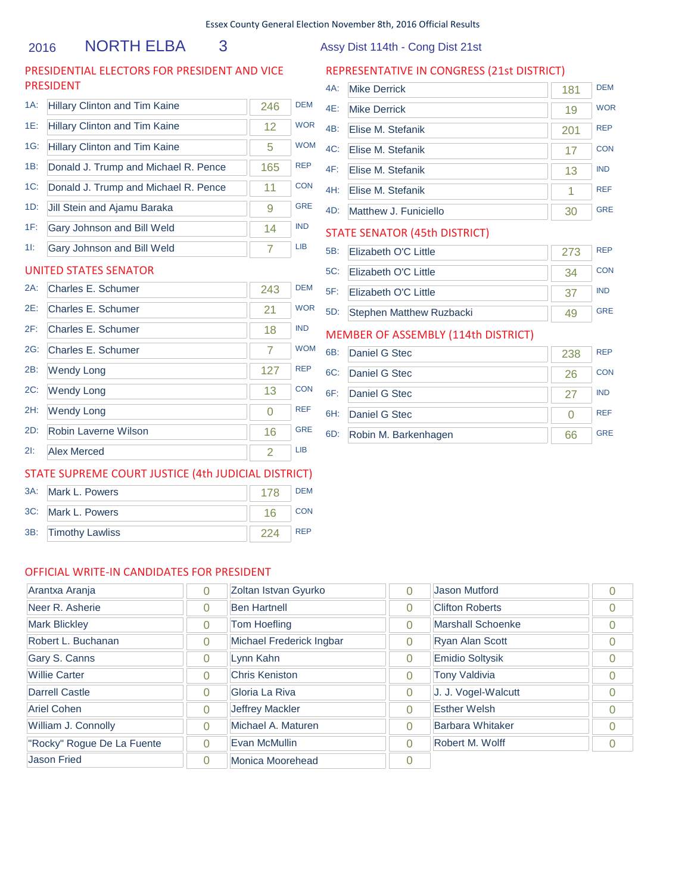Essex County General Election November 8th, 2016 Official Results

2016 NORTH ELBA 3 Assy Dist 114th - Cong Dist 21st

## PRESIDENTIAL ELECTORS FOR PRESIDENT AND VICE PRESIDENT

| Line | Candidate | Votes | Party |
|---|---|---|---|
| 1A: | Hillary Clinton and Tim Kaine | 246 | DEM |
| 1E: | Hillary Clinton and Tim Kaine | 12 | WOR |
| 1G: | Hillary Clinton and Tim Kaine | 5 | WOM |
| 1B: | Donald J. Trump and Michael R. Pence | 165 | REP |
| 1C: | Donald J. Trump and Michael R. Pence | 11 | CON |
| 1D: | Jill Stein and Ajamu Baraka | 9 | GRE |
| 1F: | Gary Johnson and Bill Weld | 14 | IND |
| 1I: | Gary Johnson and Bill Weld | 7 | LIB |

## UNITED STATES SENATOR

| Line | Candidate | Votes | Party |
|---|---|---|---|
| 2A: | Charles E. Schumer | 243 | DEM |
| 2E: | Charles E. Schumer | 21 | WOR |
| 2F: | Charles E. Schumer | 18 | IND |
| 2G: | Charles E. Schumer | 7 | WOM |
| 2B: | Wendy Long | 127 | REP |
| 2C: | Wendy Long | 13 | CON |
| 2H: | Wendy Long | 0 | REF |
| 2D: | Robin Laverne Wilson | 16 | GRE |
| 2I: | Alex Merced | 2 | LIB |

## STATE SUPREME COURT JUSTICE (4th JUDICIAL DISTRICT)

| Line | Candidate | Votes | Party |
|---|---|---|---|
| 3A: | Mark L. Powers | 178 | DEM |
| 3C: | Mark L. Powers | 16 | CON |
| 3B: | Timothy Lawliss | 224 | REP |

## REPRESENTATIVE IN CONGRESS (21st DISTRICT)

| Line | Candidate | Votes | Party |
|---|---|---|---|
| 4A: | Mike Derrick | 181 | DEM |
| 4E: | Mike Derrick | 19 | WOR |
| 4B: | Elise M. Stefanik | 201 | REP |
| 4C: | Elise M. Stefanik | 17 | CON |
| 4F: | Elise M. Stefanik | 13 | IND |
| 4H: | Elise M. Stefanik | 1 | REF |
| 4D: | Matthew J. Funiciello | 30 | GRE |

## STATE SENATOR (45th DISTRICT)

| Line | Candidate | Votes | Party |
|---|---|---|---|
| 5B: | Elizabeth O'C Little | 273 | REP |
| 5C: | Elizabeth O'C Little | 34 | CON |
| 5F: | Elizabeth O'C Little | 37 | IND |
| 5D: | Stephen Matthew Ruzbacki | 49 | GRE |

## MEMBER OF ASSEMBLY (114th DISTRICT)

| Line | Candidate | Votes | Party |
|---|---|---|---|
| 6B: | Daniel G Stec | 238 | REP |
| 6C: | Daniel G Stec | 26 | CON |
| 6F: | Daniel G Stec | 27 | IND |
| 6H: | Daniel G Stec | 0 | REF |
| 6D: | Robin M. Barkenhagen | 66 | GRE |

## OFFICIAL WRITE-IN CANDIDATES FOR PRESIDENT

| Candidate | Votes | Candidate | Votes | Candidate | Votes |
|---|---|---|---|---|---|
| Arantxa Aranja | 0 | Zoltan Istvan Gyurko | 0 | Jason Mutford | 0 |
| Neer R. Asherie | 0 | Ben Hartnell | 0 | Clifton Roberts | 0 |
| Mark Blickley | 0 | Tom Hoefling | 0 | Marshall Schoenke | 0 |
| Robert L. Buchanan | 0 | Michael Frederick Ingbar | 0 | Ryan Alan Scott | 0 |
| Gary S. Canns | 0 | Lynn Kahn | 0 | Emidio Soltysik | 0 |
| Willie Carter | 0 | Chris Keniston | 0 | Tony Valdivia | 0 |
| Darrell Castle | 0 | Gloria La Riva | 0 | J. J. Vogel-Walcutt | 0 |
| Ariel Cohen | 0 | Jeffrey Mackler | 0 | Esther Welsh | 0 |
| William J. Connolly | 0 | Michael A. Maturen | 0 | Barbara Whitaker | 0 |
| "Rocky" Rogue De La Fuente | 0 | Evan McMullin | 0 | Robert M. Wolff | 0 |
| Jason Fried | 0 | Monica Moorehead | 0 | | |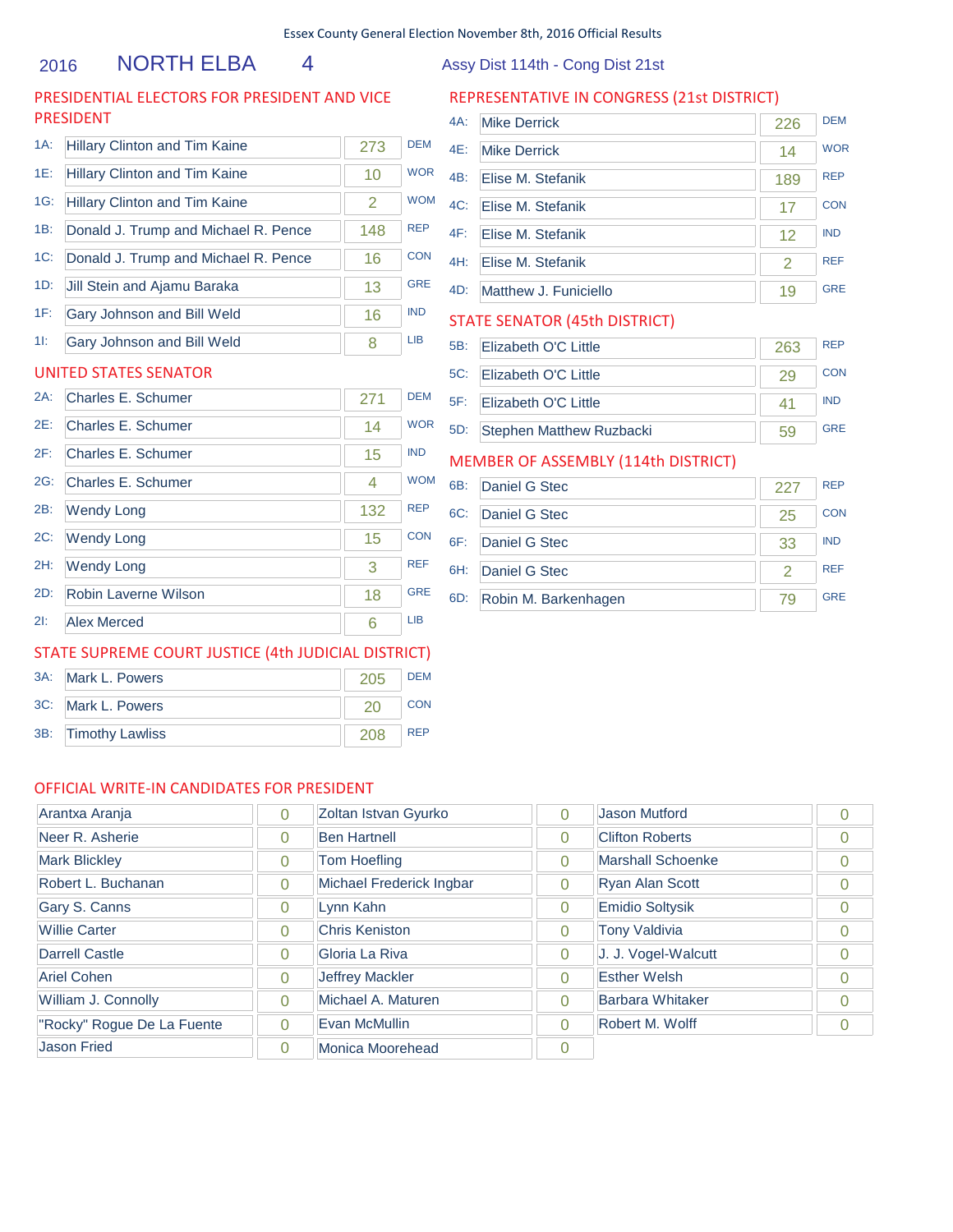Essex County General Election November 8th, 2016 Official Results

# 2016 NORTH ELBA 4

Assy Dist 114th - Cong Dist 21st

## PRESIDENTIAL ELECTORS FOR PRESIDENT AND VICE PRESIDENT

| Line | Candidate | Votes | Party |
|---|---|---|---|
| 1A: | Hillary Clinton and Tim Kaine | 273 | DEM |
| 1E: | Hillary Clinton and Tim Kaine | 10 | WOR |
| 1G: | Hillary Clinton and Tim Kaine | 2 | WOM |
| 1B: | Donald J. Trump and Michael R. Pence | 148 | REP |
| 1C: | Donald J. Trump and Michael R. Pence | 16 | CON |
| 1D: | Jill Stein and Ajamu Baraka | 13 | GRE |
| 1F: | Gary Johnson and Bill Weld | 16 | IND |
| 1I: | Gary Johnson and Bill Weld | 8 | LIB |

## UNITED STATES SENATOR

| Line | Candidate | Votes | Party |
|---|---|---|---|
| 2A: | Charles E. Schumer | 271 | DEM |
| 2E: | Charles E. Schumer | 14 | WOR |
| 2F: | Charles E. Schumer | 15 | IND |
| 2G: | Charles E. Schumer | 4 | WOM |
| 2B: | Wendy Long | 132 | REP |
| 2C: | Wendy Long | 15 | CON |
| 2H: | Wendy Long | 3 | REF |
| 2D: | Robin Laverne Wilson | 18 | GRE |
| 2I: | Alex Merced | 6 | LIB |

## STATE SUPREME COURT JUSTICE (4th JUDICIAL DISTRICT)

| Line | Candidate | Votes | Party |
|---|---|---|---|
| 3A: | Mark L. Powers | 205 | DEM |
| 3C: | Mark L. Powers | 20 | CON |
| 3B: | Timothy Lawliss | 208 | REP |

## REPRESENTATIVE IN CONGRESS (21st DISTRICT)

| Line | Candidate | Votes | Party |
|---|---|---|---|
| 4A: | Mike Derrick | 226 | DEM |
| 4E: | Mike Derrick | 14 | WOR |
| 4B: | Elise M. Stefanik | 189 | REP |
| 4C: | Elise M. Stefanik | 17 | CON |
| 4F: | Elise M. Stefanik | 12 | IND |
| 4H: | Elise M. Stefanik | 2 | REF |
| 4D: | Matthew J. Funiciello | 19 | GRE |

## STATE SENATOR (45th DISTRICT)

| Line | Candidate | Votes | Party |
|---|---|---|---|
| 5B: | Elizabeth O'C Little | 263 | REP |
| 5C: | Elizabeth O'C Little | 29 | CON |
| 5F: | Elizabeth O'C Little | 41 | IND |
| 5D: | Stephen Matthew Ruzbacki | 59 | GRE |

## MEMBER OF ASSEMBLY (114th DISTRICT)

| Line | Candidate | Votes | Party |
|---|---|---|---|
| 6B: | Daniel G Stec | 227 | REP |
| 6C: | Daniel G Stec | 25 | CON |
| 6F: | Daniel G Stec | 33 | IND |
| 6H: | Daniel G Stec | 2 | REF |
| 6D: | Robin M. Barkenhagen | 79 | GRE |

## OFFICIAL WRITE-IN CANDIDATES FOR PRESIDENT

| Candidate | Votes | Candidate | Votes | Candidate | Votes |
|---|---|---|---|---|---|
| Arantxa Aranja | 0 | Zoltan Istvan Gyurko | 0 | Jason Mutford | 0 |
| Neer R. Asherie | 0 | Ben Hartnell | 0 | Clifton Roberts | 0 |
| Mark Blickley | 0 | Tom Hoefling | 0 | Marshall Schoenke | 0 |
| Robert L. Buchanan | 0 | Michael Frederick Ingbar | 0 | Ryan Alan Scott | 0 |
| Gary S. Canns | 0 | Lynn Kahn | 0 | Emidio Soltysik | 0 |
| Willie Carter | 0 | Chris Keniston | 0 | Tony Valdivia | 0 |
| Darrell Castle | 0 | Gloria La Riva | 0 | J. J. Vogel-Walcutt | 0 |
| Ariel Cohen | 0 | Jeffrey Mackler | 0 | Esther Welsh | 0 |
| William J. Connolly | 0 | Michael A. Maturen | 0 | Barbara Whitaker | 0 |
| "Rocky" Rogue De La Fuente | 0 | Evan McMullin | 0 | Robert M. Wolff | 0 |
| Jason Fried | 0 | Monica Moorehead | 0 | | |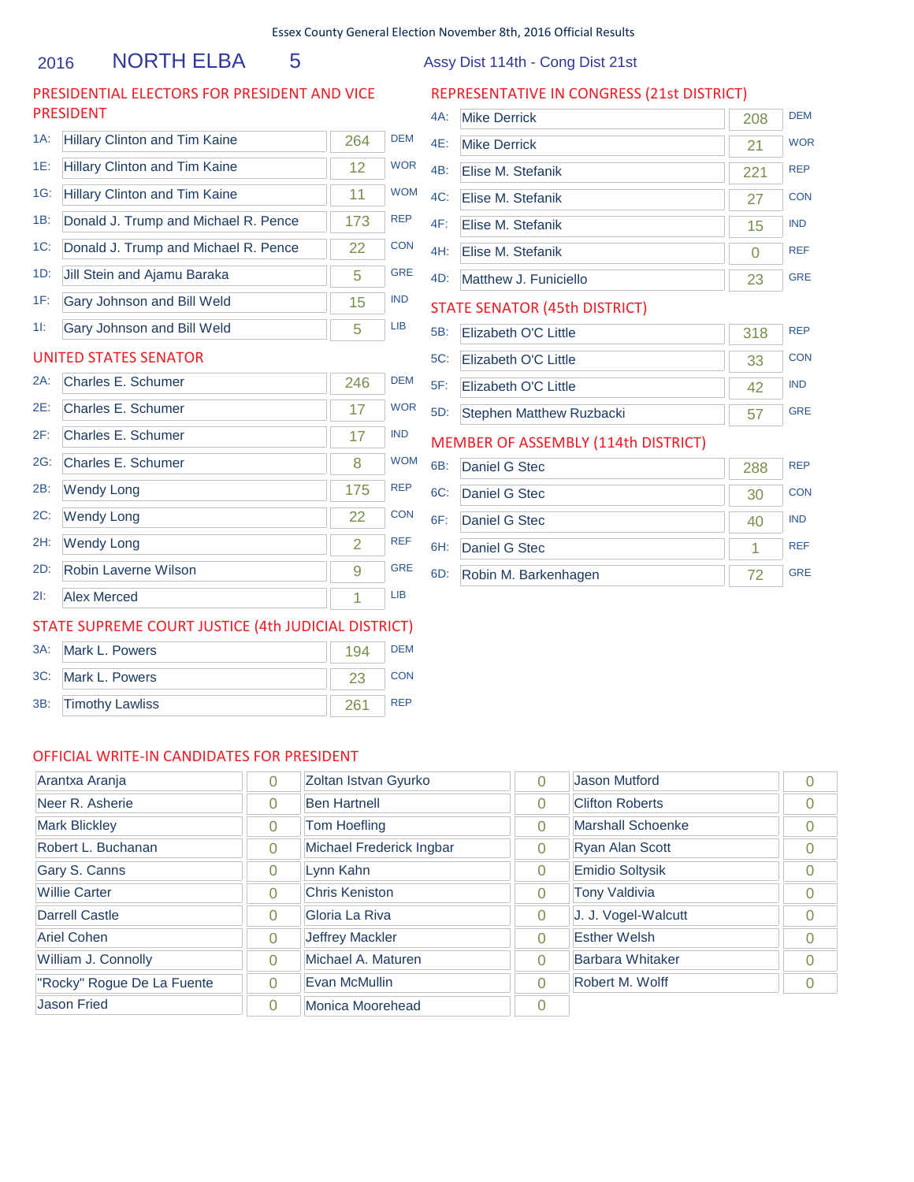Essex County General Election November 8th, 2016 Official Results

# 2016 NORTH ELBA 5

Assy Dist 114th - Cong Dist 21st

## PRESIDENTIAL ELECTORS FOR PRESIDENT AND VICE PRESIDENT

| | Candidate | Votes | Party |
|---|---|---|---|
| 1A: | Hillary Clinton and Tim Kaine | 264 | DEM |
| 1E: | Hillary Clinton and Tim Kaine | 12 | WOR |
| 1G: | Hillary Clinton and Tim Kaine | 11 | WOM |
| 1B: | Donald J. Trump and Michael R. Pence | 173 | REP |
| 1C: | Donald J. Trump and Michael R. Pence | 22 | CON |
| 1D: | Jill Stein and Ajamu Baraka | 5 | GRE |
| 1F: | Gary Johnson and Bill Weld | 15 | IND |
| 1I: | Gary Johnson and Bill Weld | 5 | LIB |

## UNITED STATES SENATOR

| | Candidate | Votes | Party |
|---|---|---|---|
| 2A: | Charles E. Schumer | 246 | DEM |
| 2E: | Charles E. Schumer | 17 | WOR |
| 2F: | Charles E. Schumer | 17 | IND |
| 2G: | Charles E. Schumer | 8 | WOM |
| 2B: | Wendy Long | 175 | REP |
| 2C: | Wendy Long | 22 | CON |
| 2H: | Wendy Long | 2 | REF |
| 2D: | Robin Laverne Wilson | 9 | GRE |
| 2I: | Alex Merced | 1 | LIB |

## STATE SUPREME COURT JUSTICE (4th JUDICIAL DISTRICT)

| | Candidate | Votes | Party |
|---|---|---|---|
| 3A: | Mark L. Powers | 194 | DEM |
| 3C: | Mark L. Powers | 23 | CON |
| 3B: | Timothy Lawliss | 261 | REP |

## REPRESENTATIVE IN CONGRESS (21st DISTRICT)

| | Candidate | Votes | Party |
|---|---|---|---|
| 4A: | Mike Derrick | 208 | DEM |
| 4E: | Mike Derrick | 21 | WOR |
| 4B: | Elise M. Stefanik | 221 | REP |
| 4C: | Elise M. Stefanik | 27 | CON |
| 4F: | Elise M. Stefanik | 15 | IND |
| 4H: | Elise M. Stefanik | 0 | REF |
| 4D: | Matthew J. Funiciello | 23 | GRE |

## STATE SENATOR (45th DISTRICT)

| | Candidate | Votes | Party |
|---|---|---|---|
| 5B: | Elizabeth O'C Little | 318 | REP |
| 5C: | Elizabeth O'C Little | 33 | CON |
| 5F: | Elizabeth O'C Little | 42 | IND |
| 5D: | Stephen Matthew Ruzbacki | 57 | GRE |

## MEMBER OF ASSEMBLY (114th DISTRICT)

| | Candidate | Votes | Party |
|---|---|---|---|
| 6B: | Daniel G Stec | 288 | REP |
| 6C: | Daniel G Stec | 30 | CON |
| 6F: | Daniel G Stec | 40 | IND |
| 6H: | Daniel G Stec | 1 | REF |
| 6D: | Robin M. Barkenhagen | 72 | GRE |

## OFFICIAL WRITE-IN CANDIDATES FOR PRESIDENT

| Candidate | Votes | Candidate | Votes | Candidate | Votes |
|---|---|---|---|---|---|
| Arantxa Aranja | 0 | Zoltan Istvan Gyurko | 0 | Jason Mutford | 0 |
| Neer R. Asherie | 0 | Ben Hartnell | 0 | Clifton Roberts | 0 |
| Mark Blickley | 0 | Tom Hoefling | 0 | Marshall Schoenke | 0 |
| Robert L. Buchanan | 0 | Michael Frederick Ingbar | 0 | Ryan Alan Scott | 0 |
| Gary S. Canns | 0 | Lynn Kahn | 0 | Emidio Soltysik | 0 |
| Willie Carter | 0 | Chris Keniston | 0 | Tony Valdivia | 0 |
| Darrell Castle | 0 | Gloria La Riva | 0 | J. J. Vogel-Walcutt | 0 |
| Ariel Cohen | 0 | Jeffrey Mackler | 0 | Esther Welsh | 0 |
| William J. Connolly | 0 | Michael A. Maturen | 0 | Barbara Whitaker | 0 |
| "Rocky" Rogue De La Fuente | 0 | Evan McMullin | 0 | Robert M. Wolff | 0 |
| Jason Fried | 0 | Monica Moorehead | 0 | | |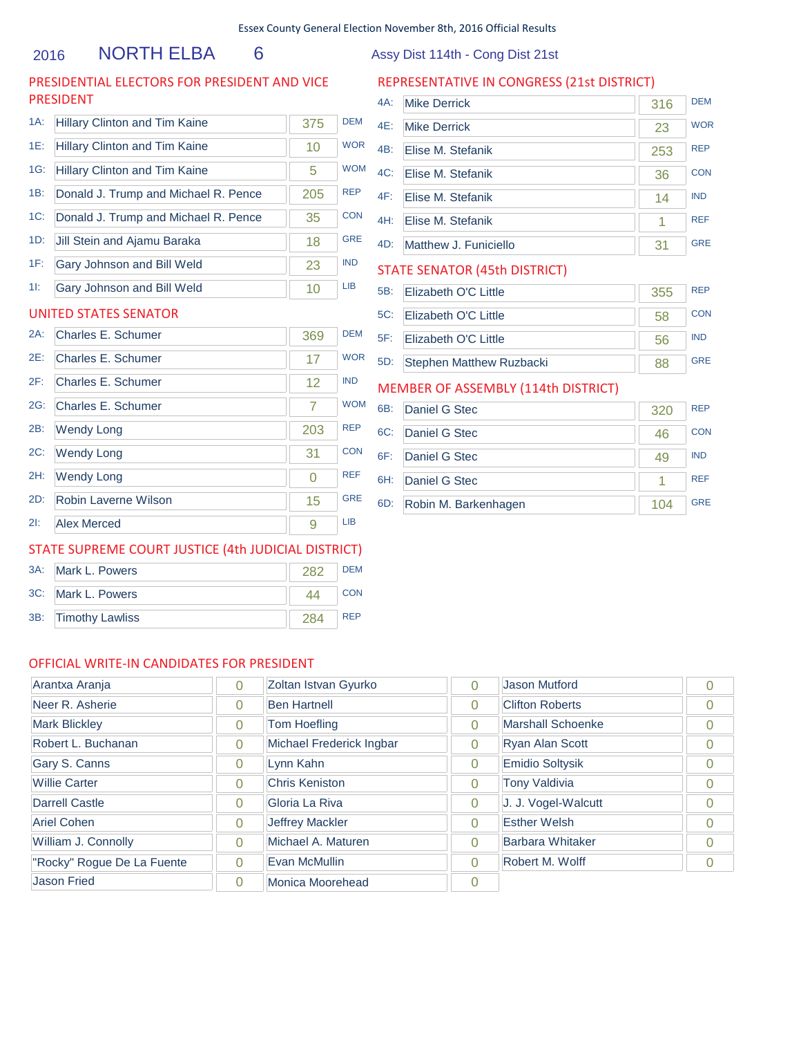Essex County General Election November 8th, 2016 Official Results

## 2016 NORTH ELBA 6

Assy Dist 114th - Cong Dist 21st

### PRESIDENTIAL ELECTORS FOR PRESIDENT AND VICE PRESIDENT

| Line | Candidate | Votes | Party |
|---|---|---|---|
| 1A: | Hillary Clinton and Tim Kaine | 375 | DEM |
| 1E: | Hillary Clinton and Tim Kaine | 10 | WOR |
| 1G: | Hillary Clinton and Tim Kaine | 5 | WOM |
| 1B: | Donald J. Trump and Michael R. Pence | 205 | REP |
| 1C: | Donald J. Trump and Michael R. Pence | 35 | CON |
| 1D: | Jill Stein and Ajamu Baraka | 18 | GRE |
| 1F: | Gary Johnson and Bill Weld | 23 | IND |
| 1I: | Gary Johnson and Bill Weld | 10 | LIB |

### UNITED STATES SENATOR

| Line | Candidate | Votes | Party |
|---|---|---|---|
| 2A: | Charles E. Schumer | 369 | DEM |
| 2E: | Charles E. Schumer | 17 | WOR |
| 2F: | Charles E. Schumer | 12 | IND |
| 2G: | Charles E. Schumer | 7 | WOM |
| 2B: | Wendy Long | 203 | REP |
| 2C: | Wendy Long | 31 | CON |
| 2H: | Wendy Long | 0 | REF |
| 2D: | Robin Laverne Wilson | 15 | GRE |
| 2I: | Alex Merced | 9 | LIB |

### STATE SUPREME COURT JUSTICE (4th JUDICIAL DISTRICT)

| Line | Candidate | Votes | Party |
|---|---|---|---|
| 3A: | Mark L. Powers | 282 | DEM |
| 3C: | Mark L. Powers | 44 | CON |
| 3B: | Timothy Lawliss | 284 | REP |

### REPRESENTATIVE IN CONGRESS (21st DISTRICT)

| Line | Candidate | Votes | Party |
|---|---|---|---|
| 4A: | Mike Derrick | 316 | DEM |
| 4E: | Mike Derrick | 23 | WOR |
| 4B: | Elise M. Stefanik | 253 | REP |
| 4C: | Elise M. Stefanik | 36 | CON |
| 4F: | Elise M. Stefanik | 14 | IND |
| 4H: | Elise M. Stefanik | 1 | REF |
| 4D: | Matthew J. Funiciello | 31 | GRE |

### STATE SENATOR (45th DISTRICT)

| Line | Candidate | Votes | Party |
|---|---|---|---|
| 5B: | Elizabeth O'C Little | 355 | REP |
| 5C: | Elizabeth O'C Little | 58 | CON |
| 5F: | Elizabeth O'C Little | 56 | IND |
| 5D: | Stephen Matthew Ruzbacki | 88 | GRE |

### MEMBER OF ASSEMBLY (114th DISTRICT)

| Line | Candidate | Votes | Party |
|---|---|---|---|
| 6B: | Daniel G Stec | 320 | REP |
| 6C: | Daniel G Stec | 46 | CON |
| 6F: | Daniel G Stec | 49 | IND |
| 6H: | Daniel G Stec | 1 | REF |
| 6D: | Robin M. Barkenhagen | 104 | GRE |

### OFFICIAL WRITE-IN CANDIDATES FOR PRESIDENT

| Candidate | Votes | Candidate | Votes | Candidate | Votes |
|---|---|---|---|---|---|
| Arantxa Aranja | 0 | Zoltan Istvan Gyurko | 0 | Jason Mutford | 0 |
| Neer R. Asherie | 0 | Ben Hartnell | 0 | Clifton Roberts | 0 |
| Mark Blickley | 0 | Tom Hoefling | 0 | Marshall Schoenke | 0 |
| Robert L. Buchanan | 0 | Michael Frederick Ingbar | 0 | Ryan Alan Scott | 0 |
| Gary S. Canns | 0 | Lynn Kahn | 0 | Emidio Soltysik | 0 |
| Willie Carter | 0 | Chris Keniston | 0 | Tony Valdivia | 0 |
| Darrell Castle | 0 | Gloria La Riva | 0 | J. J. Vogel-Walcutt | 0 |
| Ariel Cohen | 0 | Jeffrey Mackler | 0 | Esther Welsh | 0 |
| William J. Connolly | 0 | Michael A. Maturen | 0 | Barbara Whitaker | 0 |
| "Rocky" Rogue De La Fuente | 0 | Evan McMullin | 0 | Robert M. Wolff | 0 |
| Jason Fried | 0 | Monica Moorehead | 0 | | |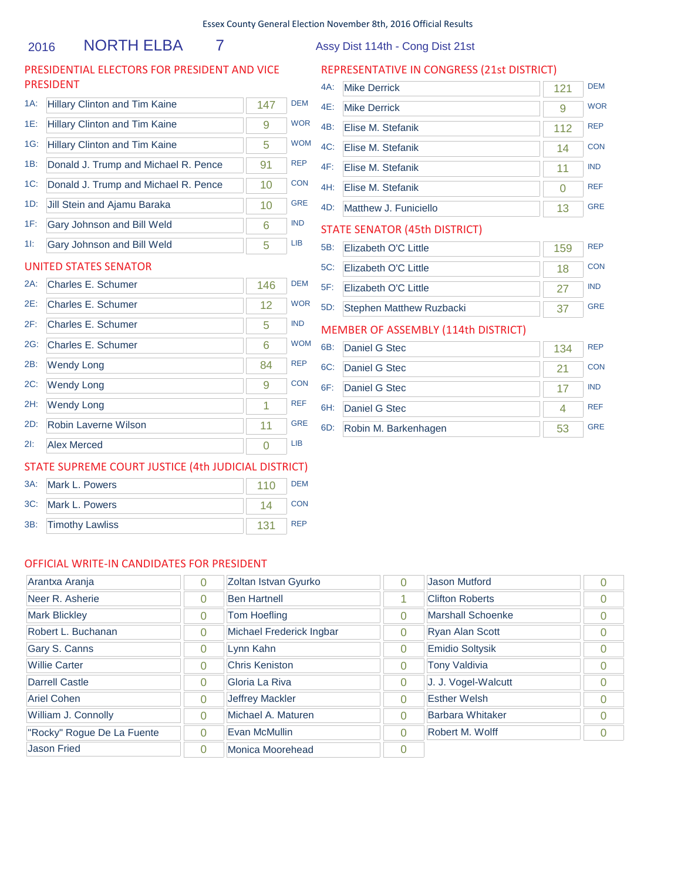Essex County General Election November 8th, 2016 Official Results

## 2016 NORTH ELBA 7 — Assy Dist 114th - Cong Dist 21st

### PRESIDENTIAL ELECTORS FOR PRESIDENT AND VICE PRESIDENT

| Line | Candidate | Votes | Party |
|---|---|---|---|
| 1A: | Hillary Clinton and Tim Kaine | 147 | DEM |
| 1E: | Hillary Clinton and Tim Kaine | 9 | WOR |
| 1G: | Hillary Clinton and Tim Kaine | 5 | WOM |
| 1B: | Donald J. Trump and Michael R. Pence | 91 | REP |
| 1C: | Donald J. Trump and Michael R. Pence | 10 | CON |
| 1D: | Jill Stein and Ajamu Baraka | 10 | GRE |
| 1F: | Gary Johnson and Bill Weld | 6 | IND |
| 1I: | Gary Johnson and Bill Weld | 5 | LIB |

### UNITED STATES SENATOR

| Line | Candidate | Votes | Party |
|---|---|---|---|
| 2A: | Charles E. Schumer | 146 | DEM |
| 2E: | Charles E. Schumer | 12 | WOR |
| 2F: | Charles E. Schumer | 5 | IND |
| 2G: | Charles E. Schumer | 6 | WOM |
| 2B: | Wendy Long | 84 | REP |
| 2C: | Wendy Long | 9 | CON |
| 2H: | Wendy Long | 1 | REF |
| 2D: | Robin Laverne Wilson | 11 | GRE |
| 2I: | Alex Merced | 0 | LIB |

### STATE SUPREME COURT JUSTICE (4th JUDICIAL DISTRICT)

| Line | Candidate | Votes | Party |
|---|---|---|---|
| 3A: | Mark L. Powers | 110 | DEM |
| 3C: | Mark L. Powers | 14 | CON |
| 3B: | Timothy Lawliss | 131 | REP |

### REPRESENTATIVE IN CONGRESS (21st DISTRICT)

| Line | Candidate | Votes | Party |
|---|---|---|---|
| 4A: | Mike Derrick | 121 | DEM |
| 4E: | Mike Derrick | 9 | WOR |
| 4B: | Elise M. Stefanik | 112 | REP |
| 4C: | Elise M. Stefanik | 14 | CON |
| 4F: | Elise M. Stefanik | 11 | IND |
| 4H: | Elise M. Stefanik | 0 | REF |
| 4D: | Matthew J. Funiciello | 13 | GRE |

### STATE SENATOR (45th DISTRICT)

| Line | Candidate | Votes | Party |
|---|---|---|---|
| 5B: | Elizabeth O'C Little | 159 | REP |
| 5C: | Elizabeth O'C Little | 18 | CON |
| 5F: | Elizabeth O'C Little | 27 | IND |
| 5D: | Stephen Matthew Ruzbacki | 37 | GRE |

### MEMBER OF ASSEMBLY (114th DISTRICT)

| Line | Candidate | Votes | Party |
|---|---|---|---|
| 6B: | Daniel G Stec | 134 | REP |
| 6C: | Daniel G Stec | 21 | CON |
| 6F: | Daniel G Stec | 17 | IND |
| 6H: | Daniel G Stec | 4 | REF |
| 6D: | Robin M. Barkenhagen | 53 | GRE |

### OFFICIAL WRITE-IN CANDIDATES FOR PRESIDENT

| Candidate | Votes | Candidate | Votes | Candidate | Votes |
|---|---|---|---|---|---|
| Arantxa Aranja | 0 | Zoltan Istvan Gyurko | 0 | Jason Mutford | 0 |
| Neer R. Asherie | 0 | Ben Hartnell | 1 | Clifton Roberts | 0 |
| Mark Blickley | 0 | Tom Hoefling | 0 | Marshall Schoenke | 0 |
| Robert L. Buchanan | 0 | Michael Frederick Ingbar | 0 | Ryan Alan Scott | 0 |
| Gary S. Canns | 0 | Lynn Kahn | 0 | Emidio Soltysik | 0 |
| Willie Carter | 0 | Chris Keniston | 0 | Tony Valdivia | 0 |
| Darrell Castle | 0 | Gloria La Riva | 0 | J. J. Vogel-Walcutt | 0 |
| Ariel Cohen | 0 | Jeffrey Mackler | 0 | Esther Welsh | 0 |
| William J. Connolly | 0 | Michael A. Maturen | 0 | Barbara Whitaker | 0 |
| "Rocky" Rogue De La Fuente | 0 | Evan McMullin | 0 | Robert M. Wolff | 0 |
| Jason Fried | 0 | Monica Moorehead | 0 | | |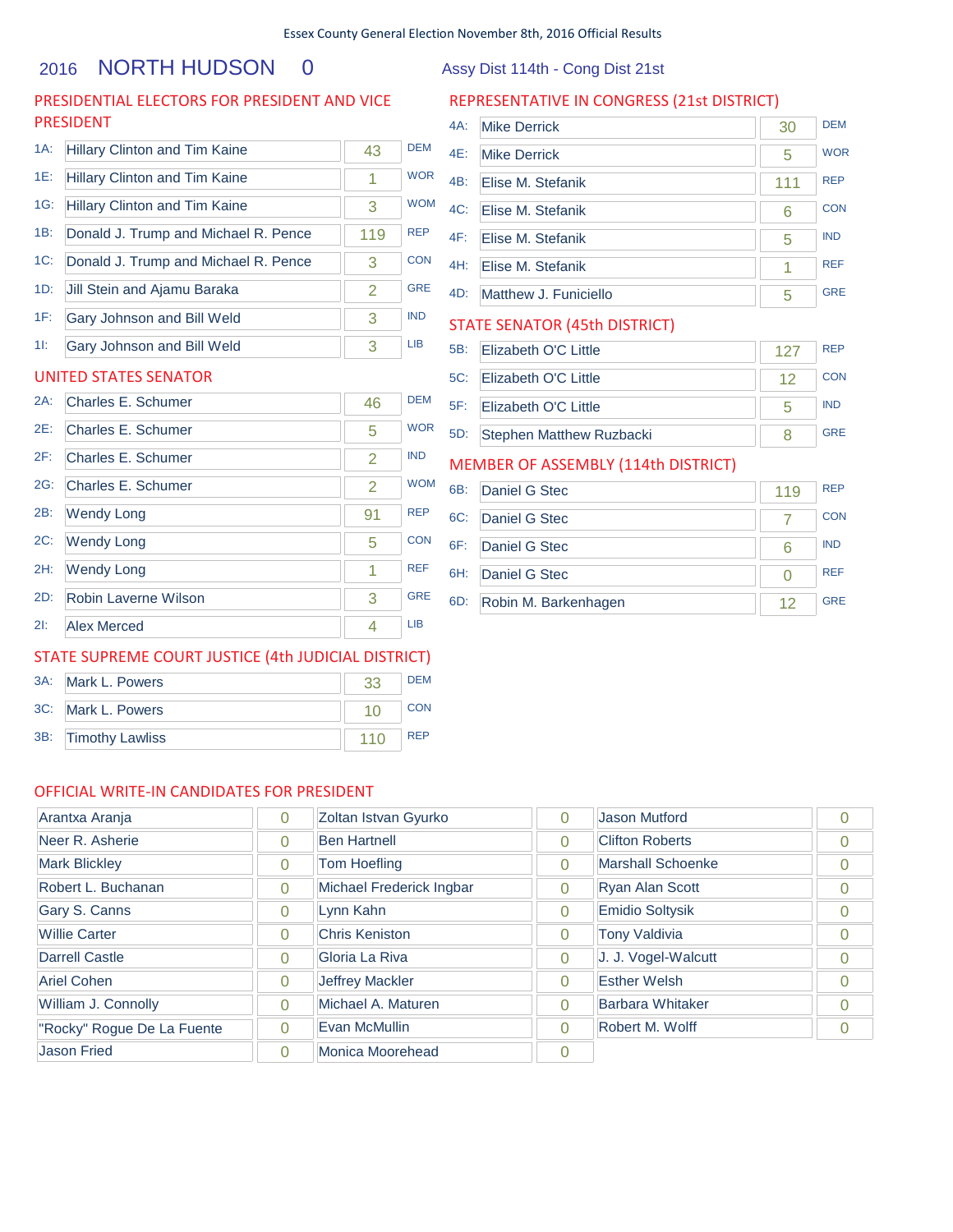Essex County General Election November 8th, 2016 Official Results

# 2016 NORTH HUDSON 0

Assy Dist 114th - Cong Dist 21st

## PRESIDENTIAL ELECTORS FOR PRESIDENT AND VICE PRESIDENT

| | Candidate | Votes | Party |
|---|---|---|---|
| 1A: | Hillary Clinton and Tim Kaine | 43 | DEM |
| 1E: | Hillary Clinton and Tim Kaine | 1 | WOR |
| 1G: | Hillary Clinton and Tim Kaine | 3 | WOM |
| 1B: | Donald J. Trump and Michael R. Pence | 119 | REP |
| 1C: | Donald J. Trump and Michael R. Pence | 3 | CON |
| 1D: | Jill Stein and Ajamu Baraka | 2 | GRE |
| 1F: | Gary Johnson and Bill Weld | 3 | IND |
| 1I: | Gary Johnson and Bill Weld | 3 | LIB |

## UNITED STATES SENATOR

| | Candidate | Votes | Party |
|---|---|---|---|
| 2A: | Charles E. Schumer | 46 | DEM |
| 2E: | Charles E. Schumer | 5 | WOR |
| 2F: | Charles E. Schumer | 2 | IND |
| 2G: | Charles E. Schumer | 2 | WOM |
| 2B: | Wendy Long | 91 | REP |
| 2C: | Wendy Long | 5 | CON |
| 2H: | Wendy Long | 1 | REF |
| 2D: | Robin Laverne Wilson | 3 | GRE |
| 2I: | Alex Merced | 4 | LIB |

## STATE SUPREME COURT JUSTICE (4th JUDICIAL DISTRICT)

| | Candidate | Votes | Party |
|---|---|---|---|
| 3A: | Mark L. Powers | 33 | DEM |
| 3C: | Mark L. Powers | 10 | CON |
| 3B: | Timothy Lawliss | 110 | REP |

## REPRESENTATIVE IN CONGRESS (21st DISTRICT)

| | Candidate | Votes | Party |
|---|---|---|---|
| 4A: | Mike Derrick | 30 | DEM |
| 4E: | Mike Derrick | 5 | WOR |
| 4B: | Elise M. Stefanik | 111 | REP |
| 4C: | Elise M. Stefanik | 6 | CON |
| 4F: | Elise M. Stefanik | 5 | IND |
| 4H: | Elise M. Stefanik | 1 | REF |
| 4D: | Matthew J. Funiciello | 5 | GRE |

## STATE SENATOR (45th DISTRICT)

| | Candidate | Votes | Party |
|---|---|---|---|
| 5B: | Elizabeth O'C Little | 127 | REP |
| 5C: | Elizabeth O'C Little | 12 | CON |
| 5F: | Elizabeth O'C Little | 5 | IND |
| 5D: | Stephen Matthew Ruzbacki | 8 | GRE |

## MEMBER OF ASSEMBLY (114th DISTRICT)

| | Candidate | Votes | Party |
|---|---|---|---|
| 6B: | Daniel G Stec | 119 | REP |
| 6C: | Daniel G Stec | 7 | CON |
| 6F: | Daniel G Stec | 6 | IND |
| 6H: | Daniel G Stec | 0 | REF |
| 6D: | Robin M. Barkenhagen | 12 | GRE |

## OFFICIAL WRITE-IN CANDIDATES FOR PRESIDENT

| Candidate | Votes | Candidate | Votes | Candidate | Votes |
|---|---|---|---|---|---|
| Arantxa Aranja | 0 | Zoltan Istvan Gyurko | 0 | Jason Mutford | 0 |
| Neer R. Asherie | 0 | Ben Hartnell | 0 | Clifton Roberts | 0 |
| Mark Blickley | 0 | Tom Hoefling | 0 | Marshall Schoenke | 0 |
| Robert L. Buchanan | 0 | Michael Frederick Ingbar | 0 | Ryan Alan Scott | 0 |
| Gary S. Canns | 0 | Lynn Kahn | 0 | Emidio Soltysik | 0 |
| Willie Carter | 0 | Chris Keniston | 0 | Tony Valdivia | 0 |
| Darrell Castle | 0 | Gloria La Riva | 0 | J. J. Vogel-Walcutt | 0 |
| Ariel Cohen | 0 | Jeffrey Mackler | 0 | Esther Welsh | 0 |
| William J. Connolly | 0 | Michael A. Maturen | 0 | Barbara Whitaker | 0 |
| "Rocky" Rogue De La Fuente | 0 | Evan McMullin | 0 | Robert M. Wolff | 0 |
| Jason Fried | 0 | Monica Moorehead | 0 | | |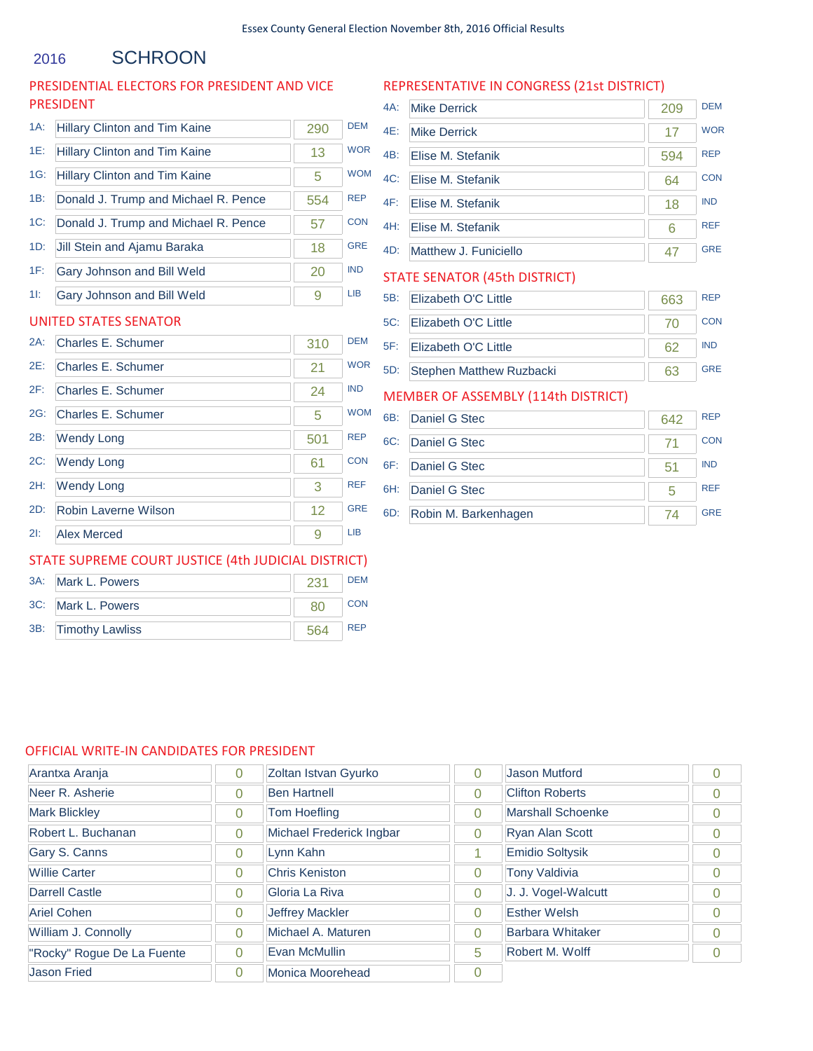Essex County General Election November 8th, 2016 Official Results

# 2016 SCHROON

## PRESIDENTIAL ELECTORS FOR PRESIDENT AND VICE PRESIDENT

| | Candidate | Votes | Party |
|---|---|---|---|
| 1A: | Hillary Clinton and Tim Kaine | 290 | DEM |
| 1E: | Hillary Clinton and Tim Kaine | 13 | WOR |
| 1G: | Hillary Clinton and Tim Kaine | 5 | WOM |
| 1B: | Donald J. Trump and Michael R. Pence | 554 | REP |
| 1C: | Donald J. Trump and Michael R. Pence | 57 | CON |
| 1D: | Jill Stein and Ajamu Baraka | 18 | GRE |
| 1F: | Gary Johnson and Bill Weld | 20 | IND |
| 1I: | Gary Johnson and Bill Weld | 9 | LIB |

## UNITED STATES SENATOR

| | Candidate | Votes | Party |
|---|---|---|---|
| 2A: | Charles E. Schumer | 310 | DEM |
| 2E: | Charles E. Schumer | 21 | WOR |
| 2F: | Charles E. Schumer | 24 | IND |
| 2G: | Charles E. Schumer | 5 | WOM |
| 2B: | Wendy Long | 501 | REP |
| 2C: | Wendy Long | 61 | CON |
| 2H: | Wendy Long | 3 | REF |
| 2D: | Robin Laverne Wilson | 12 | GRE |
| 2I: | Alex Merced | 9 | LIB |

## STATE SUPREME COURT JUSTICE (4th JUDICIAL DISTRICT)

| | Candidate | Votes | Party |
|---|---|---|---|
| 3A: | Mark L. Powers | 231 | DEM |
| 3C: | Mark L. Powers | 80 | CON |
| 3B: | Timothy Lawliss | 564 | REP |

## REPRESENTATIVE IN CONGRESS (21st DISTRICT)

| | Candidate | Votes | Party |
|---|---|---|---|
| 4A: | Mike Derrick | 209 | DEM |
| 4E: | Mike Derrick | 17 | WOR |
| 4B: | Elise M. Stefanik | 594 | REP |
| 4C: | Elise M. Stefanik | 64 | CON |
| 4F: | Elise M. Stefanik | 18 | IND |
| 4H: | Elise M. Stefanik | 6 | REF |
| 4D: | Matthew J. Funiciello | 47 | GRE |

## STATE SENATOR (45th DISTRICT)

| | Candidate | Votes | Party |
|---|---|---|---|
| 5B: | Elizabeth O'C Little | 663 | REP |
| 5C: | Elizabeth O'C Little | 70 | CON |
| 5F: | Elizabeth O'C Little | 62 | IND |
| 5D: | Stephen Matthew Ruzbacki | 63 | GRE |

## MEMBER OF ASSEMBLY (114th DISTRICT)

| | Candidate | Votes | Party |
|---|---|---|---|
| 6B: | Daniel G Stec | 642 | REP |
| 6C: | Daniel G Stec | 71 | CON |
| 6F: | Daniel G Stec | 51 | IND |
| 6H: | Daniel G Stec | 5 | REF |
| 6D: | Robin M. Barkenhagen | 74 | GRE |

## OFFICIAL WRITE-IN CANDIDATES FOR PRESIDENT

| Candidate | Votes | Candidate | Votes | Candidate | Votes |
|---|---|---|---|---|---|
| Arantxa Aranja | 0 | Zoltan Istvan Gyurko | 0 | Jason Mutford | 0 |
| Neer R. Asherie | 0 | Ben Hartnell | 0 | Clifton Roberts | 0 |
| Mark Blickley | 0 | Tom Hoefling | 0 | Marshall Schoenke | 0 |
| Robert L. Buchanan | 0 | Michael Frederick Ingbar | 0 | Ryan Alan Scott | 0 |
| Gary S. Canns | 0 | Lynn Kahn | 1 | Emidio Soltysik | 0 |
| Willie Carter | 0 | Chris Keniston | 0 | Tony Valdivia | 0 |
| Darrell Castle | 0 | Gloria La Riva | 0 | J. J. Vogel-Walcutt | 0 |
| Ariel Cohen | 0 | Jeffrey Mackler | 0 | Esther Welsh | 0 |
| William J. Connolly | 0 | Michael A. Maturen | 0 | Barbara Whitaker | 0 |
| "Rocky" Rogue De La Fuente | 0 | Evan McMullin | 5 | Robert M. Wolff | 0 |
| Jason Fried | 0 | Monica Moorehead | 0 | | |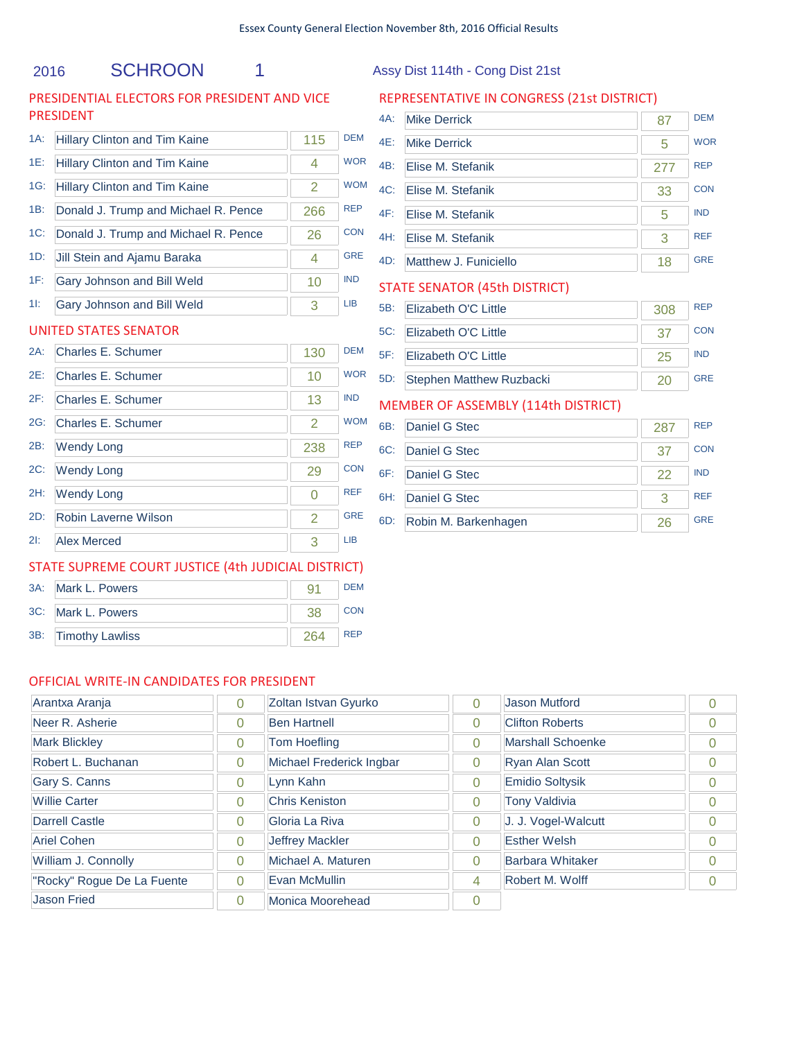Essex County General Election November 8th, 2016 Official Results

## 2016 SCHROON 1

Assy Dist 114th - Cong Dist 21st

### PRESIDENTIAL ELECTORS FOR PRESIDENT AND VICE PRESIDENT

| Code | Candidate | Votes | Party |
|---|---|---|---|
| 1A: | Hillary Clinton and Tim Kaine | 115 | DEM |
| 1E: | Hillary Clinton and Tim Kaine | 4 | WOR |
| 1G: | Hillary Clinton and Tim Kaine | 2 | WOM |
| 1B: | Donald J. Trump and Michael R. Pence | 266 | REP |
| 1C: | Donald J. Trump and Michael R. Pence | 26 | CON |
| 1D: | Jill Stein and Ajamu Baraka | 4 | GRE |
| 1F: | Gary Johnson and Bill Weld | 10 | IND |
| 1I: | Gary Johnson and Bill Weld | 3 | LIB |

### UNITED STATES SENATOR

| Code | Candidate | Votes | Party |
|---|---|---|---|
| 2A: | Charles E. Schumer | 130 | DEM |
| 2E: | Charles E. Schumer | 10 | WOR |
| 2F: | Charles E. Schumer | 13 | IND |
| 2G: | Charles E. Schumer | 2 | WOM |
| 2B: | Wendy Long | 238 | REP |
| 2C: | Wendy Long | 29 | CON |
| 2H: | Wendy Long | 0 | REF |
| 2D: | Robin Laverne Wilson | 2 | GRE |
| 2I: | Alex Merced | 3 | LIB |

### STATE SUPREME COURT JUSTICE (4th JUDICIAL DISTRICT)

| Code | Candidate | Votes | Party |
|---|---|---|---|
| 3A: | Mark L. Powers | 91 | DEM |
| 3C: | Mark L. Powers | 38 | CON |
| 3B: | Timothy Lawliss | 264 | REP |

### REPRESENTATIVE IN CONGRESS (21st DISTRICT)

| Code | Candidate | Votes | Party |
|---|---|---|---|
| 4A: | Mike Derrick | 87 | DEM |
| 4E: | Mike Derrick | 5 | WOR |
| 4B: | Elise M. Stefanik | 277 | REP |
| 4C: | Elise M. Stefanik | 33 | CON |
| 4F: | Elise M. Stefanik | 5 | IND |
| 4H: | Elise M. Stefanik | 3 | REF |
| 4D: | Matthew J. Funiciello | 18 | GRE |

### STATE SENATOR (45th DISTRICT)

| Code | Candidate | Votes | Party |
|---|---|---|---|
| 5B: | Elizabeth O'C Little | 308 | REP |
| 5C: | Elizabeth O'C Little | 37 | CON |
| 5F: | Elizabeth O'C Little | 25 | IND |
| 5D: | Stephen Matthew Ruzbacki | 20 | GRE |

### MEMBER OF ASSEMBLY (114th DISTRICT)

| Code | Candidate | Votes | Party |
|---|---|---|---|
| 6B: | Daniel G Stec | 287 | REP |
| 6C: | Daniel G Stec | 37 | CON |
| 6F: | Daniel G Stec | 22 | IND |
| 6H: | Daniel G Stec | 3 | REF |
| 6D: | Robin M. Barkenhagen | 26 | GRE |

### OFFICIAL WRITE-IN CANDIDATES FOR PRESIDENT

| Candidate | Votes | Candidate | Votes | Candidate | Votes |
|---|---|---|---|---|---|
| Arantxa Aranja | 0 | Zoltan Istvan Gyurko | 0 | Jason Mutford | 0 |
| Neer R. Asherie | 0 | Ben Hartnell | 0 | Clifton Roberts | 0 |
| Mark Blickley | 0 | Tom Hoefling | 0 | Marshall Schoenke | 0 |
| Robert L. Buchanan | 0 | Michael Frederick Ingbar | 0 | Ryan Alan Scott | 0 |
| Gary S. Canns | 0 | Lynn Kahn | 0 | Emidio Soltysik | 0 |
| Willie Carter | 0 | Chris Keniston | 0 | Tony Valdivia | 0 |
| Darrell Castle | 0 | Gloria La Riva | 0 | J. J. Vogel-Walcutt | 0 |
| Ariel Cohen | 0 | Jeffrey Mackler | 0 | Esther Welsh | 0 |
| William J. Connolly | 0 | Michael A. Maturen | 0 | Barbara Whitaker | 0 |
| "Rocky" Rogue De La Fuente | 0 | Evan McMullin | 4 | Robert M. Wolff | 0 |
| Jason Fried | 0 | Monica Moorehead | 0 | | |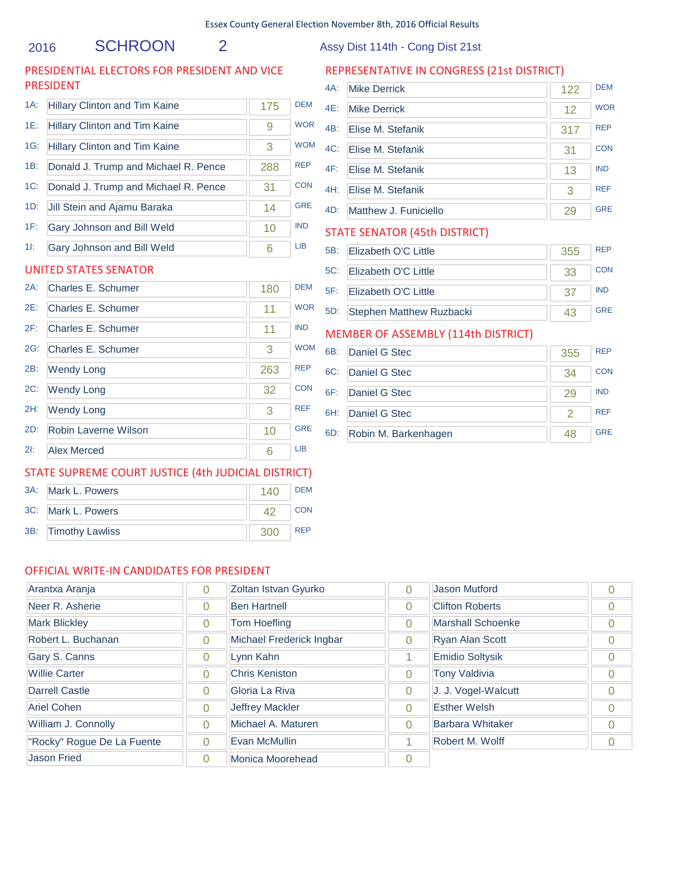Essex County General Election November 8th, 2016 Official Results

2016 SCHROON 2 Assy Dist 114th - Cong Dist 21st

## PRESIDENTIAL ELECTORS FOR PRESIDENT AND VICE PRESIDENT

| Line | Candidate | Votes | Party |
|---|---|---|---|
| 1A: | Hillary Clinton and Tim Kaine | 175 | DEM |
| 1E: | Hillary Clinton and Tim Kaine | 9 | WOR |
| 1G: | Hillary Clinton and Tim Kaine | 3 | WOM |
| 1B: | Donald J. Trump and Michael R. Pence | 288 | REP |
| 1C: | Donald J. Trump and Michael R. Pence | 31 | CON |
| 1D: | Jill Stein and Ajamu Baraka | 14 | GRE |
| 1F: | Gary Johnson and Bill Weld | 10 | IND |
| 1I: | Gary Johnson and Bill Weld | 6 | LIB |

## UNITED STATES SENATOR

| Line | Candidate | Votes | Party |
|---|---|---|---|
| 2A: | Charles E. Schumer | 180 | DEM |
| 2E: | Charles E. Schumer | 11 | WOR |
| 2F: | Charles E. Schumer | 11 | IND |
| 2G: | Charles E. Schumer | 3 | WOM |
| 2B: | Wendy Long | 263 | REP |
| 2C: | Wendy Long | 32 | CON |
| 2H: | Wendy Long | 3 | REF |
| 2D: | Robin Laverne Wilson | 10 | GRE |
| 2I: | Alex Merced | 6 | LIB |

## STATE SUPREME COURT JUSTICE (4th JUDICIAL DISTRICT)

| Line | Candidate | Votes | Party |
|---|---|---|---|
| 3A: | Mark L. Powers | 140 | DEM |
| 3C: | Mark L. Powers | 42 | CON |
| 3B: | Timothy Lawliss | 300 | REP |

## REPRESENTATIVE IN CONGRESS (21st DISTRICT)

| Line | Candidate | Votes | Party |
|---|---|---|---|
| 4A: | Mike Derrick | 122 | DEM |
| 4E: | Mike Derrick | 12 | WOR |
| 4B: | Elise M. Stefanik | 317 | REP |
| 4C: | Elise M. Stefanik | 31 | CON |
| 4F: | Elise M. Stefanik | 13 | IND |
| 4H: | Elise M. Stefanik | 3 | REF |
| 4D: | Matthew J. Funiciello | 29 | GRE |

## STATE SENATOR (45th DISTRICT)

| Line | Candidate | Votes | Party |
|---|---|---|---|
| 5B: | Elizabeth O'C Little | 355 | REP |
| 5C: | Elizabeth O'C Little | 33 | CON |
| 5F: | Elizabeth O'C Little | 37 | IND |
| 5D: | Stephen Matthew Ruzbacki | 43 | GRE |

## MEMBER OF ASSEMBLY (114th DISTRICT)

| Line | Candidate | Votes | Party |
|---|---|---|---|
| 6B: | Daniel G Stec | 355 | REP |
| 6C: | Daniel G Stec | 34 | CON |
| 6F: | Daniel G Stec | 29 | IND |
| 6H: | Daniel G Stec | 2 | REF |
| 6D: | Robin M. Barkenhagen | 48 | GRE |

## OFFICIAL WRITE-IN CANDIDATES FOR PRESIDENT

| Candidate | Votes | Candidate | Votes | Candidate | Votes |
|---|---|---|---|---|---|
| Arantxa Aranja | 0 | Zoltan Istvan Gyurko | 0 | Jason Mutford | 0 |
| Neer R. Asherie | 0 | Ben Hartnell | 0 | Clifton Roberts | 0 |
| Mark Blickley | 0 | Tom Hoefling | 0 | Marshall Schoenke | 0 |
| Robert L. Buchanan | 0 | Michael Frederick Ingbar | 0 | Ryan Alan Scott | 0 |
| Gary S. Canns | 0 | Lynn Kahn | 1 | Emidio Soltysik | 0 |
| Willie Carter | 0 | Chris Keniston | 0 | Tony Valdivia | 0 |
| Darrell Castle | 0 | Gloria La Riva | 0 | J. J. Vogel-Walcutt | 0 |
| Ariel Cohen | 0 | Jeffrey Mackler | 0 | Esther Welsh | 0 |
| William J. Connolly | 0 | Michael A. Maturen | 0 | Barbara Whitaker | 0 |
| "Rocky" Rogue De La Fuente | 0 | Evan McMullin | 1 | Robert M. Wolff | 0 |
| Jason Fried | 0 | Monica Moorehead | 0 | | |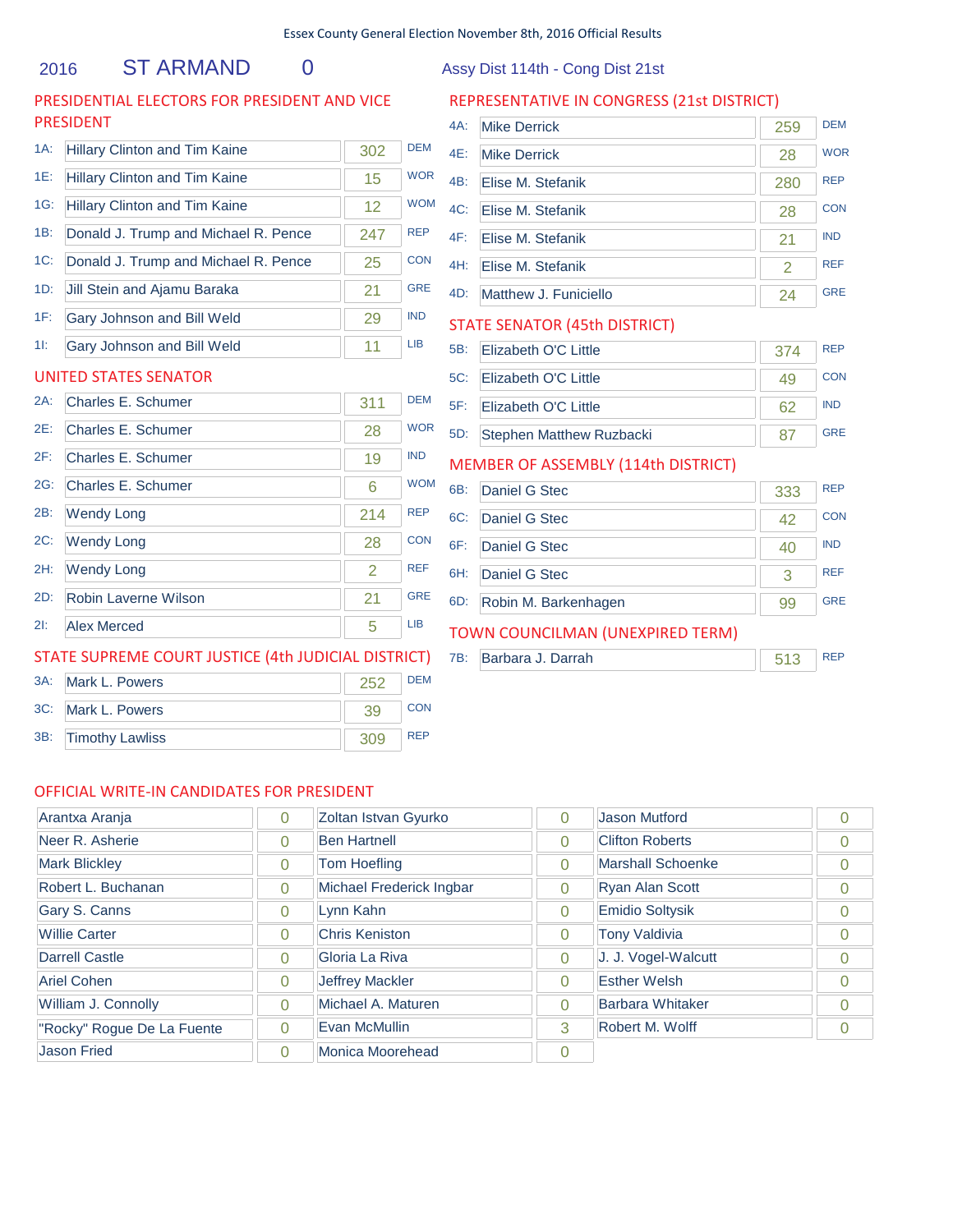Essex County General Election November 8th, 2016 Official Results

2016 ST ARMAND 0 Assy Dist 114th - Cong Dist 21st

## PRESIDENTIAL ELECTORS FOR PRESIDENT AND VICE PRESIDENT

| Line | Candidate | Votes | Party |
|---|---|---|---|
| 1A: | Hillary Clinton and Tim Kaine | 302 | DEM |
| 1E: | Hillary Clinton and Tim Kaine | 15 | WOR |
| 1G: | Hillary Clinton and Tim Kaine | 12 | WOM |
| 1B: | Donald J. Trump and Michael R. Pence | 247 | REP |
| 1C: | Donald J. Trump and Michael R. Pence | 25 | CON |
| 1D: | Jill Stein and Ajamu Baraka | 21 | GRE |
| 1F: | Gary Johnson and Bill Weld | 29 | IND |
| 1I: | Gary Johnson and Bill Weld | 11 | LIB |

## UNITED STATES SENATOR

| Line | Candidate | Votes | Party |
|---|---|---|---|
| 2A: | Charles E. Schumer | 311 | DEM |
| 2E: | Charles E. Schumer | 28 | WOR |
| 2F: | Charles E. Schumer | 19 | IND |
| 2G: | Charles E. Schumer | 6 | WOM |
| 2B: | Wendy Long | 214 | REP |
| 2C: | Wendy Long | 28 | CON |
| 2H: | Wendy Long | 2 | REF |
| 2D: | Robin Laverne Wilson | 21 | GRE |
| 2I: | Alex Merced | 5 | LIB |

## STATE SUPREME COURT JUSTICE (4th JUDICIAL DISTRICT)

| Line | Candidate | Votes | Party |
|---|---|---|---|
| 3A: | Mark L. Powers | 252 | DEM |
| 3C: | Mark L. Powers | 39 | CON |
| 3B: | Timothy Lawliss | 309 | REP |

## REPRESENTATIVE IN CONGRESS (21st DISTRICT)

| Line | Candidate | Votes | Party |
|---|---|---|---|
| 4A: | Mike Derrick | 259 | DEM |
| 4E: | Mike Derrick | 28 | WOR |
| 4B: | Elise M. Stefanik | 280 | REP |
| 4C: | Elise M. Stefanik | 28 | CON |
| 4F: | Elise M. Stefanik | 21 | IND |
| 4H: | Elise M. Stefanik | 2 | REF |
| 4D: | Matthew J. Funiciello | 24 | GRE |

## STATE SENATOR (45th DISTRICT)

| Line | Candidate | Votes | Party |
|---|---|---|---|
| 5B: | Elizabeth O'C Little | 374 | REP |
| 5C: | Elizabeth O'C Little | 49 | CON |
| 5F: | Elizabeth O'C Little | 62 | IND |
| 5D: | Stephen Matthew Ruzbacki | 87 | GRE |

## MEMBER OF ASSEMBLY (114th DISTRICT)

| Line | Candidate | Votes | Party |
|---|---|---|---|
| 6B: | Daniel G Stec | 333 | REP |
| 6C: | Daniel G Stec | 42 | CON |
| 6F: | Daniel G Stec | 40 | IND |
| 6H: | Daniel G Stec | 3 | REF |
| 6D: | Robin M. Barkenhagen | 99 | GRE |

## TOWN COUNCILMAN (UNEXPIRED TERM)

| Line | Candidate | Votes | Party |
|---|---|---|---|
| 7B: | Barbara J. Darrah | 513 | REP |

## OFFICIAL WRITE-IN CANDIDATES FOR PRESIDENT

| Candidate | Votes | Candidate | Votes | Candidate | Votes |
|---|---|---|---|---|---|
| Arantxa Aranja | 0 | Zoltan Istvan Gyurko | 0 | Jason Mutford | 0 |
| Neer R. Asherie | 0 | Ben Hartnell | 0 | Clifton Roberts | 0 |
| Mark Blickley | 0 | Tom Hoefling | 0 | Marshall Schoenke | 0 |
| Robert L. Buchanan | 0 | Michael Frederick Ingbar | 0 | Ryan Alan Scott | 0 |
| Gary S. Canns | 0 | Lynn Kahn | 0 | Emidio Soltysik | 0 |
| Willie Carter | 0 | Chris Keniston | 0 | Tony Valdivia | 0 |
| Darrell Castle | 0 | Gloria La Riva | 0 | J. J. Vogel-Walcutt | 0 |
| Ariel Cohen | 0 | Jeffrey Mackler | 0 | Esther Welsh | 0 |
| William J. Connolly | 0 | Michael A. Maturen | 0 | Barbara Whitaker | 0 |
| "Rocky" Rogue De La Fuente | 0 | Evan McMullin | 3 | Robert M. Wolff | 0 |
| Jason Fried | 0 | Monica Moorehead | 0 | | |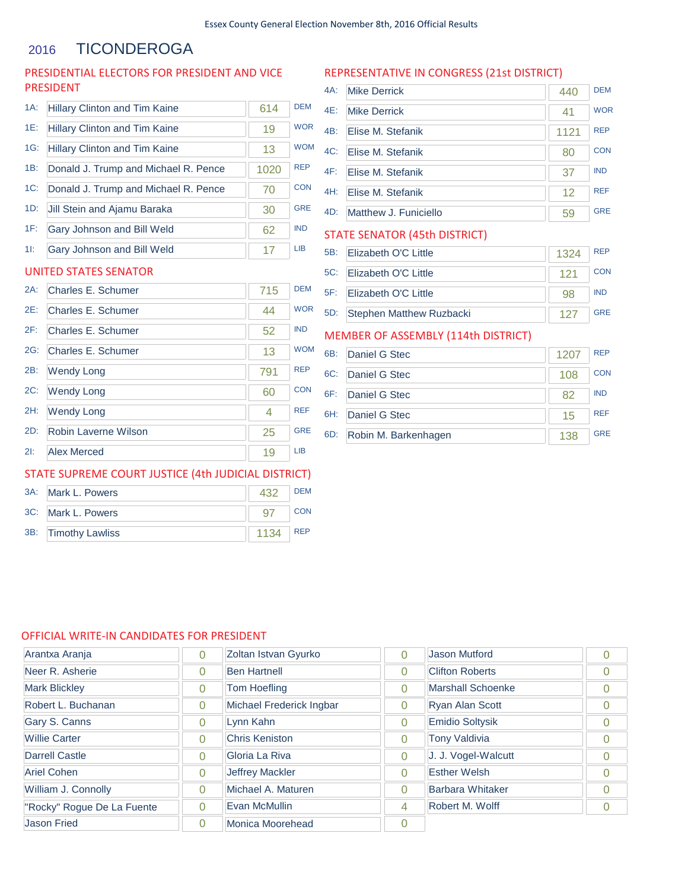Essex County General Election November 8th, 2016 Official Results

# 2016 TICONDEROGA

## PRESIDENTIAL ELECTORS FOR PRESIDENT AND VICE PRESIDENT

| | Candidate | Votes | Party |
|---|---|---|---|
| 1A: | Hillary Clinton and Tim Kaine | 614 | DEM |
| 1E: | Hillary Clinton and Tim Kaine | 19 | WOR |
| 1G: | Hillary Clinton and Tim Kaine | 13 | WOM |
| 1B: | Donald J. Trump and Michael R. Pence | 1020 | REP |
| 1C: | Donald J. Trump and Michael R. Pence | 70 | CON |
| 1D: | Jill Stein and Ajamu Baraka | 30 | GRE |
| 1F: | Gary Johnson and Bill Weld | 62 | IND |
| 1I: | Gary Johnson and Bill Weld | 17 | LIB |

## UNITED STATES SENATOR

| | Candidate | Votes | Party |
|---|---|---|---|
| 2A: | Charles E. Schumer | 715 | DEM |
| 2E: | Charles E. Schumer | 44 | WOR |
| 2F: | Charles E. Schumer | 52 | IND |
| 2G: | Charles E. Schumer | 13 | WOM |
| 2B: | Wendy Long | 791 | REP |
| 2C: | Wendy Long | 60 | CON |
| 2H: | Wendy Long | 4 | REF |
| 2D: | Robin Laverne Wilson | 25 | GRE |
| 2I: | Alex Merced | 19 | LIB |

## STATE SUPREME COURT JUSTICE (4th JUDICIAL DISTRICT)

| | Candidate | Votes | Party |
|---|---|---|---|
| 3A: | Mark L. Powers | 432 | DEM |
| 3C: | Mark L. Powers | 97 | CON |
| 3B: | Timothy Lawliss | 1134 | REP |

## REPRESENTATIVE IN CONGRESS (21st DISTRICT)

| | Candidate | Votes | Party |
|---|---|---|---|
| 4A: | Mike Derrick | 440 | DEM |
| 4E: | Mike Derrick | 41 | WOR |
| 4B: | Elise M. Stefanik | 1121 | REP |
| 4C: | Elise M. Stefanik | 80 | CON |
| 4F: | Elise M. Stefanik | 37 | IND |
| 4H: | Elise M. Stefanik | 12 | REF |
| 4D: | Matthew J. Funiciello | 59 | GRE |

## STATE SENATOR (45th DISTRICT)

| | Candidate | Votes | Party |
|---|---|---|---|
| 5B: | Elizabeth O'C Little | 1324 | REP |
| 5C: | Elizabeth O'C Little | 121 | CON |
| 5F: | Elizabeth O'C Little | 98 | IND |
| 5D: | Stephen Matthew Ruzbacki | 127 | GRE |

## MEMBER OF ASSEMBLY (114th DISTRICT)

| | Candidate | Votes | Party |
|---|---|---|---|
| 6B: | Daniel G Stec | 1207 | REP |
| 6C: | Daniel G Stec | 108 | CON |
| 6F: | Daniel G Stec | 82 | IND |
| 6H: | Daniel G Stec | 15 | REF |
| 6D: | Robin M. Barkenhagen | 138 | GRE |

## OFFICIAL WRITE-IN CANDIDATES FOR PRESIDENT

| Candidate | Votes | Candidate | Votes | Candidate | Votes |
|---|---|---|---|---|---|
| Arantxa Aranja | 0 | Zoltan Istvan Gyurko | 0 | Jason Mutford | 0 |
| Neer R. Asherie | 0 | Ben Hartnell | 0 | Clifton Roberts | 0 |
| Mark Blickley | 0 | Tom Hoefling | 0 | Marshall Schoenke | 0 |
| Robert L. Buchanan | 0 | Michael Frederick Ingbar | 0 | Ryan Alan Scott | 0 |
| Gary S. Canns | 0 | Lynn Kahn | 0 | Emidio Soltysik | 0 |
| Willie Carter | 0 | Chris Keniston | 0 | Tony Valdivia | 0 |
| Darrell Castle | 0 | Gloria La Riva | 0 | J. J. Vogel-Walcutt | 0 |
| Ariel Cohen | 0 | Jeffrey Mackler | 0 | Esther Welsh | 0 |
| William J. Connolly | 0 | Michael A. Maturen | 0 | Barbara Whitaker | 0 |
| "Rocky" Rogue De La Fuente | 0 | Evan McMullin | 4 | Robert M. Wolff | 0 |
| Jason Fried | 0 | Monica Moorehead | 0 | | |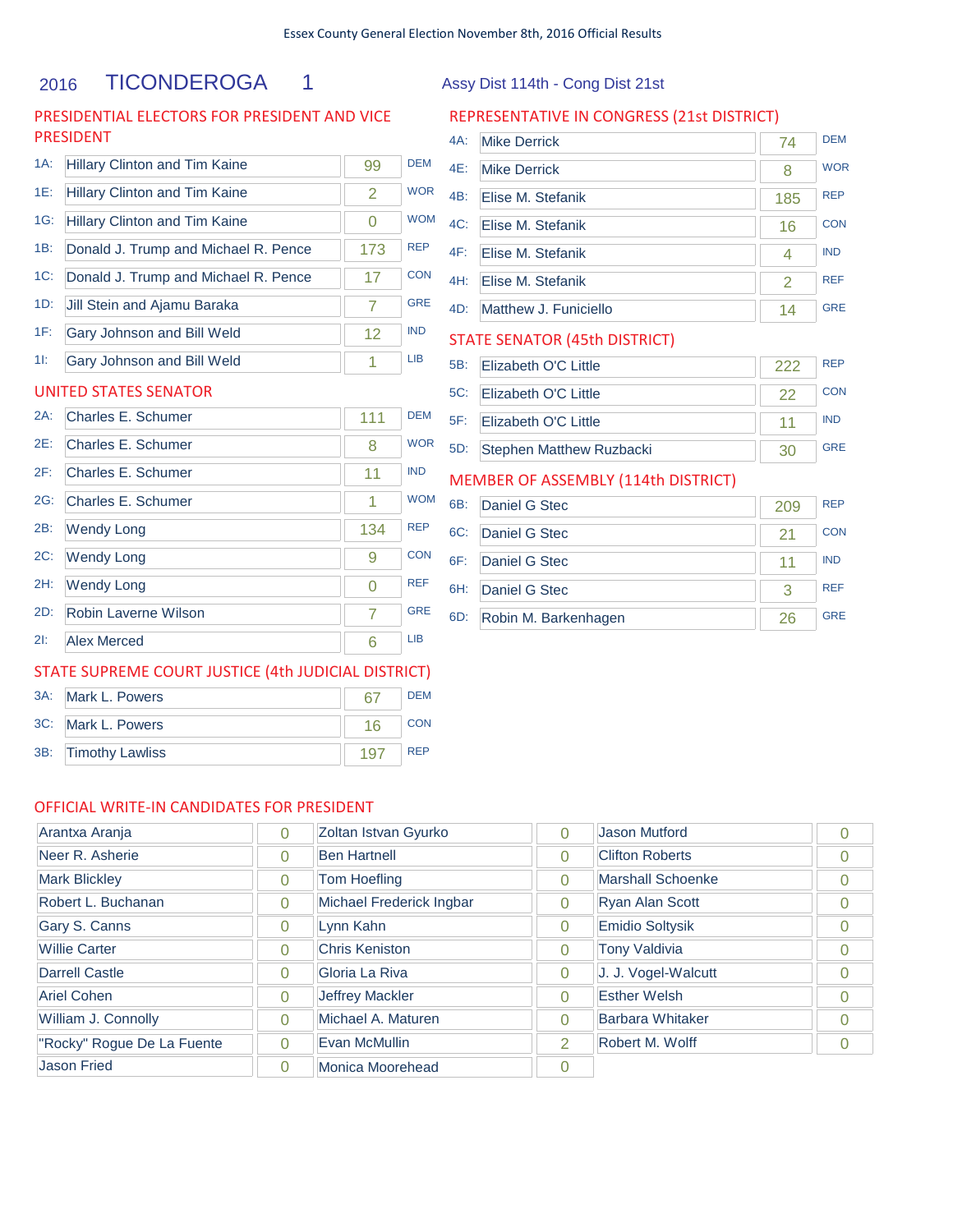Essex County General Election November 8th, 2016 Official Results

# 2016 TICONDEROGA 1

Assy Dist 114th - Cong Dist 21st

## PRESIDENTIAL ELECTORS FOR PRESIDENT AND VICE PRESIDENT

| | Candidate | Votes | Party |
|---|---|---|---|
| 1A: | Hillary Clinton and Tim Kaine | 99 | DEM |
| 1E: | Hillary Clinton and Tim Kaine | 2 | WOR |
| 1G: | Hillary Clinton and Tim Kaine | 0 | WOM |
| 1B: | Donald J. Trump and Michael R. Pence | 173 | REP |
| 1C: | Donald J. Trump and Michael R. Pence | 17 | CON |
| 1D: | Jill Stein and Ajamu Baraka | 7 | GRE |
| 1F: | Gary Johnson and Bill Weld | 12 | IND |
| 1I: | Gary Johnson and Bill Weld | 1 | LIB |

## UNITED STATES SENATOR

| | Candidate | Votes | Party |
|---|---|---|---|
| 2A: | Charles E. Schumer | 111 | DEM |
| 2E: | Charles E. Schumer | 8 | WOR |
| 2F: | Charles E. Schumer | 11 | IND |
| 2G: | Charles E. Schumer | 1 | WOM |
| 2B: | Wendy Long | 134 | REP |
| 2C: | Wendy Long | 9 | CON |
| 2H: | Wendy Long | 0 | REF |
| 2D: | Robin Laverne Wilson | 7 | GRE |
| 2I: | Alex Merced | 6 | LIB |

## STATE SUPREME COURT JUSTICE (4th JUDICIAL DISTRICT)

| | Candidate | Votes | Party |
|---|---|---|---|
| 3A: | Mark L. Powers | 67 | DEM |
| 3C: | Mark L. Powers | 16 | CON |
| 3B: | Timothy Lawliss | 197 | REP |

## REPRESENTATIVE IN CONGRESS (21st DISTRICT)

| | Candidate | Votes | Party |
|---|---|---|---|
| 4A: | Mike Derrick | 74 | DEM |
| 4E: | Mike Derrick | 8 | WOR |
| 4B: | Elise M. Stefanik | 185 | REP |
| 4C: | Elise M. Stefanik | 16 | CON |
| 4F: | Elise M. Stefanik | 4 | IND |
| 4H: | Elise M. Stefanik | 2 | REF |
| 4D: | Matthew J. Funiciello | 14 | GRE |

## STATE SENATOR (45th DISTRICT)

| | Candidate | Votes | Party |
|---|---|---|---|
| 5B: | Elizabeth O'C Little | 222 | REP |
| 5C: | Elizabeth O'C Little | 22 | CON |
| 5F: | Elizabeth O'C Little | 11 | IND |
| 5D: | Stephen Matthew Ruzbacki | 30 | GRE |

## MEMBER OF ASSEMBLY (114th DISTRICT)

| | Candidate | Votes | Party |
|---|---|---|---|
| 6B: | Daniel G Stec | 209 | REP |
| 6C: | Daniel G Stec | 21 | CON |
| 6F: | Daniel G Stec | 11 | IND |
| 6H: | Daniel G Stec | 3 | REF |
| 6D: | Robin M. Barkenhagen | 26 | GRE |

## OFFICIAL WRITE-IN CANDIDATES FOR PRESIDENT

| Candidate | Votes | Candidate | Votes | Candidate | Votes |
|---|---|---|---|---|---|
| Arantxa Aranja | 0 | Zoltan Istvan Gyurko | 0 | Jason Mutford | 0 |
| Neer R. Asherie | 0 | Ben Hartnell | 0 | Clifton Roberts | 0 |
| Mark Blickley | 0 | Tom Hoefling | 0 | Marshall Schoenke | 0 |
| Robert L. Buchanan | 0 | Michael Frederick Ingbar | 0 | Ryan Alan Scott | 0 |
| Gary S. Canns | 0 | Lynn Kahn | 0 | Emidio Soltysik | 0 |
| Willie Carter | 0 | Chris Keniston | 0 | Tony Valdivia | 0 |
| Darrell Castle | 0 | Gloria La Riva | 0 | J. J. Vogel-Walcutt | 0 |
| Ariel Cohen | 0 | Jeffrey Mackler | 0 | Esther Welsh | 0 |
| William J. Connolly | 0 | Michael A. Maturen | 0 | Barbara Whitaker | 0 |
| "Rocky" Rogue De La Fuente | 0 | Evan McMullin | 2 | Robert M. Wolff | 0 |
| Jason Fried | 0 | Monica Moorehead | 0 | | |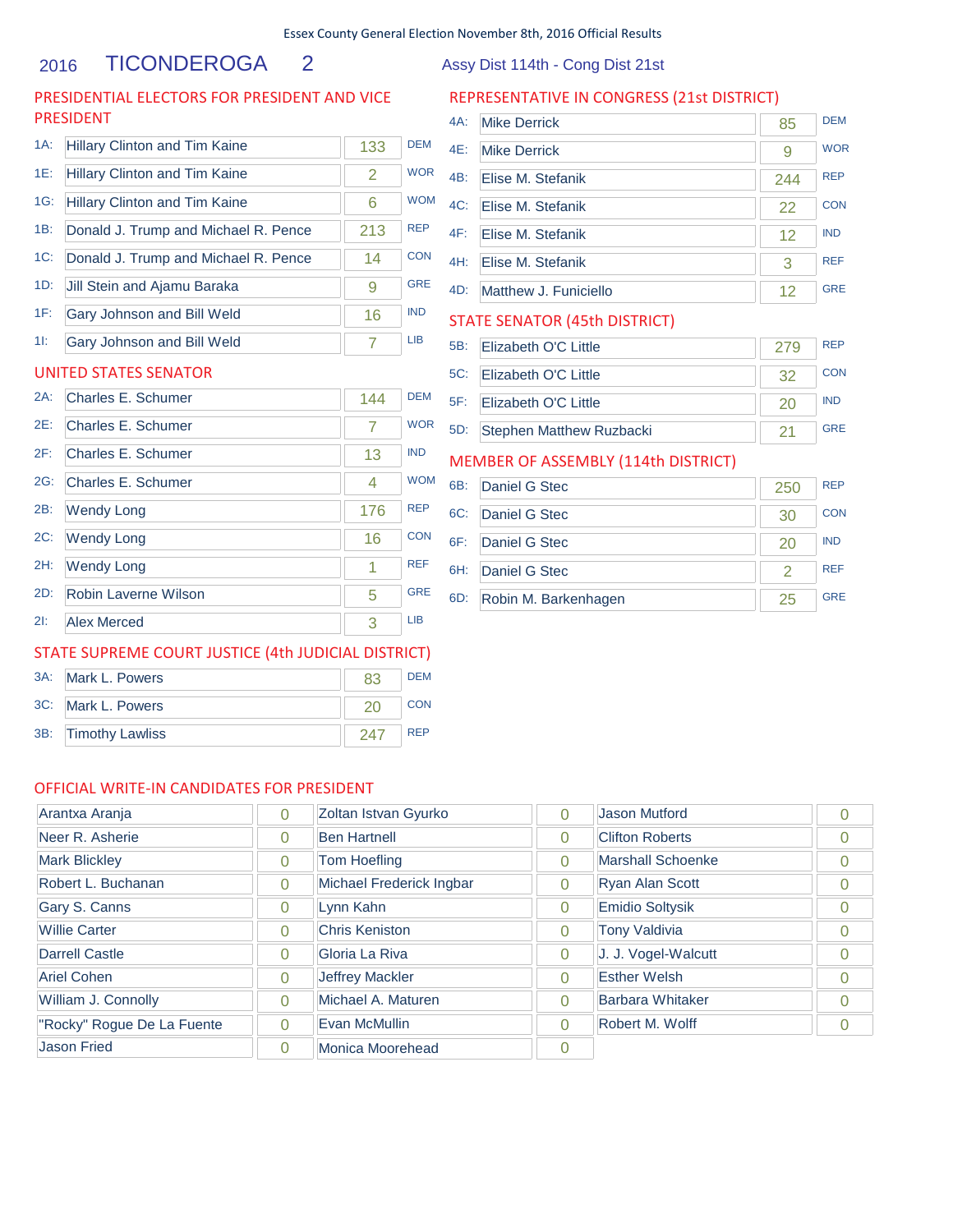Essex County General Election November 8th, 2016 Official Results

# 2016 TICONDEROGA 2

Assy Dist 114th - Cong Dist 21st

## PRESIDENTIAL ELECTORS FOR PRESIDENT AND VICE PRESIDENT

| Line | Candidate | Votes | Party |
|---|---|---|---|
| 1A: | Hillary Clinton and Tim Kaine | 133 | DEM |
| 1E: | Hillary Clinton and Tim Kaine | 2 | WOR |
| 1G: | Hillary Clinton and Tim Kaine | 6 | WOM |
| 1B: | Donald J. Trump and Michael R. Pence | 213 | REP |
| 1C: | Donald J. Trump and Michael R. Pence | 14 | CON |
| 1D: | Jill Stein and Ajamu Baraka | 9 | GRE |
| 1F: | Gary Johnson and Bill Weld | 16 | IND |
| 1I: | Gary Johnson and Bill Weld | 7 | LIB |

## UNITED STATES SENATOR

| Line | Candidate | Votes | Party |
|---|---|---|---|
| 2A: | Charles E. Schumer | 144 | DEM |
| 2E: | Charles E. Schumer | 7 | WOR |
| 2F: | Charles E. Schumer | 13 | IND |
| 2G: | Charles E. Schumer | 4 | WOM |
| 2B: | Wendy Long | 176 | REP |
| 2C: | Wendy Long | 16 | CON |
| 2H: | Wendy Long | 1 | REF |
| 2D: | Robin Laverne Wilson | 5 | GRE |
| 2I: | Alex Merced | 3 | LIB |

## STATE SUPREME COURT JUSTICE (4th JUDICIAL DISTRICT)

| Line | Candidate | Votes | Party |
|---|---|---|---|
| 3A: | Mark L. Powers | 83 | DEM |
| 3C: | Mark L. Powers | 20 | CON |
| 3B: | Timothy Lawliss | 247 | REP |

## REPRESENTATIVE IN CONGRESS (21st DISTRICT)

| Line | Candidate | Votes | Party |
|---|---|---|---|
| 4A: | Mike Derrick | 85 | DEM |
| 4E: | Mike Derrick | 9 | WOR |
| 4B: | Elise M. Stefanik | 244 | REP |
| 4C: | Elise M. Stefanik | 22 | CON |
| 4F: | Elise M. Stefanik | 12 | IND |
| 4H: | Elise M. Stefanik | 3 | REF |
| 4D: | Matthew J. Funiciello | 12 | GRE |

## STATE SENATOR (45th DISTRICT)

| Line | Candidate | Votes | Party |
|---|---|---|---|
| 5B: | Elizabeth O'C Little | 279 | REP |
| 5C: | Elizabeth O'C Little | 32 | CON |
| 5F: | Elizabeth O'C Little | 20 | IND |
| 5D: | Stephen Matthew Ruzbacki | 21 | GRE |

## MEMBER OF ASSEMBLY (114th DISTRICT)

| Line | Candidate | Votes | Party |
|---|---|---|---|
| 6B: | Daniel G Stec | 250 | REP |
| 6C: | Daniel G Stec | 30 | CON |
| 6F: | Daniel G Stec | 20 | IND |
| 6H: | Daniel G Stec | 2 | REF |
| 6D: | Robin M. Barkenhagen | 25 | GRE |

## OFFICIAL WRITE-IN CANDIDATES FOR PRESIDENT

| Candidate | Votes | Candidate | Votes | Candidate | Votes |
|---|---|---|---|---|---|
| Arantxa Aranja | 0 | Zoltan Istvan Gyurko | 0 | Jason Mutford | 0 |
| Neer R. Asherie | 0 | Ben Hartnell | 0 | Clifton Roberts | 0 |
| Mark Blickley | 0 | Tom Hoefling | 0 | Marshall Schoenke | 0 |
| Robert L. Buchanan | 0 | Michael Frederick Ingbar | 0 | Ryan Alan Scott | 0 |
| Gary S. Canns | 0 | Lynn Kahn | 0 | Emidio Soltysik | 0 |
| Willie Carter | 0 | Chris Keniston | 0 | Tony Valdivia | 0 |
| Darrell Castle | 0 | Gloria La Riva | 0 | J. J. Vogel-Walcutt | 0 |
| Ariel Cohen | 0 | Jeffrey Mackler | 0 | Esther Welsh | 0 |
| William J. Connolly | 0 | Michael A. Maturen | 0 | Barbara Whitaker | 0 |
| "Rocky" Rogue De La Fuente | 0 | Evan McMullin | 0 | Robert M. Wolff | 0 |
| Jason Fried | 0 | Monica Moorehead | 0 | | |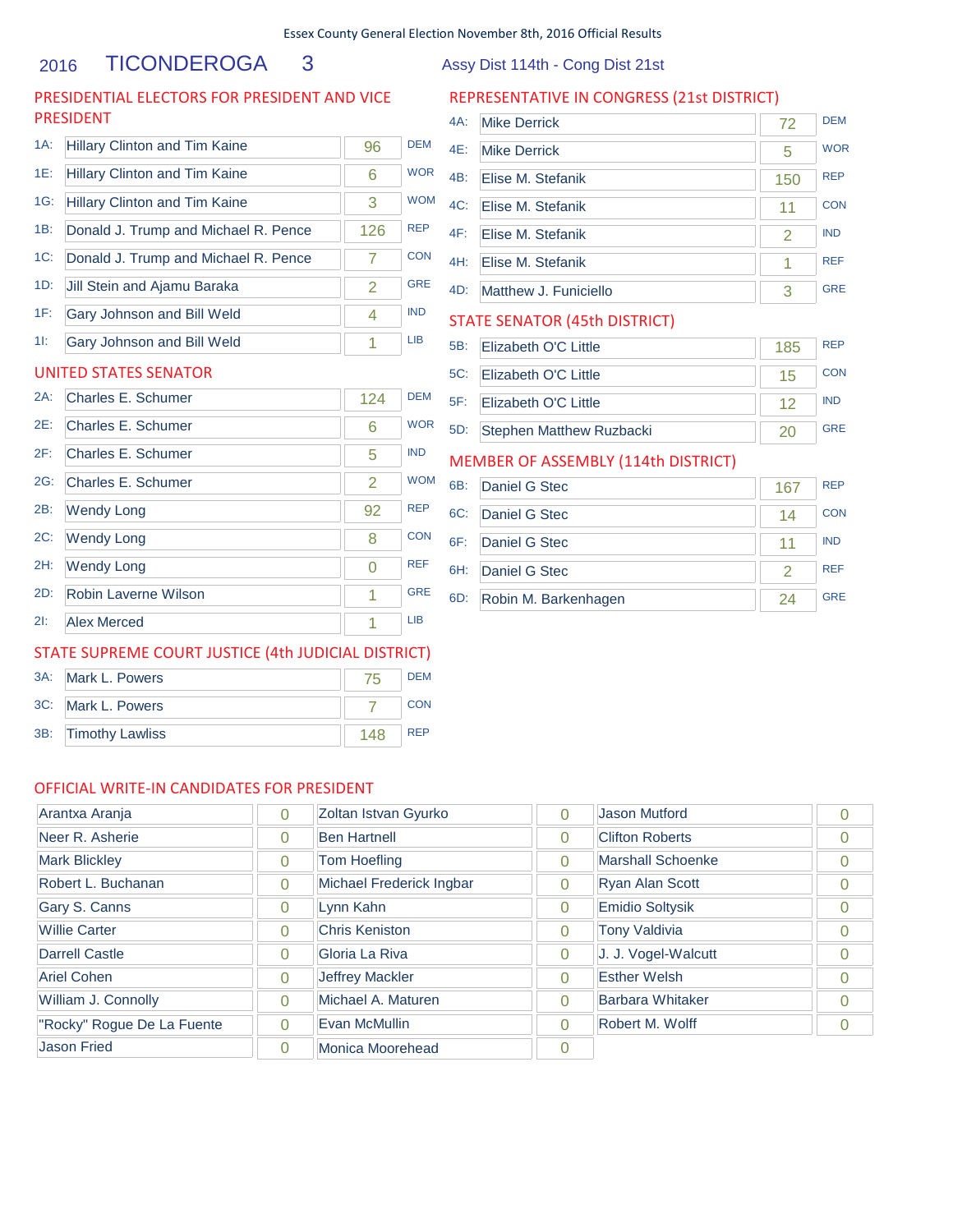Essex County General Election November 8th, 2016 Official Results

## 2016 TICONDEROGA 3

Assy Dist 114th - Cong Dist 21st

### PRESIDENTIAL ELECTORS FOR PRESIDENT AND VICE PRESIDENT

| | Candidate | Votes | Party |
|---|---|---|---|
| 1A: | Hillary Clinton and Tim Kaine | 96 | DEM |
| 1E: | Hillary Clinton and Tim Kaine | 6 | WOR |
| 1G: | Hillary Clinton and Tim Kaine | 3 | WOM |
| 1B: | Donald J. Trump and Michael R. Pence | 126 | REP |
| 1C: | Donald J. Trump and Michael R. Pence | 7 | CON |
| 1D: | Jill Stein and Ajamu Baraka | 2 | GRE |
| 1F: | Gary Johnson and Bill Weld | 4 | IND |
| 1I: | Gary Johnson and Bill Weld | 1 | LIB |

### UNITED STATES SENATOR

| | Candidate | Votes | Party |
|---|---|---|---|
| 2A: | Charles E. Schumer | 124 | DEM |
| 2E: | Charles E. Schumer | 6 | WOR |
| 2F: | Charles E. Schumer | 5 | IND |
| 2G: | Charles E. Schumer | 2 | WOM |
| 2B: | Wendy Long | 92 | REP |
| 2C: | Wendy Long | 8 | CON |
| 2H: | Wendy Long | 0 | REF |
| 2D: | Robin Laverne Wilson | 1 | GRE |
| 2I: | Alex Merced | 1 | LIB |

### STATE SUPREME COURT JUSTICE (4th JUDICIAL DISTRICT)

| | Candidate | Votes | Party |
|---|---|---|---|
| 3A: | Mark L. Powers | 75 | DEM |
| 3C: | Mark L. Powers | 7 | CON |
| 3B: | Timothy Lawliss | 148 | REP |

### REPRESENTATIVE IN CONGRESS (21st DISTRICT)

| | Candidate | Votes | Party |
|---|---|---|---|
| 4A: | Mike Derrick | 72 | DEM |
| 4E: | Mike Derrick | 5 | WOR |
| 4B: | Elise M. Stefanik | 150 | REP |
| 4C: | Elise M. Stefanik | 11 | CON |
| 4F: | Elise M. Stefanik | 2 | IND |
| 4H: | Elise M. Stefanik | 1 | REF |
| 4D: | Matthew J. Funiciello | 3 | GRE |

### STATE SENATOR (45th DISTRICT)

| | Candidate | Votes | Party |
|---|---|---|---|
| 5B: | Elizabeth O'C Little | 185 | REP |
| 5C: | Elizabeth O'C Little | 15 | CON |
| 5F: | Elizabeth O'C Little | 12 | IND |
| 5D: | Stephen Matthew Ruzbacki | 20 | GRE |

### MEMBER OF ASSEMBLY (114th DISTRICT)

| | Candidate | Votes | Party |
|---|---|---|---|
| 6B: | Daniel G Stec | 167 | REP |
| 6C: | Daniel G Stec | 14 | CON |
| 6F: | Daniel G Stec | 11 | IND |
| 6H: | Daniel G Stec | 2 | REF |
| 6D: | Robin M. Barkenhagen | 24 | GRE |

### OFFICIAL WRITE-IN CANDIDATES FOR PRESIDENT

| Candidate | Votes | Candidate | Votes | Candidate | Votes |
|---|---|---|---|---|---|
| Arantxa Aranja | 0 | Zoltan Istvan Gyurko | 0 | Jason Mutford | 0 |
| Neer R. Asherie | 0 | Ben Hartnell | 0 | Clifton Roberts | 0 |
| Mark Blickley | 0 | Tom Hoefling | 0 | Marshall Schoenke | 0 |
| Robert L. Buchanan | 0 | Michael Frederick Ingbar | 0 | Ryan Alan Scott | 0 |
| Gary S. Canns | 0 | Lynn Kahn | 0 | Emidio Soltysik | 0 |
| Willie Carter | 0 | Chris Keniston | 0 | Tony Valdivia | 0 |
| Darrell Castle | 0 | Gloria La Riva | 0 | J. J. Vogel-Walcutt | 0 |
| Ariel Cohen | 0 | Jeffrey Mackler | 0 | Esther Welsh | 0 |
| William J. Connolly | 0 | Michael A. Maturen | 0 | Barbara Whitaker | 0 |
| "Rocky" Rogue De La Fuente | 0 | Evan McMullin | 0 | Robert M. Wolff | 0 |
| Jason Fried | 0 | Monica Moorehead | 0 | | |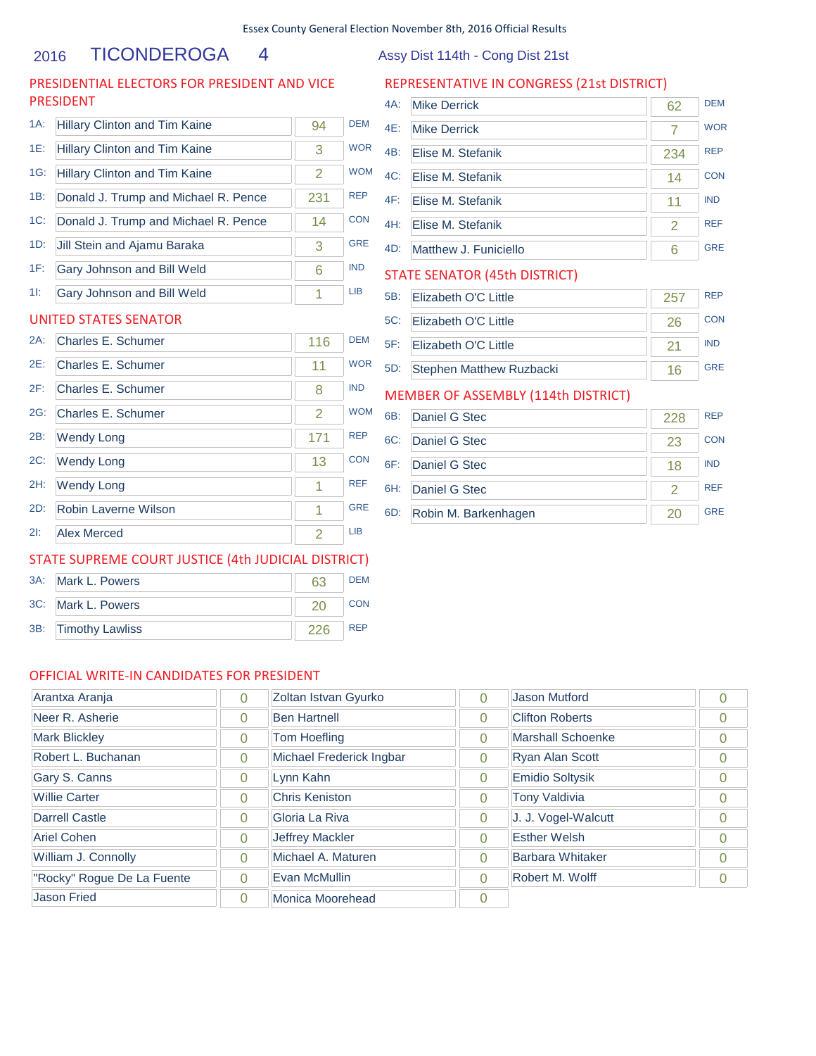Essex County General Election November 8th, 2016 Official Results

## 2016 TICONDEROGA 4

Assy Dist 114th - Cong Dist 21st

### PRESIDENTIAL ELECTORS FOR PRESIDENT AND VICE PRESIDENT

| | Candidate | Votes | Party |
|---|---|---|---|
| 1A: | Hillary Clinton and Tim Kaine | 94 | DEM |
| 1E: | Hillary Clinton and Tim Kaine | 3 | WOR |
| 1G: | Hillary Clinton and Tim Kaine | 2 | WOM |
| 1B: | Donald J. Trump and Michael R. Pence | 231 | REP |
| 1C: | Donald J. Trump and Michael R. Pence | 14 | CON |
| 1D: | Jill Stein and Ajamu Baraka | 3 | GRE |
| 1F: | Gary Johnson and Bill Weld | 6 | IND |
| 1I: | Gary Johnson and Bill Weld | 1 | LIB |

### UNITED STATES SENATOR

| | Candidate | Votes | Party |
|---|---|---|---|
| 2A: | Charles E. Schumer | 116 | DEM |
| 2E: | Charles E. Schumer | 11 | WOR |
| 2F: | Charles E. Schumer | 8 | IND |
| 2G: | Charles E. Schumer | 2 | WOM |
| 2B: | Wendy Long | 171 | REP |
| 2C: | Wendy Long | 13 | CON |
| 2H: | Wendy Long | 1 | REF |
| 2D: | Robin Laverne Wilson | 1 | GRE |
| 2I: | Alex Merced | 2 | LIB |

### STATE SUPREME COURT JUSTICE (4th JUDICIAL DISTRICT)

| | Candidate | Votes | Party |
|---|---|---|---|
| 3A: | Mark L. Powers | 63 | DEM |
| 3C: | Mark L. Powers | 20 | CON |
| 3B: | Timothy Lawliss | 226 | REP |

### REPRESENTATIVE IN CONGRESS (21st DISTRICT)

| | Candidate | Votes | Party |
|---|---|---|---|
| 4A: | Mike Derrick | 62 | DEM |
| 4E: | Mike Derrick | 7 | WOR |
| 4B: | Elise M. Stefanik | 234 | REP |
| 4C: | Elise M. Stefanik | 14 | CON |
| 4F: | Elise M. Stefanik | 11 | IND |
| 4H: | Elise M. Stefanik | 2 | REF |
| 4D: | Matthew J. Funiciello | 6 | GRE |

### STATE SENATOR (45th DISTRICT)

| | Candidate | Votes | Party |
|---|---|---|---|
| 5B: | Elizabeth O'C Little | 257 | REP |
| 5C: | Elizabeth O'C Little | 26 | CON |
| 5F: | Elizabeth O'C Little | 21 | IND |
| 5D: | Stephen Matthew Ruzbacki | 16 | GRE |

### MEMBER OF ASSEMBLY (114th DISTRICT)

| | Candidate | Votes | Party |
|---|---|---|---|
| 6B: | Daniel G Stec | 228 | REP |
| 6C: | Daniel G Stec | 23 | CON |
| 6F: | Daniel G Stec | 18 | IND |
| 6H: | Daniel G Stec | 2 | REF |
| 6D: | Robin M. Barkenhagen | 20 | GRE |

### OFFICIAL WRITE-IN CANDIDATES FOR PRESIDENT

| Candidate | Votes | Candidate | Votes | Candidate | Votes |
|---|---|---|---|---|---|
| Arantxa Aranja | 0 | Zoltan Istvan Gyurko | 0 | Jason Mutford | 0 |
| Neer R. Asherie | 0 | Ben Hartnell | 0 | Clifton Roberts | 0 |
| Mark Blickley | 0 | Tom Hoefling | 0 | Marshall Schoenke | 0 |
| Robert L. Buchanan | 0 | Michael Frederick Ingbar | 0 | Ryan Alan Scott | 0 |
| Gary S. Canns | 0 | Lynn Kahn | 0 | Emidio Soltysik | 0 |
| Willie Carter | 0 | Chris Keniston | 0 | Tony Valdivia | 0 |
| Darrell Castle | 0 | Gloria La Riva | 0 | J. J. Vogel-Walcutt | 0 |
| Ariel Cohen | 0 | Jeffrey Mackler | 0 | Esther Welsh | 0 |
| William J. Connolly | 0 | Michael A. Maturen | 0 | Barbara Whitaker | 0 |
| "Rocky" Rogue De La Fuente | 0 | Evan McMullin | 0 | Robert M. Wolff | 0 |
| Jason Fried | 0 | Monica Moorehead | 0 | | |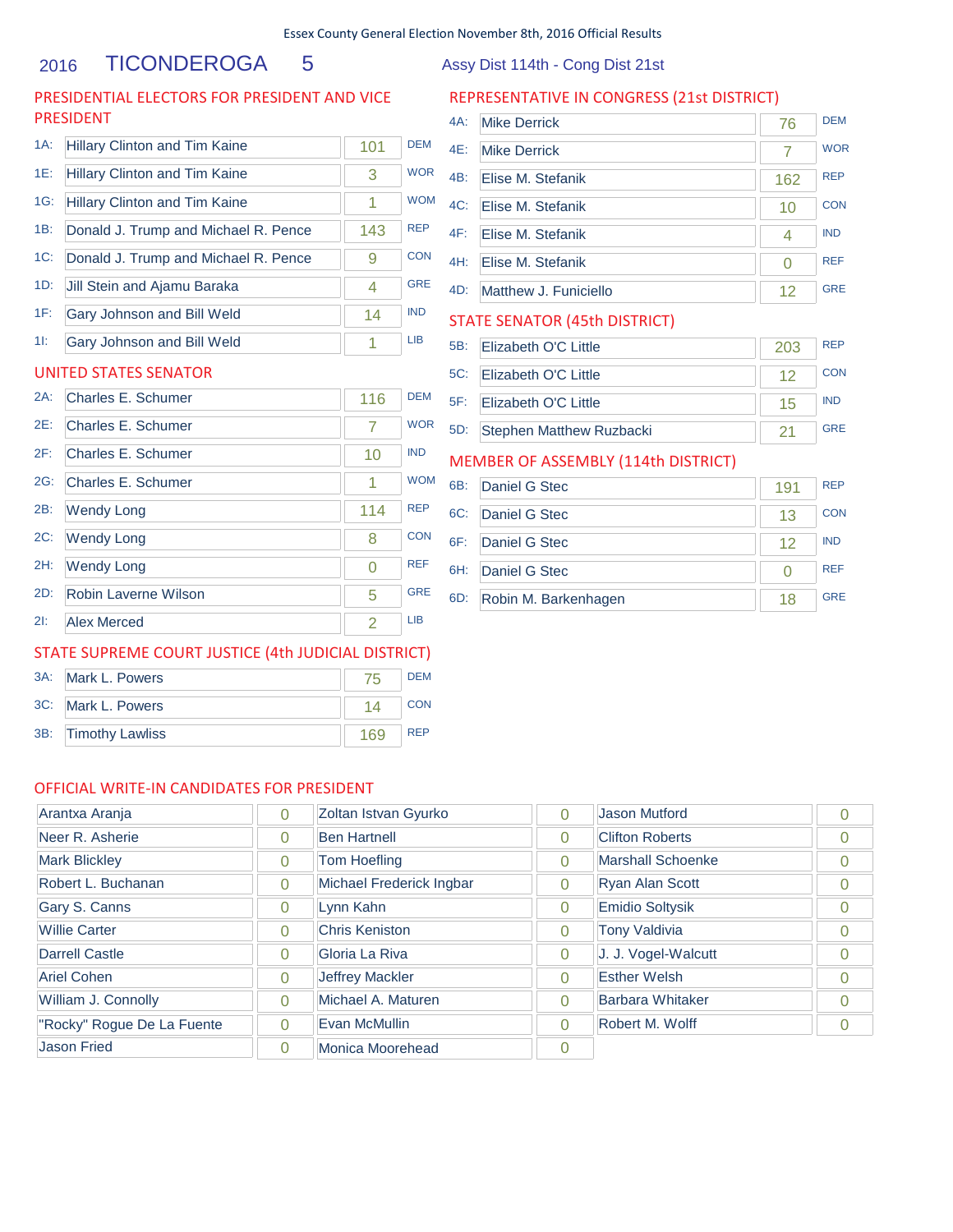Essex County General Election November 8th, 2016 Official Results

# 2016 TICONDEROGA 5

Assy Dist 114th - Cong Dist 21st

## PRESIDENTIAL ELECTORS FOR PRESIDENT AND VICE PRESIDENT

| | Candidate | Votes | Party |
|---|---|---|---|
| 1A: | Hillary Clinton and Tim Kaine | 101 | DEM |
| 1E: | Hillary Clinton and Tim Kaine | 3 | WOR |
| 1G: | Hillary Clinton and Tim Kaine | 1 | WOM |
| 1B: | Donald J. Trump and Michael R. Pence | 143 | REP |
| 1C: | Donald J. Trump and Michael R. Pence | 9 | CON |
| 1D: | Jill Stein and Ajamu Baraka | 4 | GRE |
| 1F: | Gary Johnson and Bill Weld | 14 | IND |
| 1I: | Gary Johnson and Bill Weld | 1 | LIB |

## UNITED STATES SENATOR

| | Candidate | Votes | Party |
|---|---|---|---|
| 2A: | Charles E. Schumer | 116 | DEM |
| 2E: | Charles E. Schumer | 7 | WOR |
| 2F: | Charles E. Schumer | 10 | IND |
| 2G: | Charles E. Schumer | 1 | WOM |
| 2B: | Wendy Long | 114 | REP |
| 2C: | Wendy Long | 8 | CON |
| 2H: | Wendy Long | 0 | REF |
| 2D: | Robin Laverne Wilson | 5 | GRE |
| 2I: | Alex Merced | 2 | LIB |

## STATE SUPREME COURT JUSTICE (4th JUDICIAL DISTRICT)

| | Candidate | Votes | Party |
|---|---|---|---|
| 3A: | Mark L. Powers | 75 | DEM |
| 3C: | Mark L. Powers | 14 | CON |
| 3B: | Timothy Lawliss | 169 | REP |

## REPRESENTATIVE IN CONGRESS (21st DISTRICT)

| | Candidate | Votes | Party |
|---|---|---|---|
| 4A: | Mike Derrick | 76 | DEM |
| 4E: | Mike Derrick | 7 | WOR |
| 4B: | Elise M. Stefanik | 162 | REP |
| 4C: | Elise M. Stefanik | 10 | CON |
| 4F: | Elise M. Stefanik | 4 | IND |
| 4H: | Elise M. Stefanik | 0 | REF |
| 4D: | Matthew J. Funiciello | 12 | GRE |

## STATE SENATOR (45th DISTRICT)

| | Candidate | Votes | Party |
|---|---|---|---|
| 5B: | Elizabeth O'C Little | 203 | REP |
| 5C: | Elizabeth O'C Little | 12 | CON |
| 5F: | Elizabeth O'C Little | 15 | IND |
| 5D: | Stephen Matthew Ruzbacki | 21 | GRE |

## MEMBER OF ASSEMBLY (114th DISTRICT)

| | Candidate | Votes | Party |
|---|---|---|---|
| 6B: | Daniel G Stec | 191 | REP |
| 6C: | Daniel G Stec | 13 | CON |
| 6F: | Daniel G Stec | 12 | IND |
| 6H: | Daniel G Stec | 0 | REF |
| 6D: | Robin M. Barkenhagen | 18 | GRE |

## OFFICIAL WRITE-IN CANDIDATES FOR PRESIDENT

| Candidate | Votes | Candidate | Votes | Candidate | Votes |
|---|---|---|---|---|---|
| Arantxa Aranja | 0 | Zoltan Istvan Gyurko | 0 | Jason Mutford | 0 |
| Neer R. Asherie | 0 | Ben Hartnell | 0 | Clifton Roberts | 0 |
| Mark Blickley | 0 | Tom Hoefling | 0 | Marshall Schoenke | 0 |
| Robert L. Buchanan | 0 | Michael Frederick Ingbar | 0 | Ryan Alan Scott | 0 |
| Gary S. Canns | 0 | Lynn Kahn | 0 | Emidio Soltysik | 0 |
| Willie Carter | 0 | Chris Keniston | 0 | Tony Valdivia | 0 |
| Darrell Castle | 0 | Gloria La Riva | 0 | J. J. Vogel-Walcutt | 0 |
| Ariel Cohen | 0 | Jeffrey Mackler | 0 | Esther Welsh | 0 |
| William J. Connolly | 0 | Michael A. Maturen | 0 | Barbara Whitaker | 0 |
| "Rocky" Rogue De La Fuente | 0 | Evan McMullin | 0 | Robert M. Wolff | 0 |
| Jason Fried | 0 | Monica Moorehead | 0 | | |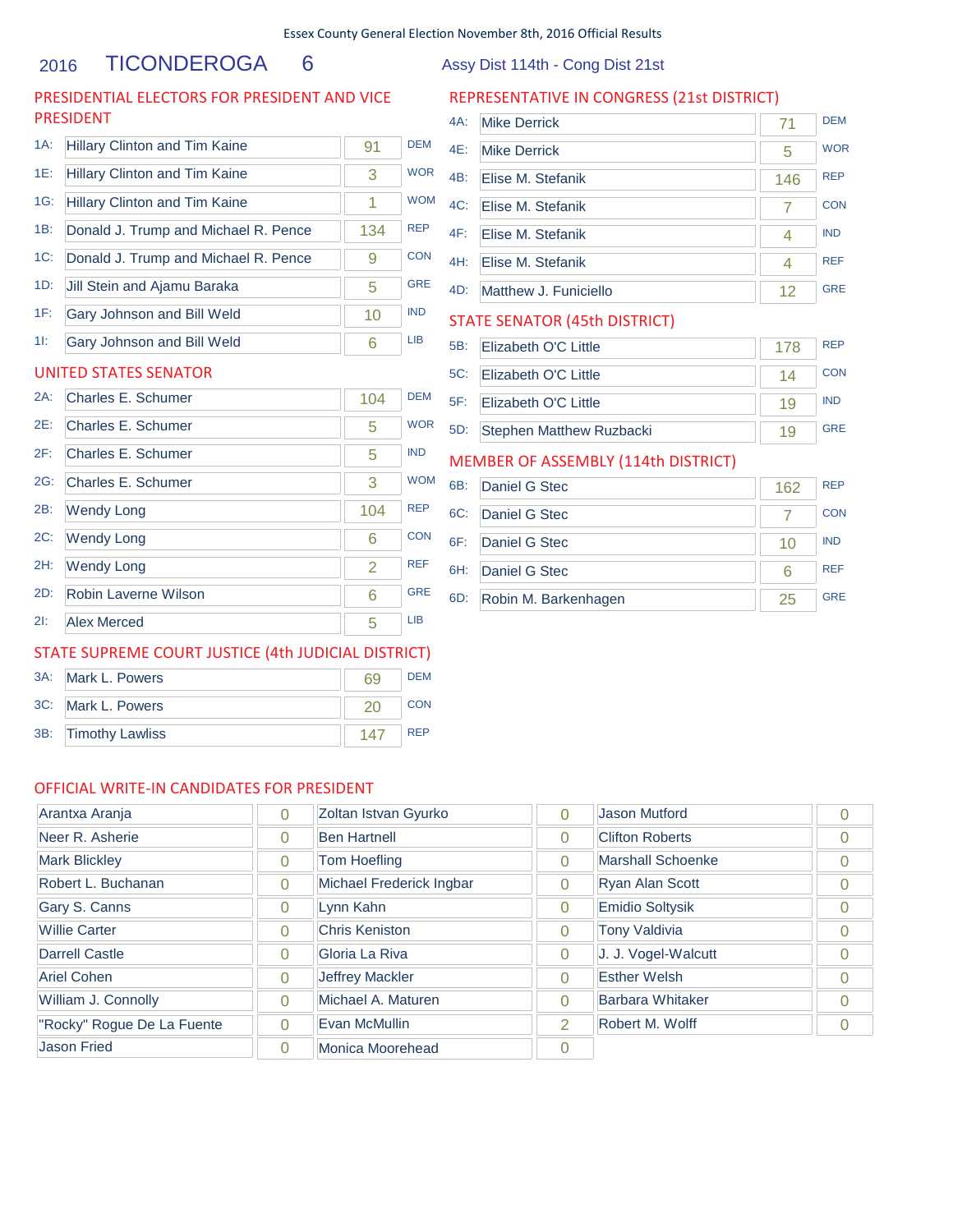Essex County General Election November 8th, 2016 Official Results

# 2016 TICONDEROGA 6

Assy Dist 114th - Cong Dist 21st

## PRESIDENTIAL ELECTORS FOR PRESIDENT AND VICE PRESIDENT

| | Candidate | Votes | Party |
|---|---|---|---|
| 1A: | Hillary Clinton and Tim Kaine | 91 | DEM |
| 1E: | Hillary Clinton and Tim Kaine | 3 | WOR |
| 1G: | Hillary Clinton and Tim Kaine | 1 | WOM |
| 1B: | Donald J. Trump and Michael R. Pence | 134 | REP |
| 1C: | Donald J. Trump and Michael R. Pence | 9 | CON |
| 1D: | Jill Stein and Ajamu Baraka | 5 | GRE |
| 1F: | Gary Johnson and Bill Weld | 10 | IND |
| 1I: | Gary Johnson and Bill Weld | 6 | LIB |

## UNITED STATES SENATOR

| | Candidate | Votes | Party |
|---|---|---|---|
| 2A: | Charles E. Schumer | 104 | DEM |
| 2E: | Charles E. Schumer | 5 | WOR |
| 2F: | Charles E. Schumer | 5 | IND |
| 2G: | Charles E. Schumer | 3 | WOM |
| 2B: | Wendy Long | 104 | REP |
| 2C: | Wendy Long | 6 | CON |
| 2H: | Wendy Long | 2 | REF |
| 2D: | Robin Laverne Wilson | 6 | GRE |
| 2I: | Alex Merced | 5 | LIB |

## STATE SUPREME COURT JUSTICE (4th JUDICIAL DISTRICT)

| | Candidate | Votes | Party |
|---|---|---|---|
| 3A: | Mark L. Powers | 69 | DEM |
| 3C: | Mark L. Powers | 20 | CON |
| 3B: | Timothy Lawliss | 147 | REP |

## REPRESENTATIVE IN CONGRESS (21st DISTRICT)

| | Candidate | Votes | Party |
|---|---|---|---|
| 4A: | Mike Derrick | 71 | DEM |
| 4E: | Mike Derrick | 5 | WOR |
| 4B: | Elise M. Stefanik | 146 | REP |
| 4C: | Elise M. Stefanik | 7 | CON |
| 4F: | Elise M. Stefanik | 4 | IND |
| 4H: | Elise M. Stefanik | 4 | REF |
| 4D: | Matthew J. Funiciello | 12 | GRE |

## STATE SENATOR (45th DISTRICT)

| | Candidate | Votes | Party |
|---|---|---|---|
| 5B: | Elizabeth O'C Little | 178 | REP |
| 5C: | Elizabeth O'C Little | 14 | CON |
| 5F: | Elizabeth O'C Little | 19 | IND |
| 5D: | Stephen Matthew Ruzbacki | 19 | GRE |

## MEMBER OF ASSEMBLY (114th DISTRICT)

| | Candidate | Votes | Party |
|---|---|---|---|
| 6B: | Daniel G Stec | 162 | REP |
| 6C: | Daniel G Stec | 7 | CON |
| 6F: | Daniel G Stec | 10 | IND |
| 6H: | Daniel G Stec | 6 | REF |
| 6D: | Robin M. Barkenhagen | 25 | GRE |

## OFFICIAL WRITE-IN CANDIDATES FOR PRESIDENT

| Candidate | Votes | Candidate | Votes | Candidate | Votes |
|---|---|---|---|---|---|
| Arantxa Aranja | 0 | Zoltan Istvan Gyurko | 0 | Jason Mutford | 0 |
| Neer R. Asherie | 0 | Ben Hartnell | 0 | Clifton Roberts | 0 |
| Mark Blickley | 0 | Tom Hoefling | 0 | Marshall Schoenke | 0 |
| Robert L. Buchanan | 0 | Michael Frederick Ingbar | 0 | Ryan Alan Scott | 0 |
| Gary S. Canns | 0 | Lynn Kahn | 0 | Emidio Soltysik | 0 |
| Willie Carter | 0 | Chris Keniston | 0 | Tony Valdivia | 0 |
| Darrell Castle | 0 | Gloria La Riva | 0 | J. J. Vogel-Walcutt | 0 |
| Ariel Cohen | 0 | Jeffrey Mackler | 0 | Esther Welsh | 0 |
| William J. Connolly | 0 | Michael A. Maturen | 0 | Barbara Whitaker | 0 |
| "Rocky" Rogue De La Fuente | 0 | Evan McMullin | 2 | Robert M. Wolff | 0 |
| Jason Fried | 0 | Monica Moorehead | 0 | | |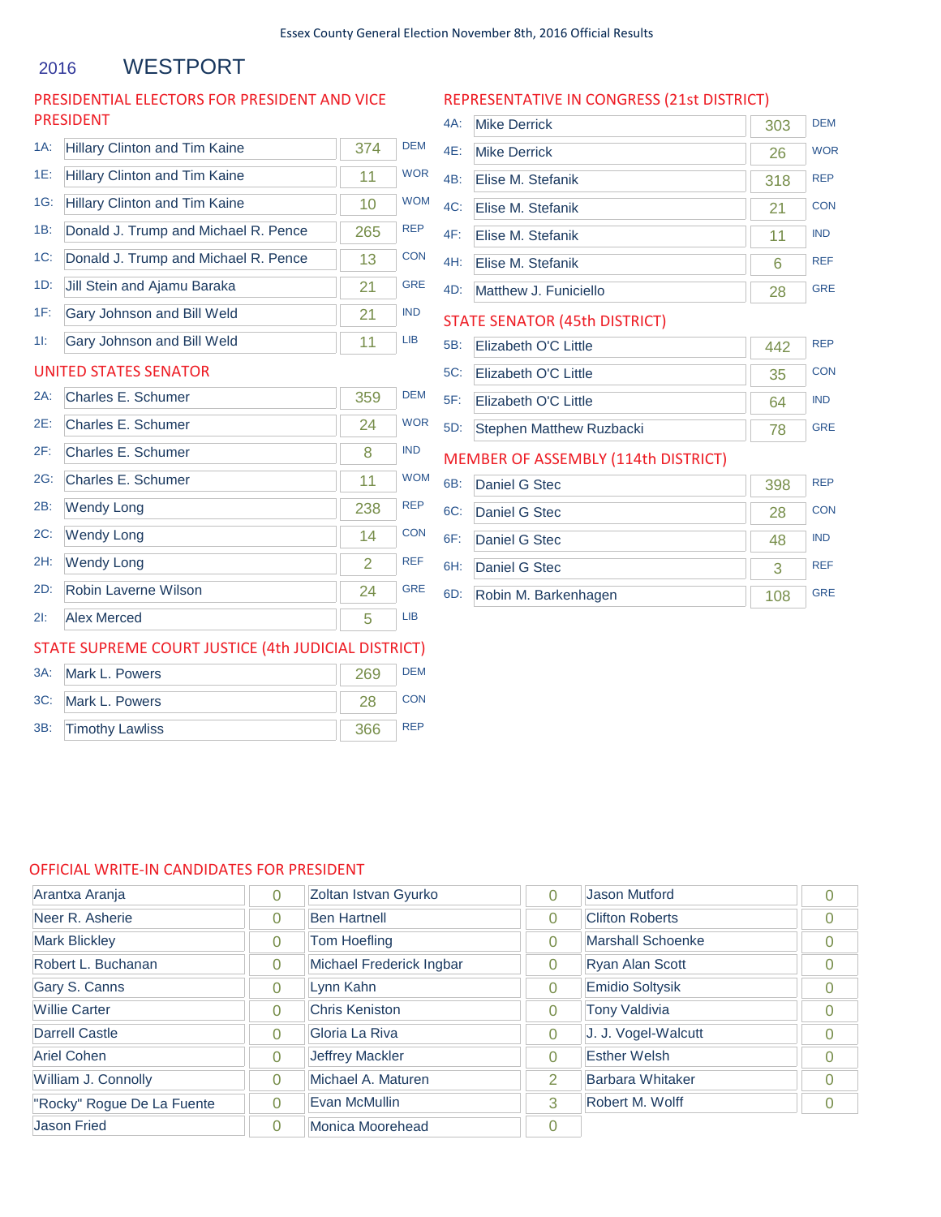Essex County General Election November 8th, 2016 Official Results

# 2016 WESTPORT

## PRESIDENTIAL ELECTORS FOR PRESIDENT AND VICE PRESIDENT

| | Candidate | Votes | Party |
|---|---|---|---|
| 1A: | Hillary Clinton and Tim Kaine | 374 | DEM |
| 1E: | Hillary Clinton and Tim Kaine | 11 | WOR |
| 1G: | Hillary Clinton and Tim Kaine | 10 | WOM |
| 1B: | Donald J. Trump and Michael R. Pence | 265 | REP |
| 1C: | Donald J. Trump and Michael R. Pence | 13 | CON |
| 1D: | Jill Stein and Ajamu Baraka | 21 | GRE |
| 1F: | Gary Johnson and Bill Weld | 21 | IND |
| 1I: | Gary Johnson and Bill Weld | 11 | LIB |

## UNITED STATES SENATOR

| | Candidate | Votes | Party |
|---|---|---|---|
| 2A: | Charles E. Schumer | 359 | DEM |
| 2E: | Charles E. Schumer | 24 | WOR |
| 2F: | Charles E. Schumer | 8 | IND |
| 2G: | Charles E. Schumer | 11 | WOM |
| 2B: | Wendy Long | 238 | REP |
| 2C: | Wendy Long | 14 | CON |
| 2H: | Wendy Long | 2 | REF |
| 2D: | Robin Laverne Wilson | 24 | GRE |
| 2I: | Alex Merced | 5 | LIB |

## STATE SUPREME COURT JUSTICE (4th JUDICIAL DISTRICT)

| | Candidate | Votes | Party |
|---|---|---|---|
| 3A: | Mark L. Powers | 269 | DEM |
| 3C: | Mark L. Powers | 28 | CON |
| 3B: | Timothy Lawliss | 366 | REP |

## REPRESENTATIVE IN CONGRESS (21st DISTRICT)

| | Candidate | Votes | Party |
|---|---|---|---|
| 4A: | Mike Derrick | 303 | DEM |
| 4E: | Mike Derrick | 26 | WOR |
| 4B: | Elise M. Stefanik | 318 | REP |
| 4C: | Elise M. Stefanik | 21 | CON |
| 4F: | Elise M. Stefanik | 11 | IND |
| 4H: | Elise M. Stefanik | 6 | REF |
| 4D: | Matthew J. Funiciello | 28 | GRE |

## STATE SENATOR (45th DISTRICT)

| | Candidate | Votes | Party |
|---|---|---|---|
| 5B: | Elizabeth O'C Little | 442 | REP |
| 5C: | Elizabeth O'C Little | 35 | CON |
| 5F: | Elizabeth O'C Little | 64 | IND |
| 5D: | Stephen Matthew Ruzbacki | 78 | GRE |

## MEMBER OF ASSEMBLY (114th DISTRICT)

| | Candidate | Votes | Party |
|---|---|---|---|
| 6B: | Daniel G Stec | 398 | REP |
| 6C: | Daniel G Stec | 28 | CON |
| 6F: | Daniel G Stec | 48 | IND |
| 6H: | Daniel G Stec | 3 | REF |
| 6D: | Robin M. Barkenhagen | 108 | GRE |

## OFFICIAL WRITE-IN CANDIDATES FOR PRESIDENT

| Candidate | Votes | Candidate | Votes | Candidate | Votes |
|---|---|---|---|---|---|
| Arantxa Aranja | 0 | Zoltan Istvan Gyurko | 0 | Jason Mutford | 0 |
| Neer R. Asherie | 0 | Ben Hartnell | 0 | Clifton Roberts | 0 |
| Mark Blickley | 0 | Tom Hoefling | 0 | Marshall Schoenke | 0 |
| Robert L. Buchanan | 0 | Michael Frederick Ingbar | 0 | Ryan Alan Scott | 0 |
| Gary S. Canns | 0 | Lynn Kahn | 0 | Emidio Soltysik | 0 |
| Willie Carter | 0 | Chris Keniston | 0 | Tony Valdivia | 0 |
| Darrell Castle | 0 | Gloria La Riva | 0 | J. J. Vogel-Walcutt | 0 |
| Ariel Cohen | 0 | Jeffrey Mackler | 0 | Esther Welsh | 0 |
| William J. Connolly | 0 | Michael A. Maturen | 2 | Barbara Whitaker | 0 |
| "Rocky" Rogue De La Fuente | 0 | Evan McMullin | 3 | Robert M. Wolff | 0 |
| Jason Fried | 0 | Monica Moorehead | 0 | | |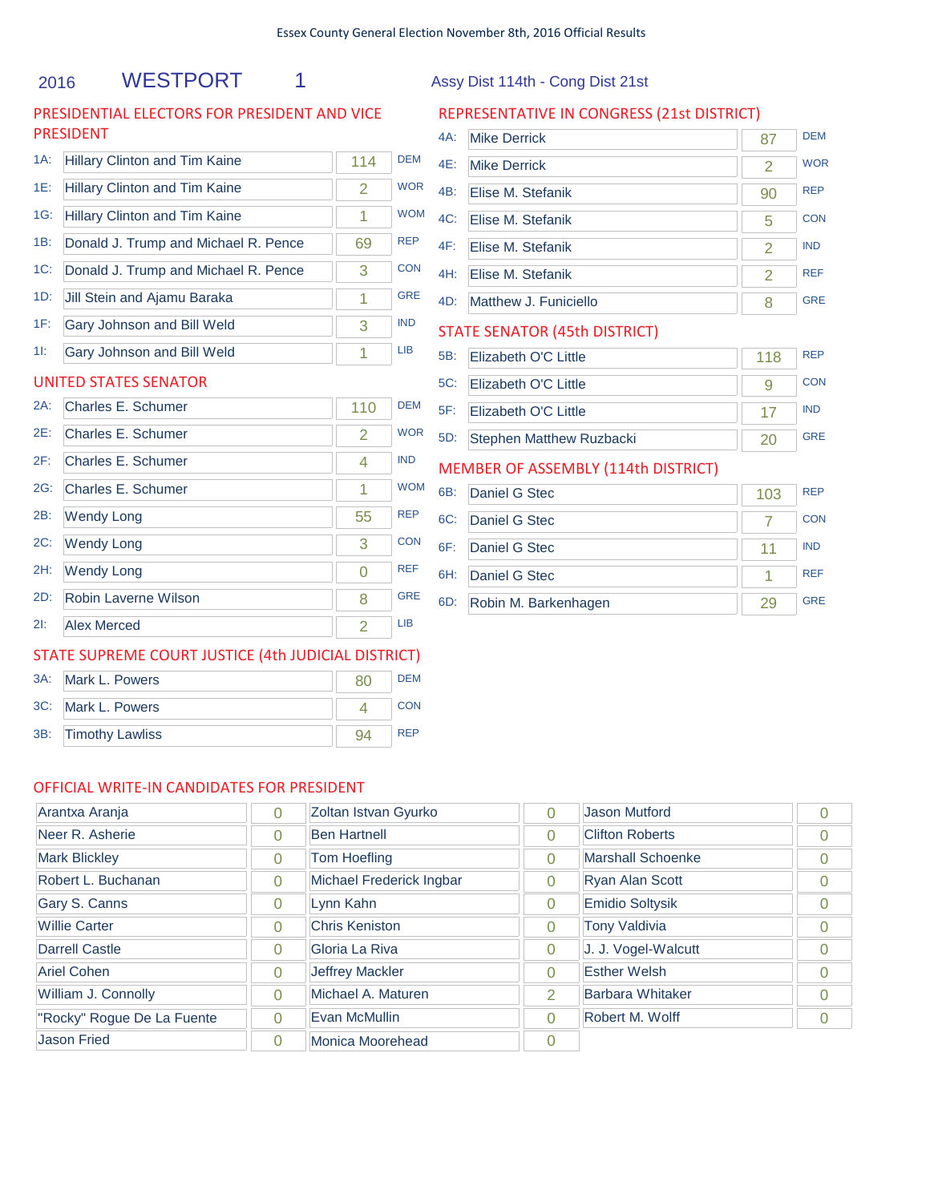Essex County General Election November 8th, 2016 Official Results

# 2016 WESTPORT 1

Assy Dist 114th - Cong Dist 21st

## PRESIDENTIAL ELECTORS FOR PRESIDENT AND VICE PRESIDENT

| Line | Candidate | Votes | Party |
|---|---|---|---|
| 1A: | Hillary Clinton and Tim Kaine | 114 | DEM |
| 1E: | Hillary Clinton and Tim Kaine | 2 | WOR |
| 1G: | Hillary Clinton and Tim Kaine | 1 | WOM |
| 1B: | Donald J. Trump and Michael R. Pence | 69 | REP |
| 1C: | Donald J. Trump and Michael R. Pence | 3 | CON |
| 1D: | Jill Stein and Ajamu Baraka | 1 | GRE |
| 1F: | Gary Johnson and Bill Weld | 3 | IND |
| 1I: | Gary Johnson and Bill Weld | 1 | LIB |

## UNITED STATES SENATOR

| Line | Candidate | Votes | Party |
|---|---|---|---|
| 2A: | Charles E. Schumer | 110 | DEM |
| 2E: | Charles E. Schumer | 2 | WOR |
| 2F: | Charles E. Schumer | 4 | IND |
| 2G: | Charles E. Schumer | 1 | WOM |
| 2B: | Wendy Long | 55 | REP |
| 2C: | Wendy Long | 3 | CON |
| 2H: | Wendy Long | 0 | REF |
| 2D: | Robin Laverne Wilson | 8 | GRE |
| 2I: | Alex Merced | 2 | LIB |

## STATE SUPREME COURT JUSTICE (4th JUDICIAL DISTRICT)

| Line | Candidate | Votes | Party |
|---|---|---|---|
| 3A: | Mark L. Powers | 80 | DEM |
| 3C: | Mark L. Powers | 4 | CON |
| 3B: | Timothy Lawliss | 94 | REP |

## REPRESENTATIVE IN CONGRESS (21st DISTRICT)

| Line | Candidate | Votes | Party |
|---|---|---|---|
| 4A: | Mike Derrick | 87 | DEM |
| 4E: | Mike Derrick | 2 | WOR |
| 4B: | Elise M. Stefanik | 90 | REP |
| 4C: | Elise M. Stefanik | 5 | CON |
| 4F: | Elise M. Stefanik | 2 | IND |
| 4H: | Elise M. Stefanik | 2 | REF |
| 4D: | Matthew J. Funiciello | 8 | GRE |

## STATE SENATOR (45th DISTRICT)

| Line | Candidate | Votes | Party |
|---|---|---|---|
| 5B: | Elizabeth O'C Little | 118 | REP |
| 5C: | Elizabeth O'C Little | 9 | CON |
| 5F: | Elizabeth O'C Little | 17 | IND |
| 5D: | Stephen Matthew Ruzbacki | 20 | GRE |

## MEMBER OF ASSEMBLY (114th DISTRICT)

| Line | Candidate | Votes | Party |
|---|---|---|---|
| 6B: | Daniel G Stec | 103 | REP |
| 6C: | Daniel G Stec | 7 | CON |
| 6F: | Daniel G Stec | 11 | IND |
| 6H: | Daniel G Stec | 1 | REF |
| 6D: | Robin M. Barkenhagen | 29 | GRE |

## OFFICIAL WRITE-IN CANDIDATES FOR PRESIDENT

| Candidate | Votes | Candidate | Votes | Candidate | Votes |
|---|---|---|---|---|---|
| Arantxa Aranja | 0 | Zoltan Istvan Gyurko | 0 | Jason Mutford | 0 |
| Neer R. Asherie | 0 | Ben Hartnell | 0 | Clifton Roberts | 0 |
| Mark Blickley | 0 | Tom Hoefling | 0 | Marshall Schoenke | 0 |
| Robert L. Buchanan | 0 | Michael Frederick Ingbar | 0 | Ryan Alan Scott | 0 |
| Gary S. Canns | 0 | Lynn Kahn | 0 | Emidio Soltysik | 0 |
| Willie Carter | 0 | Chris Keniston | 0 | Tony Valdivia | 0 |
| Darrell Castle | 0 | Gloria La Riva | 0 | J. J. Vogel-Walcutt | 0 |
| Ariel Cohen | 0 | Jeffrey Mackler | 0 | Esther Welsh | 0 |
| William J. Connolly | 0 | Michael A. Maturen | 2 | Barbara Whitaker | 0 |
| "Rocky" Rogue De La Fuente | 0 | Evan McMullin | 0 | Robert M. Wolff | 0 |
| Jason Fried | 0 | Monica Moorehead | 0 | | |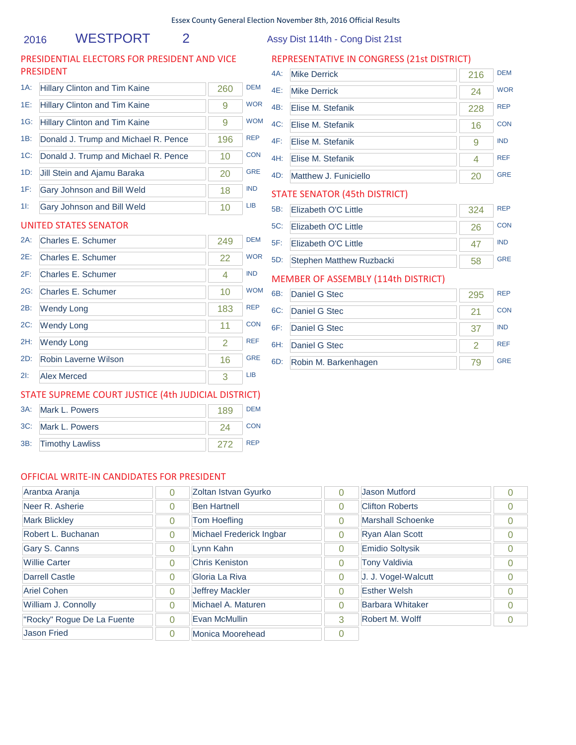Essex County General Election November 8th, 2016 Official Results

## 2016 WESTPORT 2 — Assy Dist 114th - Cong Dist 21st

### PRESIDENTIAL ELECTORS FOR PRESIDENT AND VICE PRESIDENT

| Line | Candidate | Votes | Party |
|---|---|---|---|
| 1A: | Hillary Clinton and Tim Kaine | 260 | DEM |
| 1E: | Hillary Clinton and Tim Kaine | 9 | WOR |
| 1G: | Hillary Clinton and Tim Kaine | 9 | WOM |
| 1B: | Donald J. Trump and Michael R. Pence | 196 | REP |
| 1C: | Donald J. Trump and Michael R. Pence | 10 | CON |
| 1D: | Jill Stein and Ajamu Baraka | 20 | GRE |
| 1F: | Gary Johnson and Bill Weld | 18 | IND |
| 1I: | Gary Johnson and Bill Weld | 10 | LIB |

### UNITED STATES SENATOR

| Line | Candidate | Votes | Party |
|---|---|---|---|
| 2A: | Charles E. Schumer | 249 | DEM |
| 2E: | Charles E. Schumer | 22 | WOR |
| 2F: | Charles E. Schumer | 4 | IND |
| 2G: | Charles E. Schumer | 10 | WOM |
| 2B: | Wendy Long | 183 | REP |
| 2C: | Wendy Long | 11 | CON |
| 2H: | Wendy Long | 2 | REF |
| 2D: | Robin Laverne Wilson | 16 | GRE |
| 2I: | Alex Merced | 3 | LIB |

### STATE SUPREME COURT JUSTICE (4th JUDICIAL DISTRICT)

| Line | Candidate | Votes | Party |
|---|---|---|---|
| 3A: | Mark L. Powers | 189 | DEM |
| 3C: | Mark L. Powers | 24 | CON |
| 3B: | Timothy Lawliss | 272 | REP |

### REPRESENTATIVE IN CONGRESS (21st DISTRICT)

| Line | Candidate | Votes | Party |
|---|---|---|---|
| 4A: | Mike Derrick | 216 | DEM |
| 4E: | Mike Derrick | 24 | WOR |
| 4B: | Elise M. Stefanik | 228 | REP |
| 4C: | Elise M. Stefanik | 16 | CON |
| 4F: | Elise M. Stefanik | 9 | IND |
| 4H: | Elise M. Stefanik | 4 | REF |
| 4D: | Matthew J. Funiciello | 20 | GRE |

### STATE SENATOR (45th DISTRICT)

| Line | Candidate | Votes | Party |
|---|---|---|---|
| 5B: | Elizabeth O'C Little | 324 | REP |
| 5C: | Elizabeth O'C Little | 26 | CON |
| 5F: | Elizabeth O'C Little | 47 | IND |
| 5D: | Stephen Matthew Ruzbacki | 58 | GRE |

### MEMBER OF ASSEMBLY (114th DISTRICT)

| Line | Candidate | Votes | Party |
|---|---|---|---|
| 6B: | Daniel G Stec | 295 | REP |
| 6C: | Daniel G Stec | 21 | CON |
| 6F: | Daniel G Stec | 37 | IND |
| 6H: | Daniel G Stec | 2 | REF |
| 6D: | Robin M. Barkenhagen | 79 | GRE |

### OFFICIAL WRITE-IN CANDIDATES FOR PRESIDENT

| Candidate | Votes | Candidate | Votes | Candidate | Votes |
|---|---|---|---|---|---|
| Arantxa Aranja | 0 | Zoltan Istvan Gyurko | 0 | Jason Mutford | 0 |
| Neer R. Asherie | 0 | Ben Hartnell | 0 | Clifton Roberts | 0 |
| Mark Blickley | 0 | Tom Hoefling | 0 | Marshall Schoenke | 0 |
| Robert L. Buchanan | 0 | Michael Frederick Ingbar | 0 | Ryan Alan Scott | 0 |
| Gary S. Canns | 0 | Lynn Kahn | 0 | Emidio Soltysik | 0 |
| Willie Carter | 0 | Chris Keniston | 0 | Tony Valdivia | 0 |
| Darrell Castle | 0 | Gloria La Riva | 0 | J. J. Vogel-Walcutt | 0 |
| Ariel Cohen | 0 | Jeffrey Mackler | 0 | Esther Welsh | 0 |
| William J. Connolly | 0 | Michael A. Maturen | 0 | Barbara Whitaker | 0 |
| "Rocky" Rogue De La Fuente | 0 | Evan McMullin | 3 | Robert M. Wolff | 0 |
| Jason Fried | 0 | Monica Moorehead | 0 | | |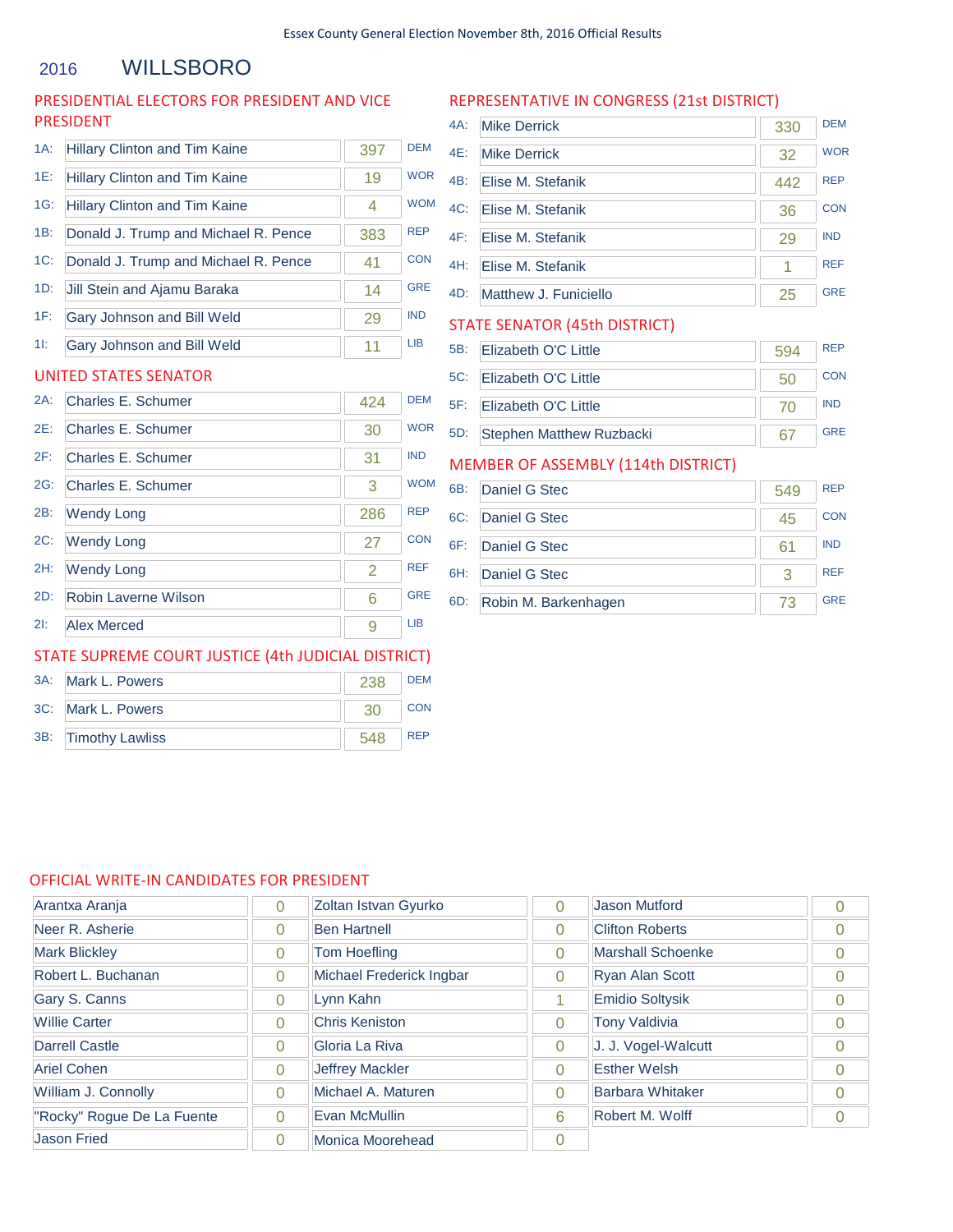Essex County General Election November 8th, 2016 Official Results

# 2016 WILLSBORO

## PRESIDENTIAL ELECTORS FOR PRESIDENT AND VICE PRESIDENT

| | Candidate | Votes | Party |
|---|---|---|---|
| 1A: | Hillary Clinton and Tim Kaine | 397 | DEM |
| 1E: | Hillary Clinton and Tim Kaine | 19 | WOR |
| 1G: | Hillary Clinton and Tim Kaine | 4 | WOM |
| 1B: | Donald J. Trump and Michael R. Pence | 383 | REP |
| 1C: | Donald J. Trump and Michael R. Pence | 41 | CON |
| 1D: | Jill Stein and Ajamu Baraka | 14 | GRE |
| 1F: | Gary Johnson and Bill Weld | 29 | IND |
| 1I: | Gary Johnson and Bill Weld | 11 | LIB |

## UNITED STATES SENATOR

| | Candidate | Votes | Party |
|---|---|---|---|
| 2A: | Charles E. Schumer | 424 | DEM |
| 2E: | Charles E. Schumer | 30 | WOR |
| 2F: | Charles E. Schumer | 31 | IND |
| 2G: | Charles E. Schumer | 3 | WOM |
| 2B: | Wendy Long | 286 | REP |
| 2C: | Wendy Long | 27 | CON |
| 2H: | Wendy Long | 2 | REF |
| 2D: | Robin Laverne Wilson | 6 | GRE |
| 2I: | Alex Merced | 9 | LIB |

## STATE SUPREME COURT JUSTICE (4th JUDICIAL DISTRICT)

| | Candidate | Votes | Party |
|---|---|---|---|
| 3A: | Mark L. Powers | 238 | DEM |
| 3C: | Mark L. Powers | 30 | CON |
| 3B: | Timothy Lawliss | 548 | REP |

## REPRESENTATIVE IN CONGRESS (21st DISTRICT)

| | Candidate | Votes | Party |
|---|---|---|---|
| 4A: | Mike Derrick | 330 | DEM |
| 4E: | Mike Derrick | 32 | WOR |
| 4B: | Elise M. Stefanik | 442 | REP |
| 4C: | Elise M. Stefanik | 36 | CON |
| 4F: | Elise M. Stefanik | 29 | IND |
| 4H: | Elise M. Stefanik | 1 | REF |
| 4D: | Matthew J. Funiciello | 25 | GRE |

## STATE SENATOR (45th DISTRICT)

| | Candidate | Votes | Party |
|---|---|---|---|
| 5B: | Elizabeth O'C Little | 594 | REP |
| 5C: | Elizabeth O'C Little | 50 | CON |
| 5F: | Elizabeth O'C Little | 70 | IND |
| 5D: | Stephen Matthew Ruzbacki | 67 | GRE |

## MEMBER OF ASSEMBLY (114th DISTRICT)

| | Candidate | Votes | Party |
|---|---|---|---|
| 6B: | Daniel G Stec | 549 | REP |
| 6C: | Daniel G Stec | 45 | CON |
| 6F: | Daniel G Stec | 61 | IND |
| 6H: | Daniel G Stec | 3 | REF |
| 6D: | Robin M. Barkenhagen | 73 | GRE |

## OFFICIAL WRITE-IN CANDIDATES FOR PRESIDENT

| Candidate | Votes | Candidate | Votes | Candidate | Votes |
|---|---|---|---|---|---|
| Arantxa Aranja | 0 | Zoltan Istvan Gyurko | 0 | Jason Mutford | 0 |
| Neer R. Asherie | 0 | Ben Hartnell | 0 | Clifton Roberts | 0 |
| Mark Blickley | 0 | Tom Hoefling | 0 | Marshall Schoenke | 0 |
| Robert L. Buchanan | 0 | Michael Frederick Ingbar | 0 | Ryan Alan Scott | 0 |
| Gary S. Canns | 0 | Lynn Kahn | 1 | Emidio Soltysik | 0 |
| Willie Carter | 0 | Chris Keniston | 0 | Tony Valdivia | 0 |
| Darrell Castle | 0 | Gloria La Riva | 0 | J. J. Vogel-Walcutt | 0 |
| Ariel Cohen | 0 | Jeffrey Mackler | 0 | Esther Welsh | 0 |
| William J. Connolly | 0 | Michael A. Maturen | 0 | Barbara Whitaker | 0 |
| "Rocky" Rogue De La Fuente | 0 | Evan McMullin | 6 | Robert M. Wolff | 0 |
| Jason Fried | 0 | Monica Moorehead | 0 | | |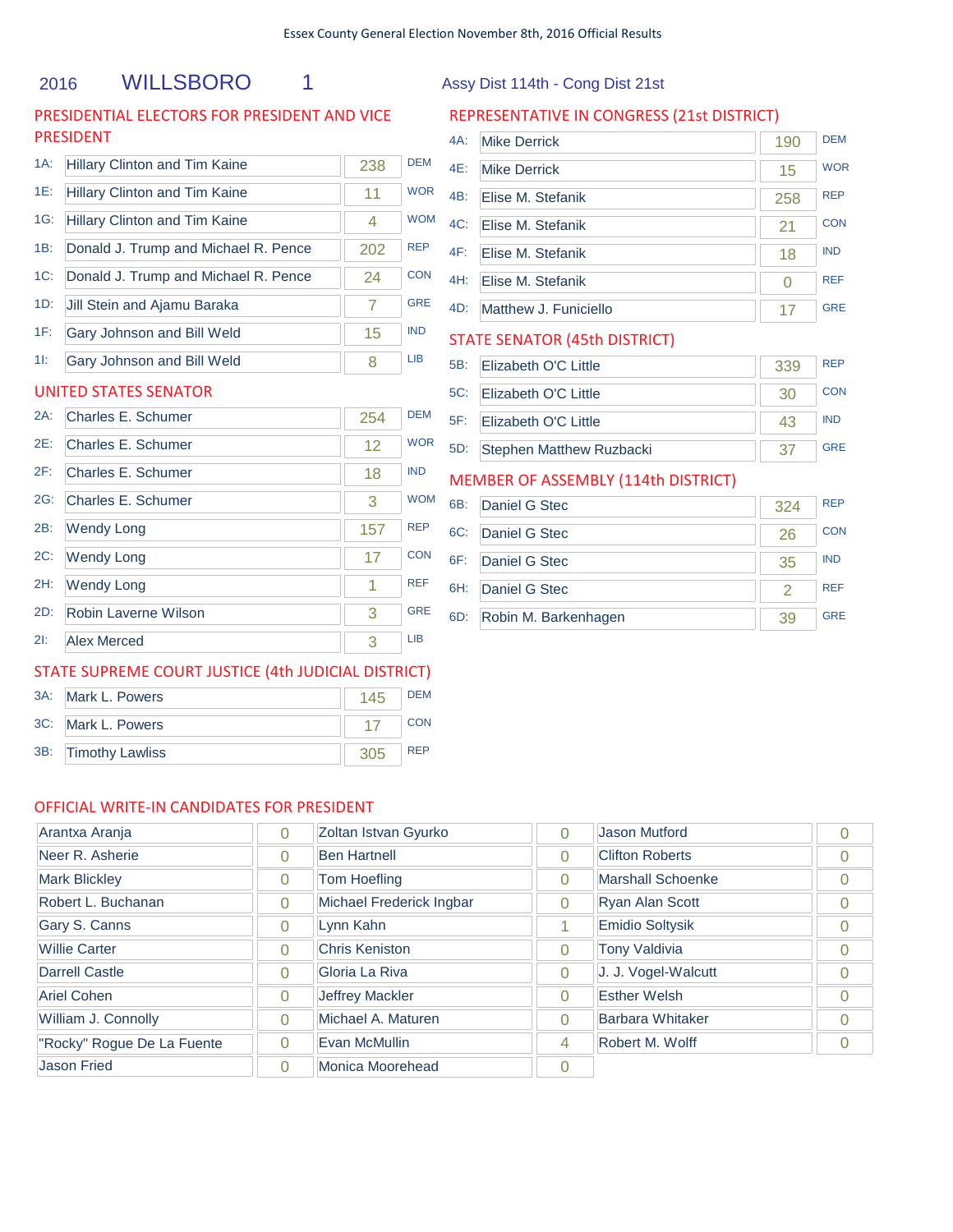Essex County General Election November 8th, 2016 Official Results

# 2016 WILLSBORO 1

Assy Dist 114th - Cong Dist 21st

## PRESIDENTIAL ELECTORS FOR PRESIDENT AND VICE PRESIDENT

| Line | Candidate | Votes | Party |
|---|---|---|---|
| 1A: | Hillary Clinton and Tim Kaine | 238 | DEM |
| 1E: | Hillary Clinton and Tim Kaine | 11 | WOR |
| 1G: | Hillary Clinton and Tim Kaine | 4 | WOM |
| 1B: | Donald J. Trump and Michael R. Pence | 202 | REP |
| 1C: | Donald J. Trump and Michael R. Pence | 24 | CON |
| 1D: | Jill Stein and Ajamu Baraka | 7 | GRE |
| 1F: | Gary Johnson and Bill Weld | 15 | IND |
| 1I: | Gary Johnson and Bill Weld | 8 | LIB |

## UNITED STATES SENATOR

| Line | Candidate | Votes | Party |
|---|---|---|---|
| 2A: | Charles E. Schumer | 254 | DEM |
| 2E: | Charles E. Schumer | 12 | WOR |
| 2F: | Charles E. Schumer | 18 | IND |
| 2G: | Charles E. Schumer | 3 | WOM |
| 2B: | Wendy Long | 157 | REP |
| 2C: | Wendy Long | 17 | CON |
| 2H: | Wendy Long | 1 | REF |
| 2D: | Robin Laverne Wilson | 3 | GRE |
| 2I: | Alex Merced | 3 | LIB |

## STATE SUPREME COURT JUSTICE (4th JUDICIAL DISTRICT)

| Line | Candidate | Votes | Party |
|---|---|---|---|
| 3A: | Mark L. Powers | 145 | DEM |
| 3C: | Mark L. Powers | 17 | CON |
| 3B: | Timothy Lawliss | 305 | REP |

## REPRESENTATIVE IN CONGRESS (21st DISTRICT)

| Line | Candidate | Votes | Party |
|---|---|---|---|
| 4A: | Mike Derrick | 190 | DEM |
| 4E: | Mike Derrick | 15 | WOR |
| 4B: | Elise M. Stefanik | 258 | REP |
| 4C: | Elise M. Stefanik | 21 | CON |
| 4F: | Elise M. Stefanik | 18 | IND |
| 4H: | Elise M. Stefanik | 0 | REF |
| 4D: | Matthew J. Funiciello | 17 | GRE |

## STATE SENATOR (45th DISTRICT)

| Line | Candidate | Votes | Party |
|---|---|---|---|
| 5B: | Elizabeth O'C Little | 339 | REP |
| 5C: | Elizabeth O'C Little | 30 | CON |
| 5F: | Elizabeth O'C Little | 43 | IND |
| 5D: | Stephen Matthew Ruzbacki | 37 | GRE |

## MEMBER OF ASSEMBLY (114th DISTRICT)

| Line | Candidate | Votes | Party |
|---|---|---|---|
| 6B: | Daniel G Stec | 324 | REP |
| 6C: | Daniel G Stec | 26 | CON |
| 6F: | Daniel G Stec | 35 | IND |
| 6H: | Daniel G Stec | 2 | REF |
| 6D: | Robin M. Barkenhagen | 39 | GRE |

## OFFICIAL WRITE-IN CANDIDATES FOR PRESIDENT

| Candidate | Votes | Candidate | Votes | Candidate | Votes |
|---|---|---|---|---|---|
| Arantxa Aranja | 0 | Zoltan Istvan Gyurko | 0 | Jason Mutford | 0 |
| Neer R. Asherie | 0 | Ben Hartnell | 0 | Clifton Roberts | 0 |
| Mark Blickley | 0 | Tom Hoefling | 0 | Marshall Schoenke | 0 |
| Robert L. Buchanan | 0 | Michael Frederick Ingbar | 0 | Ryan Alan Scott | 0 |
| Gary S. Canns | 0 | Lynn Kahn | 1 | Emidio Soltysik | 0 |
| Willie Carter | 0 | Chris Keniston | 0 | Tony Valdivia | 0 |
| Darrell Castle | 0 | Gloria La Riva | 0 | J. J. Vogel-Walcutt | 0 |
| Ariel Cohen | 0 | Jeffrey Mackler | 0 | Esther Welsh | 0 |
| William J. Connolly | 0 | Michael A. Maturen | 0 | Barbara Whitaker | 0 |
| "Rocky" Rogue De La Fuente | 0 | Evan McMullin | 4 | Robert M. Wolff | 0 |
| Jason Fried | 0 | Monica Moorehead | 0 | | |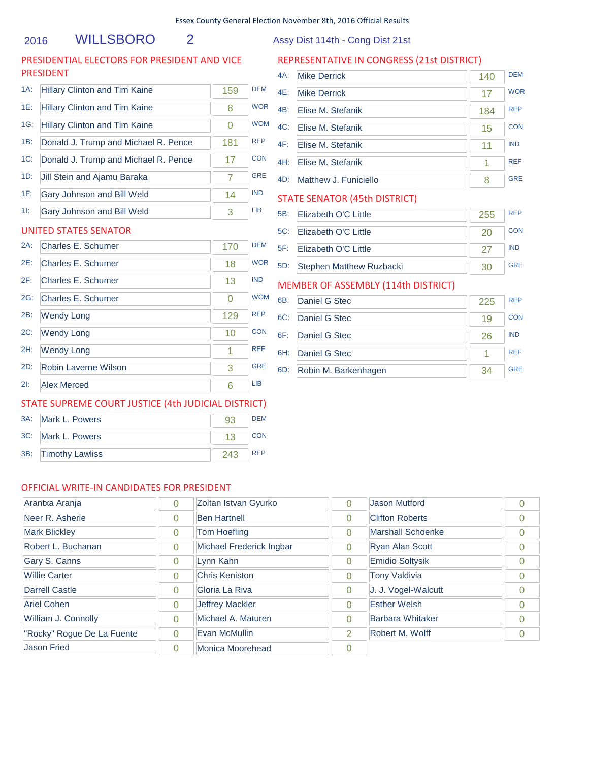Essex County General Election November 8th, 2016 Official Results

# 2016 WILLSBORO 2

Assy Dist 114th - Cong Dist 21st

## PRESIDENTIAL ELECTORS FOR PRESIDENT AND VICE PRESIDENT

| Line | Candidate | Votes | Party |
|---|---|---|---|
| 1A: | Hillary Clinton and Tim Kaine | 159 | DEM |
| 1E: | Hillary Clinton and Tim Kaine | 8 | WOR |
| 1G: | Hillary Clinton and Tim Kaine | 0 | WOM |
| 1B: | Donald J. Trump and Michael R. Pence | 181 | REP |
| 1C: | Donald J. Trump and Michael R. Pence | 17 | CON |
| 1D: | Jill Stein and Ajamu Baraka | 7 | GRE |
| 1F: | Gary Johnson and Bill Weld | 14 | IND |
| 1I: | Gary Johnson and Bill Weld | 3 | LIB |

## UNITED STATES SENATOR

| Line | Candidate | Votes | Party |
|---|---|---|---|
| 2A: | Charles E. Schumer | 170 | DEM |
| 2E: | Charles E. Schumer | 18 | WOR |
| 2F: | Charles E. Schumer | 13 | IND |
| 2G: | Charles E. Schumer | 0 | WOM |
| 2B: | Wendy Long | 129 | REP |
| 2C: | Wendy Long | 10 | CON |
| 2H: | Wendy Long | 1 | REF |
| 2D: | Robin Laverne Wilson | 3 | GRE |
| 2I: | Alex Merced | 6 | LIB |

## STATE SUPREME COURT JUSTICE (4th JUDICIAL DISTRICT)

| Line | Candidate | Votes | Party |
|---|---|---|---|
| 3A: | Mark L. Powers | 93 | DEM |
| 3C: | Mark L. Powers | 13 | CON |
| 3B: | Timothy Lawliss | 243 | REP |

## REPRESENTATIVE IN CONGRESS (21st DISTRICT)

| Line | Candidate | Votes | Party |
|---|---|---|---|
| 4A: | Mike Derrick | 140 | DEM |
| 4E: | Mike Derrick | 17 | WOR |
| 4B: | Elise M. Stefanik | 184 | REP |
| 4C: | Elise M. Stefanik | 15 | CON |
| 4F: | Elise M. Stefanik | 11 | IND |
| 4H: | Elise M. Stefanik | 1 | REF |
| 4D: | Matthew J. Funiciello | 8 | GRE |

## STATE SENATOR (45th DISTRICT)

| Line | Candidate | Votes | Party |
|---|---|---|---|
| 5B: | Elizabeth O'C Little | 255 | REP |
| 5C: | Elizabeth O'C Little | 20 | CON |
| 5F: | Elizabeth O'C Little | 27 | IND |
| 5D: | Stephen Matthew Ruzbacki | 30 | GRE |

## MEMBER OF ASSEMBLY (114th DISTRICT)

| Line | Candidate | Votes | Party |
|---|---|---|---|
| 6B: | Daniel G Stec | 225 | REP |
| 6C: | Daniel G Stec | 19 | CON |
| 6F: | Daniel G Stec | 26 | IND |
| 6H: | Daniel G Stec | 1 | REF |
| 6D: | Robin M. Barkenhagen | 34 | GRE |

## OFFICIAL WRITE-IN CANDIDATES FOR PRESIDENT

| Candidate | Votes | Candidate | Votes | Candidate | Votes |
|---|---|---|---|---|---|
| Arantxa Aranja | 0 | Zoltan Istvan Gyurko | 0 | Jason Mutford | 0 |
| Neer R. Asherie | 0 | Ben Hartnell | 0 | Clifton Roberts | 0 |
| Mark Blickley | 0 | Tom Hoefling | 0 | Marshall Schoenke | 0 |
| Robert L. Buchanan | 0 | Michael Frederick Ingbar | 0 | Ryan Alan Scott | 0 |
| Gary S. Canns | 0 | Lynn Kahn | 0 | Emidio Soltysik | 0 |
| Willie Carter | 0 | Chris Keniston | 0 | Tony Valdivia | 0 |
| Darrell Castle | 0 | Gloria La Riva | 0 | J. J. Vogel-Walcutt | 0 |
| Ariel Cohen | 0 | Jeffrey Mackler | 0 | Esther Welsh | 0 |
| William J. Connolly | 0 | Michael A. Maturen | 0 | Barbara Whitaker | 0 |
| "Rocky" Rogue De La Fuente | 0 | Evan McMullin | 2 | Robert M. Wolff | 0 |
| Jason Fried | 0 | Monica Moorehead | 0 | | |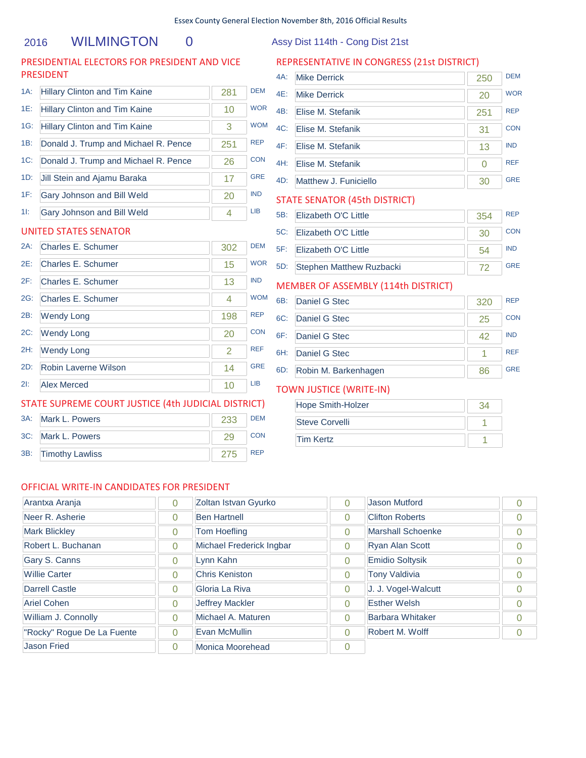Essex County General Election November 8th, 2016 Official Results

## 2016 WILMINGTON 0

Assy Dist 114th - Cong Dist 21st

### PRESIDENTIAL ELECTORS FOR PRESIDENT AND VICE PRESIDENT

| Line | Candidate | Votes | Party |
|---|---|---|---|
| 1A: | Hillary Clinton and Tim Kaine | 281 | DEM |
| 1E: | Hillary Clinton and Tim Kaine | 10 | WOR |
| 1G: | Hillary Clinton and Tim Kaine | 3 | WOM |
| 1B: | Donald J. Trump and Michael R. Pence | 251 | REP |
| 1C: | Donald J. Trump and Michael R. Pence | 26 | CON |
| 1D: | Jill Stein and Ajamu Baraka | 17 | GRE |
| 1F: | Gary Johnson and Bill Weld | 20 | IND |
| 1I: | Gary Johnson and Bill Weld | 4 | LIB |

### UNITED STATES SENATOR

| Line | Candidate | Votes | Party |
|---|---|---|---|
| 2A: | Charles E. Schumer | 302 | DEM |
| 2E: | Charles E. Schumer | 15 | WOR |
| 2F: | Charles E. Schumer | 13 | IND |
| 2G: | Charles E. Schumer | 4 | WOM |
| 2B: | Wendy Long | 198 | REP |
| 2C: | Wendy Long | 20 | CON |
| 2H: | Wendy Long | 2 | REF |
| 2D: | Robin Laverne Wilson | 14 | GRE |
| 2I: | Alex Merced | 10 | LIB |

### STATE SUPREME COURT JUSTICE (4th JUDICIAL DISTRICT)

| Line | Candidate | Votes | Party |
|---|---|---|---|
| 3A: | Mark L. Powers | 233 | DEM |
| 3C: | Mark L. Powers | 29 | CON |
| 3B: | Timothy Lawliss | 275 | REP |

### REPRESENTATIVE IN CONGRESS (21st DISTRICT)

| Line | Candidate | Votes | Party |
|---|---|---|---|
| 4A: | Mike Derrick | 250 | DEM |
| 4E: | Mike Derrick | 20 | WOR |
| 4B: | Elise M. Stefanik | 251 | REP |
| 4C: | Elise M. Stefanik | 31 | CON |
| 4F: | Elise M. Stefanik | 13 | IND |
| 4H: | Elise M. Stefanik | 0 | REF |
| 4D: | Matthew J. Funiciello | 30 | GRE |

### STATE SENATOR (45th DISTRICT)

| Line | Candidate | Votes | Party |
|---|---|---|---|
| 5B: | Elizabeth O'C Little | 354 | REP |
| 5C: | Elizabeth O'C Little | 30 | CON |
| 5F: | Elizabeth O'C Little | 54 | IND |
| 5D: | Stephen Matthew Ruzbacki | 72 | GRE |

### MEMBER OF ASSEMBLY (114th DISTRICT)

| Line | Candidate | Votes | Party |
|---|---|---|---|
| 6B: | Daniel G Stec | 320 | REP |
| 6C: | Daniel G Stec | 25 | CON |
| 6F: | Daniel G Stec | 42 | IND |
| 6H: | Daniel G Stec | 1 | REF |
| 6D: | Robin M. Barkenhagen | 86 | GRE |

### TOWN JUSTICE (WRITE-IN)

| Candidate | Votes |
|---|---|
| Hope Smith-Holzer | 34 |
| Steve Corvelli | 1 |
| Tim Kertz | 1 |

### OFFICIAL WRITE-IN CANDIDATES FOR PRESIDENT

| Candidate | Votes | Candidate | Votes | Candidate | Votes |
|---|---|---|---|---|---|
| Arantxa Aranja | 0 | Zoltan Istvan Gyurko | 0 | Jason Mutford | 0 |
| Neer R. Asherie | 0 | Ben Hartnell | 0 | Clifton Roberts | 0 |
| Mark Blickley | 0 | Tom Hoefling | 0 | Marshall Schoenke | 0 |
| Robert L. Buchanan | 0 | Michael Frederick Ingbar | 0 | Ryan Alan Scott | 0 |
| Gary S. Canns | 0 | Lynn Kahn | 0 | Emidio Soltysik | 0 |
| Willie Carter | 0 | Chris Keniston | 0 | Tony Valdivia | 0 |
| Darrell Castle | 0 | Gloria La Riva | 0 | J. J. Vogel-Walcutt | 0 |
| Ariel Cohen | 0 | Jeffrey Mackler | 0 | Esther Welsh | 0 |
| William J. Connolly | 0 | Michael A. Maturen | 0 | Barbara Whitaker | 0 |
| "Rocky" Rogue De La Fuente | 0 | Evan McMullin | 0 | Robert M. Wolff | 0 |
| Jason Fried | 0 | Monica Moorehead | 0 | | |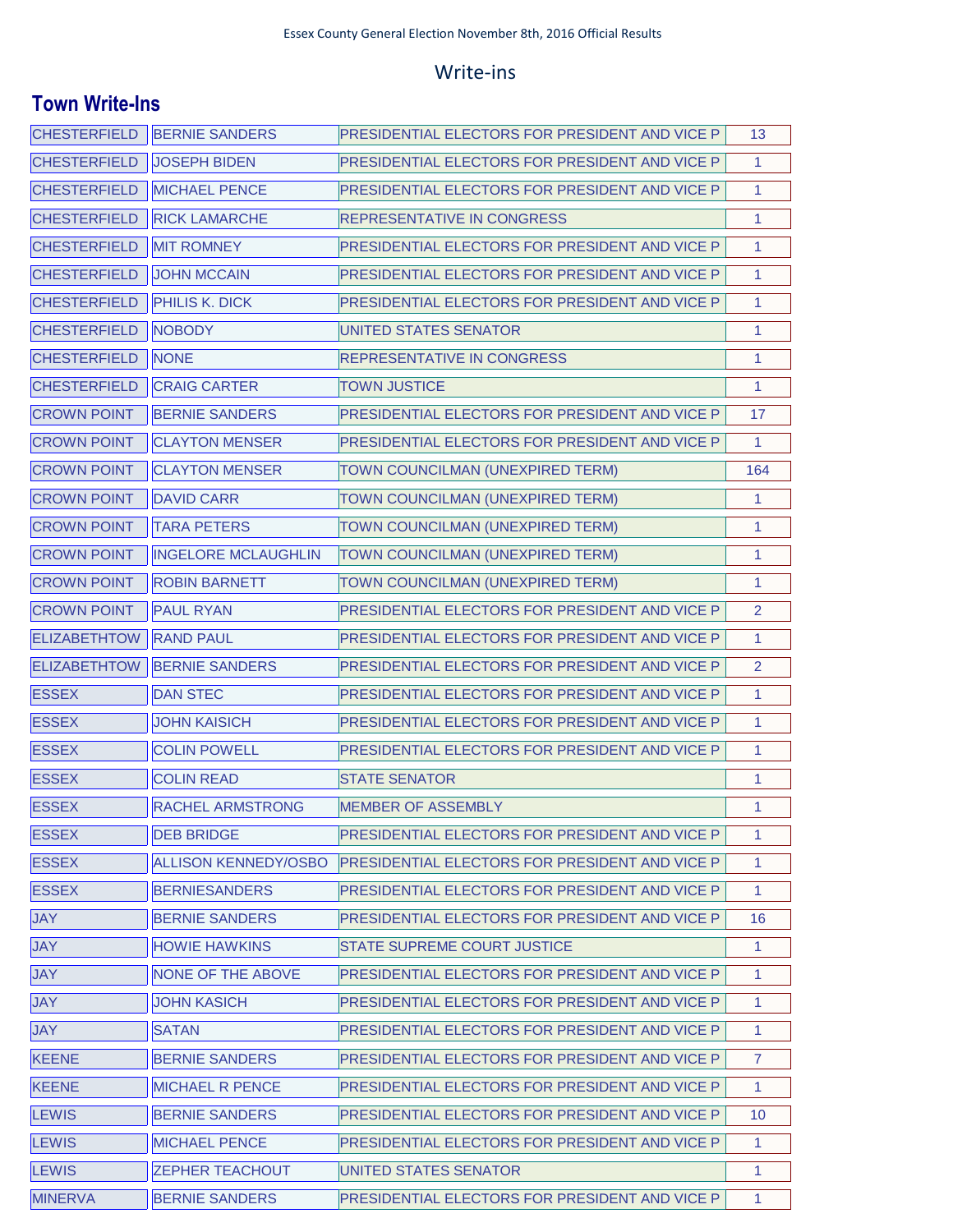Essex County General Election November 8th, 2016 Official Results

# Write-ins

## Town Write-Ins

| | | | |
|---|---|---|---|
| CHESTERFIELD | BERNIE SANDERS | PRESIDENTIAL ELECTORS FOR PRESIDENT AND VICE P | 13 |
| CHESTERFIELD | JOSEPH BIDEN | PRESIDENTIAL ELECTORS FOR PRESIDENT AND VICE P | 1 |
| CHESTERFIELD | MICHAEL PENCE | PRESIDENTIAL ELECTORS FOR PRESIDENT AND VICE P | 1 |
| CHESTERFIELD | RICK LAMARCHE | REPRESENTATIVE IN CONGRESS | 1 |
| CHESTERFIELD | MIT ROMNEY | PRESIDENTIAL ELECTORS FOR PRESIDENT AND VICE P | 1 |
| CHESTERFIELD | JOHN MCCAIN | PRESIDENTIAL ELECTORS FOR PRESIDENT AND VICE P | 1 |
| CHESTERFIELD | PHILIS K. DICK | PRESIDENTIAL ELECTORS FOR PRESIDENT AND VICE P | 1 |
| CHESTERFIELD | NOBODY | UNITED STATES SENATOR | 1 |
| CHESTERFIELD | NONE | REPRESENTATIVE IN CONGRESS | 1 |
| CHESTERFIELD | CRAIG CARTER | TOWN JUSTICE | 1 |
| CROWN POINT | BERNIE SANDERS | PRESIDENTIAL ELECTORS FOR PRESIDENT AND VICE P | 17 |
| CROWN POINT | CLAYTON MENSER | PRESIDENTIAL ELECTORS FOR PRESIDENT AND VICE P | 1 |
| CROWN POINT | CLAYTON MENSER | TOWN COUNCILMAN (UNEXPIRED TERM) | 164 |
| CROWN POINT | DAVID CARR | TOWN COUNCILMAN (UNEXPIRED TERM) | 1 |
| CROWN POINT | TARA PETERS | TOWN COUNCILMAN (UNEXPIRED TERM) | 1 |
| CROWN POINT | INGELORE MCLAUGHLIN | TOWN COUNCILMAN (UNEXPIRED TERM) | 1 |
| CROWN POINT | ROBIN BARNETT | TOWN COUNCILMAN (UNEXPIRED TERM) | 1 |
| CROWN POINT | PAUL RYAN | PRESIDENTIAL ELECTORS FOR PRESIDENT AND VICE P | 2 |
| ELIZABETHTOW | RAND PAUL | PRESIDENTIAL ELECTORS FOR PRESIDENT AND VICE P | 1 |
| ELIZABETHTOW | BERNIE SANDERS | PRESIDENTIAL ELECTORS FOR PRESIDENT AND VICE P | 2 |
| ESSEX | DAN STEC | PRESIDENTIAL ELECTORS FOR PRESIDENT AND VICE P | 1 |
| ESSEX | JOHN KAISICH | PRESIDENTIAL ELECTORS FOR PRESIDENT AND VICE P | 1 |
| ESSEX | COLIN POWELL | PRESIDENTIAL ELECTORS FOR PRESIDENT AND VICE P | 1 |
| ESSEX | COLIN READ | STATE SENATOR | 1 |
| ESSEX | RACHEL ARMSTRONG | MEMBER OF ASSEMBLY | 1 |
| ESSEX | DEB BRIDGE | PRESIDENTIAL ELECTORS FOR PRESIDENT AND VICE P | 1 |
| ESSEX | ALLISON KENNEDY/OSBO | PRESIDENTIAL ELECTORS FOR PRESIDENT AND VICE P | 1 |
| ESSEX | BERNIESANDERS | PRESIDENTIAL ELECTORS FOR PRESIDENT AND VICE P | 1 |
| JAY | BERNIE SANDERS | PRESIDENTIAL ELECTORS FOR PRESIDENT AND VICE P | 16 |
| JAY | HOWIE HAWKINS | STATE SUPREME COURT JUSTICE | 1 |
| JAY | NONE OF THE ABOVE | PRESIDENTIAL ELECTORS FOR PRESIDENT AND VICE P | 1 |
| JAY | JOHN KASICH | PRESIDENTIAL ELECTORS FOR PRESIDENT AND VICE P | 1 |
| JAY | SATAN | PRESIDENTIAL ELECTORS FOR PRESIDENT AND VICE P | 1 |
| KEENE | BERNIE SANDERS | PRESIDENTIAL ELECTORS FOR PRESIDENT AND VICE P | 7 |
| KEENE | MICHAEL R PENCE | PRESIDENTIAL ELECTORS FOR PRESIDENT AND VICE P | 1 |
| LEWIS | BERNIE SANDERS | PRESIDENTIAL ELECTORS FOR PRESIDENT AND VICE P | 10 |
| LEWIS | MICHAEL PENCE | PRESIDENTIAL ELECTORS FOR PRESIDENT AND VICE P | 1 |
| LEWIS | ZEPHER TEACHOUT | UNITED STATES SENATOR | 1 |
| MINERVA | BERNIE SANDERS | PRESIDENTIAL ELECTORS FOR PRESIDENT AND VICE P | 1 |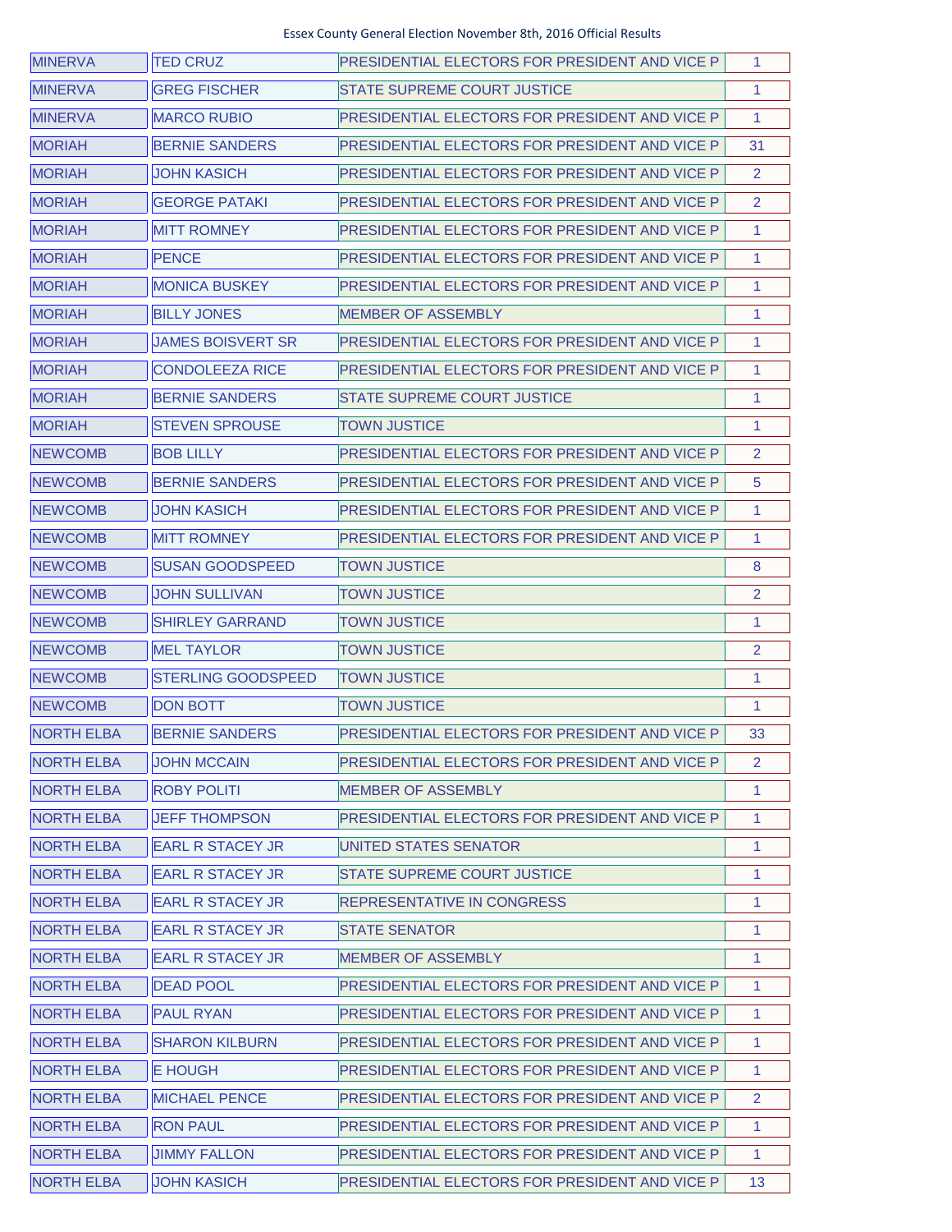Essex County General Election November 8th, 2016 Official Results

| | | | |
|---|---|---|---|
| MINERVA | TED CRUZ | PRESIDENTIAL ELECTORS FOR PRESIDENT AND VICE P | 1 |
| MINERVA | GREG FISCHER | STATE SUPREME COURT JUSTICE | 1 |
| MINERVA | MARCO RUBIO | PRESIDENTIAL ELECTORS FOR PRESIDENT AND VICE P | 1 |
| MORIAH | BERNIE SANDERS | PRESIDENTIAL ELECTORS FOR PRESIDENT AND VICE P | 31 |
| MORIAH | JOHN KASICH | PRESIDENTIAL ELECTORS FOR PRESIDENT AND VICE P | 2 |
| MORIAH | GEORGE PATAKI | PRESIDENTIAL ELECTORS FOR PRESIDENT AND VICE P | 2 |
| MORIAH | MITT ROMNEY | PRESIDENTIAL ELECTORS FOR PRESIDENT AND VICE P | 1 |
| MORIAH | PENCE | PRESIDENTIAL ELECTORS FOR PRESIDENT AND VICE P | 1 |
| MORIAH | MONICA BUSKEY | PRESIDENTIAL ELECTORS FOR PRESIDENT AND VICE P | 1 |
| MORIAH | BILLY JONES | MEMBER OF ASSEMBLY | 1 |
| MORIAH | JAMES BOISVERT SR | PRESIDENTIAL ELECTORS FOR PRESIDENT AND VICE P | 1 |
| MORIAH | CONDOLEEZA RICE | PRESIDENTIAL ELECTORS FOR PRESIDENT AND VICE P | 1 |
| MORIAH | BERNIE SANDERS | STATE SUPREME COURT JUSTICE | 1 |
| MORIAH | STEVEN SPROUSE | TOWN JUSTICE | 1 |
| NEWCOMB | BOB LILLY | PRESIDENTIAL ELECTORS FOR PRESIDENT AND VICE P | 2 |
| NEWCOMB | BERNIE SANDERS | PRESIDENTIAL ELECTORS FOR PRESIDENT AND VICE P | 5 |
| NEWCOMB | JOHN KASICH | PRESIDENTIAL ELECTORS FOR PRESIDENT AND VICE P | 1 |
| NEWCOMB | MITT ROMNEY | PRESIDENTIAL ELECTORS FOR PRESIDENT AND VICE P | 1 |
| NEWCOMB | SUSAN GOODSPEED | TOWN JUSTICE | 8 |
| NEWCOMB | JOHN SULLIVAN | TOWN JUSTICE | 2 |
| NEWCOMB | SHIRLEY GARRAND | TOWN JUSTICE | 1 |
| NEWCOMB | MEL TAYLOR | TOWN JUSTICE | 2 |
| NEWCOMB | STERLING GOODSPEED | TOWN JUSTICE | 1 |
| NEWCOMB | DON BOTT | TOWN JUSTICE | 1 |
| NORTH ELBA | BERNIE SANDERS | PRESIDENTIAL ELECTORS FOR PRESIDENT AND VICE P | 33 |
| NORTH ELBA | JOHN MCCAIN | PRESIDENTIAL ELECTORS FOR PRESIDENT AND VICE P | 2 |
| NORTH ELBA | ROBY POLITI | MEMBER OF ASSEMBLY | 1 |
| NORTH ELBA | JEFF THOMPSON | PRESIDENTIAL ELECTORS FOR PRESIDENT AND VICE P | 1 |
| NORTH ELBA | EARL R STACEY JR | UNITED STATES SENATOR | 1 |
| NORTH ELBA | EARL R STACEY JR | STATE SUPREME COURT JUSTICE | 1 |
| NORTH ELBA | EARL R STACEY JR | REPRESENTATIVE IN CONGRESS | 1 |
| NORTH ELBA | EARL R STACEY JR | STATE SENATOR | 1 |
| NORTH ELBA | EARL R STACEY JR | MEMBER OF ASSEMBLY | 1 |
| NORTH ELBA | DEAD POOL | PRESIDENTIAL ELECTORS FOR PRESIDENT AND VICE P | 1 |
| NORTH ELBA | PAUL RYAN | PRESIDENTIAL ELECTORS FOR PRESIDENT AND VICE P | 1 |
| NORTH ELBA | SHARON KILBURN | PRESIDENTIAL ELECTORS FOR PRESIDENT AND VICE P | 1 |
| NORTH ELBA | E HOUGH | PRESIDENTIAL ELECTORS FOR PRESIDENT AND VICE P | 1 |
| NORTH ELBA | MICHAEL PENCE | PRESIDENTIAL ELECTORS FOR PRESIDENT AND VICE P | 2 |
| NORTH ELBA | RON PAUL | PRESIDENTIAL ELECTORS FOR PRESIDENT AND VICE P | 1 |
| NORTH ELBA | JIMMY FALLON | PRESIDENTIAL ELECTORS FOR PRESIDENT AND VICE P | 1 |
| NORTH ELBA | JOHN KASICH | PRESIDENTIAL ELECTORS FOR PRESIDENT AND VICE P | 13 |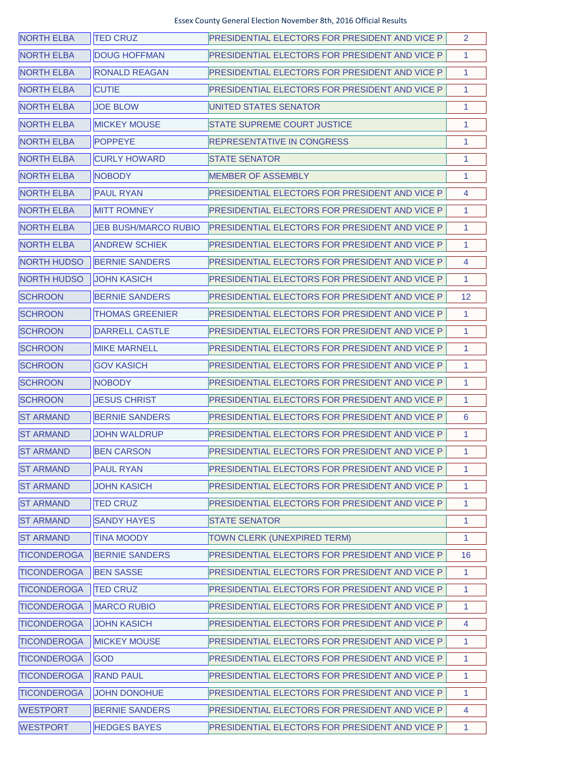Essex County General Election November 8th, 2016 Official Results

| | | | |
|---|---|---|---|
| NORTH ELBA | TED CRUZ | PRESIDENTIAL ELECTORS FOR PRESIDENT AND VICE P | 2 |
| NORTH ELBA | DOUG HOFFMAN | PRESIDENTIAL ELECTORS FOR PRESIDENT AND VICE P | 1 |
| NORTH ELBA | RONALD REAGAN | PRESIDENTIAL ELECTORS FOR PRESIDENT AND VICE P | 1 |
| NORTH ELBA | CUTIE | PRESIDENTIAL ELECTORS FOR PRESIDENT AND VICE P | 1 |
| NORTH ELBA | JOE BLOW | UNITED STATES SENATOR | 1 |
| NORTH ELBA | MICKEY MOUSE | STATE SUPREME COURT JUSTICE | 1 |
| NORTH ELBA | POPPEYE | REPRESENTATIVE IN CONGRESS | 1 |
| NORTH ELBA | CURLY HOWARD | STATE SENATOR | 1 |
| NORTH ELBA | NOBODY | MEMBER OF ASSEMBLY | 1 |
| NORTH ELBA | PAUL RYAN | PRESIDENTIAL ELECTORS FOR PRESIDENT AND VICE P | 4 |
| NORTH ELBA | MITT ROMNEY | PRESIDENTIAL ELECTORS FOR PRESIDENT AND VICE P | 1 |
| NORTH ELBA | JEB BUSH/MARCO RUBIO | PRESIDENTIAL ELECTORS FOR PRESIDENT AND VICE P | 1 |
| NORTH ELBA | ANDREW SCHIEK | PRESIDENTIAL ELECTORS FOR PRESIDENT AND VICE P | 1 |
| NORTH HUDSO | BERNIE SANDERS | PRESIDENTIAL ELECTORS FOR PRESIDENT AND VICE P | 4 |
| NORTH HUDSO | JOHN KASICH | PRESIDENTIAL ELECTORS FOR PRESIDENT AND VICE P | 1 |
| SCHROON | BERNIE SANDERS | PRESIDENTIAL ELECTORS FOR PRESIDENT AND VICE P | 12 |
| SCHROON | THOMAS GREENIER | PRESIDENTIAL ELECTORS FOR PRESIDENT AND VICE P | 1 |
| SCHROON | DARRELL CASTLE | PRESIDENTIAL ELECTORS FOR PRESIDENT AND VICE P | 1 |
| SCHROON | MIKE MARNELL | PRESIDENTIAL ELECTORS FOR PRESIDENT AND VICE P | 1 |
| SCHROON | GOV KASICH | PRESIDENTIAL ELECTORS FOR PRESIDENT AND VICE P | 1 |
| SCHROON | NOBODY | PRESIDENTIAL ELECTORS FOR PRESIDENT AND VICE P | 1 |
| SCHROON | JESUS CHRIST | PRESIDENTIAL ELECTORS FOR PRESIDENT AND VICE P | 1 |
| ST ARMAND | BERNIE SANDERS | PRESIDENTIAL ELECTORS FOR PRESIDENT AND VICE P | 6 |
| ST ARMAND | JOHN WALDRUP | PRESIDENTIAL ELECTORS FOR PRESIDENT AND VICE P | 1 |
| ST ARMAND | BEN CARSON | PRESIDENTIAL ELECTORS FOR PRESIDENT AND VICE P | 1 |
| ST ARMAND | PAUL RYAN | PRESIDENTIAL ELECTORS FOR PRESIDENT AND VICE P | 1 |
| ST ARMAND | JOHN KASICH | PRESIDENTIAL ELECTORS FOR PRESIDENT AND VICE P | 1 |
| ST ARMAND | TED CRUZ | PRESIDENTIAL ELECTORS FOR PRESIDENT AND VICE P | 1 |
| ST ARMAND | SANDY HAYES | STATE SENATOR | 1 |
| ST ARMAND | TINA MOODY | TOWN CLERK (UNEXPIRED TERM) | 1 |
| TICONDEROGA | BERNIE SANDERS | PRESIDENTIAL ELECTORS FOR PRESIDENT AND VICE P | 16 |
| TICONDEROGA | BEN SASSE | PRESIDENTIAL ELECTORS FOR PRESIDENT AND VICE P | 1 |
| TICONDEROGA | TED CRUZ | PRESIDENTIAL ELECTORS FOR PRESIDENT AND VICE P | 1 |
| TICONDEROGA | MARCO RUBIO | PRESIDENTIAL ELECTORS FOR PRESIDENT AND VICE P | 1 |
| TICONDEROGA | JOHN KASICH | PRESIDENTIAL ELECTORS FOR PRESIDENT AND VICE P | 4 |
| TICONDEROGA | MICKEY MOUSE | PRESIDENTIAL ELECTORS FOR PRESIDENT AND VICE P | 1 |
| TICONDEROGA | GOD | PRESIDENTIAL ELECTORS FOR PRESIDENT AND VICE P | 1 |
| TICONDEROGA | RAND PAUL | PRESIDENTIAL ELECTORS FOR PRESIDENT AND VICE P | 1 |
| TICONDEROGA | JOHN DONOHUE | PRESIDENTIAL ELECTORS FOR PRESIDENT AND VICE P | 1 |
| WESTPORT | BERNIE SANDERS | PRESIDENTIAL ELECTORS FOR PRESIDENT AND VICE P | 4 |
| WESTPORT | HEDGES BAYES | PRESIDENTIAL ELECTORS FOR PRESIDENT AND VICE P | 1 |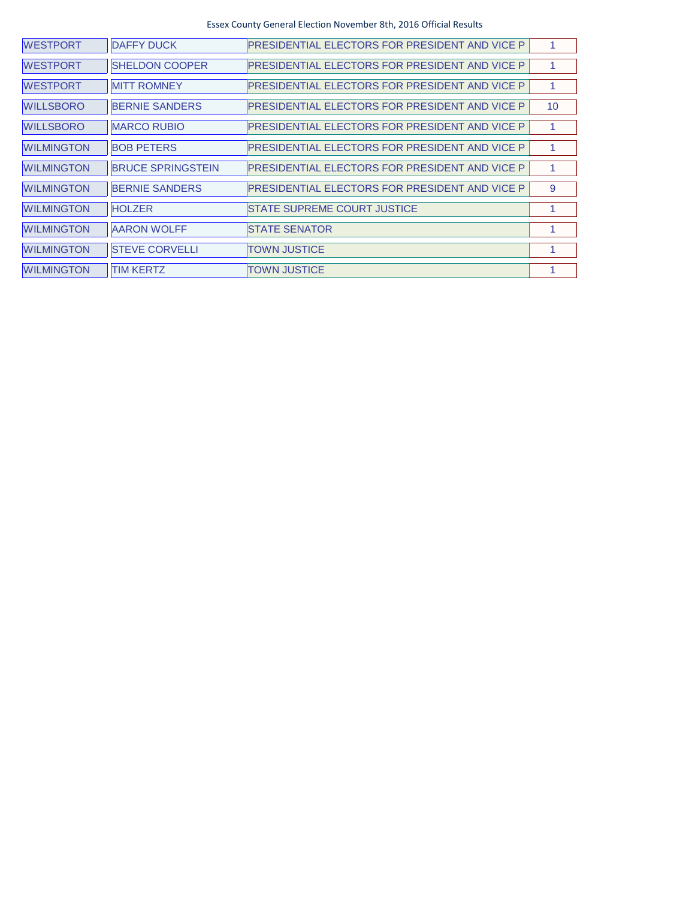Essex County General Election November 8th, 2016 Official Results

| | | | |
|---|---|---|---|
| WESTPORT | DAFFY DUCK | PRESIDENTIAL ELECTORS FOR PRESIDENT AND VICE P | 1 |
| WESTPORT | SHELDON COOPER | PRESIDENTIAL ELECTORS FOR PRESIDENT AND VICE P | 1 |
| WESTPORT | MITT ROMNEY | PRESIDENTIAL ELECTORS FOR PRESIDENT AND VICE P | 1 |
| WILLSBORO | BERNIE SANDERS | PRESIDENTIAL ELECTORS FOR PRESIDENT AND VICE P | 10 |
| WILLSBORO | MARCO RUBIO | PRESIDENTIAL ELECTORS FOR PRESIDENT AND VICE P | 1 |
| WILMINGTON | BOB PETERS | PRESIDENTIAL ELECTORS FOR PRESIDENT AND VICE P | 1 |
| WILMINGTON | BRUCE SPRINGSTEIN | PRESIDENTIAL ELECTORS FOR PRESIDENT AND VICE P | 1 |
| WILMINGTON | BERNIE SANDERS | PRESIDENTIAL ELECTORS FOR PRESIDENT AND VICE P | 9 |
| WILMINGTON | HOLZER | STATE SUPREME COURT JUSTICE | 1 |
| WILMINGTON | AARON WOLFF | STATE SENATOR | 1 |
| WILMINGTON | STEVE CORVELLI | TOWN JUSTICE | 1 |
| WILMINGTON | TIM KERTZ | TOWN JUSTICE | 1 |